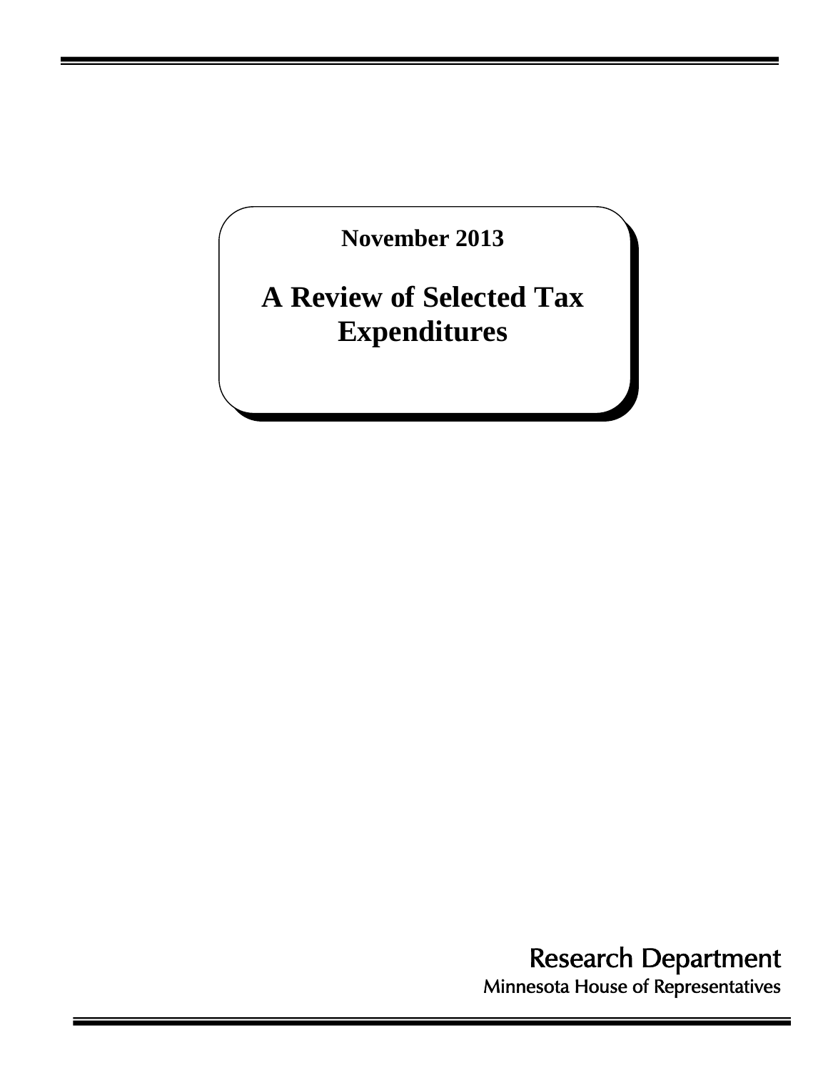**November 2013**

# A Review of Selected Tax Expenditures

Research Department
Minnesota House of Representatives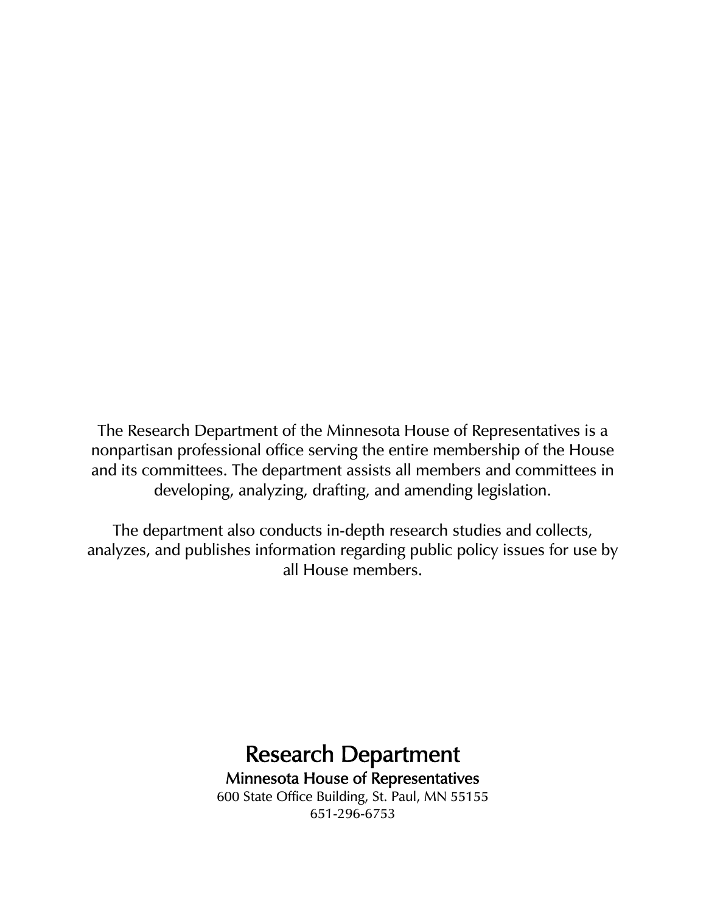The Research Department of the Minnesota House of Representatives is a nonpartisan professional office serving the entire membership of the House and its committees. The department assists all members and committees in developing, analyzing, drafting, and amending legislation.

The department also conducts in-depth research studies and collects, analyzes, and publishes information regarding public policy issues for use by all House members.

# Research Department

**Minnesota House of Representatives**

600 State Office Building, St. Paul, MN 55155

651-296-6753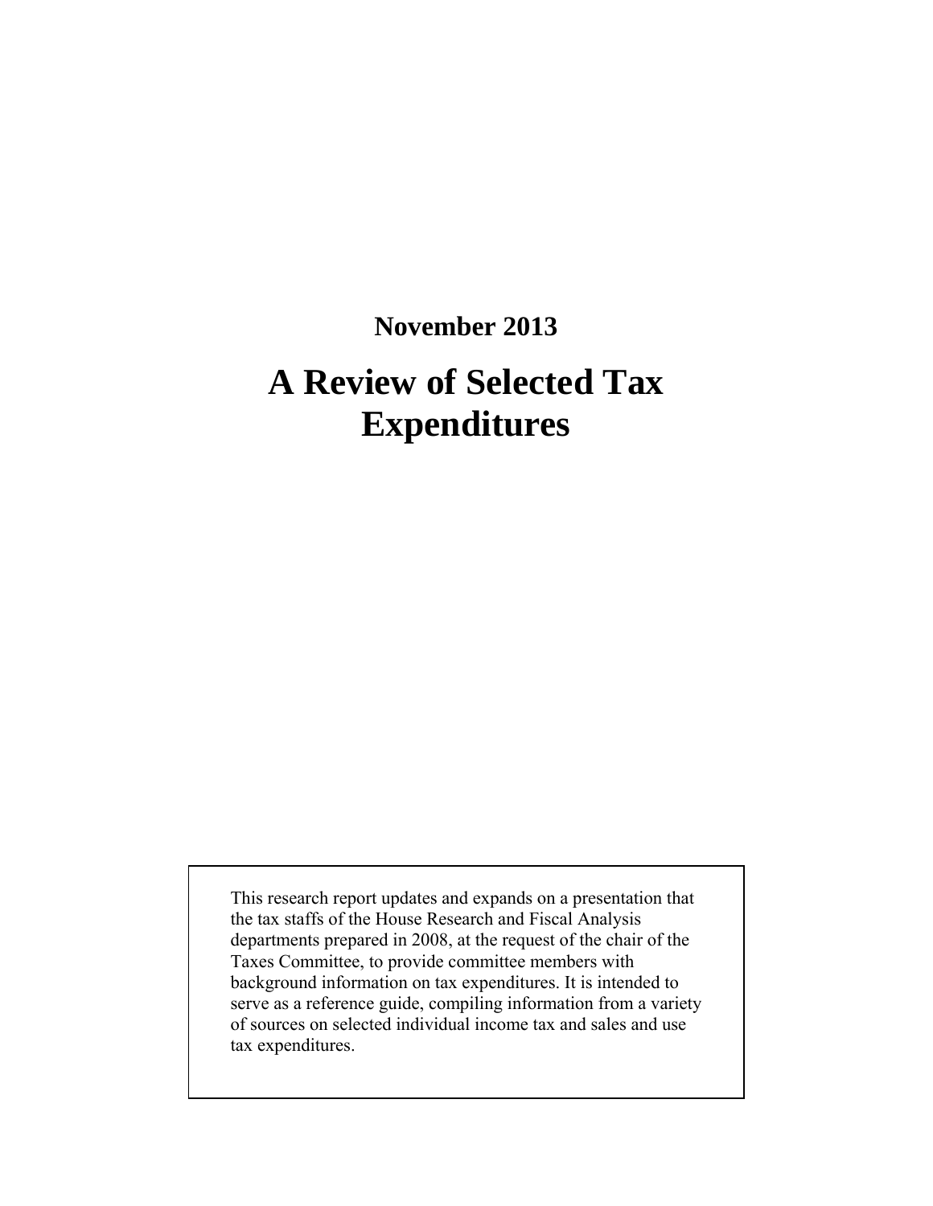**November 2013**

# A Review of Selected Tax Expenditures

This research report updates and expands on a presentation that the tax staffs of the House Research and Fiscal Analysis departments prepared in 2008, at the request of the chair of the Taxes Committee, to provide committee members with background information on tax expenditures. It is intended to serve as a reference guide, compiling information from a variety of sources on selected individual income tax and sales and use tax expenditures.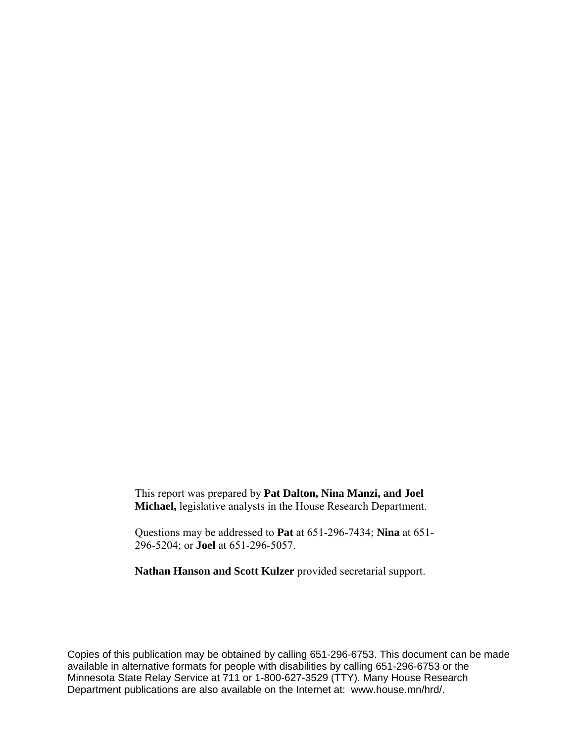This report was prepared by **Pat Dalton, Nina Manzi, and Joel Michael,** legislative analysts in the House Research Department.

Questions may be addressed to **Pat** at 651-296-7434; **Nina** at 651-296-5204; or **Joel** at 651-296-5057.

**Nathan Hanson and Scott Kulzer** provided secretarial support.

Copies of this publication may be obtained by calling 651-296-6753. This document can be made available in alternative formats for people with disabilities by calling 651-296-6753 or the Minnesota State Relay Service at 711 or 1-800-627-3529 (TTY). Many House Research Department publications are also available on the Internet at: www.house.mn/hrd/.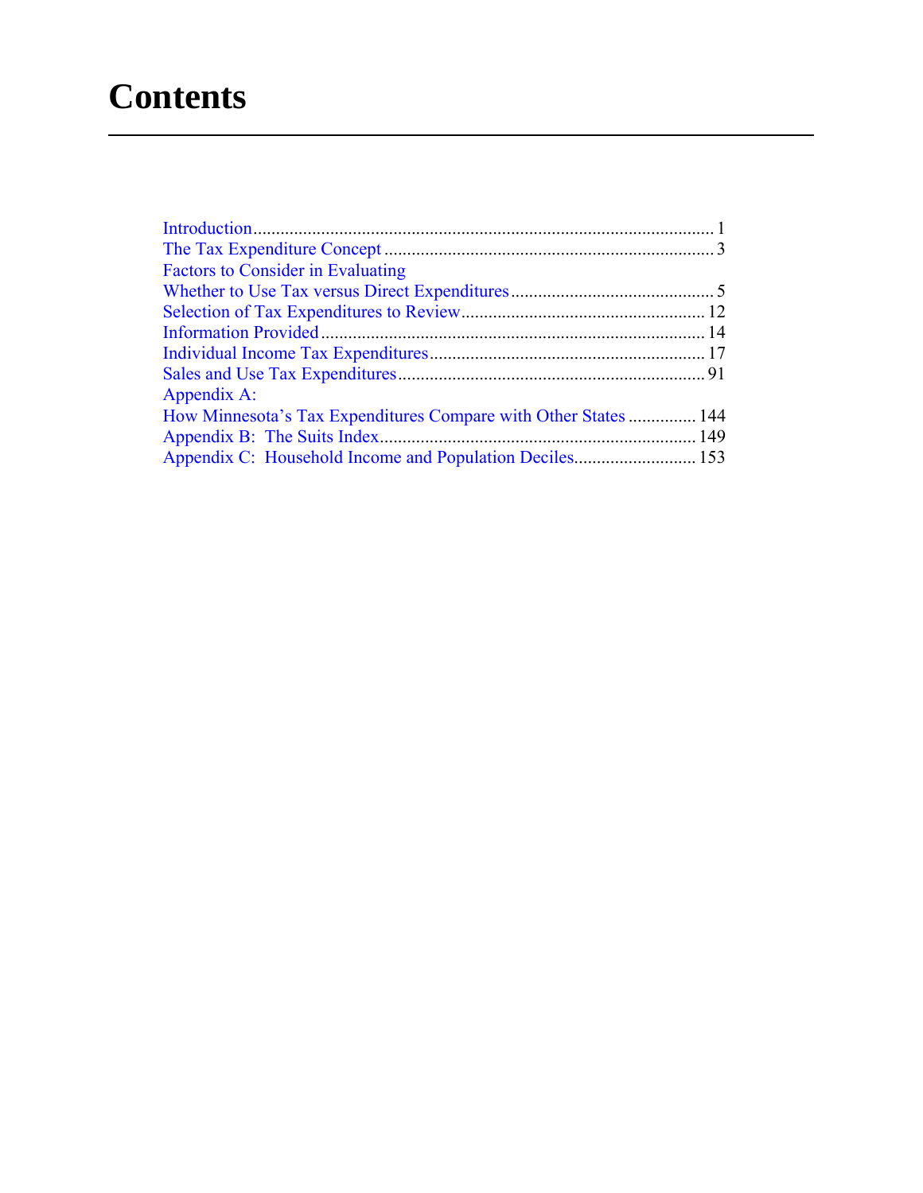# Contents

Introduction.................................................................................................... 1
The Tax Expenditure Concept ........................................................................ 3
Factors to Consider in Evaluating
Whether to Use Tax versus Direct Expenditures ............................................. 5
Selection of Tax Expenditures to Review..................................................... 12
Information Provided .................................................................................... 14
Individual Income Tax Expenditures............................................................ 17
Sales and Use Tax Expenditures ................................................................... 91
Appendix A:
How Minnesota's Tax Expenditures Compare with Other States ............... 144
Appendix B: The Suits Index...................................................................... 149
Appendix C: Household Income and Population Deciles........................... 153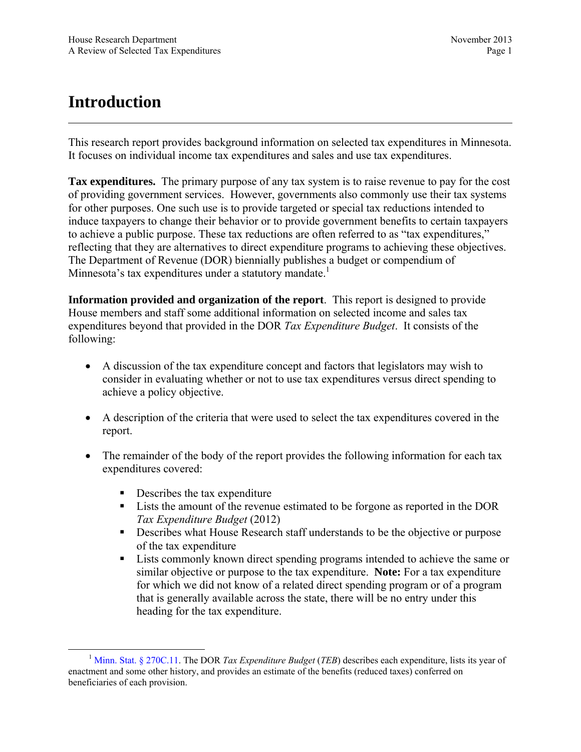# Introduction

This research report provides background information on selected tax expenditures in Minnesota. It focuses on individual income tax expenditures and sales and use tax expenditures.

**Tax expenditures.** The primary purpose of any tax system is to raise revenue to pay for the cost of providing government services. However, governments also commonly use their tax systems for other purposes. One such use is to provide targeted or special tax reductions intended to induce taxpayers to change their behavior or to provide government benefits to certain taxpayers to achieve a public purpose. These tax reductions are often referred to as "tax expenditures," reflecting that they are alternatives to direct expenditure programs to achieving these objectives. The Department of Revenue (DOR) biennially publishes a budget or compendium of Minnesota's tax expenditures under a statutory mandate.[1]

**Information provided and organization of the report**. This report is designed to provide House members and staff some additional information on selected income and sales tax expenditures beyond that provided in the DOR *Tax Expenditure Budget*. It consists of the following:

- A discussion of the tax expenditure concept and factors that legislators may wish to consider in evaluating whether or not to use tax expenditures versus direct spending to achieve a policy objective.
- A description of the criteria that were used to select the tax expenditures covered in the report.
- The remainder of the body of the report provides the following information for each tax expenditures covered:
  - Describes the tax expenditure
  - Lists the amount of the revenue estimated to be forgone as reported in the DOR *Tax Expenditure Budget* (2012)
  - Describes what House Research staff understands to be the objective or purpose of the tax expenditure
  - Lists commonly known direct spending programs intended to achieve the same or similar objective or purpose to the tax expenditure. **Note:** For a tax expenditure for which we did not know of a related direct spending program or of a program that is generally available across the state, there will be no entry under this heading for the tax expenditure.

[1] Minn. Stat. § 270C.11. The DOR *Tax Expenditure Budget* (*TEB*) describes each expenditure, lists its year of enactment and some other history, and provides an estimate of the benefits (reduced taxes) conferred on beneficiaries of each provision.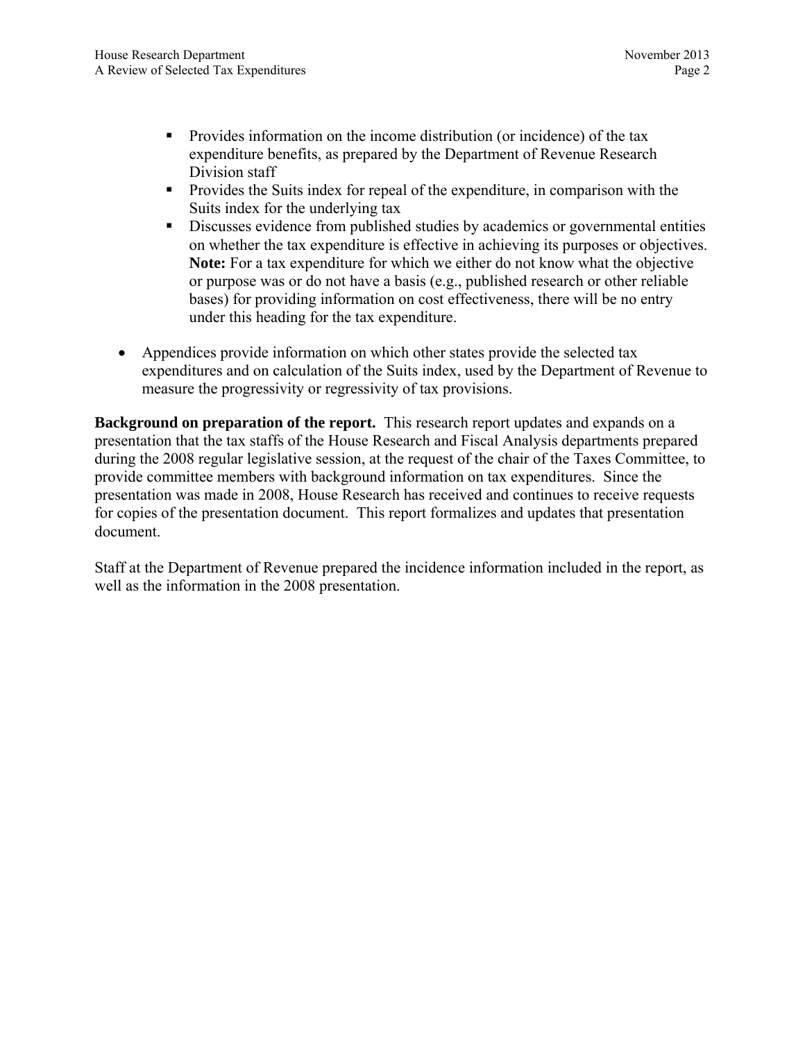- Provides information on the income distribution (or incidence) of the tax expenditure benefits, as prepared by the Department of Revenue Research Division staff
    - Provides the Suits index for repeal of the expenditure, in comparison with the Suits index for the underlying tax
    - Discusses evidence from published studies by academics or governmental entities on whether the tax expenditure is effective in achieving its purposes or objectives. **Note:** For a tax expenditure for which we either do not know what the objective or purpose was or do not have a basis (e.g., published research or other reliable bases) for providing information on cost effectiveness, there will be no entry under this heading for the tax expenditure.

- Appendices provide information on which other states provide the selected tax expenditures and on calculation of the Suits index, used by the Department of Revenue to measure the progressivity or regressivity of tax provisions.

**Background on preparation of the report.** This research report updates and expands on a presentation that the tax staffs of the House Research and Fiscal Analysis departments prepared during the 2008 regular legislative session, at the request of the chair of the Taxes Committee, to provide committee members with background information on tax expenditures. Since the presentation was made in 2008, House Research has received and continues to receive requests for copies of the presentation document. This report formalizes and updates that presentation document.

Staff at the Department of Revenue prepared the incidence information included in the report, as well as the information in the 2008 presentation.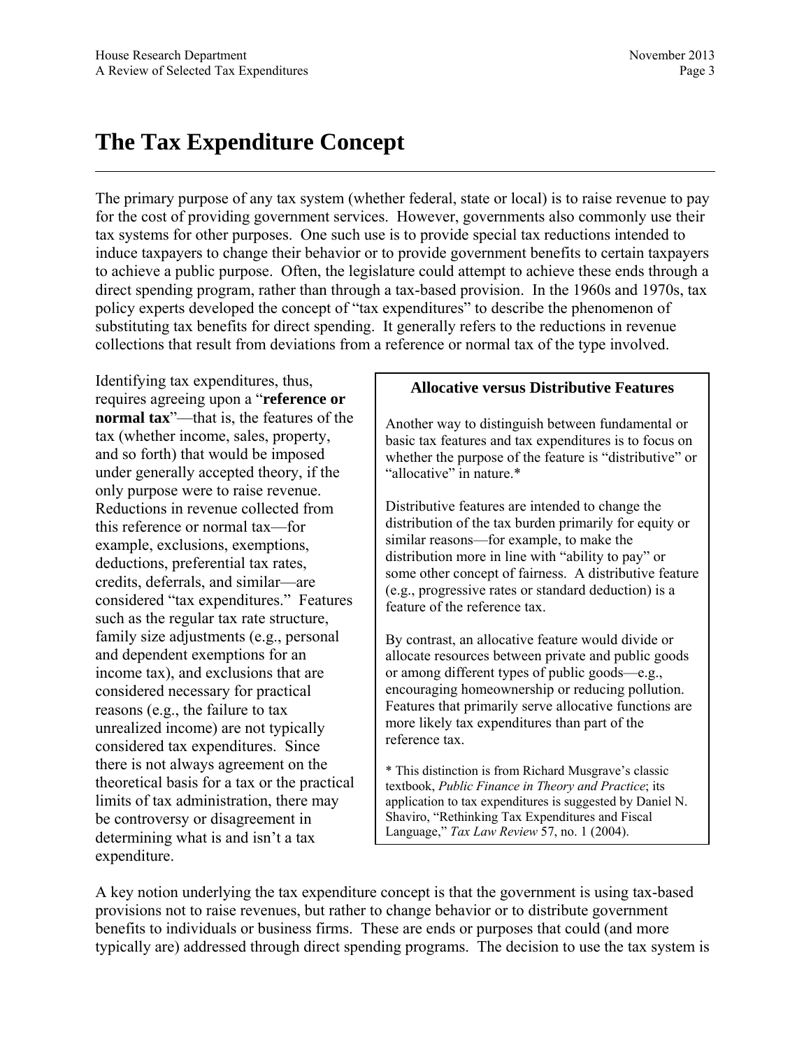# The Tax Expenditure Concept

The primary purpose of any tax system (whether federal, state or local) is to raise revenue to pay for the cost of providing government services. However, governments also commonly use their tax systems for other purposes. One such use is to provide special tax reductions intended to induce taxpayers to change their behavior or to provide government benefits to certain taxpayers to achieve a public purpose. Often, the legislature could attempt to achieve these ends through a direct spending program, rather than through a tax-based provision. In the 1960s and 1970s, tax policy experts developed the concept of "tax expenditures" to describe the phenomenon of substituting tax benefits for direct spending. It generally refers to the reductions in revenue collections that result from deviations from a reference or normal tax of the type involved.

Identifying tax expenditures, thus, requires agreeing upon a "**reference or normal tax**"—that is, the features of the tax (whether income, sales, property, and so forth) that would be imposed under generally accepted theory, if the only purpose were to raise revenue. Reductions in revenue collected from this reference or normal tax—for example, exclusions, exemptions, deductions, preferential tax rates, credits, deferrals, and similar—are considered "tax expenditures." Features such as the regular tax rate structure, family size adjustments (e.g., personal and dependent exemptions for an income tax), and exclusions that are considered necessary for practical reasons (e.g., the failure to tax unrealized income) are not typically considered tax expenditures. Since there is not always agreement on the theoretical basis for a tax or the practical limits of tax administration, there may be controversy or disagreement in determining what is and isn't a tax expenditure.

> **Allocative versus Distributive Features**
>
> Another way to distinguish between fundamental or basic tax features and tax expenditures is to focus on whether the purpose of the feature is "distributive" or "allocative" in nature.*
>
> Distributive features are intended to change the distribution of the tax burden primarily for equity or similar reasons—for example, to make the distribution more in line with "ability to pay" or some other concept of fairness. A distributive feature (e.g., progressive rates or standard deduction) is a feature of the reference tax.
>
> By contrast, an allocative feature would divide or allocate resources between private and public goods or among different types of public goods—e.g., encouraging homeownership or reducing pollution. Features that primarily serve allocative functions are more likely tax expenditures than part of the reference tax.
>
> \* This distinction is from Richard Musgrave's classic textbook, *Public Finance in Theory and Practice*; its application to tax expenditures is suggested by Daniel N. Shaviro, "Rethinking Tax Expenditures and Fiscal Language," *Tax Law Review* 57, no. 1 (2004).

A key notion underlying the tax expenditure concept is that the government is using tax-based provisions not to raise revenues, but rather to change behavior or to distribute government benefits to individuals or business firms. These are ends or purposes that could (and more typically are) addressed through direct spending programs. The decision to use the tax system is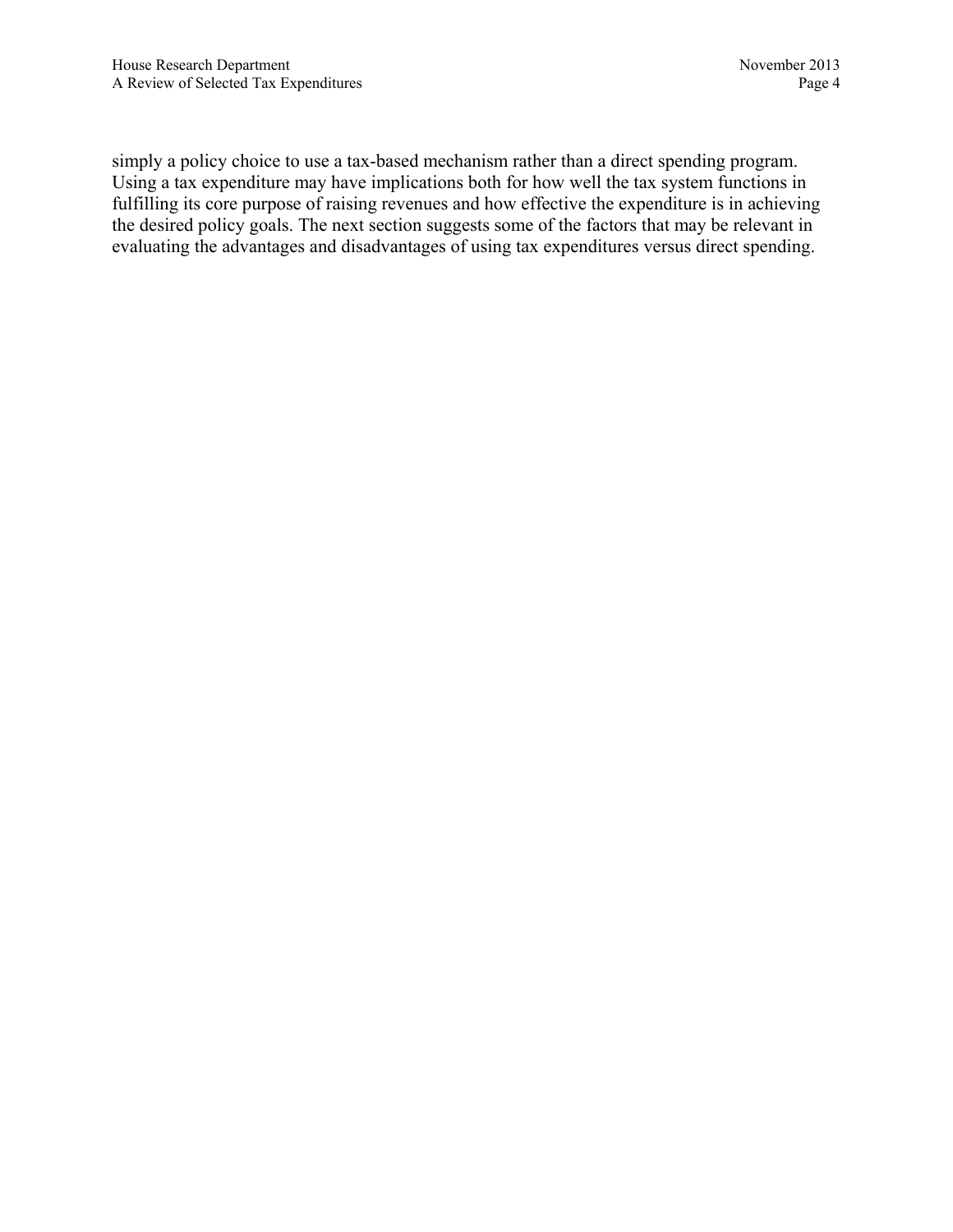simply a policy choice to use a tax-based mechanism rather than a direct spending program. Using a tax expenditure may have implications both for how well the tax system functions in fulfilling its core purpose of raising revenues and how effective the expenditure is in achieving the desired policy goals. The next section suggests some of the factors that may be relevant in evaluating the advantages and disadvantages of using tax expenditures versus direct spending.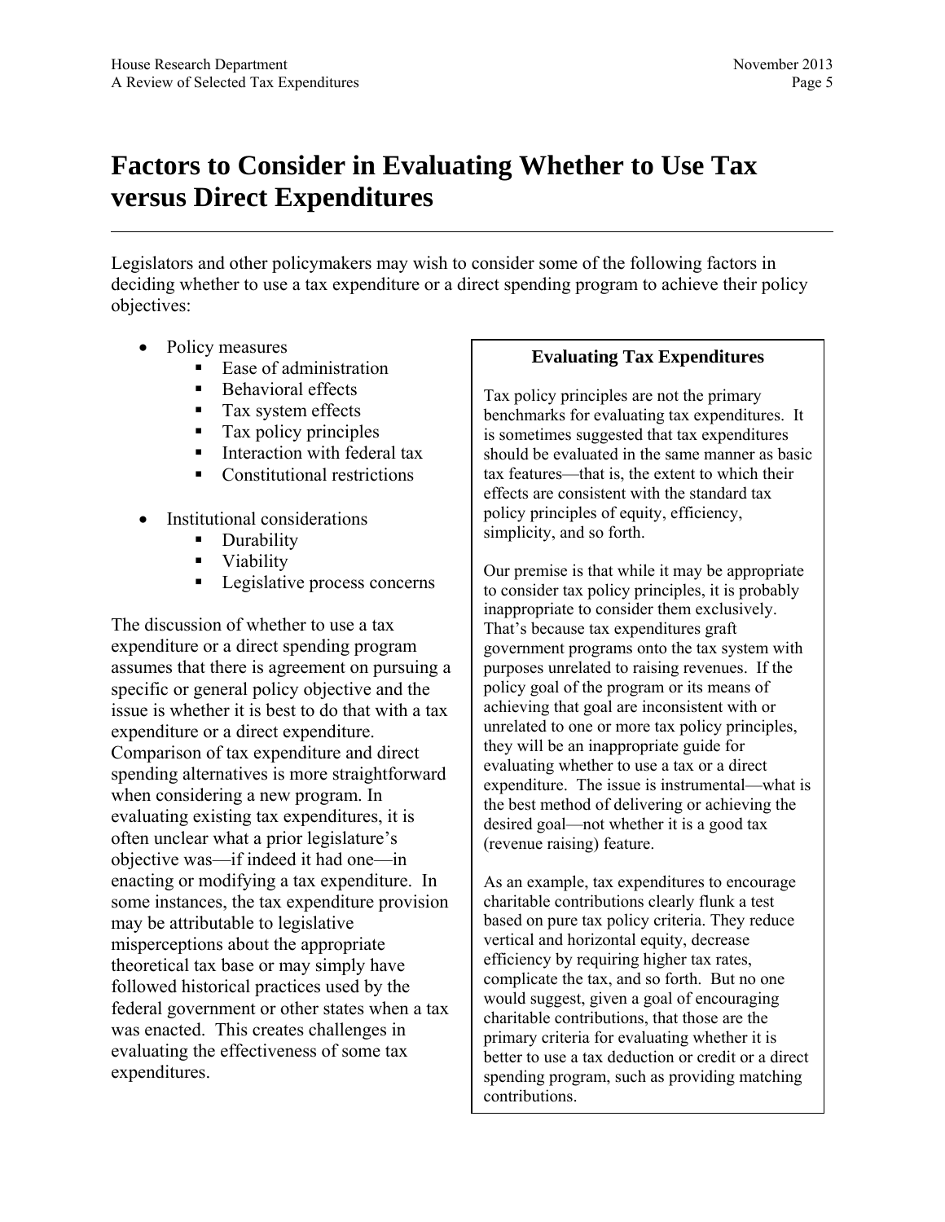# Factors to Consider in Evaluating Whether to Use Tax versus Direct Expenditures

Legislators and other policymakers may wish to consider some of the following factors in deciding whether to use a tax expenditure or a direct spending program to achieve their policy objectives:

- Policy measures
  - Ease of administration
  - Behavioral effects
  - Tax system effects
  - Tax policy principles
  - Interaction with federal tax
  - Constitutional restrictions
- Institutional considerations
  - Durability
  - Viability
  - Legislative process concerns

The discussion of whether to use a tax expenditure or a direct spending program assumes that there is agreement on pursuing a specific or general policy objective and the issue is whether it is best to do that with a tax expenditure or a direct expenditure. Comparison of tax expenditure and direct spending alternatives is more straightforward when considering a new program. In evaluating existing tax expenditures, it is often unclear what a prior legislature's objective was—if indeed it had one—in enacting or modifying a tax expenditure. In some instances, the tax expenditure provision may be attributable to legislative misperceptions about the appropriate theoretical tax base or may simply have followed historical practices used by the federal government or other states when a tax was enacted. This creates challenges in evaluating the effectiveness of some tax expenditures.

**Evaluating Tax Expenditures**

Tax policy principles are not the primary benchmarks for evaluating tax expenditures. It is sometimes suggested that tax expenditures should be evaluated in the same manner as basic tax features—that is, the extent to which their effects are consistent with the standard tax policy principles of equity, efficiency, simplicity, and so forth.

Our premise is that while it may be appropriate to consider tax policy principles, it is probably inappropriate to consider them exclusively. That's because tax expenditures graft government programs onto the tax system with purposes unrelated to raising revenues. If the policy goal of the program or its means of achieving that goal are inconsistent with or unrelated to one or more tax policy principles, they will be an inappropriate guide for evaluating whether to use a tax or a direct expenditure. The issue is instrumental—what is the best method of delivering or achieving the desired goal—not whether it is a good tax (revenue raising) feature.

As an example, tax expenditures to encourage charitable contributions clearly flunk a test based on pure tax policy criteria. They reduce vertical and horizontal equity, decrease efficiency by requiring higher tax rates, complicate the tax, and so forth. But no one would suggest, given a goal of encouraging charitable contributions, that those are the primary criteria for evaluating whether it is better to use a tax deduction or credit or a direct spending program, such as providing matching contributions.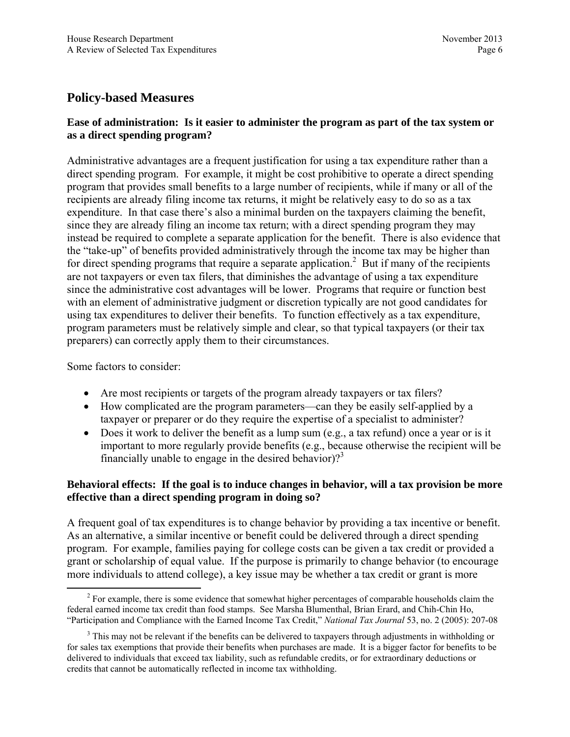## Policy-based Measures

### Ease of administration: Is it easier to administer the program as part of the tax system or as a direct spending program?

Administrative advantages are a frequent justification for using a tax expenditure rather than a direct spending program. For example, it might be cost prohibitive to operate a direct spending program that provides small benefits to a large number of recipients, while if many or all of the recipients are already filing income tax returns, it might be relatively easy to do so as a tax expenditure. In that case there's also a minimal burden on the taxpayers claiming the benefit, since they are already filing an income tax return; with a direct spending program they may instead be required to complete a separate application for the benefit. There is also evidence that the "take-up" of benefits provided administratively through the income tax may be higher than for direct spending programs that require a separate application.[2] But if many of the recipients are not taxpayers or even tax filers, that diminishes the advantage of using a tax expenditure since the administrative cost advantages will be lower. Programs that require or function best with an element of administrative judgment or discretion typically are not good candidates for using tax expenditures to deliver their benefits. To function effectively as a tax expenditure, program parameters must be relatively simple and clear, so that typical taxpayers (or their tax preparers) can correctly apply them to their circumstances.

Some factors to consider:

- Are most recipients or targets of the program already taxpayers or tax filers?
- How complicated are the program parameters—can they be easily self-applied by a taxpayer or preparer or do they require the expertise of a specialist to administer?
- Does it work to deliver the benefit as a lump sum (e.g., a tax refund) once a year or is it important to more regularly provide benefits (e.g., because otherwise the recipient will be financially unable to engage in the desired behavior)?[3]

### Behavioral effects: If the goal is to induce changes in behavior, will a tax provision be more effective than a direct spending program in doing so?

A frequent goal of tax expenditures is to change behavior by providing a tax incentive or benefit. As an alternative, a similar incentive or benefit could be delivered through a direct spending program. For example, families paying for college costs can be given a tax credit or provided a grant or scholarship of equal value. If the purpose is primarily to change behavior (to encourage more individuals to attend college), a key issue may be whether a tax credit or grant is more

---

[2] For example, there is some evidence that somewhat higher percentages of comparable households claim the federal earned income tax credit than food stamps. See Marsha Blumenthal, Brian Erard, and Chih-Chin Ho, "Participation and Compliance with the Earned Income Tax Credit," *National Tax Journal* 53, no. 2 (2005): 207-08

[3] This may not be relevant if the benefits can be delivered to taxpayers through adjustments in withholding or for sales tax exemptions that provide their benefits when purchases are made. It is a bigger factor for benefits to be delivered to individuals that exceed tax liability, such as refundable credits, or for extraordinary deductions or credits that cannot be automatically reflected in income tax withholding.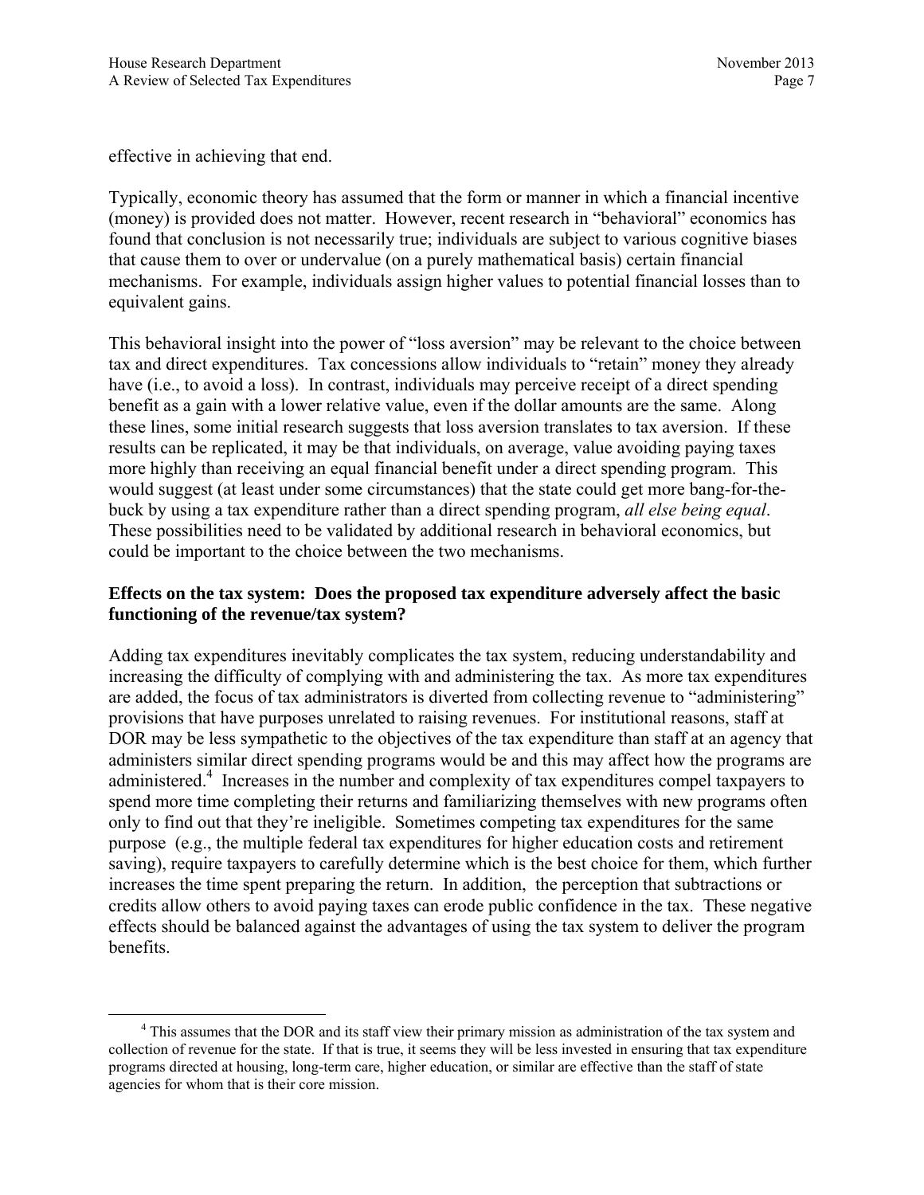effective in achieving that end.

Typically, economic theory has assumed that the form or manner in which a financial incentive (money) is provided does not matter. However, recent research in "behavioral" economics has found that conclusion is not necessarily true; individuals are subject to various cognitive biases that cause them to over or undervalue (on a purely mathematical basis) certain financial mechanisms. For example, individuals assign higher values to potential financial losses than to equivalent gains.

This behavioral insight into the power of "loss aversion" may be relevant to the choice between tax and direct expenditures. Tax concessions allow individuals to "retain" money they already have (i.e., to avoid a loss). In contrast, individuals may perceive receipt of a direct spending benefit as a gain with a lower relative value, even if the dollar amounts are the same. Along these lines, some initial research suggests that loss aversion translates to tax aversion. If these results can be replicated, it may be that individuals, on average, value avoiding paying taxes more highly than receiving an equal financial benefit under a direct spending program. This would suggest (at least under some circumstances) that the state could get more bang-for-the-buck by using a tax expenditure rather than a direct spending program, *all else being equal*. These possibilities need to be validated by additional research in behavioral economics, but could be important to the choice between the two mechanisms.

**Effects on the tax system: Does the proposed tax expenditure adversely affect the basic functioning of the revenue/tax system?**

Adding tax expenditures inevitably complicates the tax system, reducing understandability and increasing the difficulty of complying with and administering the tax. As more tax expenditures are added, the focus of tax administrators is diverted from collecting revenue to "administering" provisions that have purposes unrelated to raising revenues. For institutional reasons, staff at DOR may be less sympathetic to the objectives of the tax expenditure than staff at an agency that administers similar direct spending programs would be and this may affect how the programs are administered.[4] Increases in the number and complexity of tax expenditures compel taxpayers to spend more time completing their returns and familiarizing themselves with new programs often only to find out that they're ineligible. Sometimes competing tax expenditures for the same purpose (e.g., the multiple federal tax expenditures for higher education costs and retirement saving), require taxpayers to carefully determine which is the best choice for them, which further increases the time spent preparing the return. In addition, the perception that subtractions or credits allow others to avoid paying taxes can erode public confidence in the tax. These negative effects should be balanced against the advantages of using the tax system to deliver the program benefits.

[4] This assumes that the DOR and its staff view their primary mission as administration of the tax system and collection of revenue for the state. If that is true, it seems they will be less invested in ensuring that tax expenditure programs directed at housing, long-term care, higher education, or similar are effective than the staff of state agencies for whom that is their core mission.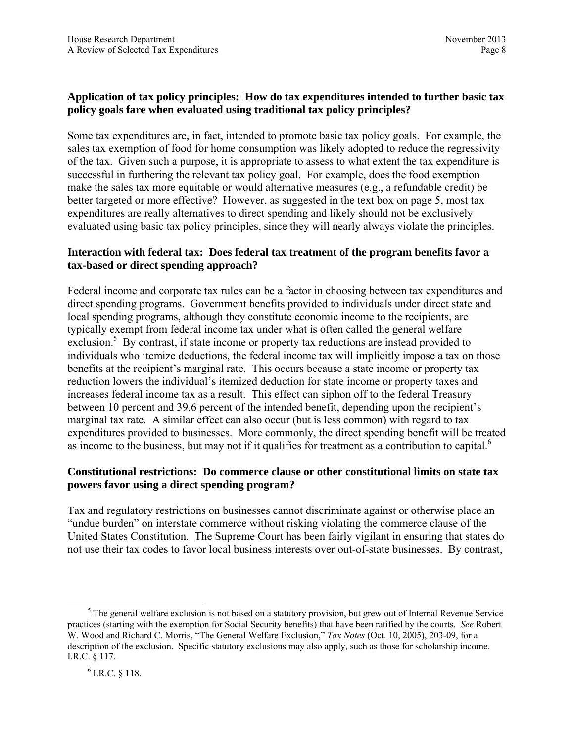**Application of tax policy principles: How do tax expenditures intended to further basic tax policy goals fare when evaluated using traditional tax policy principles?**

Some tax expenditures are, in fact, intended to promote basic tax policy goals. For example, the sales tax exemption of food for home consumption was likely adopted to reduce the regressivity of the tax. Given such a purpose, it is appropriate to assess to what extent the tax expenditure is successful in furthering the relevant tax policy goal. For example, does the food exemption make the sales tax more equitable or would alternative measures (e.g., a refundable credit) be better targeted or more effective? However, as suggested in the text box on page 5, most tax expenditures are really alternatives to direct spending and likely should not be exclusively evaluated using basic tax policy principles, since they will nearly always violate the principles.

**Interaction with federal tax: Does federal tax treatment of the program benefits favor a tax-based or direct spending approach?**

Federal income and corporate tax rules can be a factor in choosing between tax expenditures and direct spending programs. Government benefits provided to individuals under direct state and local spending programs, although they constitute economic income to the recipients, are typically exempt from federal income tax under what is often called the general welfare exclusion.[5] By contrast, if state income or property tax reductions are instead provided to individuals who itemize deductions, the federal income tax will implicitly impose a tax on those benefits at the recipient's marginal rate. This occurs because a state income or property tax reduction lowers the individual's itemized deduction for state income or property taxes and increases federal income tax as a result. This effect can siphon off to the federal Treasury between 10 percent and 39.6 percent of the intended benefit, depending upon the recipient's marginal tax rate. A similar effect can also occur (but is less common) with regard to tax expenditures provided to businesses. More commonly, the direct spending benefit will be treated as income to the business, but may not if it qualifies for treatment as a contribution to capital.[6]

**Constitutional restrictions: Do commerce clause or other constitutional limits on state tax powers favor using a direct spending program?**

Tax and regulatory restrictions on businesses cannot discriminate against or otherwise place an "undue burden" on interstate commerce without risking violating the commerce clause of the United States Constitution. The Supreme Court has been fairly vigilant in ensuring that states do not use their tax codes to favor local business interests over out-of-state businesses. By contrast,

---

[5] The general welfare exclusion is not based on a statutory provision, but grew out of Internal Revenue Service practices (starting with the exemption for Social Security benefits) that have been ratified by the courts. *See* Robert W. Wood and Richard C. Morris, "The General Welfare Exclusion," *Tax Notes* (Oct. 10, 2005), 203-09, for a description of the exclusion. Specific statutory exclusions may also apply, such as those for scholarship income. I.R.C. § 117.

[6] I.R.C. § 118.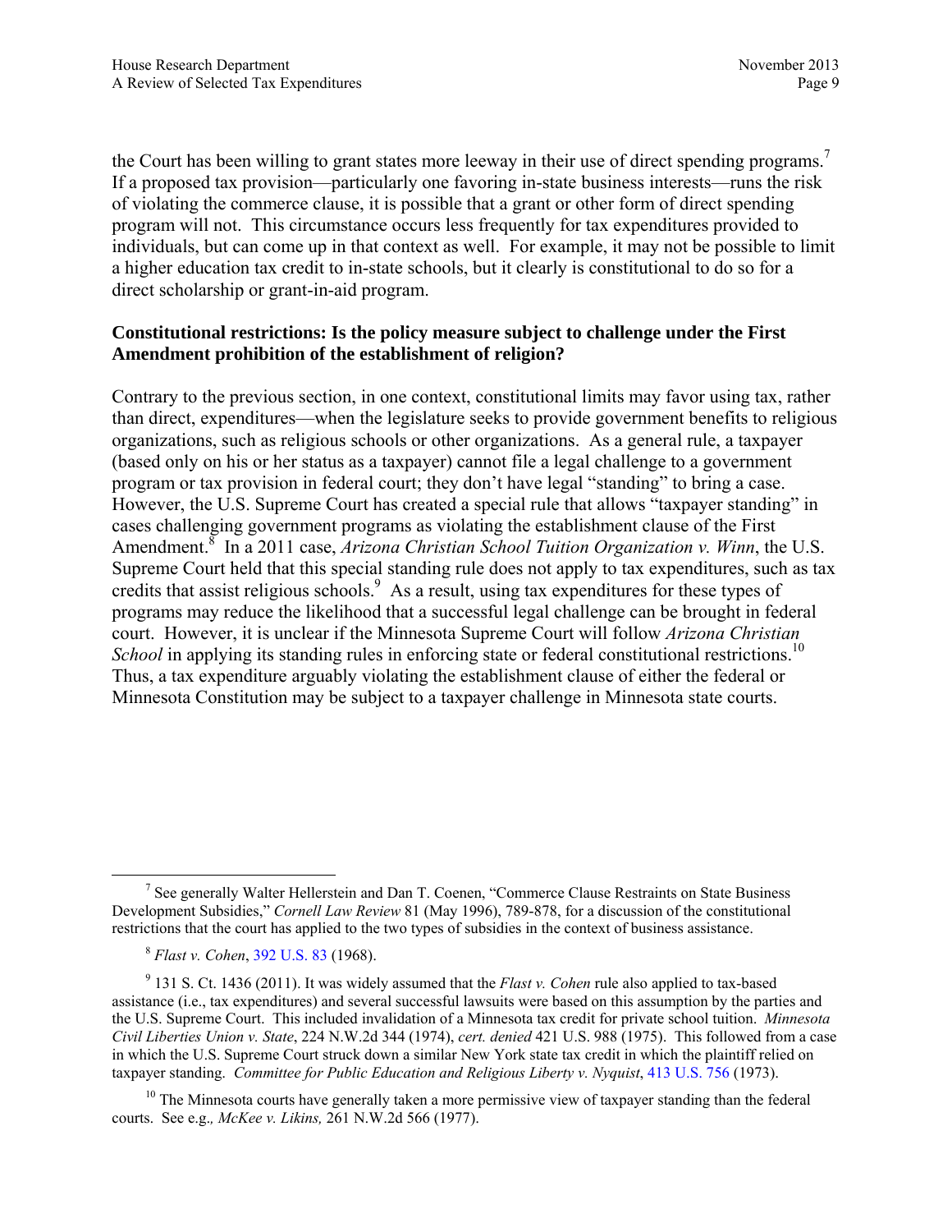the Court has been willing to grant states more leeway in their use of direct spending programs.[7] If a proposed tax provision—particularly one favoring in-state business interests—runs the risk of violating the commerce clause, it is possible that a grant or other form of direct spending program will not. This circumstance occurs less frequently for tax expenditures provided to individuals, but can come up in that context as well. For example, it may not be possible to limit a higher education tax credit to in-state schools, but it clearly is constitutional to do so for a direct scholarship or grant-in-aid program.

**Constitutional restrictions: Is the policy measure subject to challenge under the First Amendment prohibition of the establishment of religion?**

Contrary to the previous section, in one context, constitutional limits may favor using tax, rather than direct, expenditures—when the legislature seeks to provide government benefits to religious organizations, such as religious schools or other organizations. As a general rule, a taxpayer (based only on his or her status as a taxpayer) cannot file a legal challenge to a government program or tax provision in federal court; they don't have legal "standing" to bring a case. However, the U.S. Supreme Court has created a special rule that allows "taxpayer standing" in cases challenging government programs as violating the establishment clause of the First Amendment.[8] In a 2011 case, *Arizona Christian School Tuition Organization v. Winn*, the U.S. Supreme Court held that this special standing rule does not apply to tax expenditures, such as tax credits that assist religious schools.[9] As a result, using tax expenditures for these types of programs may reduce the likelihood that a successful legal challenge can be brought in federal court. However, it is unclear if the Minnesota Supreme Court will follow *Arizona Christian School* in applying its standing rules in enforcing state or federal constitutional restrictions.[10] Thus, a tax expenditure arguably violating the establishment clause of either the federal or Minnesota Constitution may be subject to a taxpayer challenge in Minnesota state courts.

---

[7] See generally Walter Hellerstein and Dan T. Coenen, "Commerce Clause Restraints on State Business Development Subsidies," *Cornell Law Review* 81 (May 1996), 789-878, for a discussion of the constitutional restrictions that the court has applied to the two types of subsidies in the context of business assistance.

[8] *Flast v. Cohen*, 392 U.S. 83 (1968).

[9] 131 S. Ct. 1436 (2011). It was widely assumed that the *Flast v. Cohen* rule also applied to tax-based assistance (i.e., tax expenditures) and several successful lawsuits were based on this assumption by the parties and the U.S. Supreme Court. This included invalidation of a Minnesota tax credit for private school tuition. *Minnesota Civil Liberties Union v. State*, 224 N.W.2d 344 (1974), *cert. denied* 421 U.S. 988 (1975). This followed from a case in which the U.S. Supreme Court struck down a similar New York state tax credit in which the plaintiff relied on taxpayer standing. *Committee for Public Education and Religious Liberty v. Nyquist*, 413 U.S. 756 (1973).

[10] The Minnesota courts have generally taken a more permissive view of taxpayer standing than the federal courts. See e.g., *McKee v. Likins,* 261 N.W.2d 566 (1977).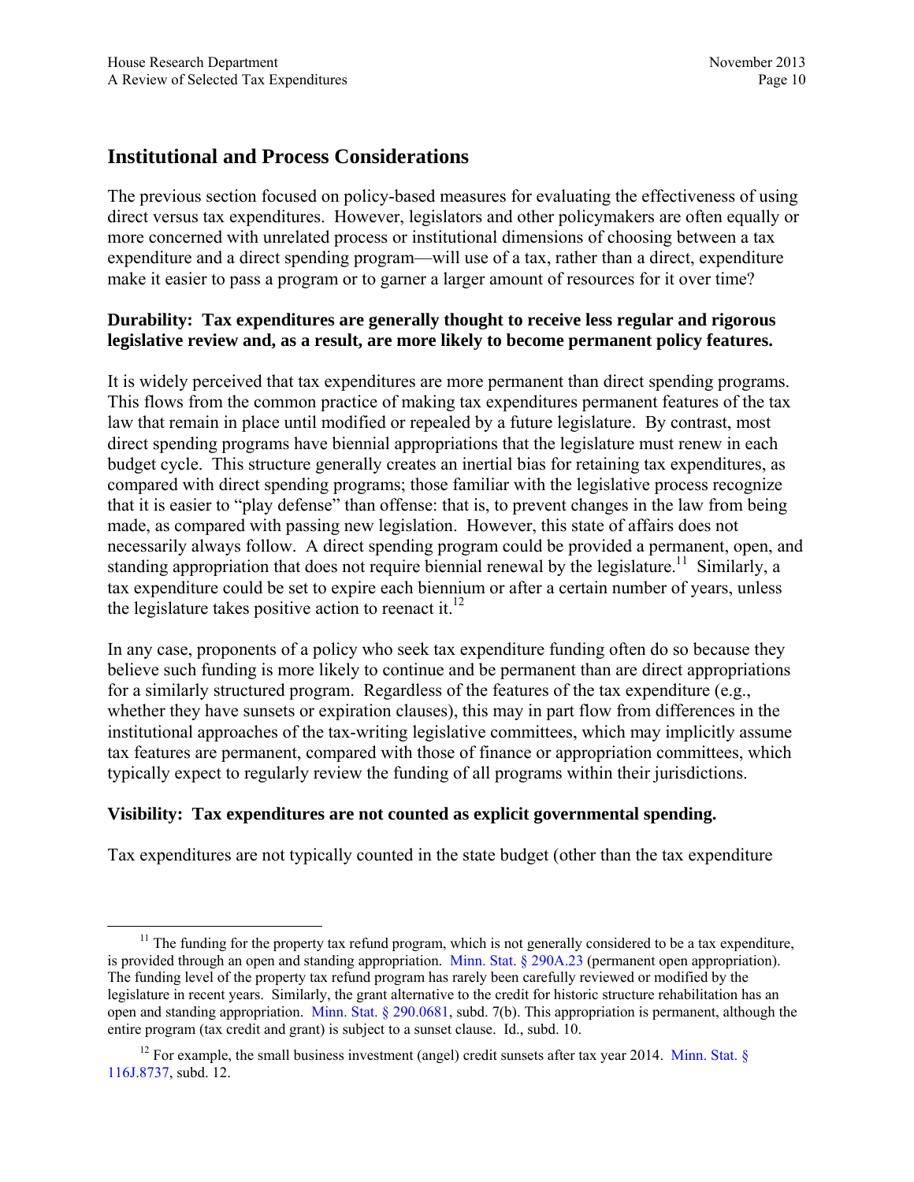## Institutional and Process Considerations

The previous section focused on policy-based measures for evaluating the effectiveness of using direct versus tax expenditures. However, legislators and other policymakers are often equally or more concerned with unrelated process or institutional dimensions of choosing between a tax expenditure and a direct spending program—will use of a tax, rather than a direct, expenditure make it easier to pass a program or to garner a larger amount of resources for it over time?

**Durability: Tax expenditures are generally thought to receive less regular and rigorous legislative review and, as a result, are more likely to become permanent policy features.**

It is widely perceived that tax expenditures are more permanent than direct spending programs. This flows from the common practice of making tax expenditures permanent features of the tax law that remain in place until modified or repealed by a future legislature. By contrast, most direct spending programs have biennial appropriations that the legislature must renew in each budget cycle. This structure generally creates an inertial bias for retaining tax expenditures, as compared with direct spending programs; those familiar with the legislative process recognize that it is easier to "play defense" than offense: that is, to prevent changes in the law from being made, as compared with passing new legislation. However, this state of affairs does not necessarily always follow. A direct spending program could be provided a permanent, open, and standing appropriation that does not require biennial renewal by the legislature.[11] Similarly, a tax expenditure could be set to expire each biennium or after a certain number of years, unless the legislature takes positive action to reenact it.[12]

In any case, proponents of a policy who seek tax expenditure funding often do so because they believe such funding is more likely to continue and be permanent than are direct appropriations for a similarly structured program. Regardless of the features of the tax expenditure (e.g., whether they have sunsets or expiration clauses), this may in part flow from differences in the institutional approaches of the tax-writing legislative committees, which may implicitly assume tax features are permanent, compared with those of finance or appropriation committees, which typically expect to regularly review the funding of all programs within their jurisdictions.

**Visibility: Tax expenditures are not counted as explicit governmental spending.**

Tax expenditures are not typically counted in the state budget (other than the tax expenditure

[11] The funding for the property tax refund program, which is not generally considered to be a tax expenditure, is provided through an open and standing appropriation. Minn. Stat. § 290A.23 (permanent open appropriation). The funding level of the property tax refund program has rarely been carefully reviewed or modified by the legislature in recent years. Similarly, the grant alternative to the credit for historic structure rehabilitation has an open and standing appropriation. Minn. Stat. § 290.0681, subd. 7(b). This appropriation is permanent, although the entire program (tax credit and grant) is subject to a sunset clause. Id., subd. 10.

[12] For example, the small business investment (angel) credit sunsets after tax year 2014. Minn. Stat. § 116J.8737, subd. 12.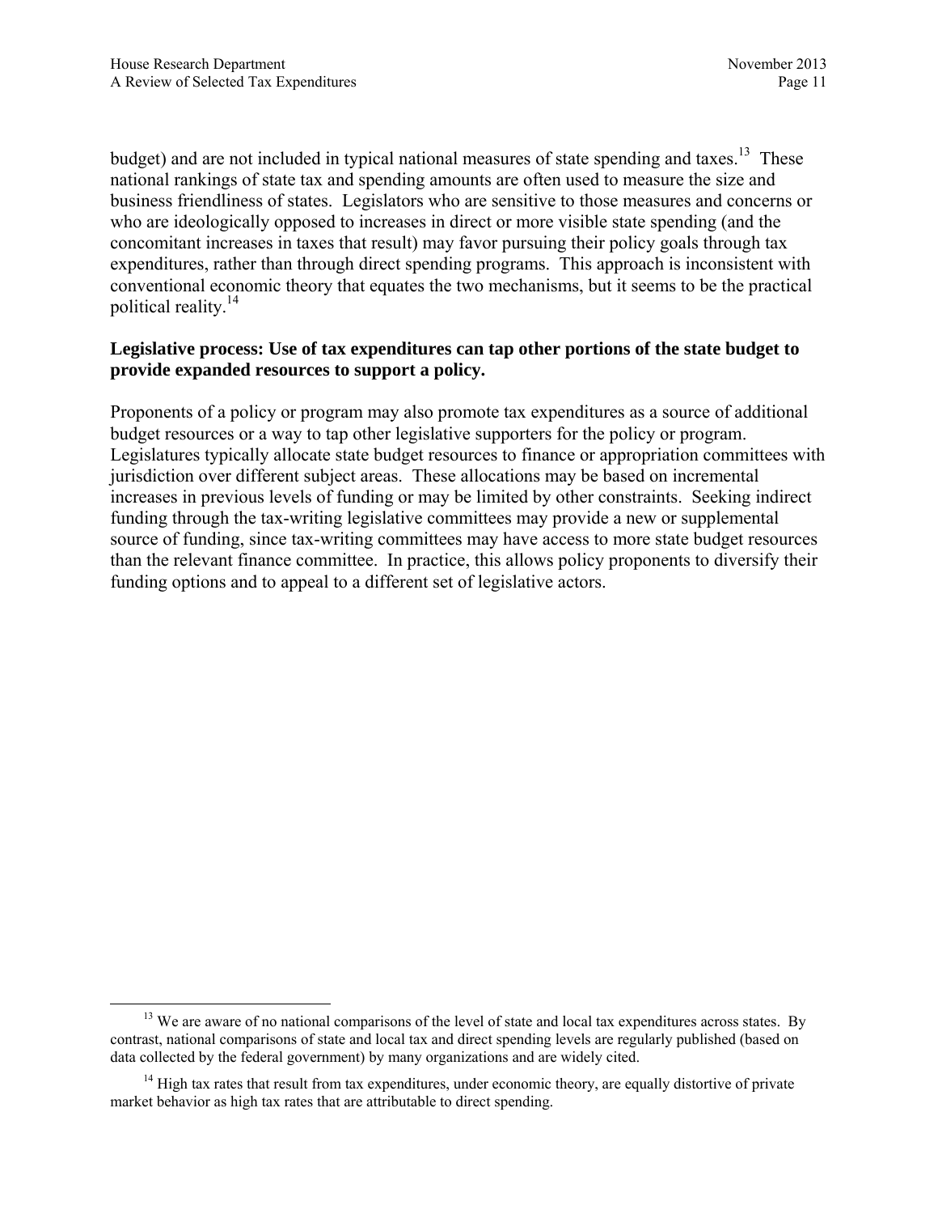budget) and are not included in typical national measures of state spending and taxes.[13] These national rankings of state tax and spending amounts are often used to measure the size and business friendliness of states. Legislators who are sensitive to those measures and concerns or who are ideologically opposed to increases in direct or more visible state spending (and the concomitant increases in taxes that result) may favor pursuing their policy goals through tax expenditures, rather than through direct spending programs. This approach is inconsistent with conventional economic theory that equates the two mechanisms, but it seems to be the practical political reality.[14]

**Legislative process: Use of tax expenditures can tap other portions of the state budget to provide expanded resources to support a policy.**

Proponents of a policy or program may also promote tax expenditures as a source of additional budget resources or a way to tap other legislative supporters for the policy or program. Legislatures typically allocate state budget resources to finance or appropriation committees with jurisdiction over different subject areas. These allocations may be based on incremental increases in previous levels of funding or may be limited by other constraints. Seeking indirect funding through the tax-writing legislative committees may provide a new or supplemental source of funding, since tax-writing committees may have access to more state budget resources than the relevant finance committee. In practice, this allows policy proponents to diversify their funding options and to appeal to a different set of legislative actors.

---

[13] We are aware of no national comparisons of the level of state and local tax expenditures across states. By contrast, national comparisons of state and local tax and direct spending levels are regularly published (based on data collected by the federal government) by many organizations and are widely cited.

[14] High tax rates that result from tax expenditures, under economic theory, are equally distortive of private market behavior as high tax rates that are attributable to direct spending.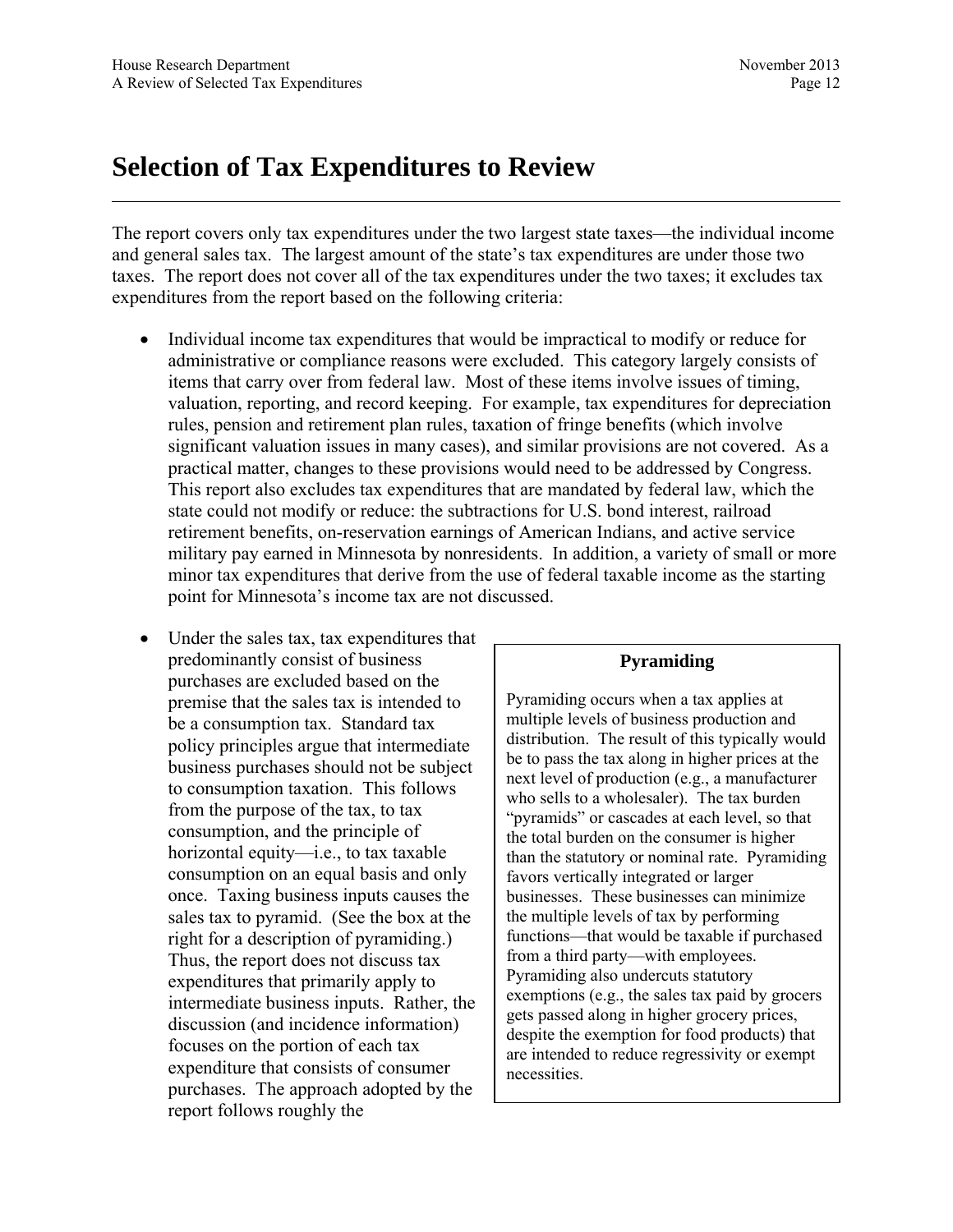# Selection of Tax Expenditures to Review

The report covers only tax expenditures under the two largest state taxes—the individual income and general sales tax. The largest amount of the state's tax expenditures are under those two taxes. The report does not cover all of the tax expenditures under the two taxes; it excludes tax expenditures from the report based on the following criteria:

- Individual income tax expenditures that would be impractical to modify or reduce for administrative or compliance reasons were excluded. This category largely consists of items that carry over from federal law. Most of these items involve issues of timing, valuation, reporting, and record keeping. For example, tax expenditures for depreciation rules, pension and retirement plan rules, taxation of fringe benefits (which involve significant valuation issues in many cases), and similar provisions are not covered. As a practical matter, changes to these provisions would need to be addressed by Congress. This report also excludes tax expenditures that are mandated by federal law, which the state could not modify or reduce: the subtractions for U.S. bond interest, railroad retirement benefits, on-reservation earnings of American Indians, and active service military pay earned in Minnesota by nonresidents. In addition, a variety of small or more minor tax expenditures that derive from the use of federal taxable income as the starting point for Minnesota's income tax are not discussed.

- Under the sales tax, tax expenditures that predominantly consist of business purchases are excluded based on the premise that the sales tax is intended to be a consumption tax. Standard tax policy principles argue that intermediate business purchases should not be subject to consumption taxation. This follows from the purpose of the tax, to tax consumption, and the principle of horizontal equity—i.e., to tax taxable consumption on an equal basis and only once. Taxing business inputs causes the sales tax to pyramid. (See the box at the right for a description of pyramiding.) Thus, the report does not discuss tax expenditures that primarily apply to intermediate business inputs. Rather, the discussion (and incidence information) focuses on the portion of each tax expenditure that consists of consumer purchases. The approach adopted by the report follows roughly the

> **Pyramiding**
>
> Pyramiding occurs when a tax applies at multiple levels of business production and distribution. The result of this typically would be to pass the tax along in higher prices at the next level of production (e.g., a manufacturer who sells to a wholesaler). The tax burden "pyramids" or cascades at each level, so that the total burden on the consumer is higher than the statutory or nominal rate. Pyramiding favors vertically integrated or larger businesses. These businesses can minimize the multiple levels of tax by performing functions—that would be taxable if purchased from a third party—with employees. Pyramiding also undercuts statutory exemptions (e.g., the sales tax paid by grocers gets passed along in higher grocery prices, despite the exemption for food products) that are intended to reduce regressivity or exempt necessities.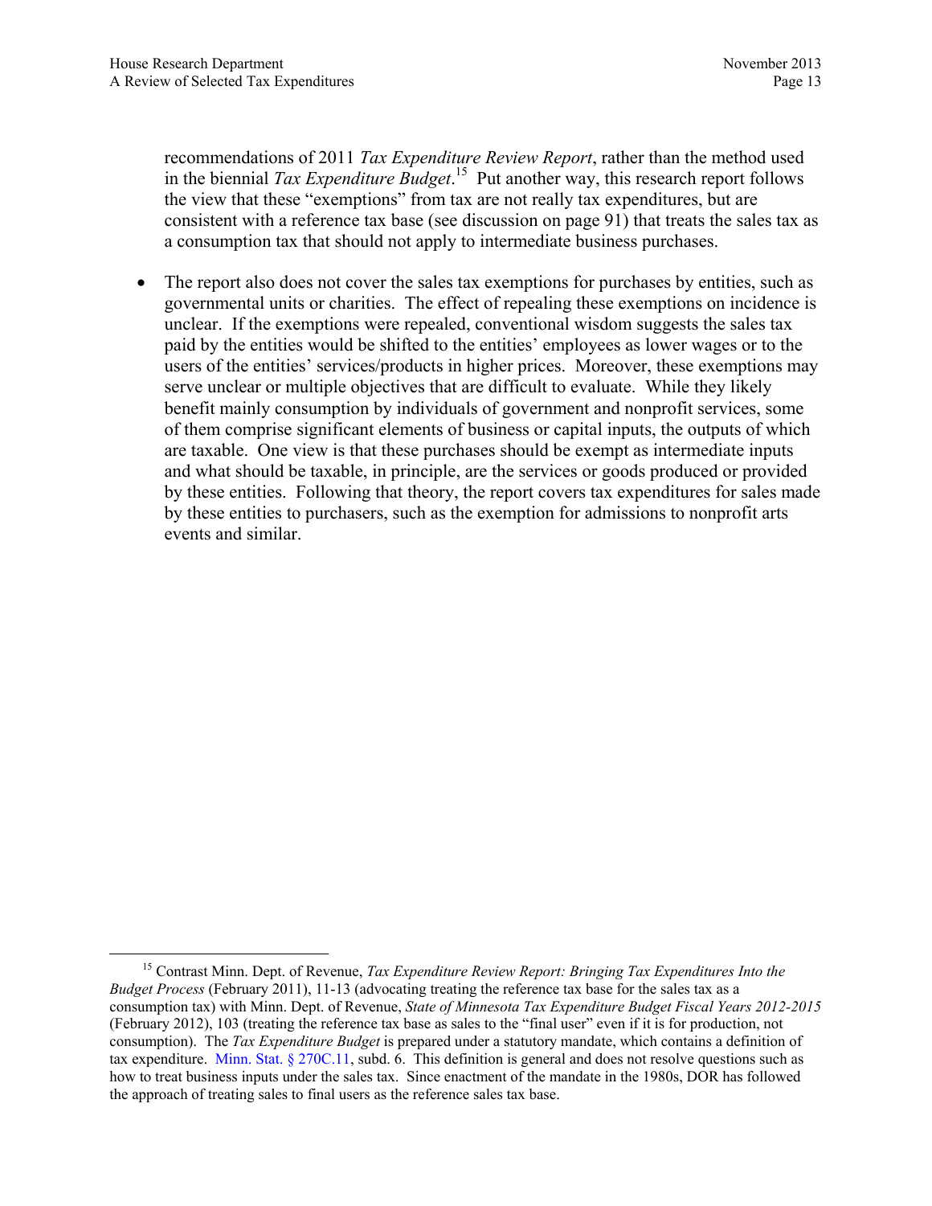recommendations of 2011 *Tax Expenditure Review Report*, rather than the method used in the biennial *Tax Expenditure Budget*.[15] Put another way, this research report follows the view that these "exemptions" from tax are not really tax expenditures, but are consistent with a reference tax base (see discussion on page 91) that treats the sales tax as a consumption tax that should not apply to intermediate business purchases.

- The report also does not cover the sales tax exemptions for purchases by entities, such as governmental units or charities. The effect of repealing these exemptions on incidence is unclear. If the exemptions were repealed, conventional wisdom suggests the sales tax paid by the entities would be shifted to the entities' employees as lower wages or to the users of the entities' services/products in higher prices. Moreover, these exemptions may serve unclear or multiple objectives that are difficult to evaluate. While they likely benefit mainly consumption by individuals of government and nonprofit services, some of them comprise significant elements of business or capital inputs, the outputs of which are taxable. One view is that these purchases should be exempt as intermediate inputs and what should be taxable, in principle, are the services or goods produced or provided by these entities. Following that theory, the report covers tax expenditures for sales made by these entities to purchasers, such as the exemption for admissions to nonprofit arts events and similar.

---

[15] Contrast Minn. Dept. of Revenue, *Tax Expenditure Review Report: Bringing Tax Expenditures Into the Budget Process* (February 2011), 11-13 (advocating treating the reference tax base for the sales tax as a consumption tax) with Minn. Dept. of Revenue, *State of Minnesota Tax Expenditure Budget Fiscal Years 2012-2015* (February 2012), 103 (treating the reference tax base as sales to the "final user" even if it is for production, not consumption). The *Tax Expenditure Budget* is prepared under a statutory mandate, which contains a definition of tax expenditure. Minn. Stat. § 270C.11, subd. 6. This definition is general and does not resolve questions such as how to treat business inputs under the sales tax. Since enactment of the mandate in the 1980s, DOR has followed the approach of treating sales to final users as the reference sales tax base.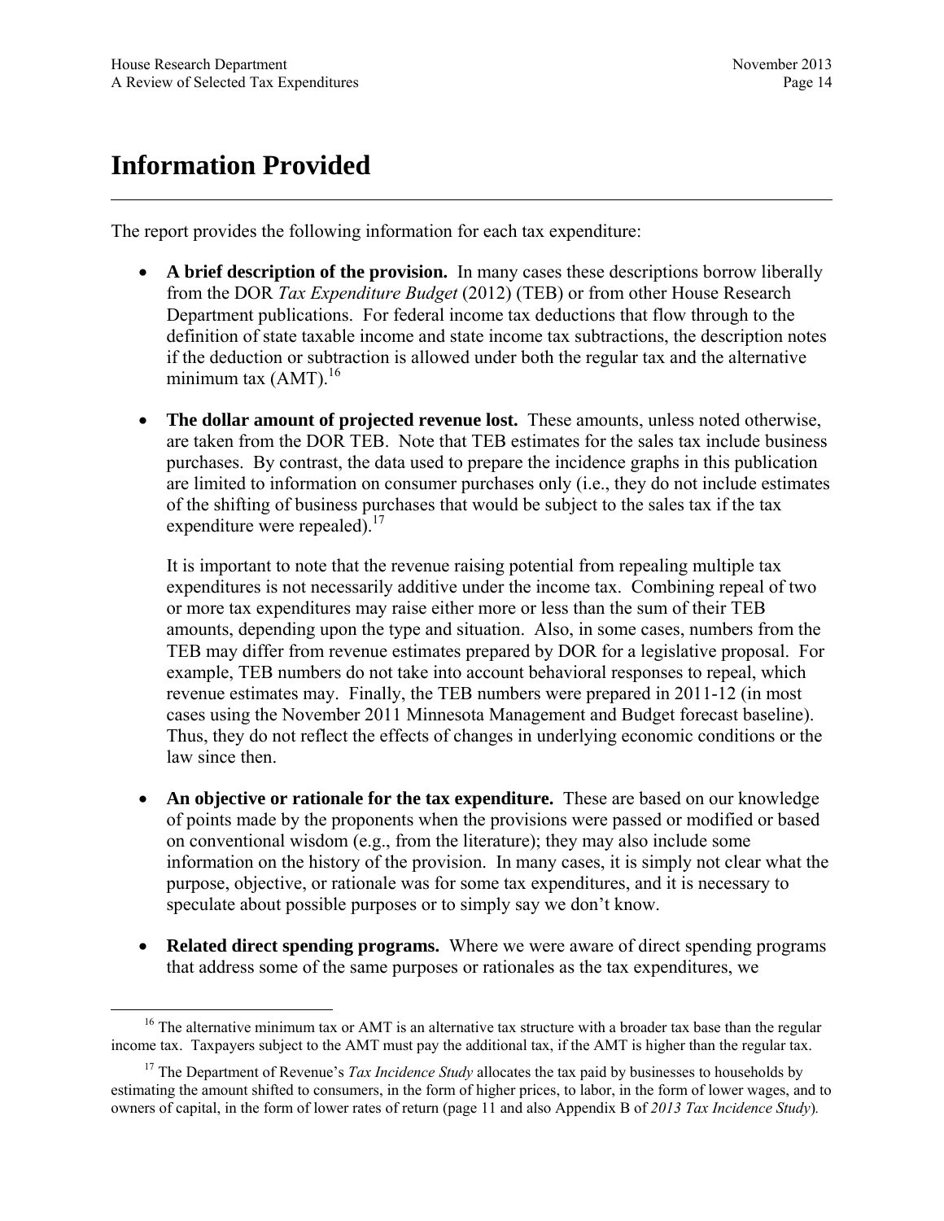# Information Provided

The report provides the following information for each tax expenditure:

- **A brief description of the provision.** In many cases these descriptions borrow liberally from the DOR *Tax Expenditure Budget* (2012) (TEB) or from other House Research Department publications. For federal income tax deductions that flow through to the definition of state taxable income and state income tax subtractions, the description notes if the deduction or subtraction is allowed under both the regular tax and the alternative minimum tax (AMT).[16]

- **The dollar amount of projected revenue lost.** These amounts, unless noted otherwise, are taken from the DOR TEB. Note that TEB estimates for the sales tax include business purchases. By contrast, the data used to prepare the incidence graphs in this publication are limited to information on consumer purchases only (i.e., they do not include estimates of the shifting of business purchases that would be subject to the sales tax if the tax expenditure were repealed).[17]

  It is important to note that the revenue raising potential from repealing multiple tax expenditures is not necessarily additive under the income tax. Combining repeal of two or more tax expenditures may raise either more or less than the sum of their TEB amounts, depending upon the type and situation. Also, in some cases, numbers from the TEB may differ from revenue estimates prepared by DOR for a legislative proposal. For example, TEB numbers do not take into account behavioral responses to repeal, which revenue estimates may. Finally, the TEB numbers were prepared in 2011-12 (in most cases using the November 2011 Minnesota Management and Budget forecast baseline). Thus, they do not reflect the effects of changes in underlying economic conditions or the law since then.

- **An objective or rationale for the tax expenditure.** These are based on our knowledge of points made by the proponents when the provisions were passed or modified or based on conventional wisdom (e.g., from the literature); they may also include some information on the history of the provision. In many cases, it is simply not clear what the purpose, objective, or rationale was for some tax expenditures, and it is necessary to speculate about possible purposes or to simply say we don't know.

- **Related direct spending programs.** Where we were aware of direct spending programs that address some of the same purposes or rationales as the tax expenditures, we

---

[16] The alternative minimum tax or AMT is an alternative tax structure with a broader tax base than the regular income tax. Taxpayers subject to the AMT must pay the additional tax, if the AMT is higher than the regular tax.

[17] The Department of Revenue's *Tax Incidence Study* allocates the tax paid by businesses to households by estimating the amount shifted to consumers, in the form of higher prices, to labor, in the form of lower wages, and to owners of capital, in the form of lower rates of return (page 11 and also Appendix B of *2013 Tax Incidence Study*).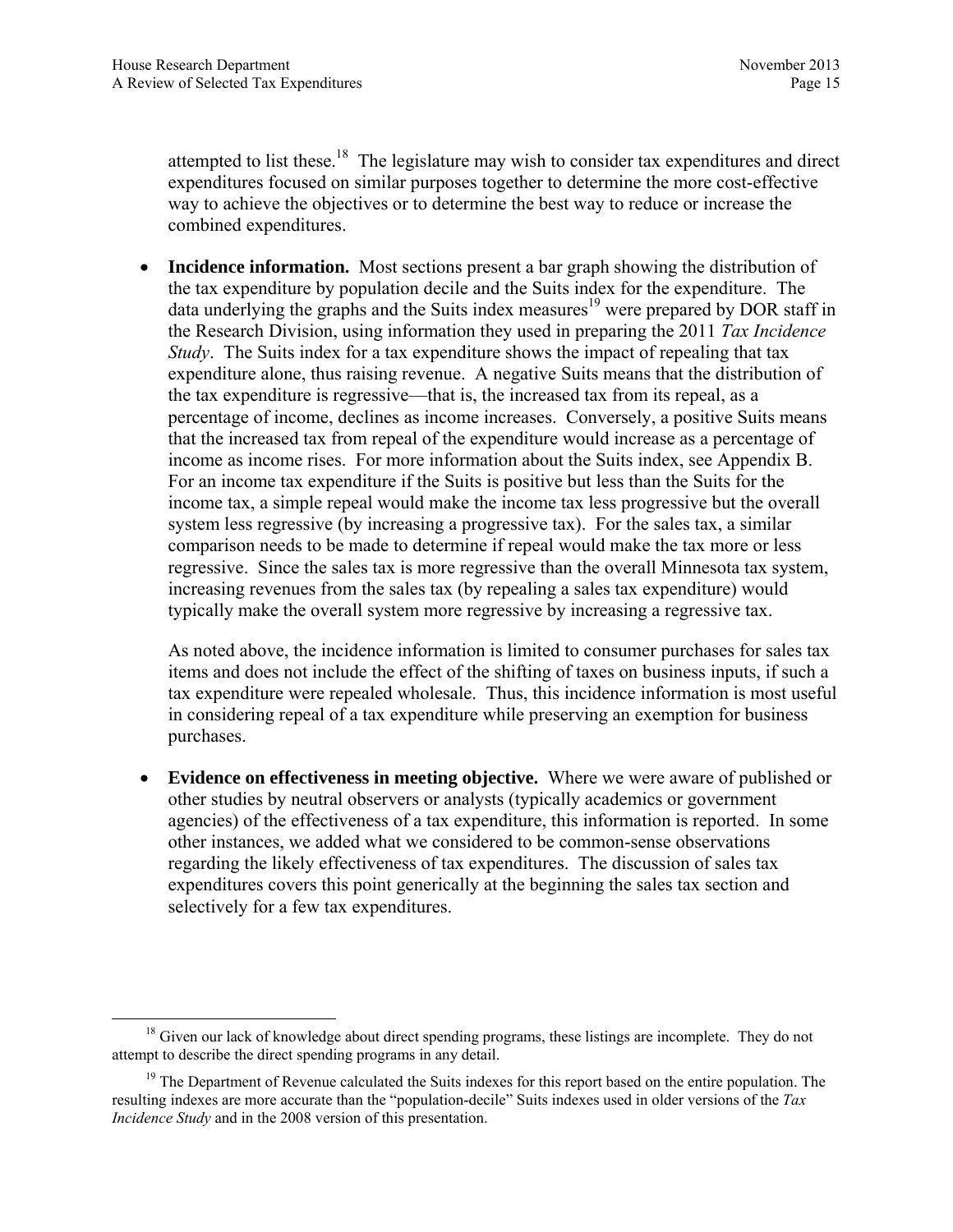attempted to list these.[18] The legislature may wish to consider tax expenditures and direct expenditures focused on similar purposes together to determine the more cost-effective way to achieve the objectives or to determine the best way to reduce or increase the combined expenditures.

- **Incidence information.** Most sections present a bar graph showing the distribution of the tax expenditure by population decile and the Suits index for the expenditure. The data underlying the graphs and the Suits index measures[19] were prepared by DOR staff in the Research Division, using information they used in preparing the 2011 *Tax Incidence Study*. The Suits index for a tax expenditure shows the impact of repealing that tax expenditure alone, thus raising revenue. A negative Suits means that the distribution of the tax expenditure is regressive—that is, the increased tax from its repeal, as a percentage of income, declines as income increases. Conversely, a positive Suits means that the increased tax from repeal of the expenditure would increase as a percentage of income as income rises. For more information about the Suits index, see Appendix B. For an income tax expenditure if the Suits is positive but less than the Suits for the income tax, a simple repeal would make the income tax less progressive but the overall system less regressive (by increasing a progressive tax). For the sales tax, a similar comparison needs to be made to determine if repeal would make the tax more or less regressive. Since the sales tax is more regressive than the overall Minnesota tax system, increasing revenues from the sales tax (by repealing a sales tax expenditure) would typically make the overall system more regressive by increasing a regressive tax.

  As noted above, the incidence information is limited to consumer purchases for sales tax items and does not include the effect of the shifting of taxes on business inputs, if such a tax expenditure were repealed wholesale. Thus, this incidence information is most useful in considering repeal of a tax expenditure while preserving an exemption for business purchases.

- **Evidence on effectiveness in meeting objective.** Where we were aware of published or other studies by neutral observers or analysts (typically academics or government agencies) of the effectiveness of a tax expenditure, this information is reported. In some other instances, we added what we considered to be common-sense observations regarding the likely effectiveness of tax expenditures. The discussion of sales tax expenditures covers this point generically at the beginning the sales tax section and selectively for a few tax expenditures.

---

[18] Given our lack of knowledge about direct spending programs, these listings are incomplete. They do not attempt to describe the direct spending programs in any detail.

[19] The Department of Revenue calculated the Suits indexes for this report based on the entire population. The resulting indexes are more accurate than the "population-decile" Suits indexes used in older versions of the *Tax Incidence Study* and in the 2008 version of this presentation.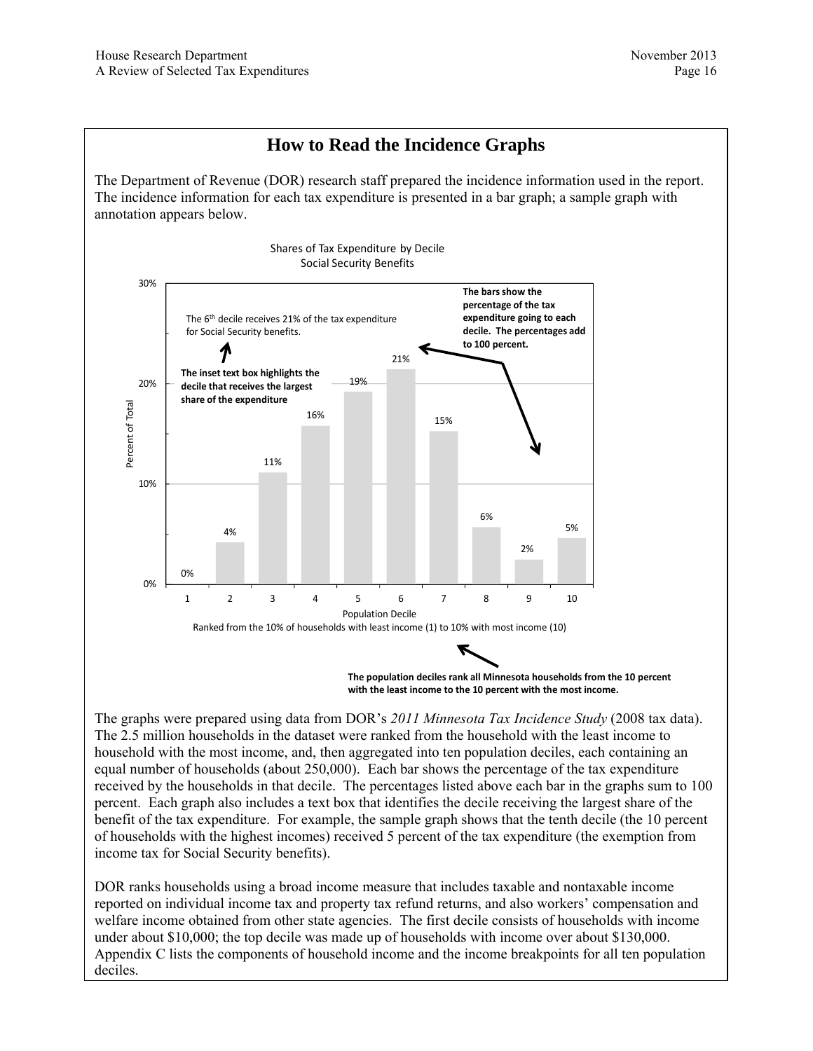## How to Read the Incidence Graphs

The Department of Revenue (DOR) research staff prepared the incidence information used in the report. The incidence information for each tax expenditure is presented in a bar graph; a sample graph with annotation appears below.

Shares of Tax Expenditure by Decile
Social Security Benefits

| Population Decile | 1 | 2 | 3 | 4 | 5 | 6 | 7 | 8 | 9 | 10 |
|---|---|---|---|---|---|---|---|---|---|---|
| Percent of Total | 0% | 4% | 11% | 16% | 19% | 21% | 15% | 6% | 2% | 5% |

The 6th decile receives 21% of the tax expenditure for Social Security benefits.

**The inset text box highlights the decile that receives the largest share of the expenditure**

**The bars show the percentage of the tax expenditure going to each decile. The percentages add to 100 percent.**

Population Decile
Ranked from the 10% of households with least income (1) to 10% with most income (10)

**The population deciles rank all Minnesota households from the 10 percent with the least income to the 10 percent with the most income.**

The graphs were prepared using data from DOR's *2011 Minnesota Tax Incidence Study* (2008 tax data). The 2.5 million households in the dataset were ranked from the household with the least income to household with the most income, and, then aggregated into ten population deciles, each containing an equal number of households (about 250,000). Each bar shows the percentage of the tax expenditure received by the households in that decile. The percentages listed above each bar in the graphs sum to 100 percent. Each graph also includes a text box that identifies the decile receiving the largest share of the benefit of the tax expenditure. For example, the sample graph shows that the tenth decile (the 10 percent of households with the highest incomes) received 5 percent of the tax expenditure (the exemption from income tax for Social Security benefits).

DOR ranks households using a broad income measure that includes taxable and nontaxable income reported on individual income tax and property tax refund returns, and also workers' compensation and welfare income obtained from other state agencies. The first decile consists of households with income under about $10,000; the top decile was made up of households with income over about $130,000. Appendix C lists the components of household income and the income breakpoints for all ten population deciles.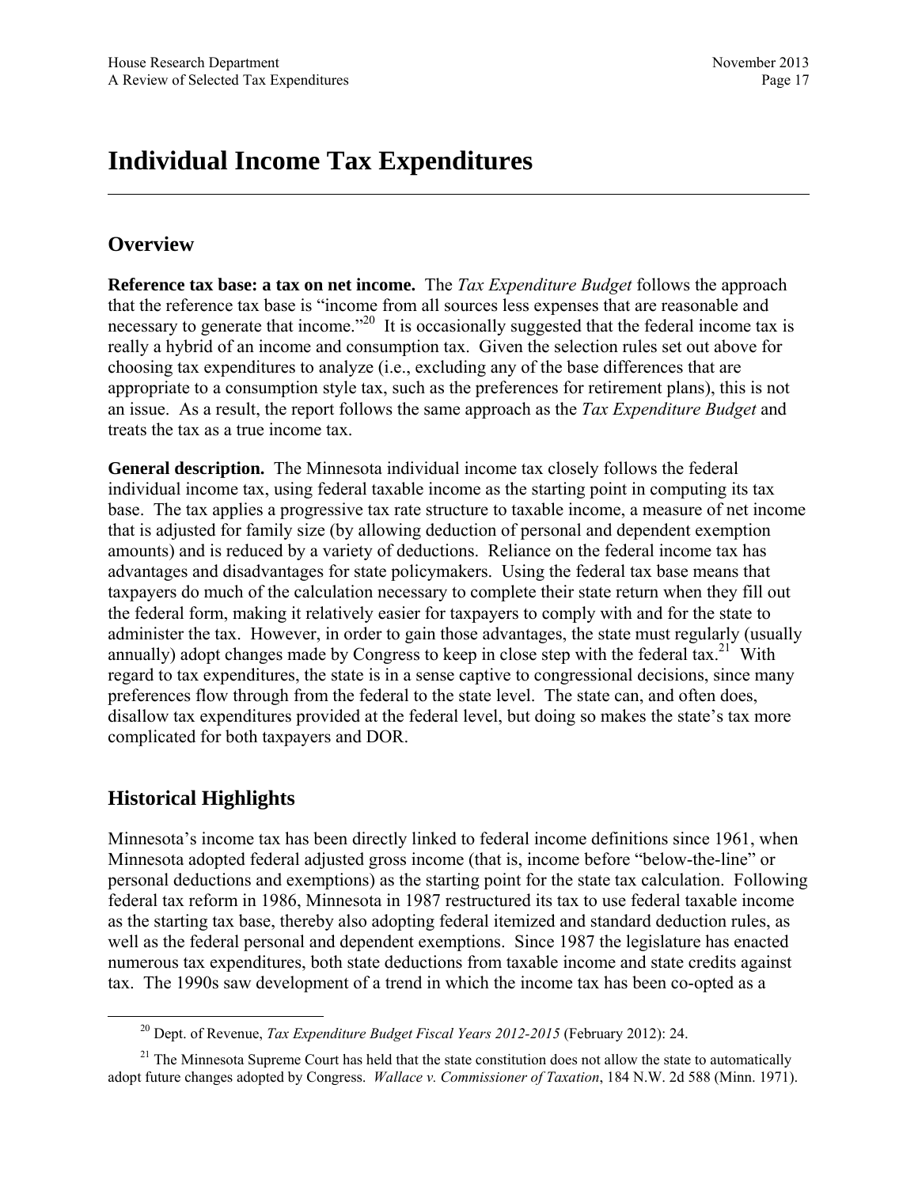# Individual Income Tax Expenditures

## Overview

**Reference tax base: a tax on net income.** The *Tax Expenditure Budget* follows the approach that the reference tax base is "income from all sources less expenses that are reasonable and necessary to generate that income."[20] It is occasionally suggested that the federal income tax is really a hybrid of an income and consumption tax. Given the selection rules set out above for choosing tax expenditures to analyze (i.e., excluding any of the base differences that are appropriate to a consumption style tax, such as the preferences for retirement plans), this is not an issue. As a result, the report follows the same approach as the *Tax Expenditure Budget* and treats the tax as a true income tax.

**General description.** The Minnesota individual income tax closely follows the federal individual income tax, using federal taxable income as the starting point in computing its tax base. The tax applies a progressive tax rate structure to taxable income, a measure of net income that is adjusted for family size (by allowing deduction of personal and dependent exemption amounts) and is reduced by a variety of deductions. Reliance on the federal income tax has advantages and disadvantages for state policymakers. Using the federal tax base means that taxpayers do much of the calculation necessary to complete their state return when they fill out the federal form, making it relatively easier for taxpayers to comply with and for the state to administer the tax. However, in order to gain those advantages, the state must regularly (usually annually) adopt changes made by Congress to keep in close step with the federal tax.[21] With regard to tax expenditures, the state is in a sense captive to congressional decisions, since many preferences flow through from the federal to the state level. The state can, and often does, disallow tax expenditures provided at the federal level, but doing so makes the state's tax more complicated for both taxpayers and DOR.

## Historical Highlights

Minnesota's income tax has been directly linked to federal income definitions since 1961, when Minnesota adopted federal adjusted gross income (that is, income before "below-the-line" or personal deductions and exemptions) as the starting point for the state tax calculation. Following federal tax reform in 1986, Minnesota in 1987 restructured its tax to use federal taxable income as the starting tax base, thereby also adopting federal itemized and standard deduction rules, as well as the federal personal and dependent exemptions. Since 1987 the legislature has enacted numerous tax expenditures, both state deductions from taxable income and state credits against tax. The 1990s saw development of a trend in which the income tax has been co-opted as a

---

[20] Dept. of Revenue, *Tax Expenditure Budget Fiscal Years 2012-2015* (February 2012): 24.

[21] The Minnesota Supreme Court has held that the state constitution does not allow the state to automatically adopt future changes adopted by Congress. *Wallace v. Commissioner of Taxation*, 184 N.W. 2d 588 (Minn. 1971).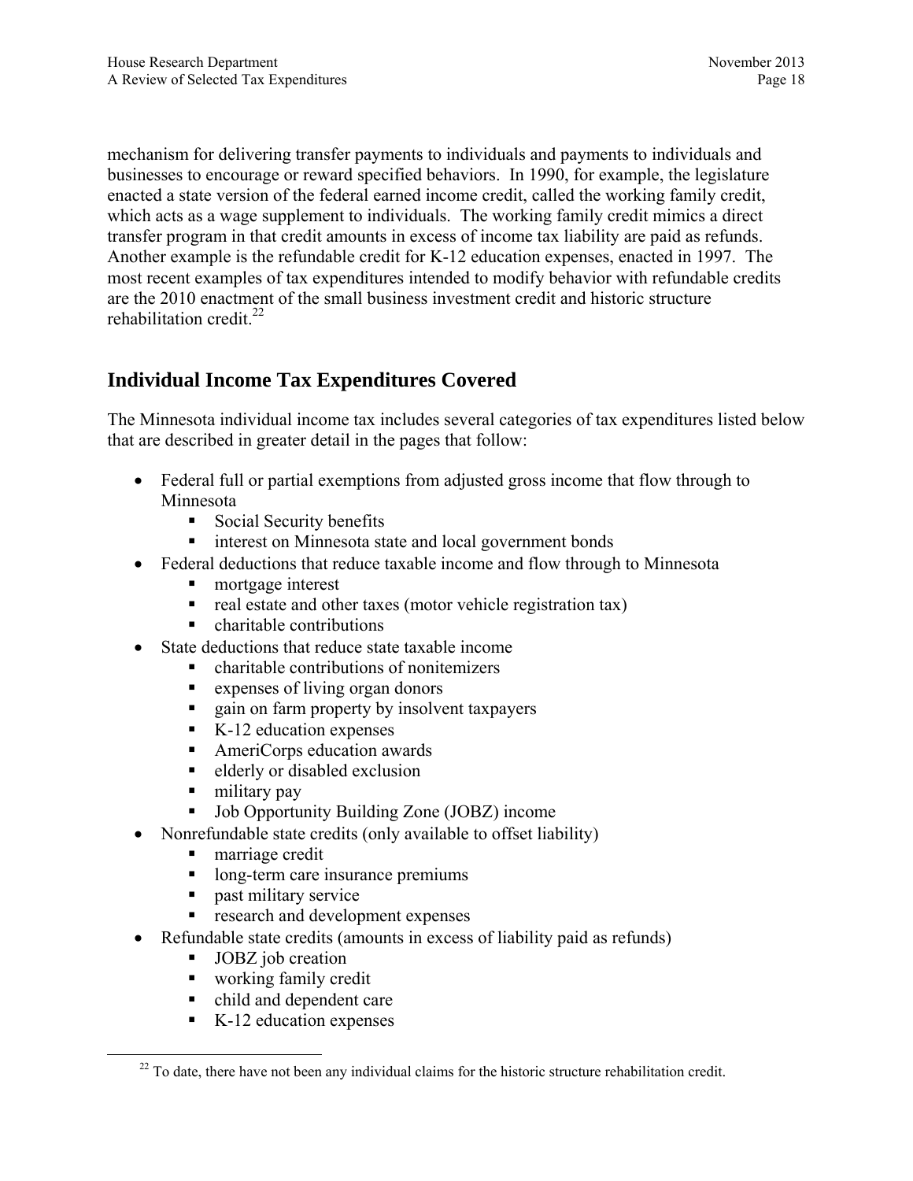mechanism for delivering transfer payments to individuals and payments to individuals and businesses to encourage or reward specified behaviors. In 1990, for example, the legislature enacted a state version of the federal earned income credit, called the working family credit, which acts as a wage supplement to individuals. The working family credit mimics a direct transfer program in that credit amounts in excess of income tax liability are paid as refunds. Another example is the refundable credit for K-12 education expenses, enacted in 1997. The most recent examples of tax expenditures intended to modify behavior with refundable credits are the 2010 enactment of the small business investment credit and historic structure rehabilitation credit.[22]

## Individual Income Tax Expenditures Covered

The Minnesota individual income tax includes several categories of tax expenditures listed below that are described in greater detail in the pages that follow:

- Federal full or partial exemptions from adjusted gross income that flow through to Minnesota
  - Social Security benefits
  - interest on Minnesota state and local government bonds
- Federal deductions that reduce taxable income and flow through to Minnesota
  - mortgage interest
  - real estate and other taxes (motor vehicle registration tax)
  - charitable contributions
- State deductions that reduce state taxable income
  - charitable contributions of nonitemizers
  - expenses of living organ donors
  - gain on farm property by insolvent taxpayers
  - K-12 education expenses
  - AmeriCorps education awards
  - elderly or disabled exclusion
  - military pay
  - Job Opportunity Building Zone (JOBZ) income
- Nonrefundable state credits (only available to offset liability)
  - marriage credit
  - long-term care insurance premiums
  - past military service
  - research and development expenses
- Refundable state credits (amounts in excess of liability paid as refunds)
  - JOBZ job creation
  - working family credit
  - child and dependent care
  - K-12 education expenses

[22] To date, there have not been any individual claims for the historic structure rehabilitation credit.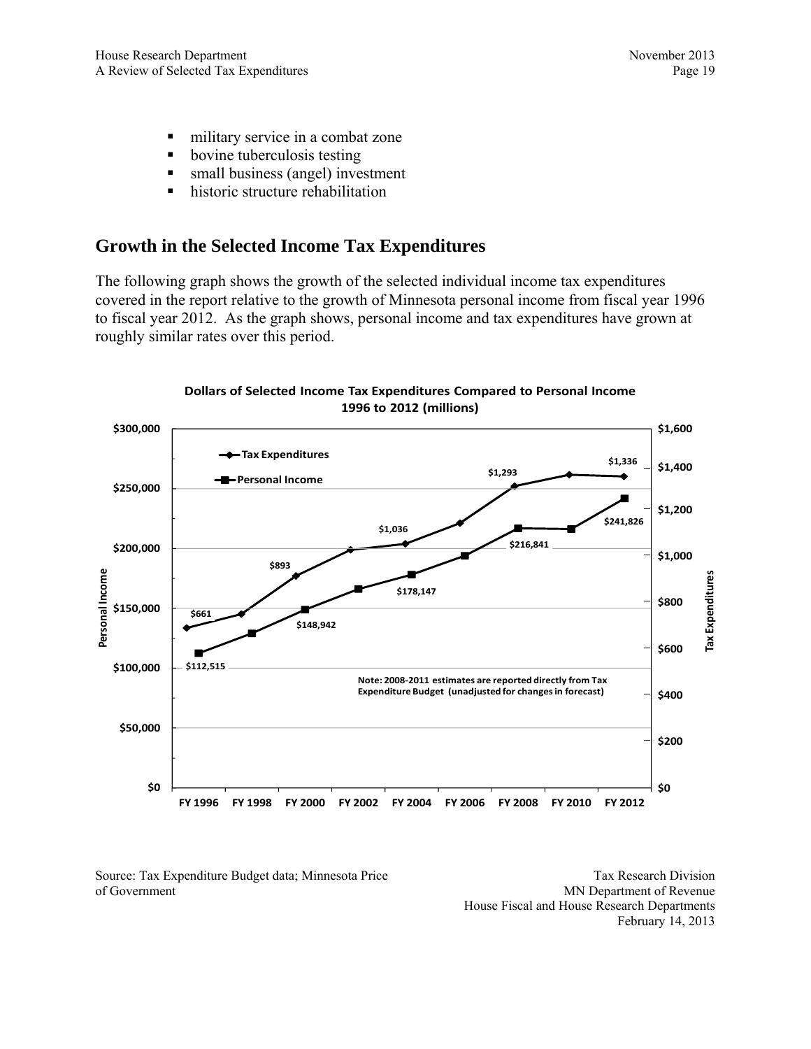- military service in a combat zone
- bovine tuberculosis testing
- small business (angel) investment
- historic structure rehabilitation

## Growth in the Selected Income Tax Expenditures

The following graph shows the growth of the selected individual income tax expenditures covered in the report relative to the growth of Minnesota personal income from fiscal year 1996 to fiscal year 2012. As the graph shows, personal income and tax expenditures have grown at roughly similar rates over this period.

**Dollars of Selected Income Tax Expenditures Compared to Personal Income 1996 to 2012 (millions)**

| Fiscal Year | Tax Expenditures | Personal Income |
|---|---|---|
| FY 1996 | $661 | $112,515 |
| FY 2000 | $893 | $148,942 |
| FY 2004 | $1,036 | $178,147 |
| FY 2008 | $1,293 | $216,841 |
| FY 2012 | $1,336 | $241,826 |

Note: 2008-2011 estimates are reported directly from Tax Expenditure Budget (unadjusted for changes in forecast)

Source: Tax Expenditure Budget data; Minnesota Price of Government

Tax Research Division
MN Department of Revenue
House Fiscal and House Research Departments
February 14, 2013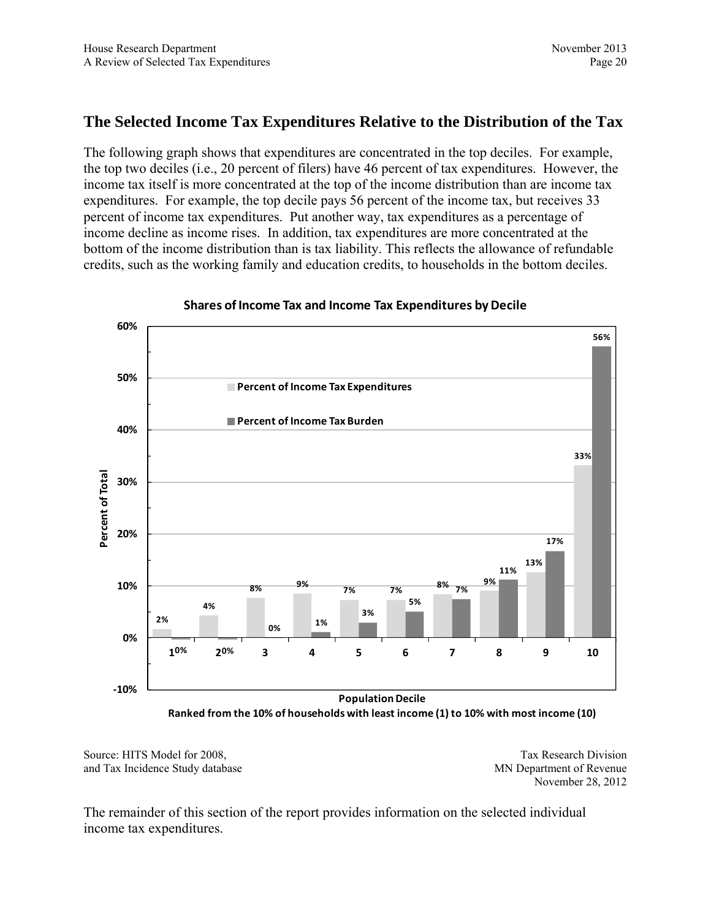## The Selected Income Tax Expenditures Relative to the Distribution of the Tax

The following graph shows that expenditures are concentrated in the top deciles. For example, the top two deciles (i.e., 20 percent of filers) have 46 percent of tax expenditures. However, the income tax itself is more concentrated at the top of the income distribution than are income tax expenditures. For example, the top decile pays 56 percent of the income tax, but receives 33 percent of income tax expenditures. Put another way, tax expenditures as a percentage of income decline as income rises. In addition, tax expenditures are more concentrated at the bottom of the income distribution than is tax liability. This reflects the allowance of refundable credits, such as the working family and education credits, to households in the bottom deciles.

**Shares of Income Tax and Income Tax Expenditures by Decile**

| Population Decile | Percent of Income Tax Expenditures | Percent of Income Tax Burden |
|---|---|---|
| 1 | 2% | 0% |
| 2 | 4% | 0% |
| 3 | 8% | 0% |
| 4 | 9% | 1% |
| 5 | 7% | 3% |
| 6 | 7% | 5% |
| 7 | 8% | 7% |
| 8 | 9% | 11% |
| 9 | 13% | 17% |
| 10 | 33% | 56% |

Population Decile
Ranked from the 10% of households with least income (1) to 10% with most income (10)

Source: HITS Model for 2008, and Tax Incidence Study database

Tax Research Division
MN Department of Revenue
November 28, 2012

The remainder of this section of the report provides information on the selected individual income tax expenditures.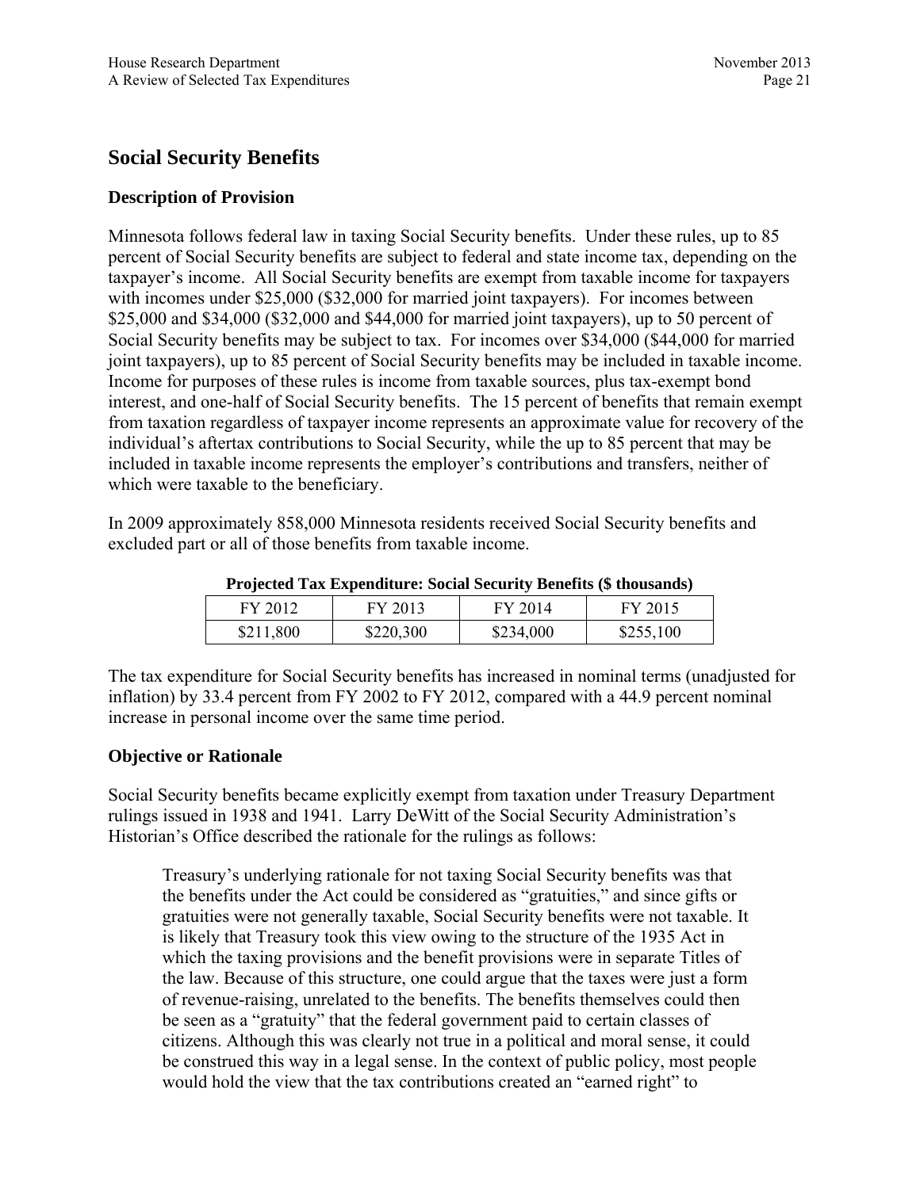## Social Security Benefits

### Description of Provision

Minnesota follows federal law in taxing Social Security benefits. Under these rules, up to 85 percent of Social Security benefits are subject to federal and state income tax, depending on the taxpayer's income. All Social Security benefits are exempt from taxable income for taxpayers with incomes under $25,000 ($32,000 for married joint taxpayers). For incomes between $25,000 and $34,000 ($32,000 and $44,000 for married joint taxpayers), up to 50 percent of Social Security benefits may be subject to tax. For incomes over $34,000 ($44,000 for married joint taxpayers), up to 85 percent of Social Security benefits may be included in taxable income. Income for purposes of these rules is income from taxable sources, plus tax-exempt bond interest, and one-half of Social Security benefits. The 15 percent of benefits that remain exempt from taxation regardless of taxpayer income represents an approximate value for recovery of the individual's aftertax contributions to Social Security, while the up to 85 percent that may be included in taxable income represents the employer's contributions and transfers, neither of which were taxable to the beneficiary.

In 2009 approximately 858,000 Minnesota residents received Social Security benefits and excluded part or all of those benefits from taxable income.

**Projected Tax Expenditure: Social Security Benefits ($ thousands)**

| FY 2012 | FY 2013 | FY 2014 | FY 2015 |
|---|---|---|---|
| $211,800 | $220,300 | $234,000 | $255,100 |

The tax expenditure for Social Security benefits has increased in nominal terms (unadjusted for inflation) by 33.4 percent from FY 2002 to FY 2012, compared with a 44.9 percent nominal increase in personal income over the same time period.

### Objective or Rationale

Social Security benefits became explicitly exempt from taxation under Treasury Department rulings issued in 1938 and 1941. Larry DeWitt of the Social Security Administration's Historian's Office described the rationale for the rulings as follows:

> Treasury's underlying rationale for not taxing Social Security benefits was that the benefits under the Act could be considered as "gratuities," and since gifts or gratuities were not generally taxable, Social Security benefits were not taxable. It is likely that Treasury took this view owing to the structure of the 1935 Act in which the taxing provisions and the benefit provisions were in separate Titles of the law. Because of this structure, one could argue that the taxes were just a form of revenue-raising, unrelated to the benefits. The benefits themselves could then be seen as a "gratuity" that the federal government paid to certain classes of citizens. Although this was clearly not true in a political and moral sense, it could be construed this way in a legal sense. In the context of public policy, most people would hold the view that the tax contributions created an "earned right" to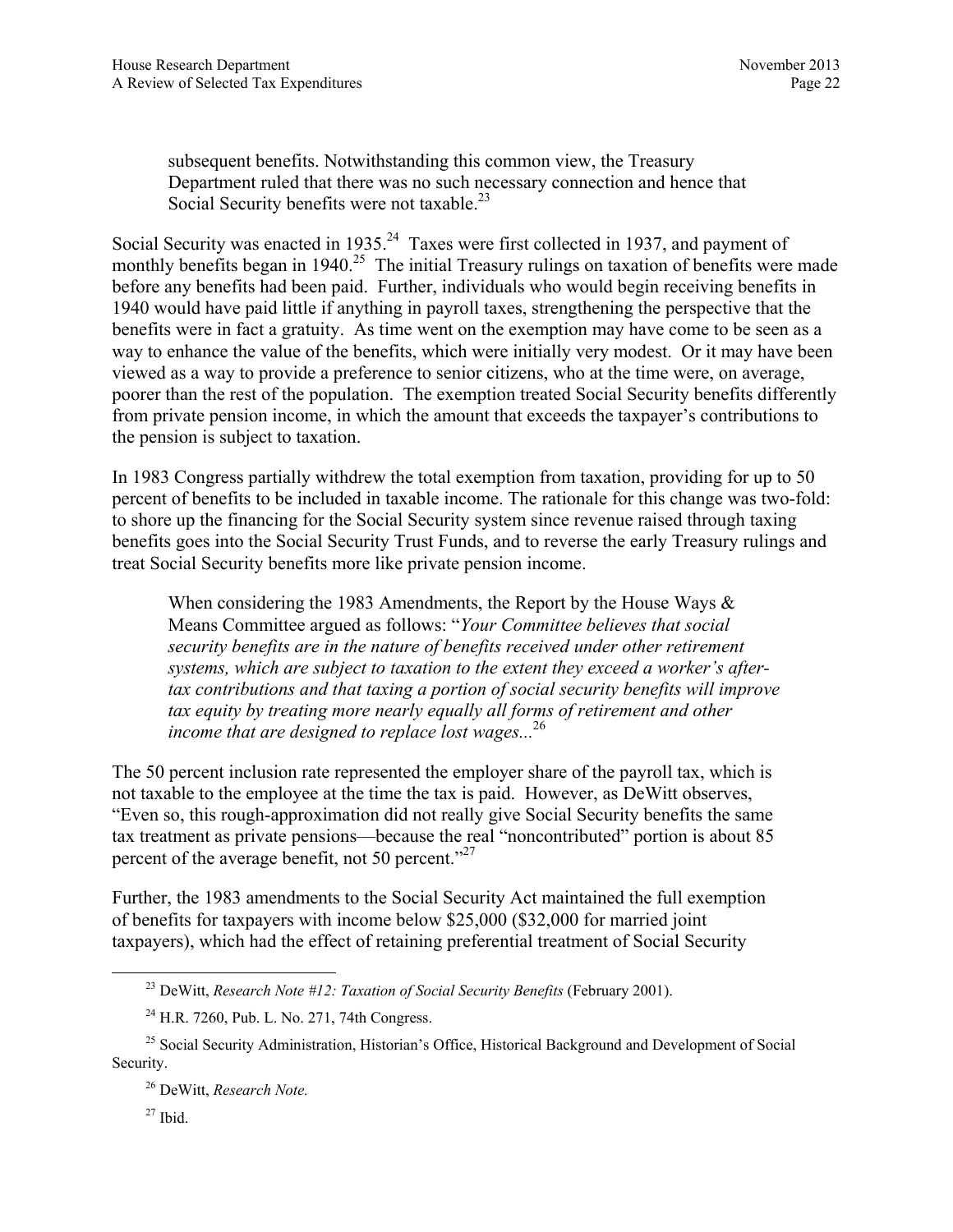> subsequent benefits. Notwithstanding this common view, the Treasury Department ruled that there was no such necessary connection and hence that Social Security benefits were not taxable.[23]

Social Security was enacted in 1935.[24] Taxes were first collected in 1937, and payment of monthly benefits began in 1940.[25] The initial Treasury rulings on taxation of benefits were made before any benefits had been paid. Further, individuals who would begin receiving benefits in 1940 would have paid little if anything in payroll taxes, strengthening the perspective that the benefits were in fact a gratuity. As time went on the exemption may have come to be seen as a way to enhance the value of the benefits, which were initially very modest. Or it may have been viewed as a way to provide a preference to senior citizens, who at the time were, on average, poorer than the rest of the population. The exemption treated Social Security benefits differently from private pension income, in which the amount that exceeds the taxpayer's contributions to the pension is subject to taxation.

In 1983 Congress partially withdrew the total exemption from taxation, providing for up to 50 percent of benefits to be included in taxable income. The rationale for this change was two-fold: to shore up the financing for the Social Security system since revenue raised through taxing benefits goes into the Social Security Trust Funds, and to reverse the early Treasury rulings and treat Social Security benefits more like private pension income.

> When considering the 1983 Amendments, the Report by the House Ways & Means Committee argued as follows: "*Your Committee believes that social security benefits are in the nature of benefits received under other retirement systems, which are subject to taxation to the extent they exceed a worker's after-tax contributions and that taxing a portion of social security benefits will improve tax equity by treating more nearly equally all forms of retirement and other income that are designed to replace lost wages...*[26]

The 50 percent inclusion rate represented the employer share of the payroll tax, which is not taxable to the employee at the time the tax is paid. However, as DeWitt observes, "Even so, this rough-approximation did not really give Social Security benefits the same tax treatment as private pensions—because the real "noncontributed" portion is about 85 percent of the average benefit, not 50 percent."[27]

Further, the 1983 amendments to the Social Security Act maintained the full exemption of benefits for taxpayers with income below $25,000 ($32,000 for married joint taxpayers), which had the effect of retaining preferential treatment of Social Security

---

[23] DeWitt, *Research Note #12: Taxation of Social Security Benefits* (February 2001).

[24] H.R. 7260, Pub. L. No. 271, 74th Congress.

[25] Social Security Administration, Historian's Office, Historical Background and Development of Social Security.

[26] DeWitt, *Research Note.*

[27] Ibid.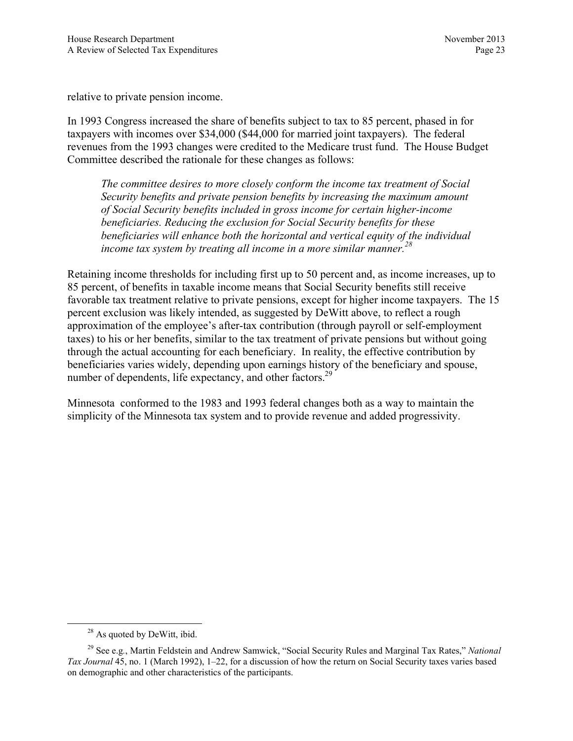relative to private pension income.

In 1993 Congress increased the share of benefits subject to tax to 85 percent, phased in for taxpayers with incomes over $34,000 ($44,000 for married joint taxpayers). The federal revenues from the 1993 changes were credited to the Medicare trust fund. The House Budget Committee described the rationale for these changes as follows:

> *The committee desires to more closely conform the income tax treatment of Social Security benefits and private pension benefits by increasing the maximum amount of Social Security benefits included in gross income for certain higher-income beneficiaries. Reducing the exclusion for Social Security benefits for these beneficiaries will enhance both the horizontal and vertical equity of the individual income tax system by treating all income in a more similar manner.*[28]

Retaining income thresholds for including first up to 50 percent and, as income increases, up to 85 percent, of benefits in taxable income means that Social Security benefits still receive favorable tax treatment relative to private pensions, except for higher income taxpayers. The 15 percent exclusion was likely intended, as suggested by DeWitt above, to reflect a rough approximation of the employee's after-tax contribution (through payroll or self-employment taxes) to his or her benefits, similar to the tax treatment of private pensions but without going through the actual accounting for each beneficiary. In reality, the effective contribution by beneficiaries varies widely, depending upon earnings history of the beneficiary and spouse, number of dependents, life expectancy, and other factors.[29]

Minnesota conformed to the 1983 and 1993 federal changes both as a way to maintain the simplicity of the Minnesota tax system and to provide revenue and added progressivity.

---

[28] As quoted by DeWitt, ibid.

[29] See e.g., Martin Feldstein and Andrew Samwick, "Social Security Rules and Marginal Tax Rates," *National Tax Journal* 45, no. 1 (March 1992), 1–22, for a discussion of how the return on Social Security taxes varies based on demographic and other characteristics of the participants.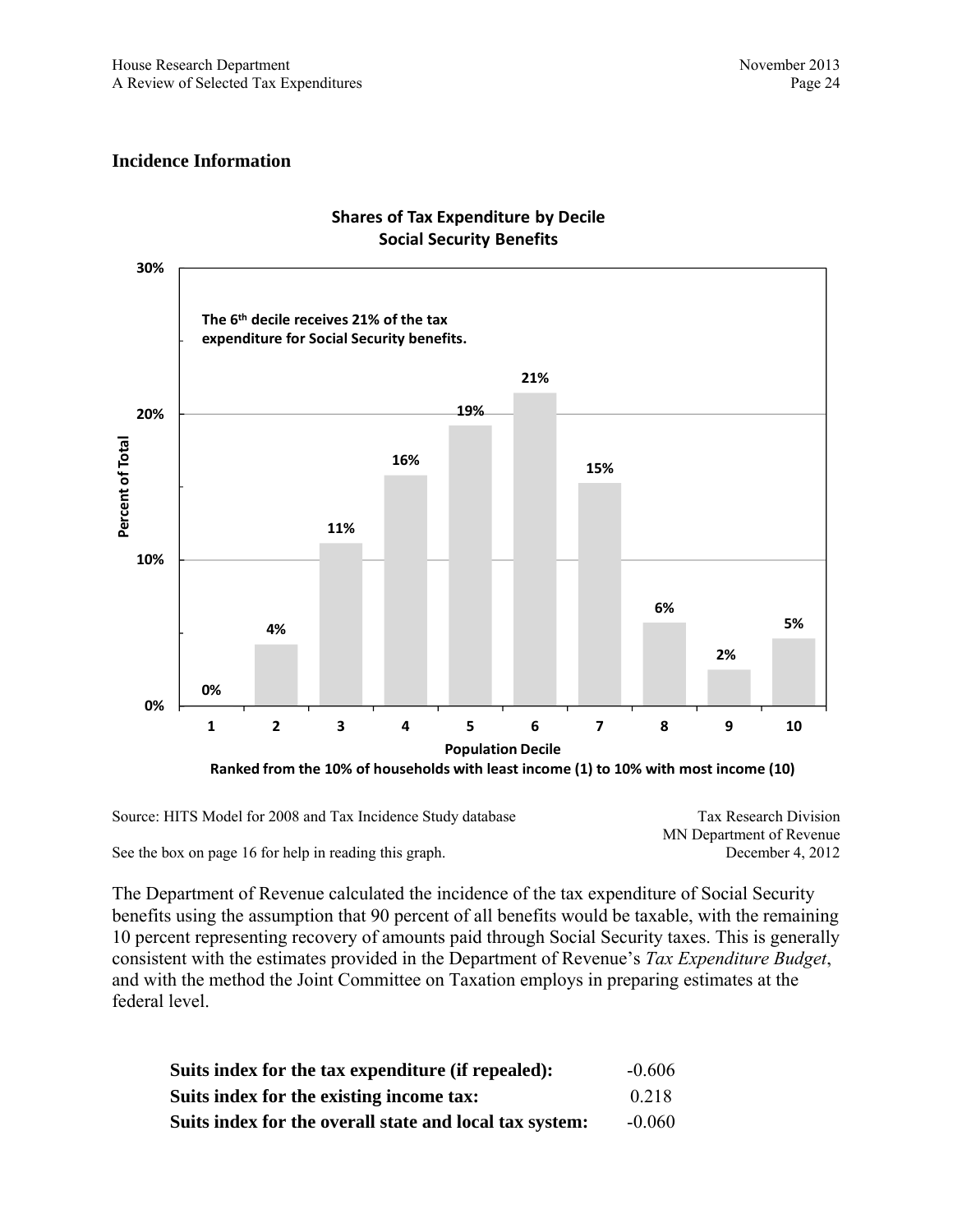## Incidence Information

**Shares of Tax Expenditure by Decile**
**Social Security Benefits**

The 6th decile receives 21% of the tax expenditure for Social Security benefits.

| Population Decile | 1 | 2 | 3 | 4 | 5 | 6 | 7 | 8 | 9 | 10 |
|---|---|---|---|---|---|---|---|---|---|---|
| Percent of Total | 0% | 4% | 11% | 16% | 19% | 21% | 15% | 6% | 2% | 5% |

Ranked from the 10% of households with least income (1) to 10% with most income (10)

Source: HITS Model for 2008 and Tax Incidence Study database

Tax Research Division
MN Department of Revenue
December 4, 2012

See the box on page 16 for help in reading this graph.

The Department of Revenue calculated the incidence of the tax expenditure of Social Security benefits using the assumption that 90 percent of all benefits would be taxable, with the remaining 10 percent representing recovery of amounts paid through Social Security taxes. This is generally consistent with the estimates provided in the Department of Revenue's *Tax Expenditure Budget*, and with the method the Joint Committee on Taxation employs in preparing estimates at the federal level.

| | |
|---|---|
| **Suits index for the tax expenditure (if repealed):** | -0.606 |
| **Suits index for the existing income tax:** | 0.218 |
| **Suits index for the overall state and local tax system:** | -0.060 |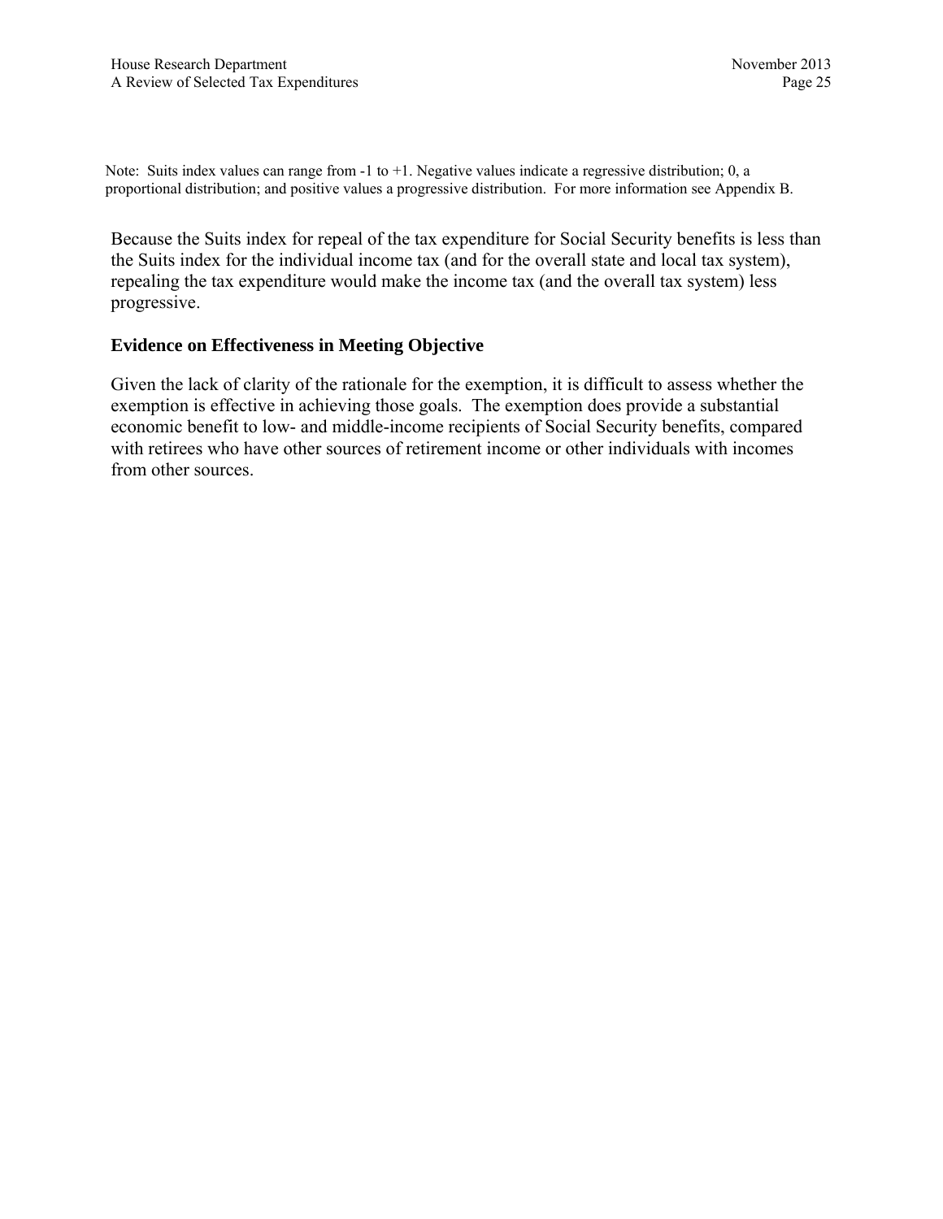Note: Suits index values can range from -1 to +1. Negative values indicate a regressive distribution; 0, a proportional distribution; and positive values a progressive distribution. For more information see Appendix B.

Because the Suits index for repeal of the tax expenditure for Social Security benefits is less than the Suits index for the individual income tax (and for the overall state and local tax system), repealing the tax expenditure would make the income tax (and the overall tax system) less progressive.

### Evidence on Effectiveness in Meeting Objective

Given the lack of clarity of the rationale for the exemption, it is difficult to assess whether the exemption is effective in achieving those goals. The exemption does provide a substantial economic benefit to low- and middle-income recipients of Social Security benefits, compared with retirees who have other sources of retirement income or other individuals with incomes from other sources.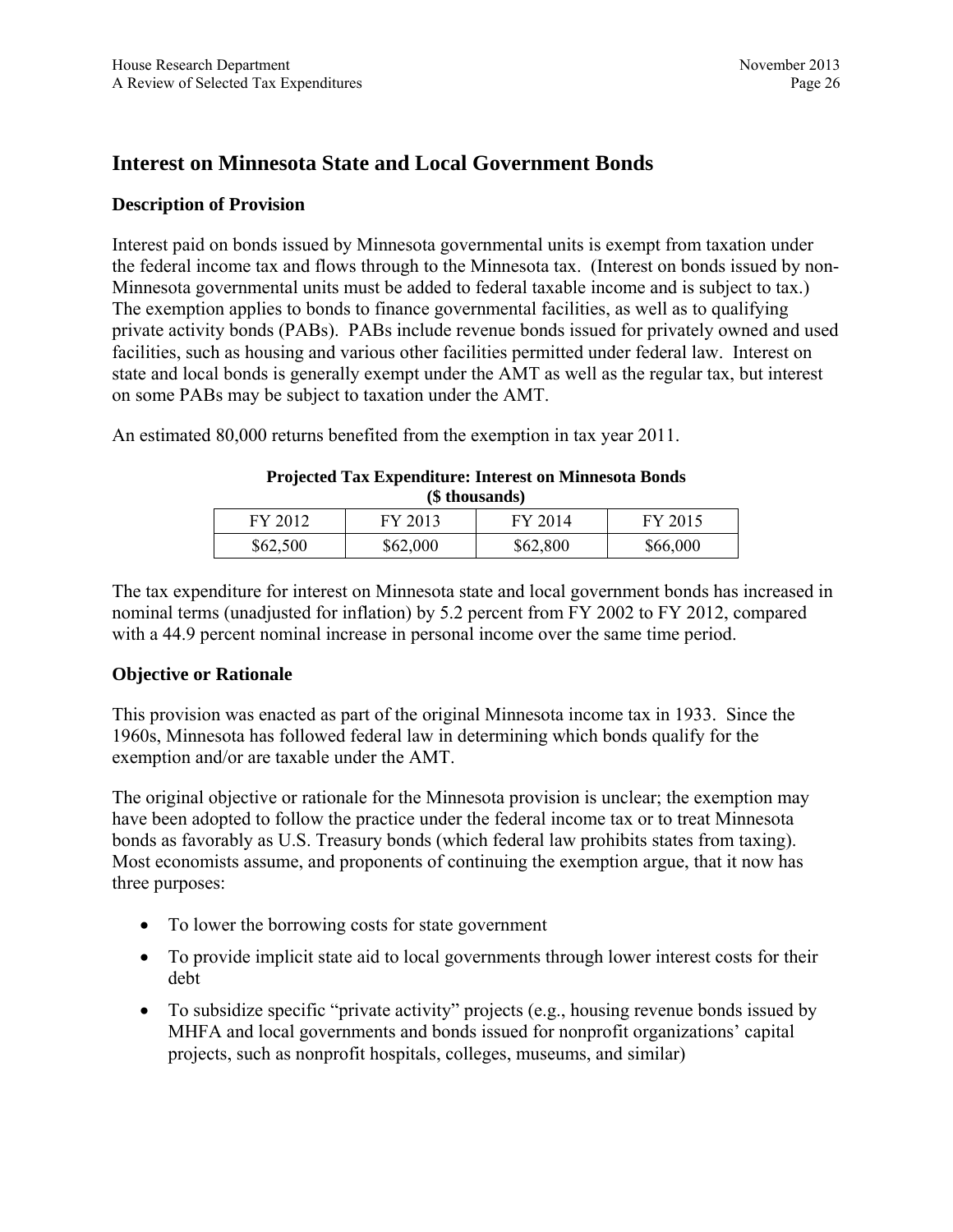## Interest on Minnesota State and Local Government Bonds

### Description of Provision

Interest paid on bonds issued by Minnesota governmental units is exempt from taxation under the federal income tax and flows through to the Minnesota tax. (Interest on bonds issued by non-Minnesota governmental units must be added to federal taxable income and is subject to tax.) The exemption applies to bonds to finance governmental facilities, as well as to qualifying private activity bonds (PABs). PABs include revenue bonds issued for privately owned and used facilities, such as housing and various other facilities permitted under federal law. Interest on state and local bonds is generally exempt under the AMT as well as the regular tax, but interest on some PABs may be subject to taxation under the AMT.

An estimated 80,000 returns benefited from the exemption in tax year 2011.

**Projected Tax Expenditure: Interest on Minnesota Bonds**
**($ thousands)**

| FY 2012 | FY 2013 | FY 2014 | FY 2015 |
|---|---|---|---|
| $62,500 | $62,000 | $62,800 | $66,000 |

The tax expenditure for interest on Minnesota state and local government bonds has increased in nominal terms (unadjusted for inflation) by 5.2 percent from FY 2002 to FY 2012, compared with a 44.9 percent nominal increase in personal income over the same time period.

### Objective or Rationale

This provision was enacted as part of the original Minnesota income tax in 1933. Since the 1960s, Minnesota has followed federal law in determining which bonds qualify for the exemption and/or are taxable under the AMT.

The original objective or rationale for the Minnesota provision is unclear; the exemption may have been adopted to follow the practice under the federal income tax or to treat Minnesota bonds as favorably as U.S. Treasury bonds (which federal law prohibits states from taxing). Most economists assume, and proponents of continuing the exemption argue, that it now has three purposes:

- To lower the borrowing costs for state government
- To provide implicit state aid to local governments through lower interest costs for their debt
- To subsidize specific "private activity" projects (e.g., housing revenue bonds issued by MHFA and local governments and bonds issued for nonprofit organizations' capital projects, such as nonprofit hospitals, colleges, museums, and similar)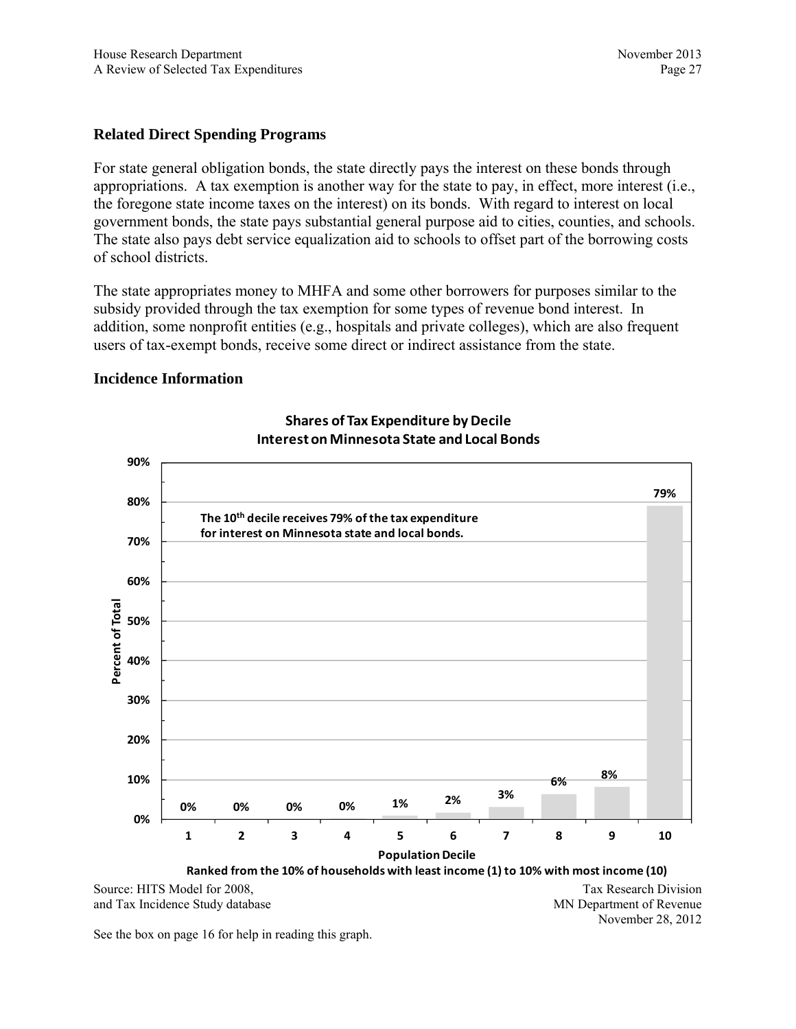## Related Direct Spending Programs

For state general obligation bonds, the state directly pays the interest on these bonds through appropriations. A tax exemption is another way for the state to pay, in effect, more interest (i.e., the foregone state income taxes on the interest) on its bonds. With regard to interest on local government bonds, the state pays substantial general purpose aid to cities, counties, and schools. The state also pays debt service equalization aid to schools to offset part of the borrowing costs of school districts.

The state appropriates money to MHFA and some other borrowers for purposes similar to the subsidy provided through the tax exemption for some types of revenue bond interest. In addition, some nonprofit entities (e.g., hospitals and private colleges), which are also frequent users of tax-exempt bonds, receive some direct or indirect assistance from the state.

## Incidence Information

**Shares of Tax Expenditure by Decile**
**Interest on Minnesota State and Local Bonds**

The 10th decile receives 79% of the tax expenditure for interest on Minnesota state and local bonds.

| Population Decile | Percent of Total |
|---|---|
| 1 | 0% |
| 2 | 0% |
| 3 | 0% |
| 4 | 0% |
| 5 | 1% |
| 6 | 2% |
| 7 | 3% |
| 8 | 6% |
| 9 | 8% |
| 10 | 79% |

Ranked from the 10% of households with least income (1) to 10% with most income (10)

Source: HITS Model for 2008, and Tax Incidence Study database

Tax Research Division
MN Department of Revenue
November 28, 2012

See the box on page 16 for help in reading this graph.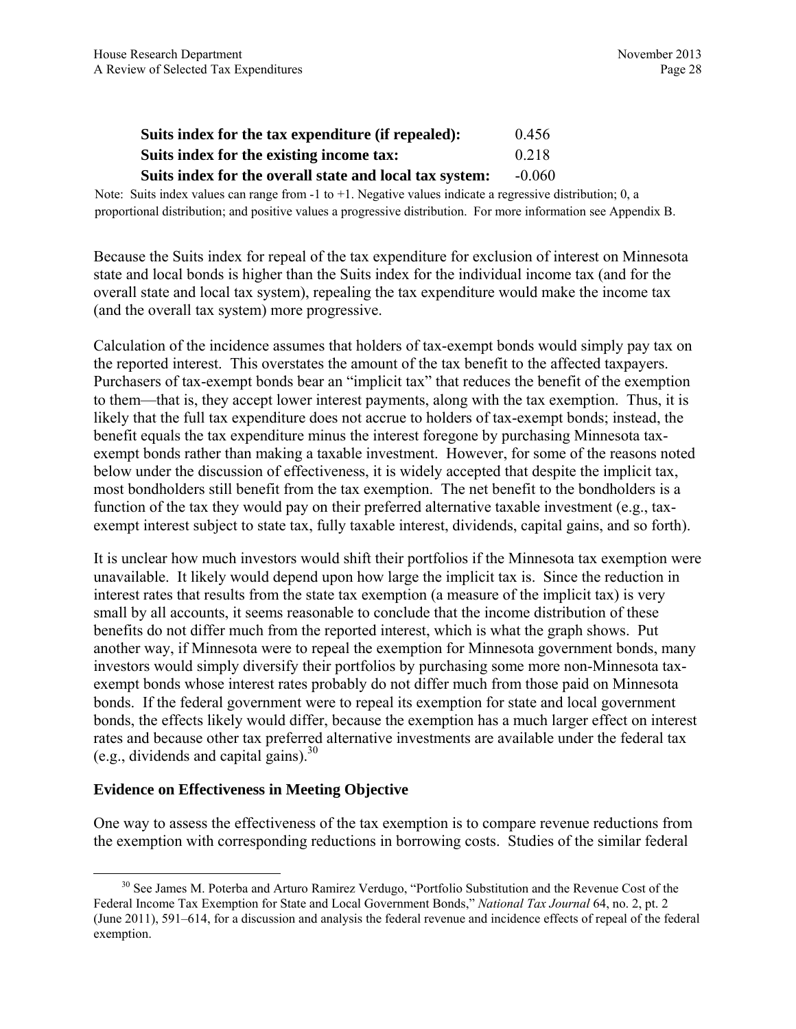| | |
|---|---|
| **Suits index for the tax expenditure (if repealed):** | 0.456 |
| **Suits index for the existing income tax:** | 0.218 |
| **Suits index for the overall state and local tax system:** | -0.060 |

Note: Suits index values can range from -1 to +1. Negative values indicate a regressive distribution; 0, a proportional distribution; and positive values a progressive distribution. For more information see Appendix B.

Because the Suits index for repeal of the tax expenditure for exclusion of interest on Minnesota state and local bonds is higher than the Suits index for the individual income tax (and for the overall state and local tax system), repealing the tax expenditure would make the income tax (and the overall tax system) more progressive.

Calculation of the incidence assumes that holders of tax-exempt bonds would simply pay tax on the reported interest. This overstates the amount of the tax benefit to the affected taxpayers. Purchasers of tax-exempt bonds bear an "implicit tax" that reduces the benefit of the exemption to them—that is, they accept lower interest payments, along with the tax exemption. Thus, it is likely that the full tax expenditure does not accrue to holders of tax-exempt bonds; instead, the benefit equals the tax expenditure minus the interest foregone by purchasing Minnesota tax-exempt bonds rather than making a taxable investment. However, for some of the reasons noted below under the discussion of effectiveness, it is widely accepted that despite the implicit tax, most bondholders still benefit from the tax exemption. The net benefit to the bondholders is a function of the tax they would pay on their preferred alternative taxable investment (e.g., tax-exempt interest subject to state tax, fully taxable interest, dividends, capital gains, and so forth).

It is unclear how much investors would shift their portfolios if the Minnesota tax exemption were unavailable. It likely would depend upon how large the implicit tax is. Since the reduction in interest rates that results from the state tax exemption (a measure of the implicit tax) is very small by all accounts, it seems reasonable to conclude that the income distribution of these benefits do not differ much from the reported interest, which is what the graph shows. Put another way, if Minnesota were to repeal the exemption for Minnesota government bonds, many investors would simply diversify their portfolios by purchasing some more non-Minnesota tax-exempt bonds whose interest rates probably do not differ much from those paid on Minnesota bonds. If the federal government were to repeal its exemption for state and local government bonds, the effects likely would differ, because the exemption has a much larger effect on interest rates and because other tax preferred alternative investments are available under the federal tax (e.g., dividends and capital gains).[30]

### Evidence on Effectiveness in Meeting Objective

One way to assess the effectiveness of the tax exemption is to compare revenue reductions from the exemption with corresponding reductions in borrowing costs. Studies of the similar federal

[30] See James M. Poterba and Arturo Ramirez Verdugo, "Portfolio Substitution and the Revenue Cost of the Federal Income Tax Exemption for State and Local Government Bonds," *National Tax Journal* 64, no. 2, pt. 2 (June 2011), 591–614, for a discussion and analysis the federal revenue and incidence effects of repeal of the federal exemption.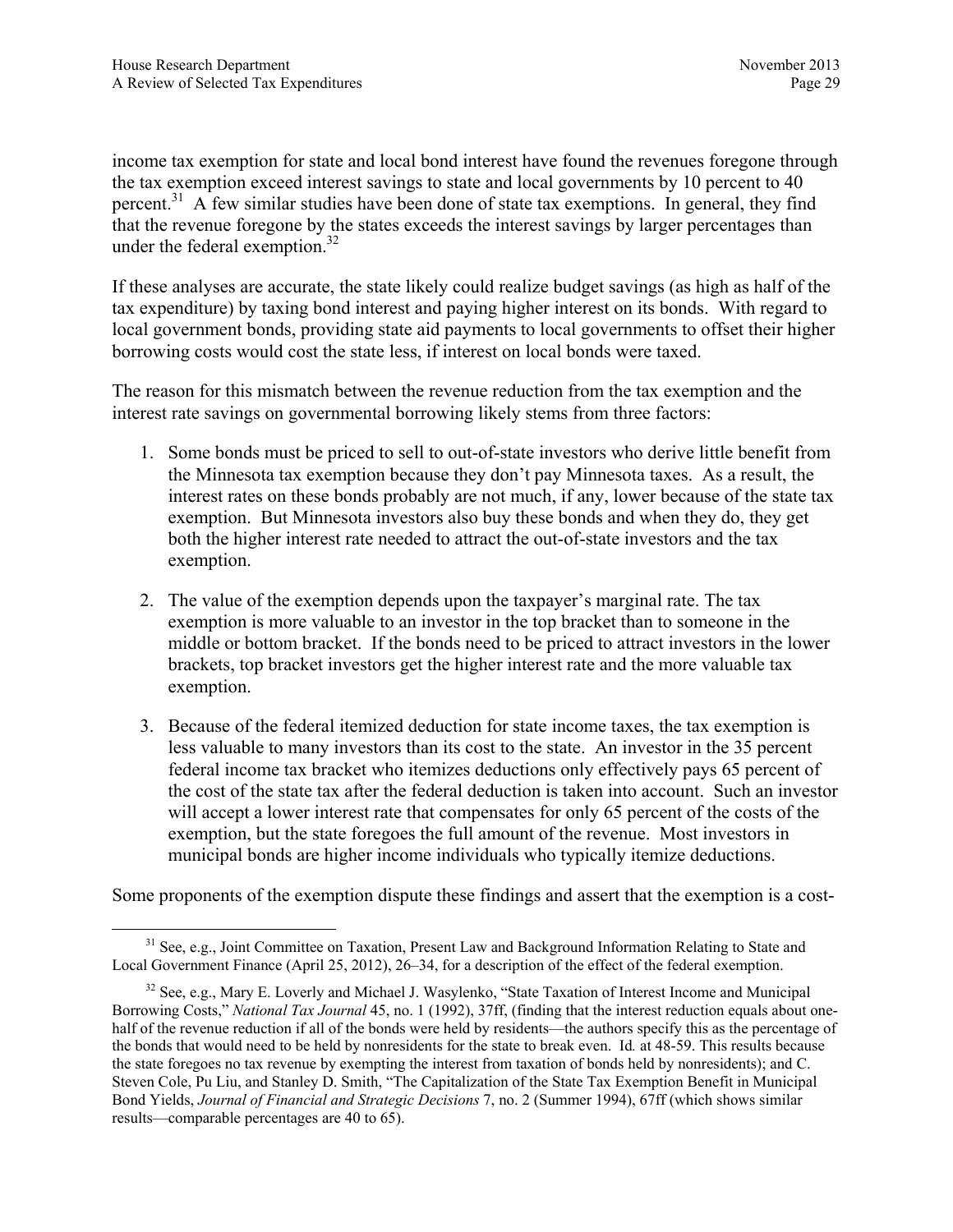income tax exemption for state and local bond interest have found the revenues foregone through the tax exemption exceed interest savings to state and local governments by 10 percent to 40 percent.[31] A few similar studies have been done of state tax exemptions. In general, they find that the revenue foregone by the states exceeds the interest savings by larger percentages than under the federal exemption.[32]

If these analyses are accurate, the state likely could realize budget savings (as high as half of the tax expenditure) by taxing bond interest and paying higher interest on its bonds. With regard to local government bonds, providing state aid payments to local governments to offset their higher borrowing costs would cost the state less, if interest on local bonds were taxed.

The reason for this mismatch between the revenue reduction from the tax exemption and the interest rate savings on governmental borrowing likely stems from three factors:

1. Some bonds must be priced to sell to out-of-state investors who derive little benefit from the Minnesota tax exemption because they don't pay Minnesota taxes. As a result, the interest rates on these bonds probably are not much, if any, lower because of the state tax exemption. But Minnesota investors also buy these bonds and when they do, they get both the higher interest rate needed to attract the out-of-state investors and the tax exemption.

2. The value of the exemption depends upon the taxpayer's marginal rate. The tax exemption is more valuable to an investor in the top bracket than to someone in the middle or bottom bracket. If the bonds need to be priced to attract investors in the lower brackets, top bracket investors get the higher interest rate and the more valuable tax exemption.

3. Because of the federal itemized deduction for state income taxes, the tax exemption is less valuable to many investors than its cost to the state. An investor in the 35 percent federal income tax bracket who itemizes deductions only effectively pays 65 percent of the cost of the state tax after the federal deduction is taken into account. Such an investor will accept a lower interest rate that compensates for only 65 percent of the costs of the exemption, but the state foregoes the full amount of the revenue. Most investors in municipal bonds are higher income individuals who typically itemize deductions.

Some proponents of the exemption dispute these findings and assert that the exemption is a cost-

---

[31] See, e.g., Joint Committee on Taxation, Present Law and Background Information Relating to State and Local Government Finance (April 25, 2012), 26–34, for a description of the effect of the federal exemption.

[32] See, e.g., Mary E. Loverly and Michael J. Wasylenko, "State Taxation of Interest Income and Municipal Borrowing Costs," *National Tax Journal* 45, no. 1 (1992), 37ff, (finding that the interest reduction equals about one-half of the revenue reduction if all of the bonds were held by residents—the authors specify this as the percentage of the bonds that would need to be held by nonresidents for the state to break even. Id*.* at 48-59. This results because the state foregoes no tax revenue by exempting the interest from taxation of bonds held by nonresidents); and C. Steven Cole, Pu Liu, and Stanley D. Smith, "The Capitalization of the State Tax Exemption Benefit in Municipal Bond Yields, *Journal of Financial and Strategic Decisions* 7, no. 2 (Summer 1994), 67ff (which shows similar results—comparable percentages are 40 to 65).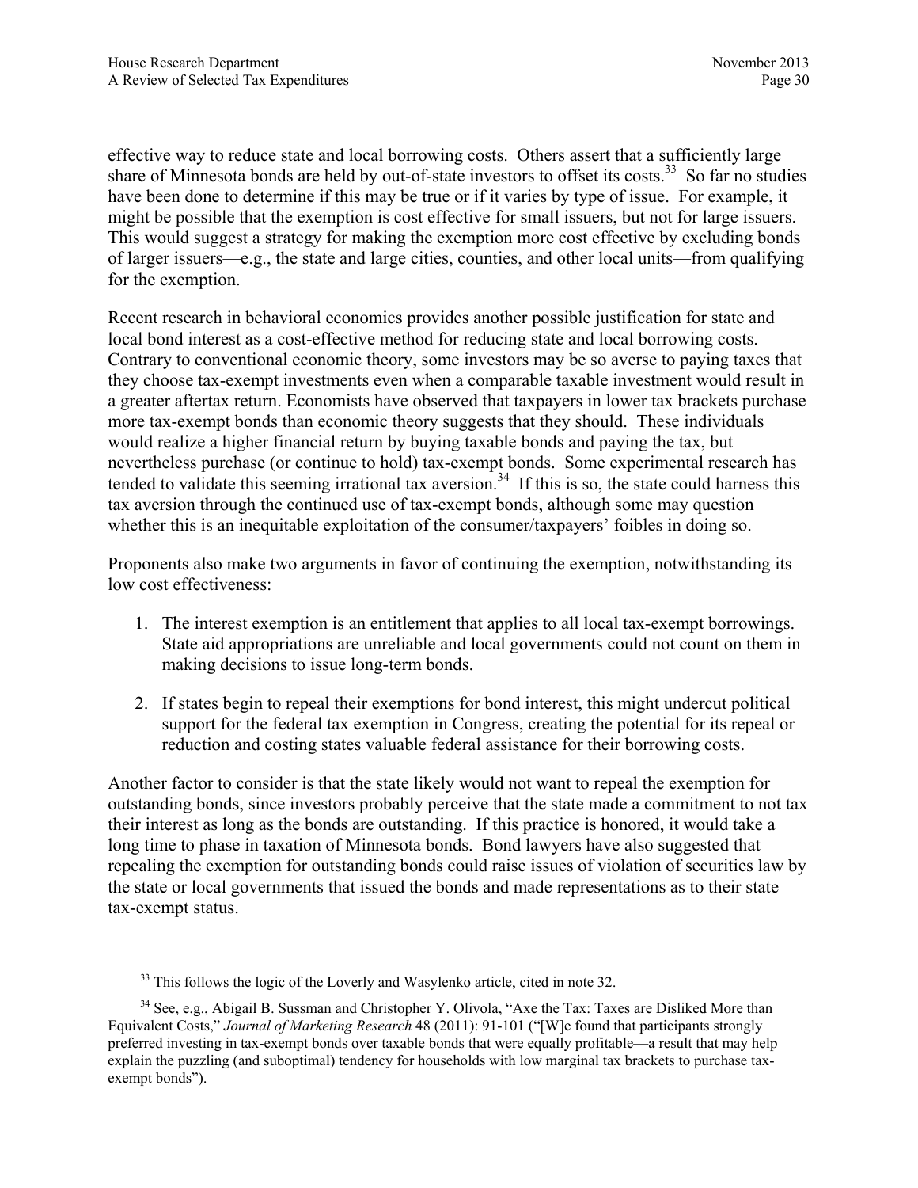effective way to reduce state and local borrowing costs. Others assert that a sufficiently large share of Minnesota bonds are held by out-of-state investors to offset its costs.[33] So far no studies have been done to determine if this may be true or if it varies by type of issue. For example, it might be possible that the exemption is cost effective for small issuers, but not for large issuers. This would suggest a strategy for making the exemption more cost effective by excluding bonds of larger issuers—e.g., the state and large cities, counties, and other local units—from qualifying for the exemption.

Recent research in behavioral economics provides another possible justification for state and local bond interest as a cost-effective method for reducing state and local borrowing costs. Contrary to conventional economic theory, some investors may be so averse to paying taxes that they choose tax-exempt investments even when a comparable taxable investment would result in a greater aftertax return. Economists have observed that taxpayers in lower tax brackets purchase more tax-exempt bonds than economic theory suggests that they should. These individuals would realize a higher financial return by buying taxable bonds and paying the tax, but nevertheless purchase (or continue to hold) tax-exempt bonds. Some experimental research has tended to validate this seeming irrational tax aversion.[34] If this is so, the state could harness this tax aversion through the continued use of tax-exempt bonds, although some may question whether this is an inequitable exploitation of the consumer/taxpayers' foibles in doing so.

Proponents also make two arguments in favor of continuing the exemption, notwithstanding its low cost effectiveness:

1. The interest exemption is an entitlement that applies to all local tax-exempt borrowings. State aid appropriations are unreliable and local governments could not count on them in making decisions to issue long-term bonds.

2. If states begin to repeal their exemptions for bond interest, this might undercut political support for the federal tax exemption in Congress, creating the potential for its repeal or reduction and costing states valuable federal assistance for their borrowing costs.

Another factor to consider is that the state likely would not want to repeal the exemption for outstanding bonds, since investors probably perceive that the state made a commitment to not tax their interest as long as the bonds are outstanding. If this practice is honored, it would take a long time to phase in taxation of Minnesota bonds. Bond lawyers have also suggested that repealing the exemption for outstanding bonds could raise issues of violation of securities law by the state or local governments that issued the bonds and made representations as to their state tax-exempt status.

---

[33] This follows the logic of the Loverly and Wasylenko article, cited in note 32.

[34] See, e.g., Abigail B. Sussman and Christopher Y. Olivola, "Axe the Tax: Taxes are Disliked More than Equivalent Costs," *Journal of Marketing Research* 48 (2011): 91-101 ("[W]e found that participants strongly preferred investing in tax-exempt bonds over taxable bonds that were equally profitable—a result that may help explain the puzzling (and suboptimal) tendency for households with low marginal tax brackets to purchase tax-exempt bonds").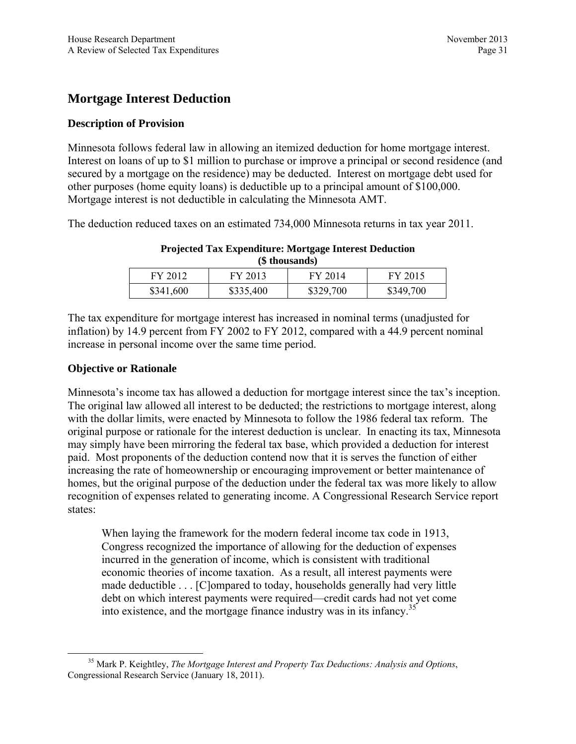## Mortgage Interest Deduction

### Description of Provision

Minnesota follows federal law in allowing an itemized deduction for home mortgage interest. Interest on loans of up to $1 million to purchase or improve a principal or second residence (and secured by a mortgage on the residence) may be deducted. Interest on mortgage debt used for other purposes (home equity loans) is deductible up to a principal amount of $100,000. Mortgage interest is not deductible in calculating the Minnesota AMT.

The deduction reduced taxes on an estimated 734,000 Minnesota returns in tax year 2011.

**Projected Tax Expenditure: Mortgage Interest Deduction**
**($ thousands)**

| FY 2012 | FY 2013 | FY 2014 | FY 2015 |
|---|---|---|---|
| $341,600 | $335,400 | $329,700 | $349,700 |

The tax expenditure for mortgage interest has increased in nominal terms (unadjusted for inflation) by 14.9 percent from FY 2002 to FY 2012, compared with a 44.9 percent nominal increase in personal income over the same time period.

### Objective or Rationale

Minnesota's income tax has allowed a deduction for mortgage interest since the tax's inception. The original law allowed all interest to be deducted; the restrictions to mortgage interest, along with the dollar limits, were enacted by Minnesota to follow the 1986 federal tax reform. The original purpose or rationale for the interest deduction is unclear. In enacting its tax, Minnesota may simply have been mirroring the federal tax base, which provided a deduction for interest paid. Most proponents of the deduction contend now that it is serves the function of either increasing the rate of homeownership or encouraging improvement or better maintenance of homes, but the original purpose of the deduction under the federal tax was more likely to allow recognition of expenses related to generating income. A Congressional Research Service report states:

> When laying the framework for the modern federal income tax code in 1913, Congress recognized the importance of allowing for the deduction of expenses incurred in the generation of income, which is consistent with traditional economic theories of income taxation. As a result, all interest payments were made deductible . . . [C]ompared to today, households generally had very little debt on which interest payments were required—credit cards had not yet come into existence, and the mortgage finance industry was in its infancy.[35]

[35] Mark P. Keightley, *The Mortgage Interest and Property Tax Deductions: Analysis and Options*, Congressional Research Service (January 18, 2011).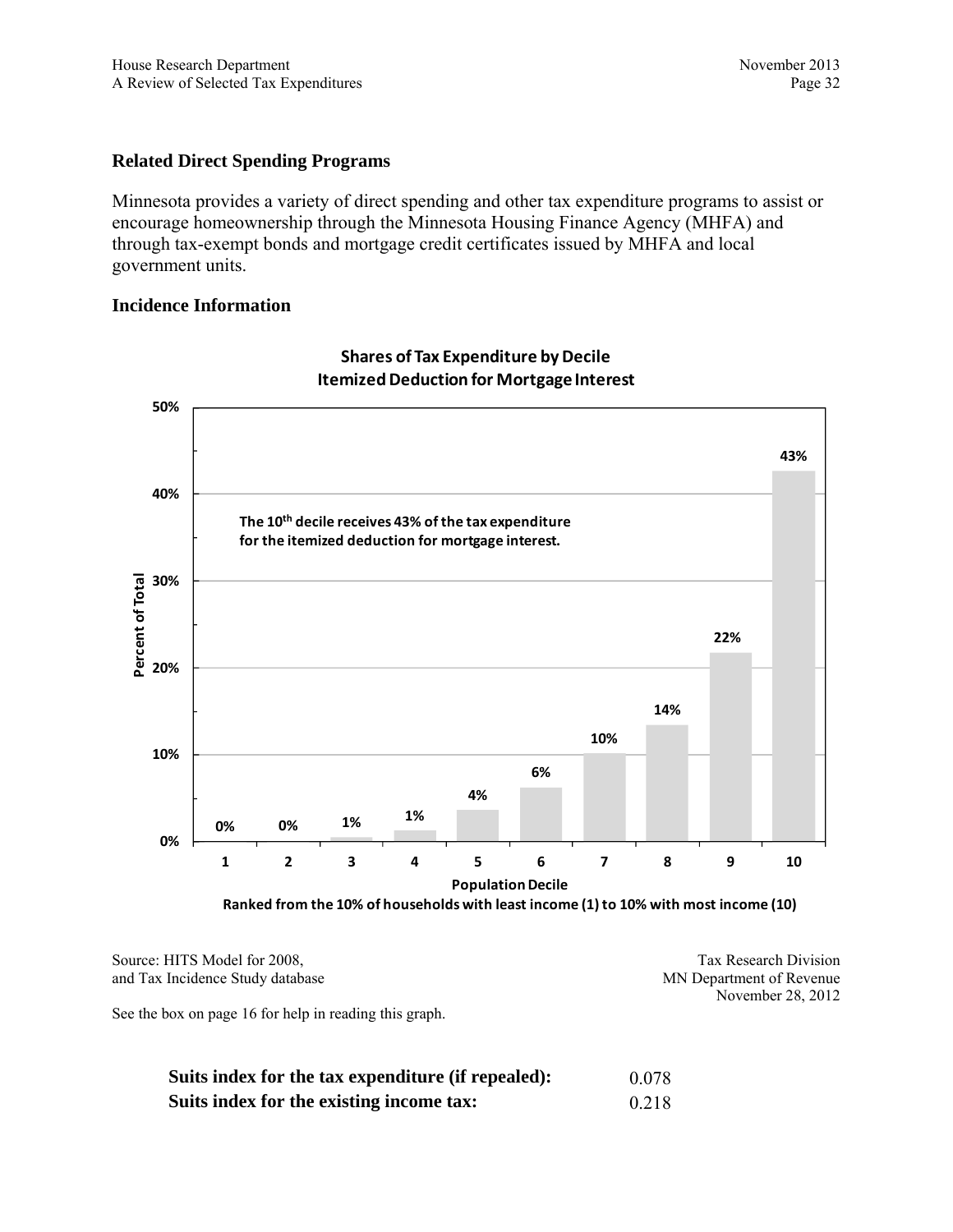### Related Direct Spending Programs

Minnesota provides a variety of direct spending and other tax expenditure programs to assist or encourage homeownership through the Minnesota Housing Finance Agency (MHFA) and through tax-exempt bonds and mortgage credit certificates issued by MHFA and local government units.

### Incidence Information

**Shares of Tax Expenditure by Decile**
**Itemized Deduction for Mortgage Interest**

**The 10th decile receives 43% of the tax expenditure for the itemized deduction for mortgage interest.**

| Population Decile | 1 | 2 | 3 | 4 | 5 | 6 | 7 | 8 | 9 | 10 |
|---|---|---|---|---|---|---|---|---|---|---|
| Percent of Total | 0% | 0% | 1% | 1% | 4% | 6% | 10% | 14% | 22% | 43% |

**Ranked from the 10% of households with least income (1) to 10% with most income (10)**

Source: HITS Model for 2008, and Tax Incidence Study database

Tax Research Division
MN Department of Revenue
November 28, 2012

See the box on page 16 for help in reading this graph.

| | |
|---|---|
| **Suits index for the tax expenditure (if repealed):** | 0.078 |
| **Suits index for the existing income tax:** | 0.218 |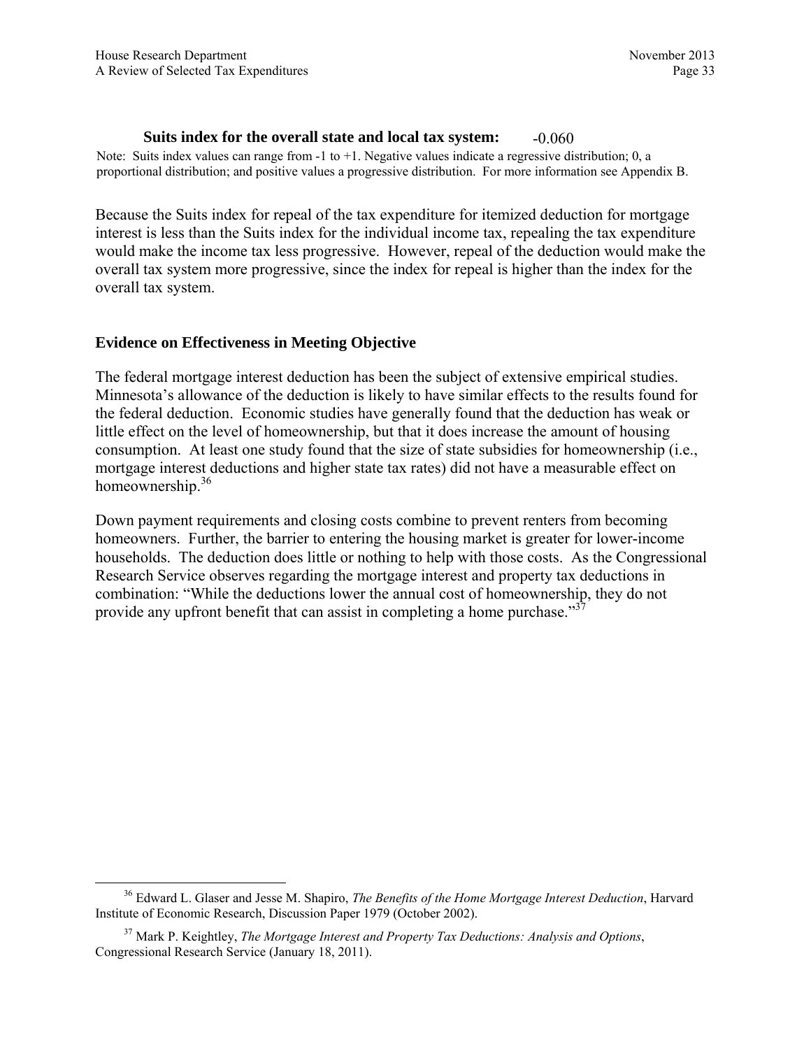**Suits index for the overall state and local tax system:** -0.060

Note: Suits index values can range from -1 to +1. Negative values indicate a regressive distribution; 0, a proportional distribution; and positive values a progressive distribution. For more information see Appendix B.

Because the Suits index for repeal of the tax expenditure for itemized deduction for mortgage interest is less than the Suits index for the individual income tax, repealing the tax expenditure would make the income tax less progressive. However, repeal of the deduction would make the overall tax system more progressive, since the index for repeal is higher than the index for the overall tax system.

### Evidence on Effectiveness in Meeting Objective

The federal mortgage interest deduction has been the subject of extensive empirical studies. Minnesota's allowance of the deduction is likely to have similar effects to the results found for the federal deduction. Economic studies have generally found that the deduction has weak or little effect on the level of homeownership, but that it does increase the amount of housing consumption. At least one study found that the size of state subsidies for homeownership (i.e., mortgage interest deductions and higher state tax rates) did not have a measurable effect on homeownership.[36]

Down payment requirements and closing costs combine to prevent renters from becoming homeowners. Further, the barrier to entering the housing market is greater for lower-income households. The deduction does little or nothing to help with those costs. As the Congressional Research Service observes regarding the mortgage interest and property tax deductions in combination: "While the deductions lower the annual cost of homeownership, they do not provide any upfront benefit that can assist in completing a home purchase."[37]

---

[36] Edward L. Glaser and Jesse M. Shapiro, *The Benefits of the Home Mortgage Interest Deduction*, Harvard Institute of Economic Research, Discussion Paper 1979 (October 2002).

[37] Mark P. Keightley, *The Mortgage Interest and Property Tax Deductions: Analysis and Options*, Congressional Research Service (January 18, 2011).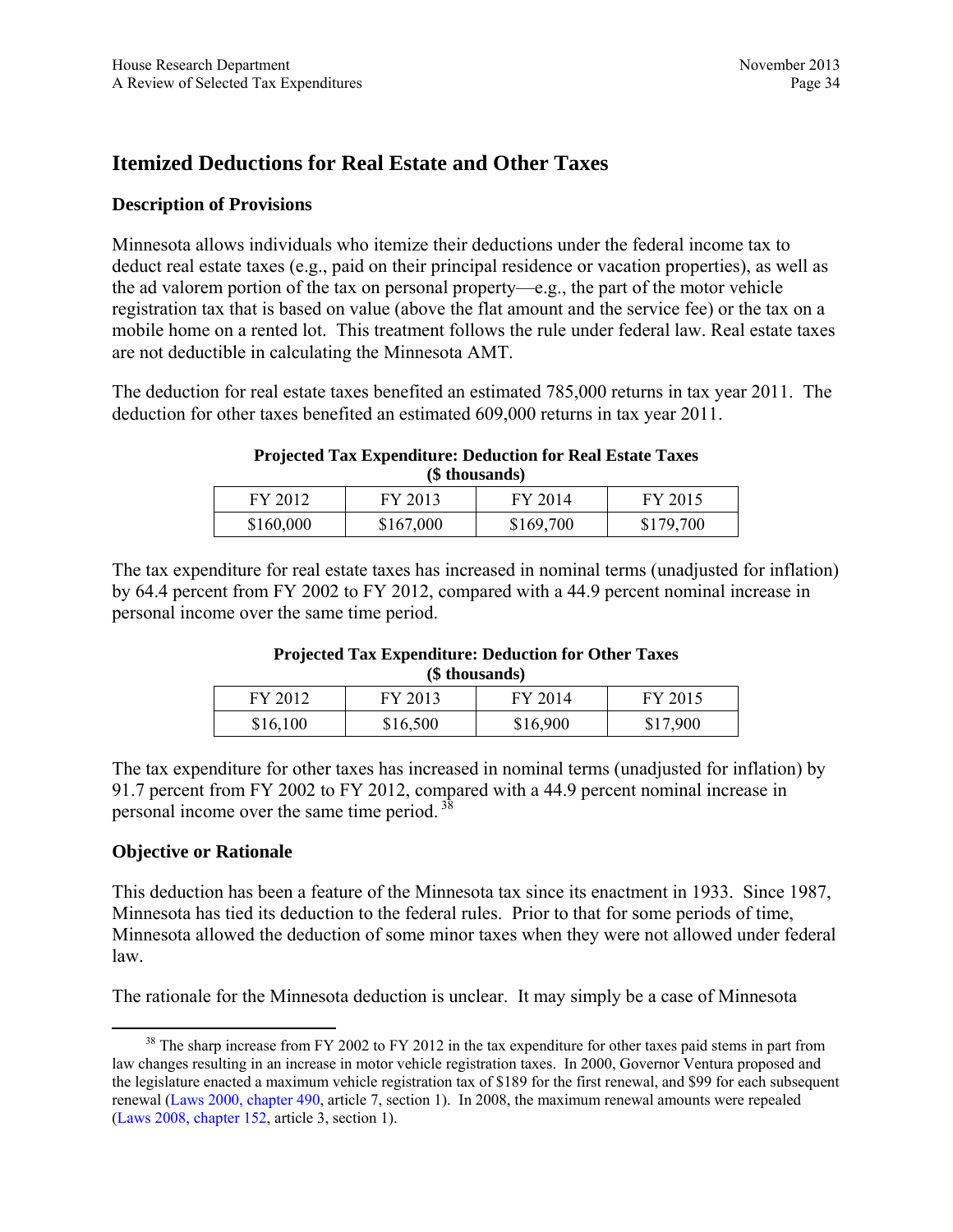## Itemized Deductions for Real Estate and Other Taxes

### Description of Provisions

Minnesota allows individuals who itemize their deductions under the federal income tax to deduct real estate taxes (e.g., paid on their principal residence or vacation properties), as well as the ad valorem portion of the tax on personal property—e.g., the part of the motor vehicle registration tax that is based on value (above the flat amount and the service fee) or the tax on a mobile home on a rented lot. This treatment follows the rule under federal law. Real estate taxes are not deductible in calculating the Minnesota AMT.

The deduction for real estate taxes benefited an estimated 785,000 returns in tax year 2011. The deduction for other taxes benefited an estimated 609,000 returns in tax year 2011.

**Projected Tax Expenditure: Deduction for Real Estate Taxes**
**($ thousands)**

| FY 2012 | FY 2013 | FY 2014 | FY 2015 |
|---|---|---|---|
| $160,000 | $167,000 | $169,700 | $179,700 |

The tax expenditure for real estate taxes has increased in nominal terms (unadjusted for inflation) by 64.4 percent from FY 2002 to FY 2012, compared with a 44.9 percent nominal increase in personal income over the same time period.

**Projected Tax Expenditure: Deduction for Other Taxes**
**($ thousands)**

| FY 2012 | FY 2013 | FY 2014 | FY 2015 |
|---|---|---|---|
| $16,100 | $16,500 | $16,900 | $17,900 |

The tax expenditure for other taxes has increased in nominal terms (unadjusted for inflation) by 91.7 percent from FY 2002 to FY 2012, compared with a 44.9 percent nominal increase in personal income over the same time period.[38]

### Objective or Rationale

This deduction has been a feature of the Minnesota tax since its enactment in 1933. Since 1987, Minnesota has tied its deduction to the federal rules. Prior to that for some periods of time, Minnesota allowed the deduction of some minor taxes when they were not allowed under federal law.

The rationale for the Minnesota deduction is unclear. It may simply be a case of Minnesota

---

[38] The sharp increase from FY 2002 to FY 2012 in the tax expenditure for other taxes paid stems in part from law changes resulting in an increase in motor vehicle registration taxes. In 2000, Governor Ventura proposed and the legislature enacted a maximum vehicle registration tax of $189 for the first renewal, and $99 for each subsequent renewal (Laws 2000, chapter 490, article 7, section 1). In 2008, the maximum renewal amounts were repealed (Laws 2008, chapter 152, article 3, section 1).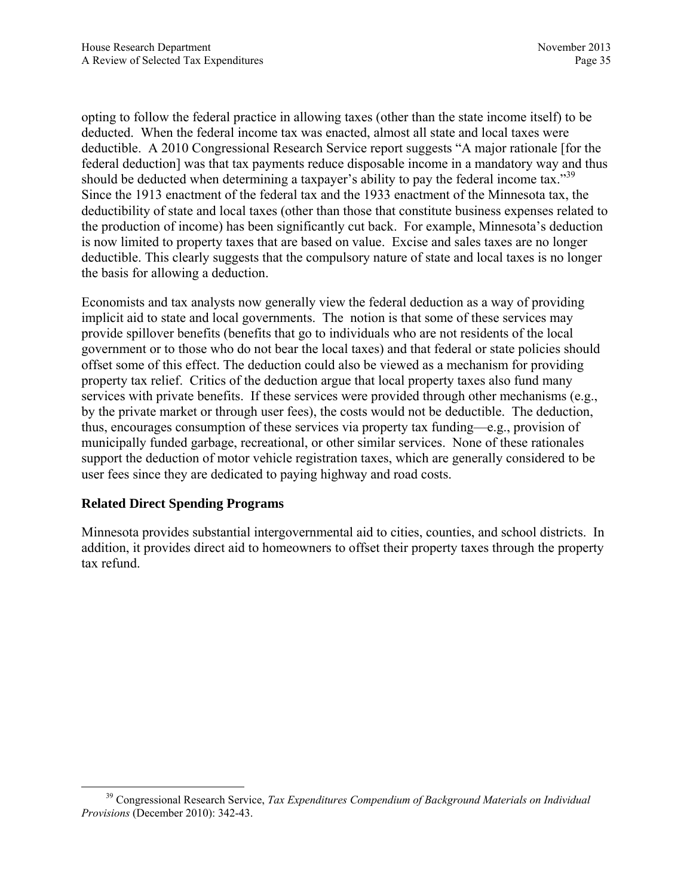opting to follow the federal practice in allowing taxes (other than the state income itself) to be deducted. When the federal income tax was enacted, almost all state and local taxes were deductible. A 2010 Congressional Research Service report suggests "A major rationale [for the federal deduction] was that tax payments reduce disposable income in a mandatory way and thus should be deducted when determining a taxpayer's ability to pay the federal income tax."[39] Since the 1913 enactment of the federal tax and the 1933 enactment of the Minnesota tax, the deductibility of state and local taxes (other than those that constitute business expenses related to the production of income) has been significantly cut back. For example, Minnesota's deduction is now limited to property taxes that are based on value. Excise and sales taxes are no longer deductible. This clearly suggests that the compulsory nature of state and local taxes is no longer the basis for allowing a deduction.

Economists and tax analysts now generally view the federal deduction as a way of providing implicit aid to state and local governments. The notion is that some of these services may provide spillover benefits (benefits that go to individuals who are not residents of the local government or to those who do not bear the local taxes) and that federal or state policies should offset some of this effect. The deduction could also be viewed as a mechanism for providing property tax relief. Critics of the deduction argue that local property taxes also fund many services with private benefits. If these services were provided through other mechanisms (e.g., by the private market or through user fees), the costs would not be deductible. The deduction, thus, encourages consumption of these services via property tax funding—e.g., provision of municipally funded garbage, recreational, or other similar services. None of these rationales support the deduction of motor vehicle registration taxes, which are generally considered to be user fees since they are dedicated to paying highway and road costs.

### Related Direct Spending Programs

Minnesota provides substantial intergovernmental aid to cities, counties, and school districts. In addition, it provides direct aid to homeowners to offset their property taxes through the property tax refund.

[39] Congressional Research Service, *Tax Expenditures Compendium of Background Materials on Individual Provisions* (December 2010): 342-43.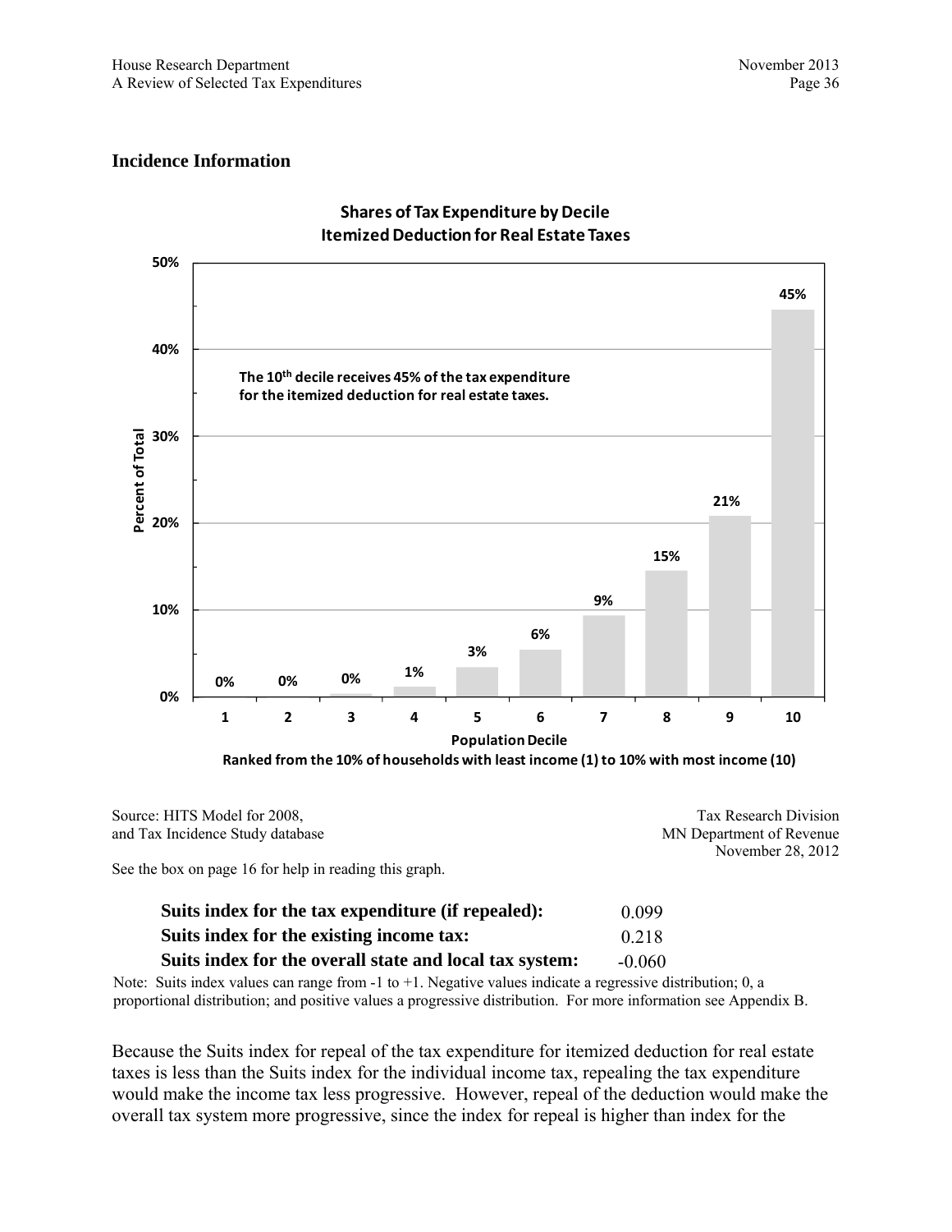## Incidence Information

**Shares of Tax Expenditure by Decile**
**Itemized Deduction for Real Estate Taxes**

The 10th decile receives 45% of the tax expenditure for the itemized deduction for real estate taxes.

| Population Decile | 1 | 2 | 3 | 4 | 5 | 6 | 7 | 8 | 9 | 10 |
|---|---|---|---|---|---|---|---|---|---|---|
| Percent of Total | 0% | 0% | 0% | 1% | 3% | 6% | 9% | 15% | 21% | 45% |

Ranked from the 10% of households with least income (1) to 10% with most income (10)

Source: HITS Model for 2008, and Tax Incidence Study database

Tax Research Division
MN Department of Revenue
November 28, 2012

See the box on page 16 for help in reading this graph.

| | |
|---|---|
| **Suits index for the tax expenditure (if repealed):** | 0.099 |
| **Suits index for the existing income tax:** | 0.218 |
| **Suits index for the overall state and local tax system:** | -0.060 |

Note: Suits index values can range from -1 to +1. Negative values indicate a regressive distribution; 0, a proportional distribution; and positive values a progressive distribution. For more information see Appendix B.

Because the Suits index for repeal of the tax expenditure for itemized deduction for real estate taxes is less than the Suits index for the individual income tax, repealing the tax expenditure would make the income tax less progressive. However, repeal of the deduction would make the overall tax system more progressive, since the index for repeal is higher than index for the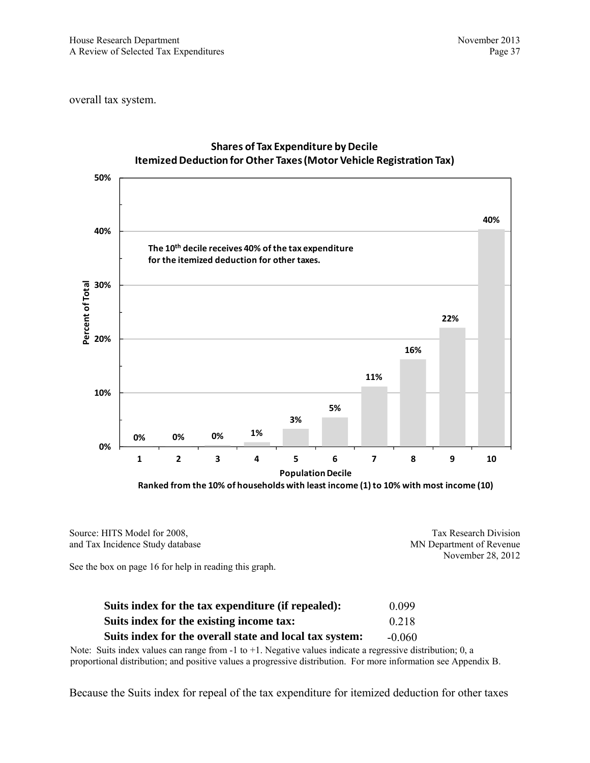overall tax system.

**Shares of Tax Expenditure by Decile**
**Itemized Deduction for Other Taxes (Motor Vehicle Registration Tax)**

| Population Decile | Percent of Total |
|---|---|
| 1 | 0% |
| 2 | 0% |
| 3 | 0% |
| 4 | 1% |
| 5 | 3% |
| 6 | 5% |
| 7 | 11% |
| 8 | 16% |
| 9 | 22% |
| 10 | 40% |

**The 10th decile receives 40% of the tax expenditure for the itemized deduction for other taxes.**

**Population Decile**
**Ranked from the 10% of households with least income (1) to 10% with most income (10)**

Source: HITS Model for 2008, and Tax Incidence Study database

Tax Research Division
MN Department of Revenue
November 28, 2012

See the box on page 16 for help in reading this graph.

| | |
|---|---|
| **Suits index for the tax expenditure (if repealed):** | 0.099 |
| **Suits index for the existing income tax:** | 0.218 |
| **Suits index for the overall state and local tax system:** | -0.060 |

Note: Suits index values can range from -1 to +1. Negative values indicate a regressive distribution; 0, a proportional distribution; and positive values a progressive distribution. For more information see Appendix B.

Because the Suits index for repeal of the tax expenditure for itemized deduction for other taxes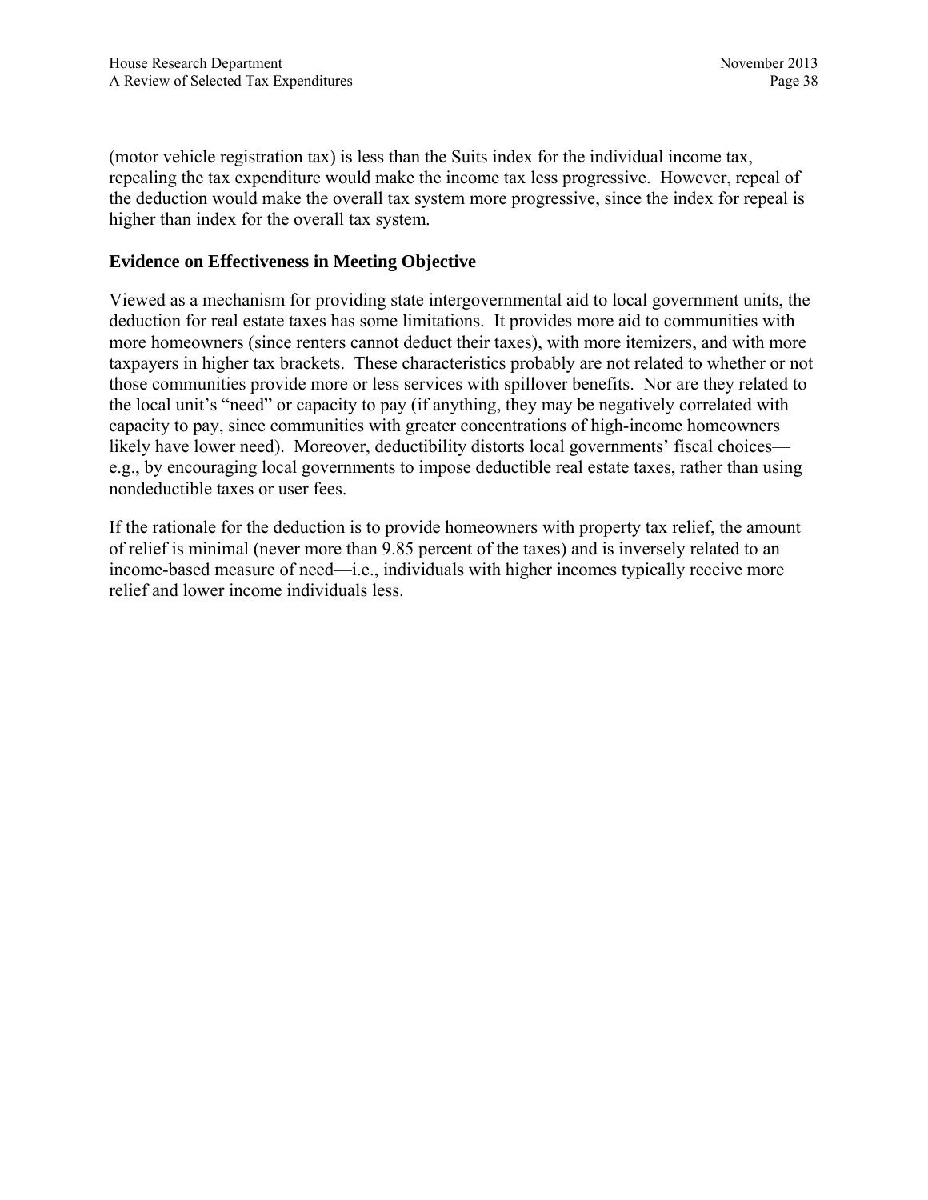(motor vehicle registration tax) is less than the Suits index for the individual income tax, repealing the tax expenditure would make the income tax less progressive. However, repeal of the deduction would make the overall tax system more progressive, since the index for repeal is higher than index for the overall tax system.

### Evidence on Effectiveness in Meeting Objective

Viewed as a mechanism for providing state intergovernmental aid to local government units, the deduction for real estate taxes has some limitations. It provides more aid to communities with more homeowners (since renters cannot deduct their taxes), with more itemizers, and with more taxpayers in higher tax brackets. These characteristics probably are not related to whether or not those communities provide more or less services with spillover benefits. Nor are they related to the local unit's "need" or capacity to pay (if anything, they may be negatively correlated with capacity to pay, since communities with greater concentrations of high-income homeowners likely have lower need). Moreover, deductibility distorts local governments' fiscal choices—e.g., by encouraging local governments to impose deductible real estate taxes, rather than using nondeductible taxes or user fees.

If the rationale for the deduction is to provide homeowners with property tax relief, the amount of relief is minimal (never more than 9.85 percent of the taxes) and is inversely related to an income-based measure of need—i.e., individuals with higher incomes typically receive more relief and lower income individuals less.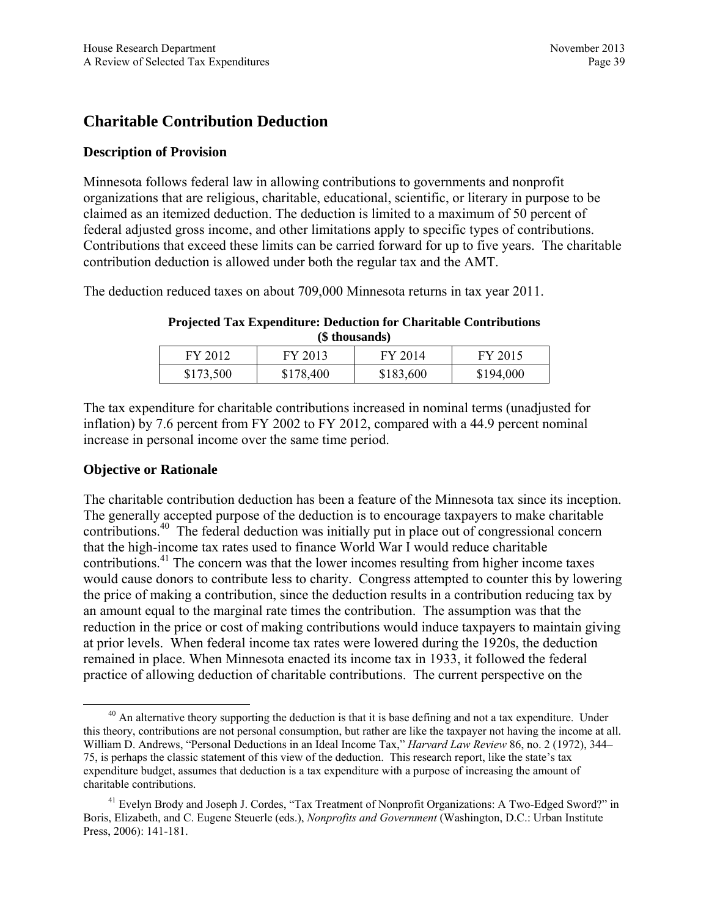## Charitable Contribution Deduction

### Description of Provision

Minnesota follows federal law in allowing contributions to governments and nonprofit organizations that are religious, charitable, educational, scientific, or literary in purpose to be claimed as an itemized deduction. The deduction is limited to a maximum of 50 percent of federal adjusted gross income, and other limitations apply to specific types of contributions. Contributions that exceed these limits can be carried forward for up to five years. The charitable contribution deduction is allowed under both the regular tax and the AMT.

The deduction reduced taxes on about 709,000 Minnesota returns in tax year 2011.

**Projected Tax Expenditure: Deduction for Charitable Contributions (\$ thousands)**

| FY 2012 | FY 2013 | FY 2014 | FY 2015 |
|---|---|---|---|
| \$173,500 | \$178,400 | \$183,600 | \$194,000 |

The tax expenditure for charitable contributions increased in nominal terms (unadjusted for inflation) by 7.6 percent from FY 2002 to FY 2012, compared with a 44.9 percent nominal increase in personal income over the same time period.

### Objective or Rationale

The charitable contribution deduction has been a feature of the Minnesota tax since its inception. The generally accepted purpose of the deduction is to encourage taxpayers to make charitable contributions.[40] The federal deduction was initially put in place out of congressional concern that the high-income tax rates used to finance World War I would reduce charitable contributions.[41] The concern was that the lower incomes resulting from higher income taxes would cause donors to contribute less to charity. Congress attempted to counter this by lowering the price of making a contribution, since the deduction results in a contribution reducing tax by an amount equal to the marginal rate times the contribution. The assumption was that the reduction in the price or cost of making contributions would induce taxpayers to maintain giving at prior levels. When federal income tax rates were lowered during the 1920s, the deduction remained in place. When Minnesota enacted its income tax in 1933, it followed the federal practice of allowing deduction of charitable contributions. The current perspective on the

---

[40] An alternative theory supporting the deduction is that it is base defining and not a tax expenditure. Under this theory, contributions are not personal consumption, but rather are like the taxpayer not having the income at all. William D. Andrews, "Personal Deductions in an Ideal Income Tax," *Harvard Law Review* 86, no. 2 (1972), 344–75, is perhaps the classic statement of this view of the deduction. This research report, like the state's tax expenditure budget, assumes that deduction is a tax expenditure with a purpose of increasing the amount of charitable contributions.

[41] Evelyn Brody and Joseph J. Cordes, "Tax Treatment of Nonprofit Organizations: A Two-Edged Sword?" in Boris, Elizabeth, and C. Eugene Steuerle (eds.), *Nonprofits and Government* (Washington, D.C.: Urban Institute Press, 2006): 141-181.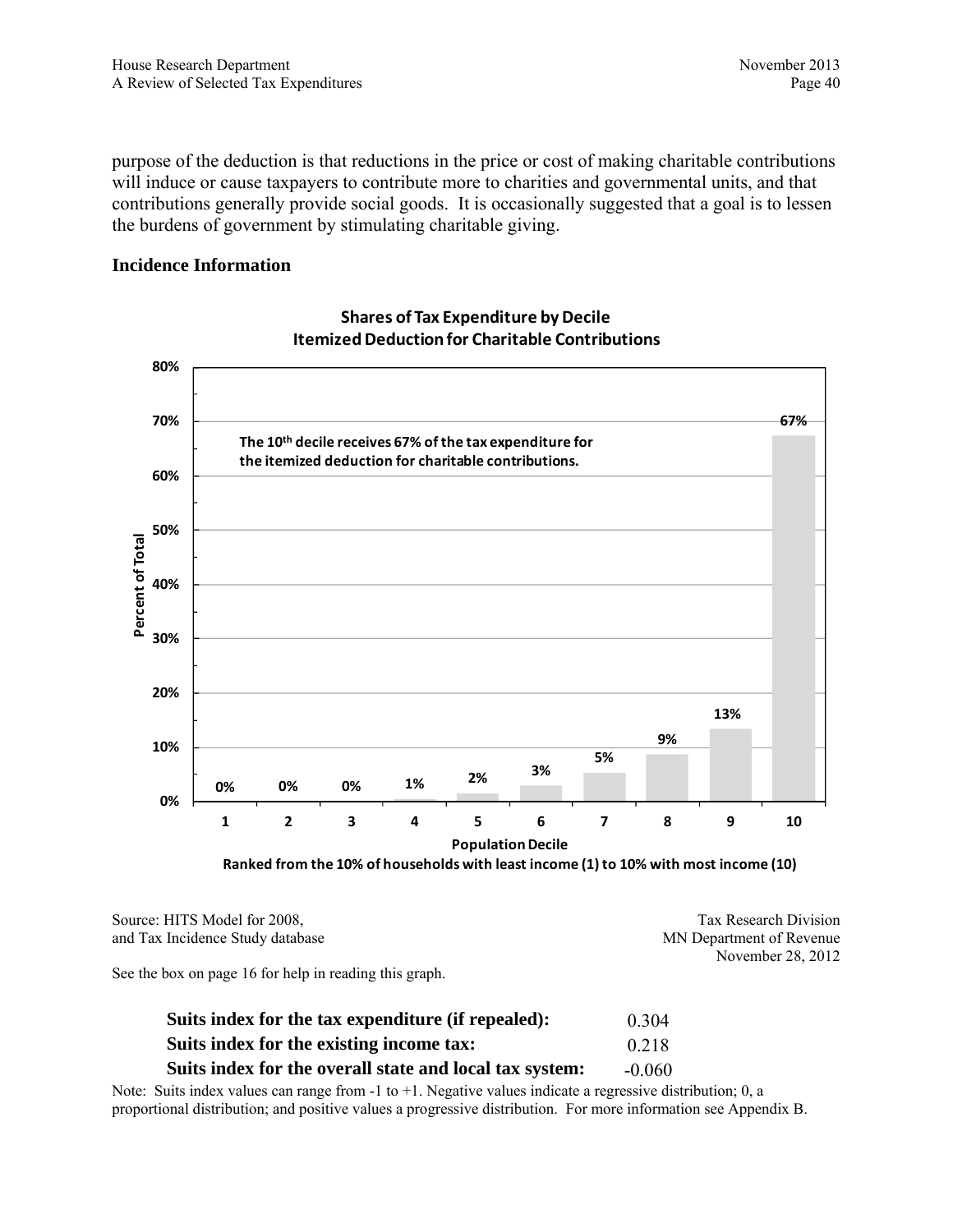purpose of the deduction is that reductions in the price or cost of making charitable contributions will induce or cause taxpayers to contribute more to charities and governmental units, and that contributions generally provide social goods. It is occasionally suggested that a goal is to lessen the burdens of government by stimulating charitable giving.

### Incidence Information

**Shares of Tax Expenditure by Decile**
**Itemized Deduction for Charitable Contributions**

The 10th decile receives 67% of the tax expenditure for the itemized deduction for charitable contributions.

| Population Decile | 1 | 2 | 3 | 4 | 5 | 6 | 7 | 8 | 9 | 10 |
|---|---|---|---|---|---|---|---|---|---|---|
| Percent of Total | 0% | 0% | 0% | 1% | 2% | 3% | 5% | 9% | 13% | 67% |

Ranked from the 10% of households with least income (1) to 10% with most income (10)

Source: HITS Model for 2008, and Tax Incidence Study database

Tax Research Division
MN Department of Revenue
November 28, 2012

See the box on page 16 for help in reading this graph.

| | |
|---|---|
| **Suits index for the tax expenditure (if repealed):** | 0.304 |
| **Suits index for the existing income tax:** | 0.218 |
| **Suits index for the overall state and local tax system:** | -0.060 |

Note: Suits index values can range from -1 to +1. Negative values indicate a regressive distribution; 0, a proportional distribution; and positive values a progressive distribution. For more information see Appendix B.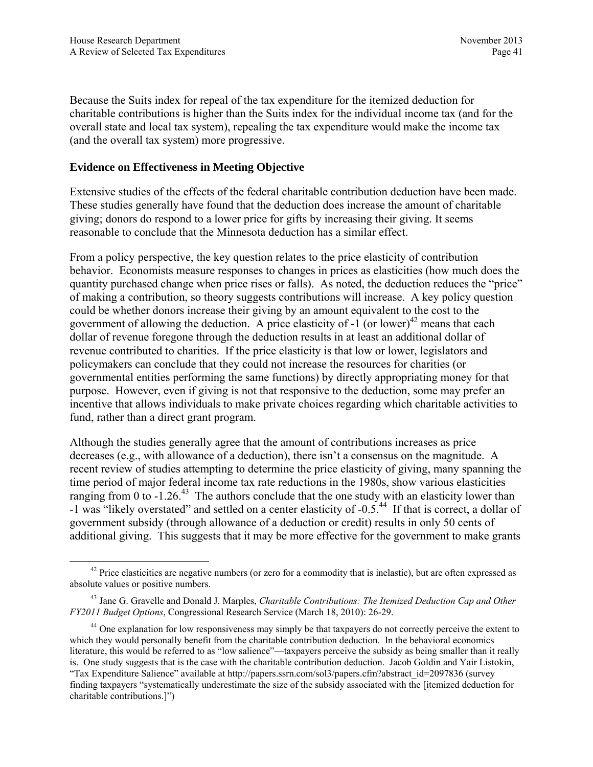Because the Suits index for repeal of the tax expenditure for the itemized deduction for charitable contributions is higher than the Suits index for the individual income tax (and for the overall state and local tax system), repealing the tax expenditure would make the income tax (and the overall tax system) more progressive.

**Evidence on Effectiveness in Meeting Objective**

Extensive studies of the effects of the federal charitable contribution deduction have been made. These studies generally have found that the deduction does increase the amount of charitable giving; donors do respond to a lower price for gifts by increasing their giving. It seems reasonable to conclude that the Minnesota deduction has a similar effect.

From a policy perspective, the key question relates to the price elasticity of contribution behavior. Economists measure responses to changes in prices as elasticities (how much does the quantity purchased change when price rises or falls). As noted, the deduction reduces the "price" of making a contribution, so theory suggests contributions will increase. A key policy question could be whether donors increase their giving by an amount equivalent to the cost to the government of allowing the deduction. A price elasticity of -1 (or lower)[42] means that each dollar of revenue foregone through the deduction results in at least an additional dollar of revenue contributed to charities. If the price elasticity is that low or lower, legislators and policymakers can conclude that they could not increase the resources for charities (or governmental entities performing the same functions) by directly appropriating money for that purpose. However, even if giving is not that responsive to the deduction, some may prefer an incentive that allows individuals to make private choices regarding which charitable activities to fund, rather than a direct grant program.

Although the studies generally agree that the amount of contributions increases as price decreases (e.g., with allowance of a deduction), there isn't a consensus on the magnitude. A recent review of studies attempting to determine the price elasticity of giving, many spanning the time period of major federal income tax rate reductions in the 1980s, show various elasticities ranging from 0 to -1.26.[43] The authors conclude that the one study with an elasticity lower than -1 was "likely overstated" and settled on a center elasticity of -0.5.[44] If that is correct, a dollar of government subsidy (through allowance of a deduction or credit) results in only 50 cents of additional giving. This suggests that it may be more effective for the government to make grants

---

[42] Price elasticities are negative numbers (or zero for a commodity that is inelastic), but are often expressed as absolute values or positive numbers.

[43] Jane G. Gravelle and Donald J. Marples, *Charitable Contributions: The Itemized Deduction Cap and Other FY2011 Budget Options*, Congressional Research Service (March 18, 2010): 26-29.

[44] One explanation for low responsiveness may simply be that taxpayers do not correctly perceive the extent to which they would personally benefit from the charitable contribution deduction. In the behavioral economics literature, this would be referred to as "low salience"—taxpayers perceive the subsidy as being smaller than it really is. One study suggests that is the case with the charitable contribution deduction. Jacob Goldin and Yair Listokin, "Tax Expenditure Salience" available at http://papers.ssrn.com/sol3/papers.cfm?abstract_id=2097836 (survey finding taxpayers "systematically underestimate the size of the subsidy associated with the [itemized deduction for charitable contributions.]")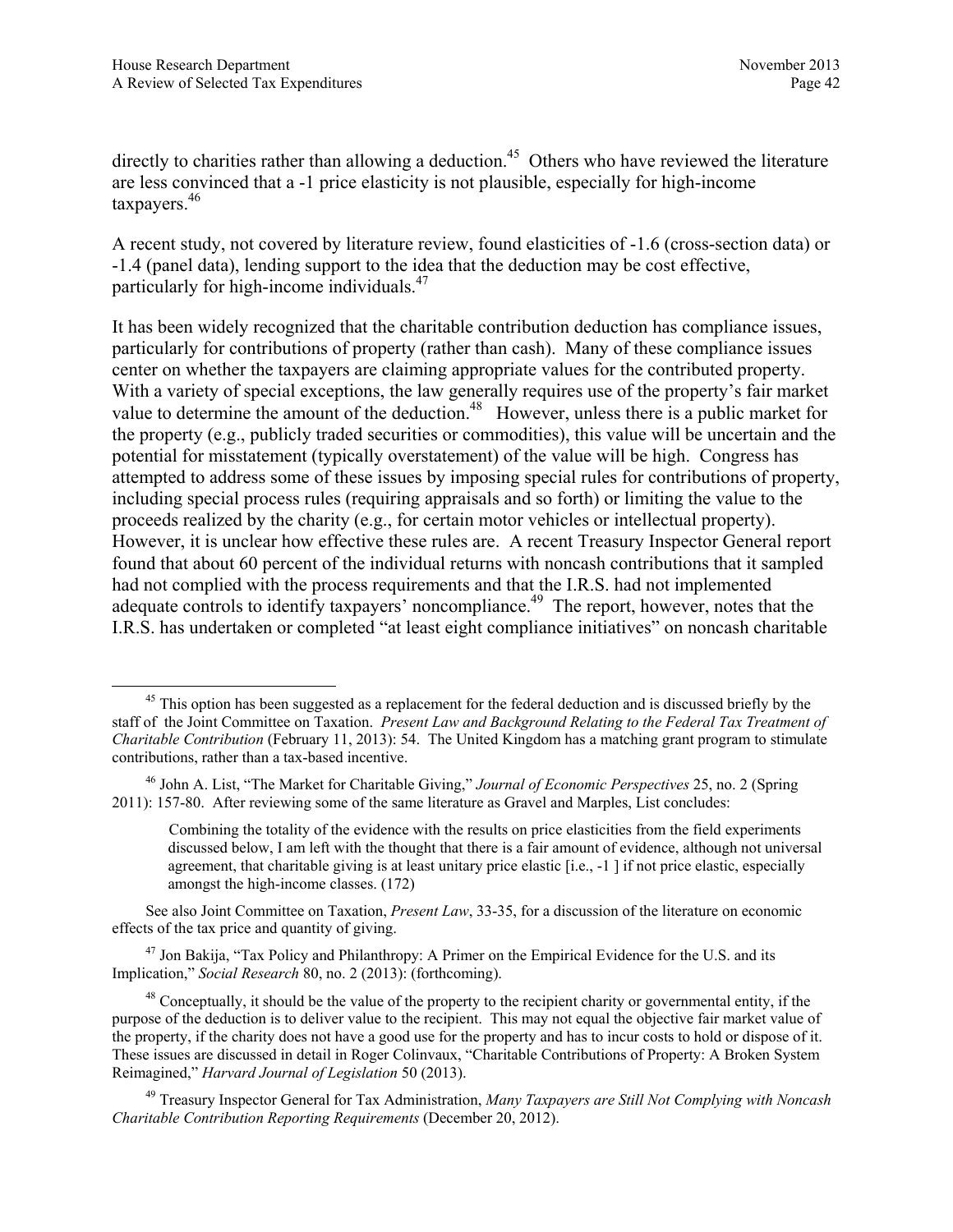directly to charities rather than allowing a deduction.[45] Others who have reviewed the literature are less convinced that a -1 price elasticity is not plausible, especially for high-income taxpayers.[46]

A recent study, not covered by literature review, found elasticities of -1.6 (cross-section data) or -1.4 (panel data), lending support to the idea that the deduction may be cost effective, particularly for high-income individuals.[47]

It has been widely recognized that the charitable contribution deduction has compliance issues, particularly for contributions of property (rather than cash). Many of these compliance issues center on whether the taxpayers are claiming appropriate values for the contributed property. With a variety of special exceptions, the law generally requires use of the property's fair market value to determine the amount of the deduction.[48] However, unless there is a public market for the property (e.g., publicly traded securities or commodities), this value will be uncertain and the potential for misstatement (typically overstatement) of the value will be high. Congress has attempted to address some of these issues by imposing special rules for contributions of property, including special process rules (requiring appraisals and so forth) or limiting the value to the proceeds realized by the charity (e.g., for certain motor vehicles or intellectual property). However, it is unclear how effective these rules are. A recent Treasury Inspector General report found that about 60 percent of the individual returns with noncash contributions that it sampled had not complied with the process requirements and that the I.R.S. had not implemented adequate controls to identify taxpayers' noncompliance.[49] The report, however, notes that the I.R.S. has undertaken or completed "at least eight compliance initiatives" on noncash charitable

---

[45] This option has been suggested as a replacement for the federal deduction and is discussed briefly by the staff of the Joint Committee on Taxation. *Present Law and Background Relating to the Federal Tax Treatment of Charitable Contribution* (February 11, 2013): 54. The United Kingdom has a matching grant program to stimulate contributions, rather than a tax-based incentive.

[46] John A. List, "The Market for Charitable Giving," *Journal of Economic Perspectives* 25, no. 2 (Spring 2011): 157-80. After reviewing some of the same literature as Gravel and Marples, List concludes:

> Combining the totality of the evidence with the results on price elasticities from the field experiments discussed below, I am left with the thought that there is a fair amount of evidence, although not universal agreement, that charitable giving is at least unitary price elastic [i.e., -1 ] if not price elastic, especially amongst the high-income classes. (172)

See also Joint Committee on Taxation, *Present Law*, 33-35, for a discussion of the literature on economic effects of the tax price and quantity of giving.

[47] Jon Bakija, "Tax Policy and Philanthropy: A Primer on the Empirical Evidence for the U.S. and its Implication," *Social Research* 80, no. 2 (2013): (forthcoming).

[48] Conceptually, it should be the value of the property to the recipient charity or governmental entity, if the purpose of the deduction is to deliver value to the recipient. This may not equal the objective fair market value of the property, if the charity does not have a good use for the property and has to incur costs to hold or dispose of it. These issues are discussed in detail in Roger Colinvaux, "Charitable Contributions of Property: A Broken System Reimagined," *Harvard Journal of Legislation* 50 (2013).

[49] Treasury Inspector General for Tax Administration, *Many Taxpayers are Still Not Complying with Noncash Charitable Contribution Reporting Requirements* (December 20, 2012).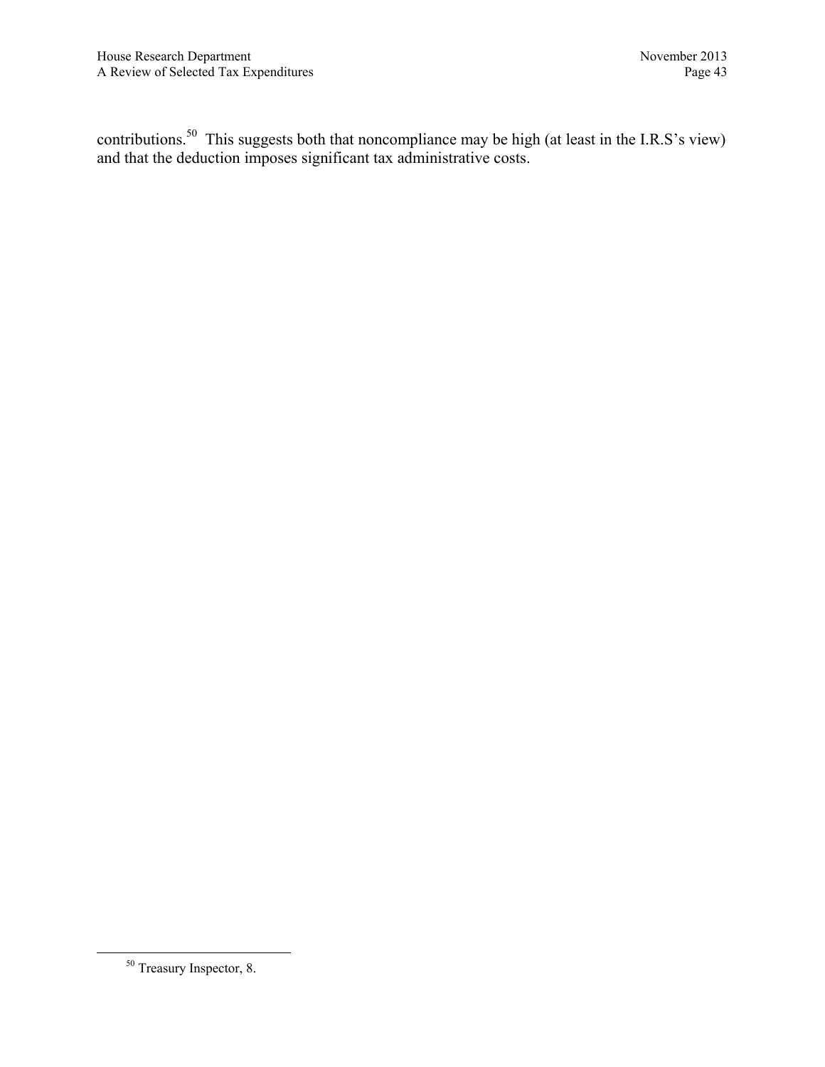contributions.[50] This suggests both that noncompliance may be high (at least in the I.R.S's view) and that the deduction imposes significant tax administrative costs.

---

[50] Treasury Inspector, 8.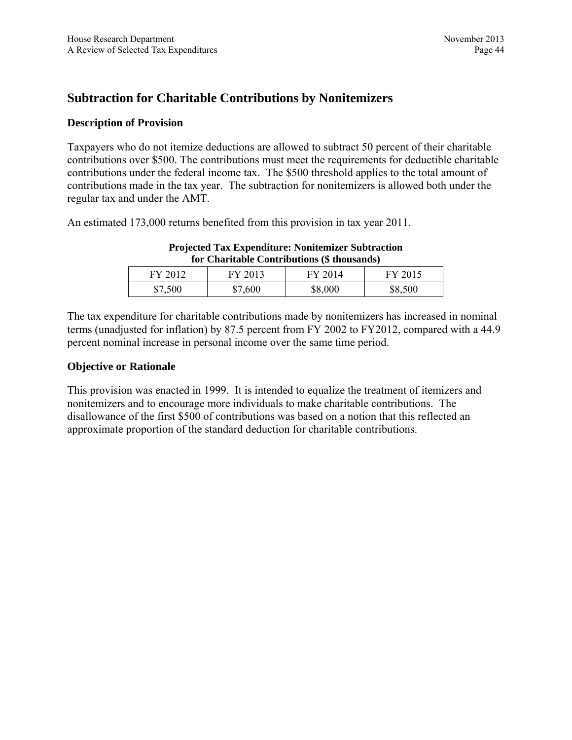## Subtraction for Charitable Contributions by Nonitemizers

### Description of Provision

Taxpayers who do not itemize deductions are allowed to subtract 50 percent of their charitable contributions over $500. The contributions must meet the requirements for deductible charitable contributions under the federal income tax. The $500 threshold applies to the total amount of contributions made in the tax year. The subtraction for nonitemizers is allowed both under the regular tax and under the AMT.

An estimated 173,000 returns benefited from this provision in tax year 2011.

**Projected Tax Expenditure: Nonitemizer Subtraction for Charitable Contributions ($ thousands)**

| FY 2012 | FY 2013 | FY 2014 | FY 2015 |
|---|---|---|---|
| $7,500 | $7,600 | $8,000 | $8,500 |

The tax expenditure for charitable contributions made by nonitemizers has increased in nominal terms (unadjusted for inflation) by 87.5 percent from FY 2002 to FY2012, compared with a 44.9 percent nominal increase in personal income over the same time period.

### Objective or Rationale

This provision was enacted in 1999. It is intended to equalize the treatment of itemizers and nonitemizers and to encourage more individuals to make charitable contributions. The disallowance of the first $500 of contributions was based on a notion that this reflected an approximate proportion of the standard deduction for charitable contributions.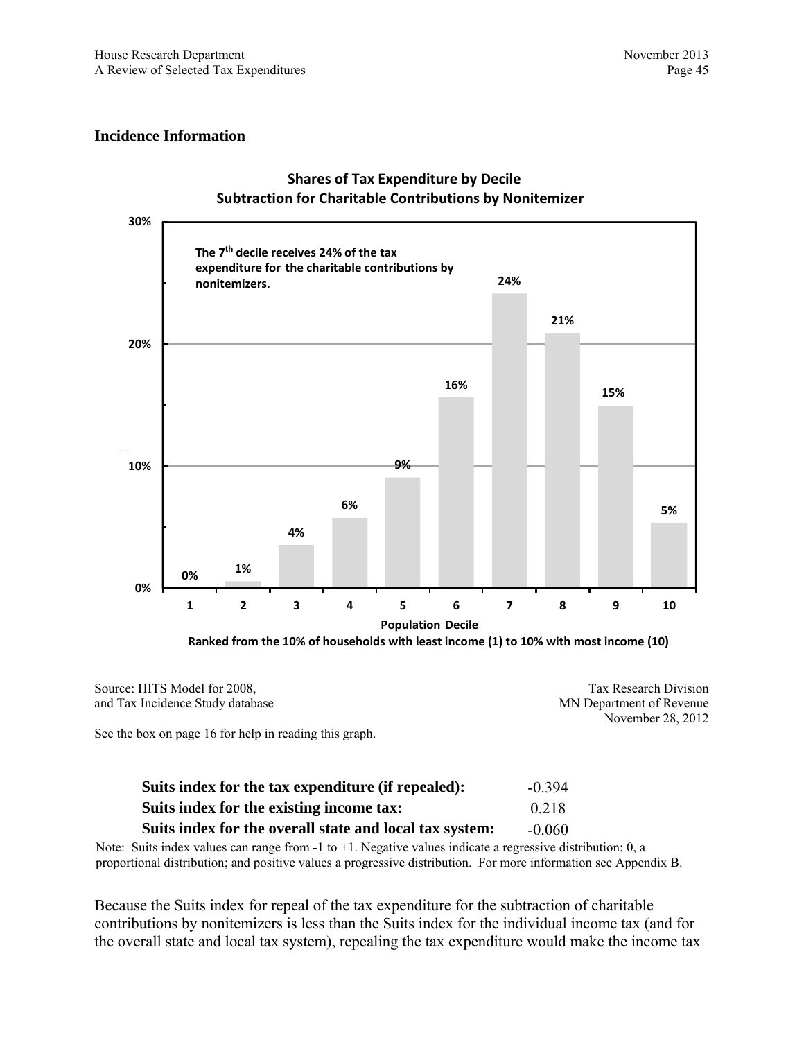## Incidence Information

**Shares of Tax Expenditure by Decile**
**Subtraction for Charitable Contributions by Nonitemizer**

**The 7th decile receives 24% of the tax expenditure for the charitable contributions by nonitemizers.**

| Population Decile | 1 | 2 | 3 | 4 | 5 | 6 | 7 | 8 | 9 | 10 |
|---|---|---|---|---|---|---|---|---|---|---|
| Share | 0% | 1% | 4% | 6% | 9% | 16% | 24% | 21% | 15% | 5% |

**Population Decile**
**Ranked from the 10% of households with least income (1) to 10% with most income (10)**

Source: HITS Model for 2008, and Tax Incidence Study database

Tax Research Division
MN Department of Revenue
November 28, 2012

See the box on page 16 for help in reading this graph.

| | |
|---|---|
| **Suits index for the tax expenditure (if repealed):** | -0.394 |
| **Suits index for the existing income tax:** | 0.218 |
| **Suits index for the overall state and local tax system:** | -0.060 |

Note: Suits index values can range from -1 to +1. Negative values indicate a regressive distribution; 0, a proportional distribution; and positive values a progressive distribution. For more information see Appendix B.

Because the Suits index for repeal of the tax expenditure for the subtraction of charitable contributions by nonitemizers is less than the Suits index for the individual income tax (and for the overall state and local tax system), repealing the tax expenditure would make the income tax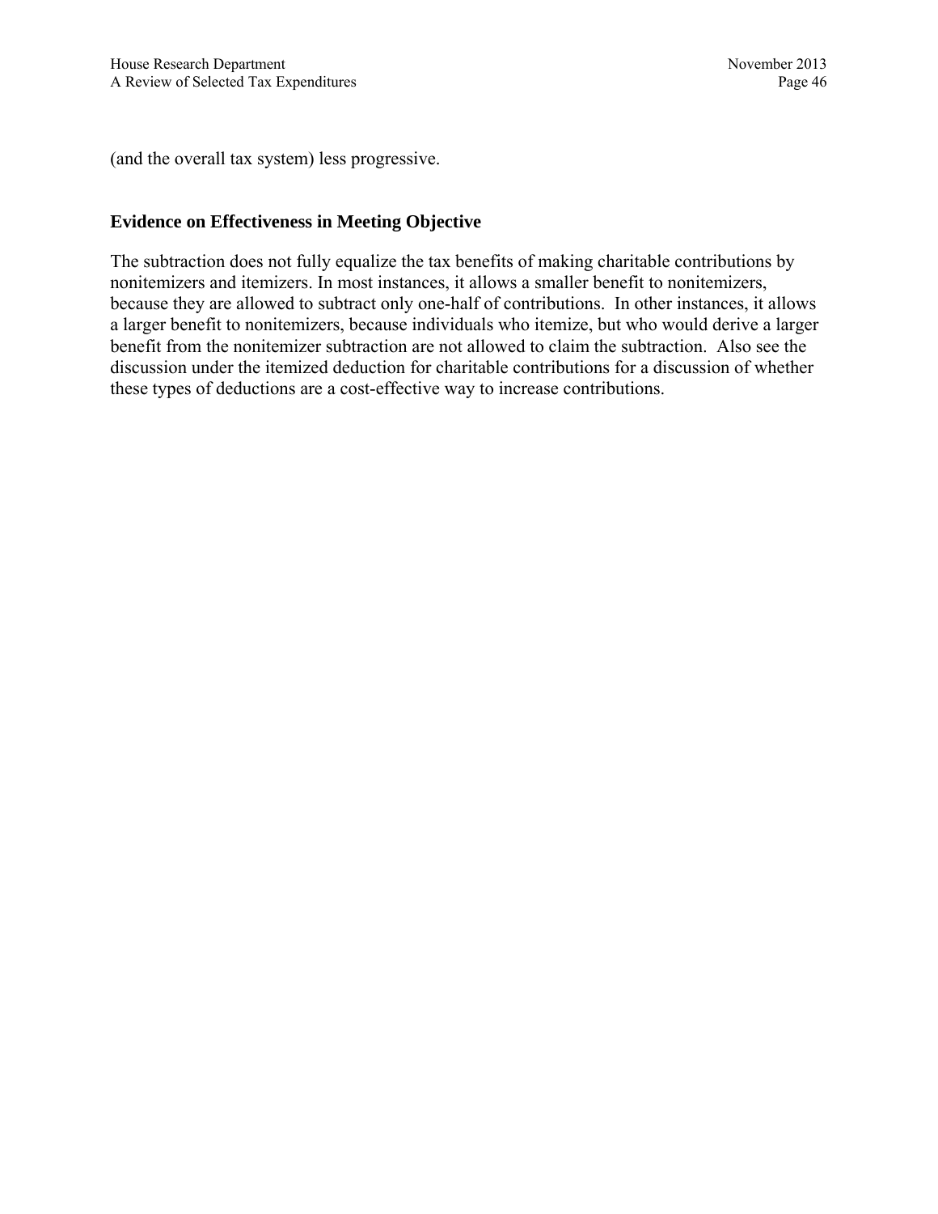(and the overall tax system) less progressive.

**Evidence on Effectiveness in Meeting Objective**

The subtraction does not fully equalize the tax benefits of making charitable contributions by nonitemizers and itemizers. In most instances, it allows a smaller benefit to nonitemizers, because they are allowed to subtract only one-half of contributions. In other instances, it allows a larger benefit to nonitemizers, because individuals who itemize, but who would derive a larger benefit from the nonitemizer subtraction are not allowed to claim the subtraction. Also see the discussion under the itemized deduction for charitable contributions for a discussion of whether these types of deductions are a cost-effective way to increase contributions.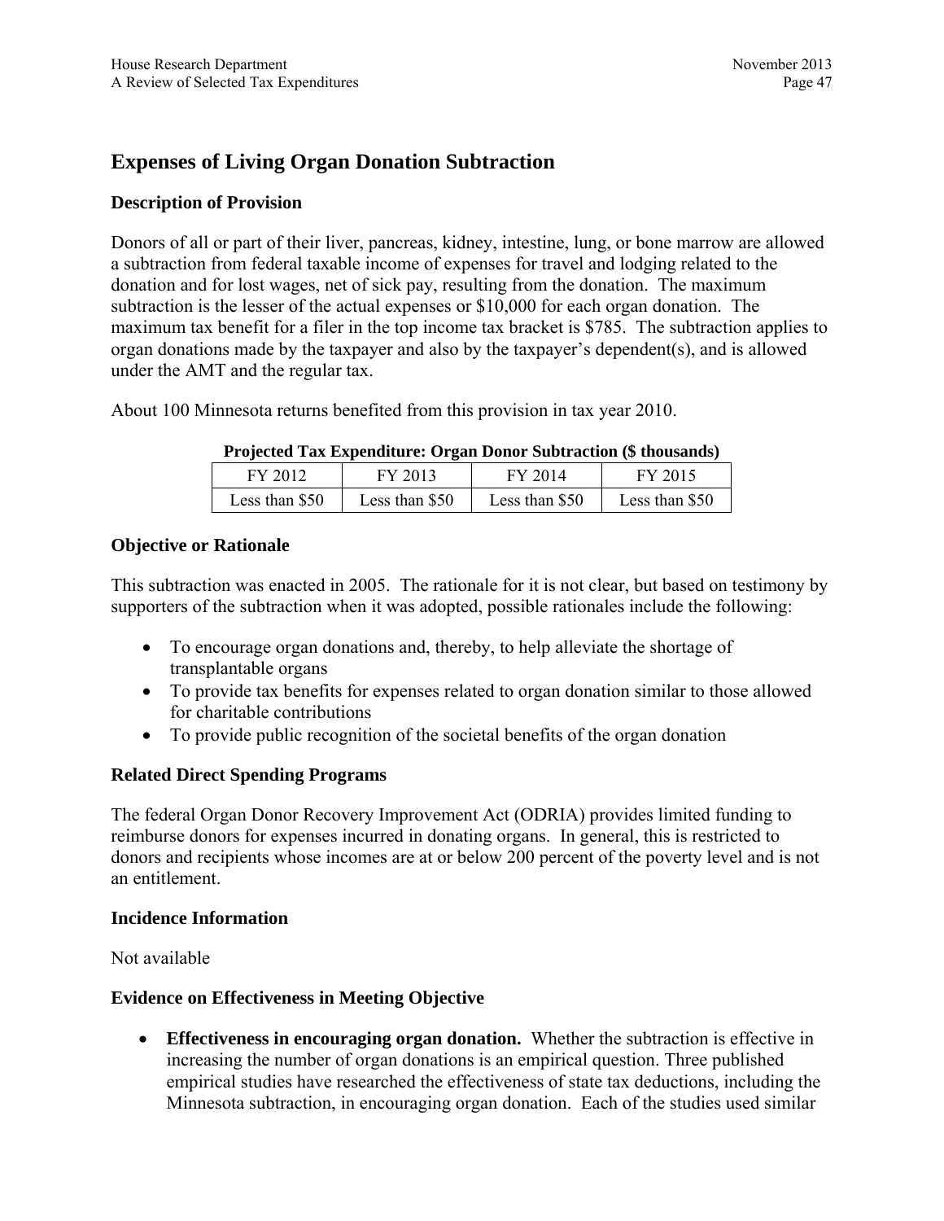## Expenses of Living Organ Donation Subtraction

### Description of Provision

Donors of all or part of their liver, pancreas, kidney, intestine, lung, or bone marrow are allowed a subtraction from federal taxable income of expenses for travel and lodging related to the donation and for lost wages, net of sick pay, resulting from the donation. The maximum subtraction is the lesser of the actual expenses or $10,000 for each organ donation. The maximum tax benefit for a filer in the top income tax bracket is $785. The subtraction applies to organ donations made by the taxpayer and also by the taxpayer's dependent(s), and is allowed under the AMT and the regular tax.

About 100 Minnesota returns benefited from this provision in tax year 2010.

**Projected Tax Expenditure: Organ Donor Subtraction ($ thousands)**

| FY 2012 | FY 2013 | FY 2014 | FY 2015 |
|---|---|---|---|
| Less than $50 | Less than $50 | Less than $50 | Less than $50 |

### Objective or Rationale

This subtraction was enacted in 2005. The rationale for it is not clear, but based on testimony by supporters of the subtraction when it was adopted, possible rationales include the following:

- To encourage organ donations and, thereby, to help alleviate the shortage of transplantable organs
- To provide tax benefits for expenses related to organ donation similar to those allowed for charitable contributions
- To provide public recognition of the societal benefits of the organ donation

### Related Direct Spending Programs

The federal Organ Donor Recovery Improvement Act (ODRIA) provides limited funding to reimburse donors for expenses incurred in donating organs. In general, this is restricted to donors and recipients whose incomes are at or below 200 percent of the poverty level and is not an entitlement.

### Incidence Information

Not available

### Evidence on Effectiveness in Meeting Objective

- **Effectiveness in encouraging organ donation.** Whether the subtraction is effective in increasing the number of organ donations is an empirical question. Three published empirical studies have researched the effectiveness of state tax deductions, including the Minnesota subtraction, in encouraging organ donation. Each of the studies used similar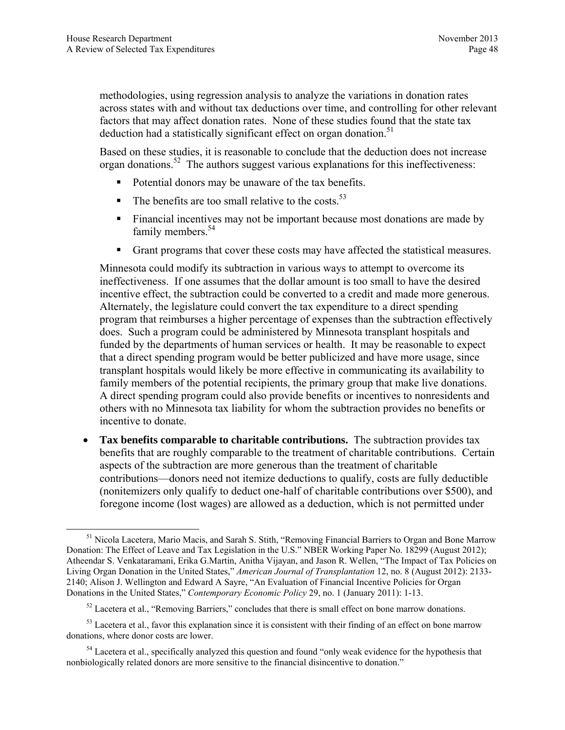methodologies, using regression analysis to analyze the variations in donation rates across states with and without tax deductions over time, and controlling for other relevant factors that may affect donation rates. None of these studies found that the state tax deduction had a statistically significant effect on organ donation.[51]

Based on these studies, it is reasonable to conclude that the deduction does not increase organ donations.[52] The authors suggest various explanations for this ineffectiveness:

- Potential donors may be unaware of the tax benefits.
- The benefits are too small relative to the costs.[53]
- Financial incentives may not be important because most donations are made by family members.[54]
- Grant programs that cover these costs may have affected the statistical measures.

Minnesota could modify its subtraction in various ways to attempt to overcome its ineffectiveness. If one assumes that the dollar amount is too small to have the desired incentive effect, the subtraction could be converted to a credit and made more generous. Alternately, the legislature could convert the tax expenditure to a direct spending program that reimburses a higher percentage of expenses than the subtraction effectively does. Such a program could be administered by Minnesota transplant hospitals and funded by the departments of human services or health. It may be reasonable to expect that a direct spending program would be better publicized and have more usage, since transplant hospitals would likely be more effective in communicating its availability to family members of the potential recipients, the primary group that make live donations. A direct spending program could also provide benefits or incentives to nonresidents and others with no Minnesota tax liability for whom the subtraction provides no benefits or incentive to donate.

- **Tax benefits comparable to charitable contributions.** The subtraction provides tax benefits that are roughly comparable to the treatment of charitable contributions. Certain aspects of the subtraction are more generous than the treatment of charitable contributions—donors need not itemize deductions to qualify, costs are fully deductible (nonitemizers only qualify to deduct one-half of charitable contributions over $500), and foregone income (lost wages) are allowed as a deduction, which is not permitted under

---

[51] Nicola Lacetera, Mario Macis, and Sarah S. Stith, "Removing Financial Barriers to Organ and Bone Marrow Donation: The Effect of Leave and Tax Legislation in the U.S." NBER Working Paper No. 18299 (August 2012); Atheendar S. Venkataramani, Erika G.Martin, Anitha Vijayan, and Jason R. Wellen, "The Impact of Tax Policies on Living Organ Donation in the United States," *American Journal of Transplantation* 12, no. 8 (August 2012): 2133-2140; Alison J. Wellington and Edward A Sayre, "An Evaluation of Financial Incentive Policies for Organ Donations in the United States," *Contemporary Economic Policy* 29, no. 1 (January 2011): 1-13.

[52] Lacetera et al., "Removing Barriers," concludes that there is small effect on bone marrow donations.

[53] Lacetera et al., favor this explanation since it is consistent with their finding of an effect on bone marrow donations, where donor costs are lower.

[54] Lacetera et al., specifically analyzed this question and found "only weak evidence for the hypothesis that nonbiologically related donors are more sensitive to the financial disincentive to donation."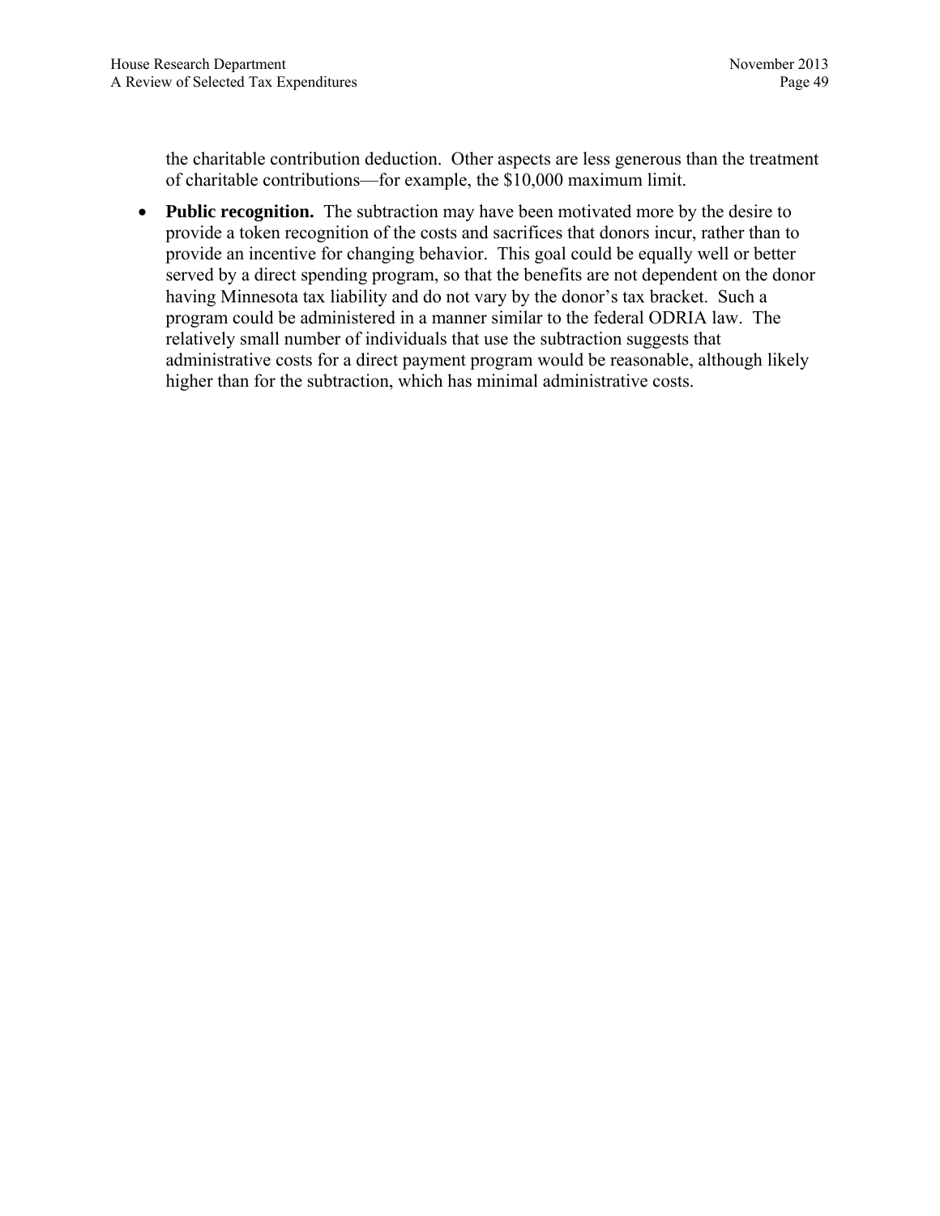the charitable contribution deduction. Other aspects are less generous than the treatment of charitable contributions—for example, the $10,000 maximum limit.

- **Public recognition.** The subtraction may have been motivated more by the desire to provide a token recognition of the costs and sacrifices that donors incur, rather than to provide an incentive for changing behavior. This goal could be equally well or better served by a direct spending program, so that the benefits are not dependent on the donor having Minnesota tax liability and do not vary by the donor's tax bracket. Such a program could be administered in a manner similar to the federal ODRIA law. The relatively small number of individuals that use the subtraction suggests that administrative costs for a direct payment program would be reasonable, although likely higher than for the subtraction, which has minimal administrative costs.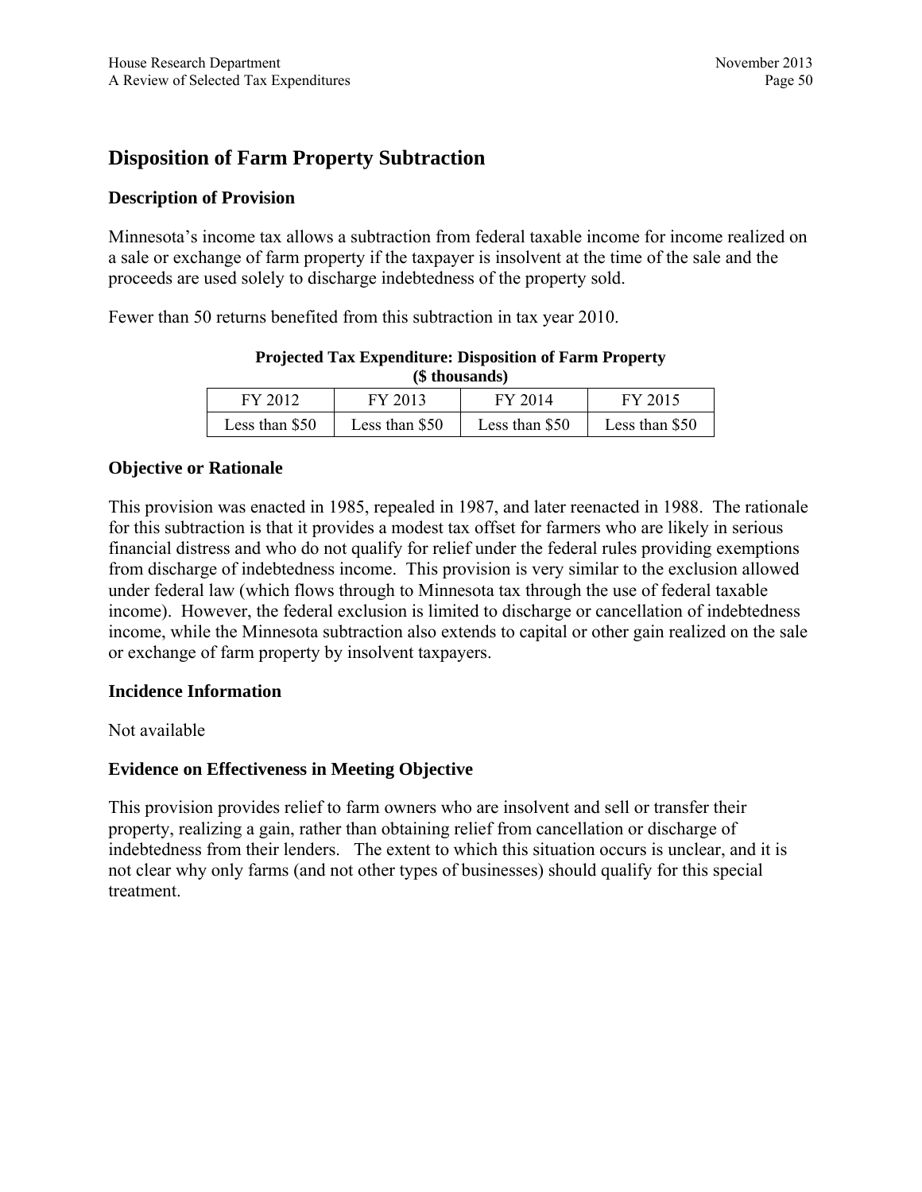## Disposition of Farm Property Subtraction

### Description of Provision

Minnesota's income tax allows a subtraction from federal taxable income for income realized on a sale or exchange of farm property if the taxpayer is insolvent at the time of the sale and the proceeds are used solely to discharge indebtedness of the property sold.

Fewer than 50 returns benefited from this subtraction in tax year 2010.

**Projected Tax Expenditure: Disposition of Farm Property**
**($ thousands)**

| FY 2012 | FY 2013 | FY 2014 | FY 2015 |
|---|---|---|---|
| Less than $50 | Less than $50 | Less than $50 | Less than $50 |

### Objective or Rationale

This provision was enacted in 1985, repealed in 1987, and later reenacted in 1988. The rationale for this subtraction is that it provides a modest tax offset for farmers who are likely in serious financial distress and who do not qualify for relief under the federal rules providing exemptions from discharge of indebtedness income. This provision is very similar to the exclusion allowed under federal law (which flows through to Minnesota tax through the use of federal taxable income). However, the federal exclusion is limited to discharge or cancellation of indebtedness income, while the Minnesota subtraction also extends to capital or other gain realized on the sale or exchange of farm property by insolvent taxpayers.

### Incidence Information

Not available

### Evidence on Effectiveness in Meeting Objective

This provision provides relief to farm owners who are insolvent and sell or transfer their property, realizing a gain, rather than obtaining relief from cancellation or discharge of indebtedness from their lenders. The extent to which this situation occurs is unclear, and it is not clear why only farms (and not other types of businesses) should qualify for this special treatment.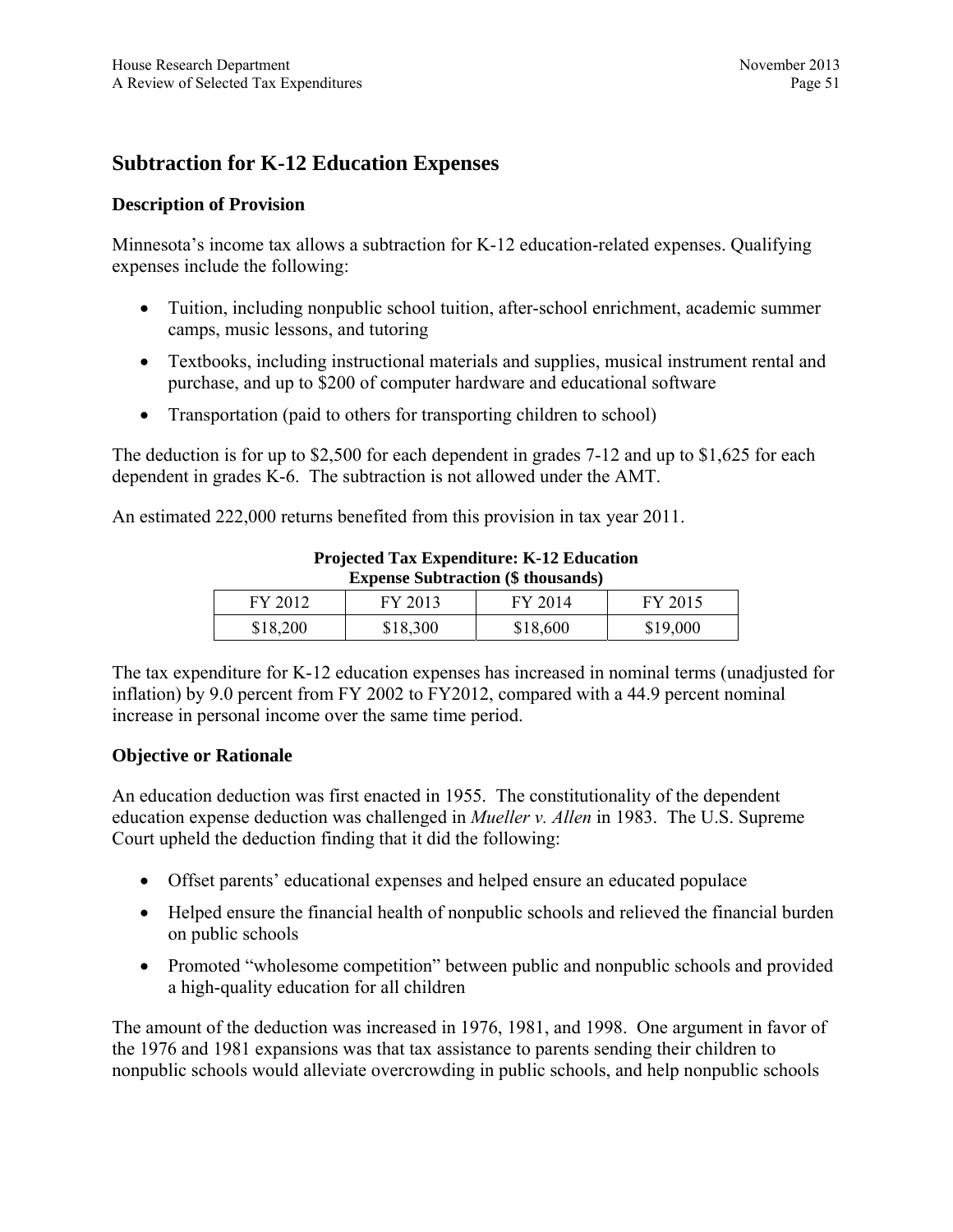## Subtraction for K-12 Education Expenses

### Description of Provision

Minnesota's income tax allows a subtraction for K-12 education-related expenses. Qualifying expenses include the following:

- Tuition, including nonpublic school tuition, after-school enrichment, academic summer camps, music lessons, and tutoring
- Textbooks, including instructional materials and supplies, musical instrument rental and purchase, and up to $200 of computer hardware and educational software
- Transportation (paid to others for transporting children to school)

The deduction is for up to $2,500 for each dependent in grades 7-12 and up to $1,625 for each dependent in grades K-6. The subtraction is not allowed under the AMT.

An estimated 222,000 returns benefited from this provision in tax year 2011.

**Projected Tax Expenditure: K-12 Education Expense Subtraction ($ thousands)**

| FY 2012 | FY 2013 | FY 2014 | FY 2015 |
|---|---|---|---|
| $18,200 | $18,300 | $18,600 | $19,000 |

The tax expenditure for K-12 education expenses has increased in nominal terms (unadjusted for inflation) by 9.0 percent from FY 2002 to FY2012, compared with a 44.9 percent nominal increase in personal income over the same time period.

### Objective or Rationale

An education deduction was first enacted in 1955. The constitutionality of the dependent education expense deduction was challenged in *Mueller v. Allen* in 1983. The U.S. Supreme Court upheld the deduction finding that it did the following:

- Offset parents' educational expenses and helped ensure an educated populace
- Helped ensure the financial health of nonpublic schools and relieved the financial burden on public schools
- Promoted "wholesome competition" between public and nonpublic schools and provided a high-quality education for all children

The amount of the deduction was increased in 1976, 1981, and 1998. One argument in favor of the 1976 and 1981 expansions was that tax assistance to parents sending their children to nonpublic schools would alleviate overcrowding in public schools, and help nonpublic schools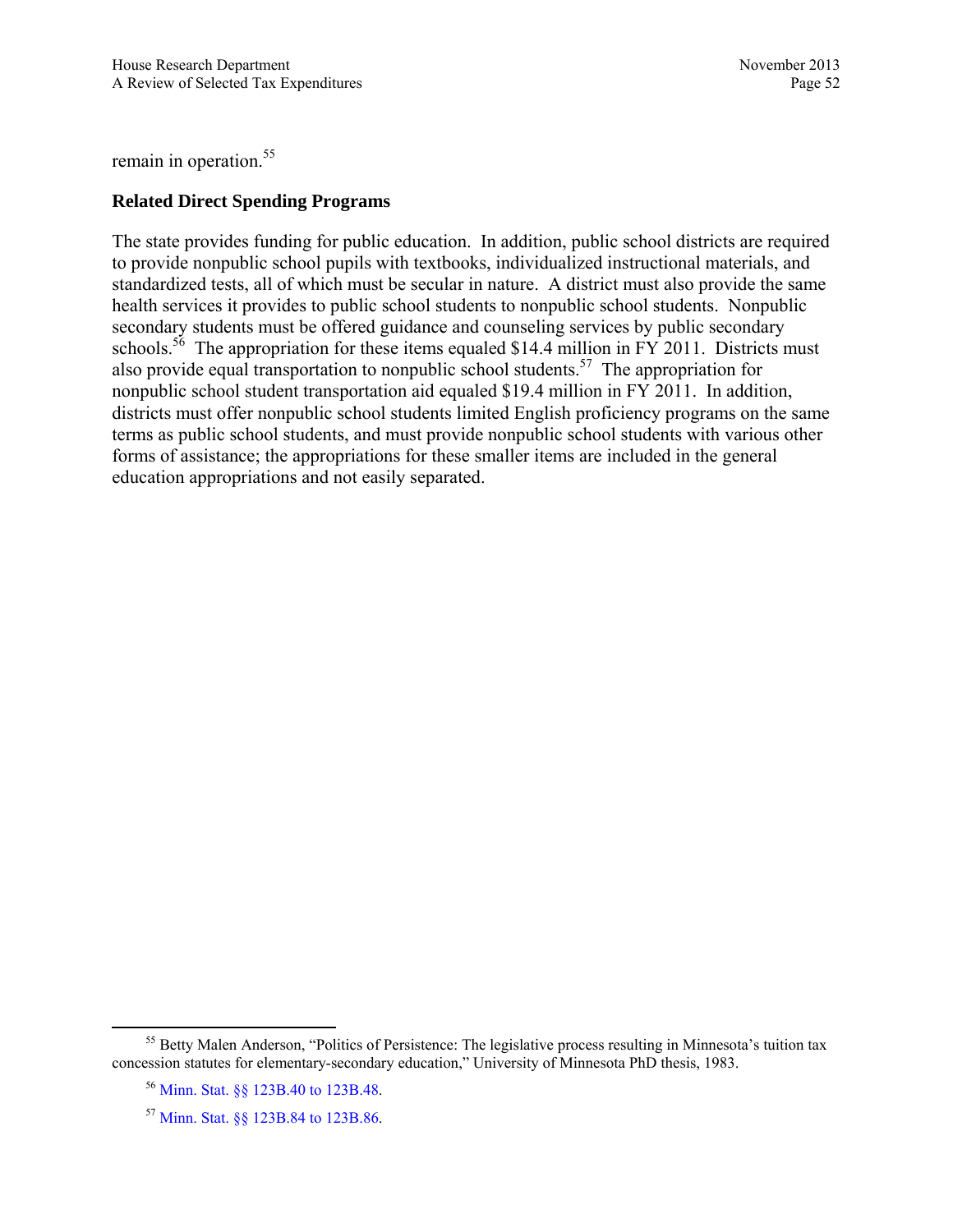remain in operation.[55]

### Related Direct Spending Programs

The state provides funding for public education. In addition, public school districts are required to provide nonpublic school pupils with textbooks, individualized instructional materials, and standardized tests, all of which must be secular in nature. A district must also provide the same health services it provides to public school students to nonpublic school students. Nonpublic secondary students must be offered guidance and counseling services by public secondary schools.[56] The appropriation for these items equaled $14.4 million in FY 2011. Districts must also provide equal transportation to nonpublic school students.[57] The appropriation for nonpublic school student transportation aid equaled $19.4 million in FY 2011. In addition, districts must offer nonpublic school students limited English proficiency programs on the same terms as public school students, and must provide nonpublic school students with various other forms of assistance; the appropriations for these smaller items are included in the general education appropriations and not easily separated.

---

[55] Betty Malen Anderson, "Politics of Persistence: The legislative process resulting in Minnesota's tuition tax concession statutes for elementary-secondary education," University of Minnesota PhD thesis, 1983.

[56] Minn. Stat. §§ 123B.40 to 123B.48.

[57] Minn. Stat. §§ 123B.84 to 123B.86.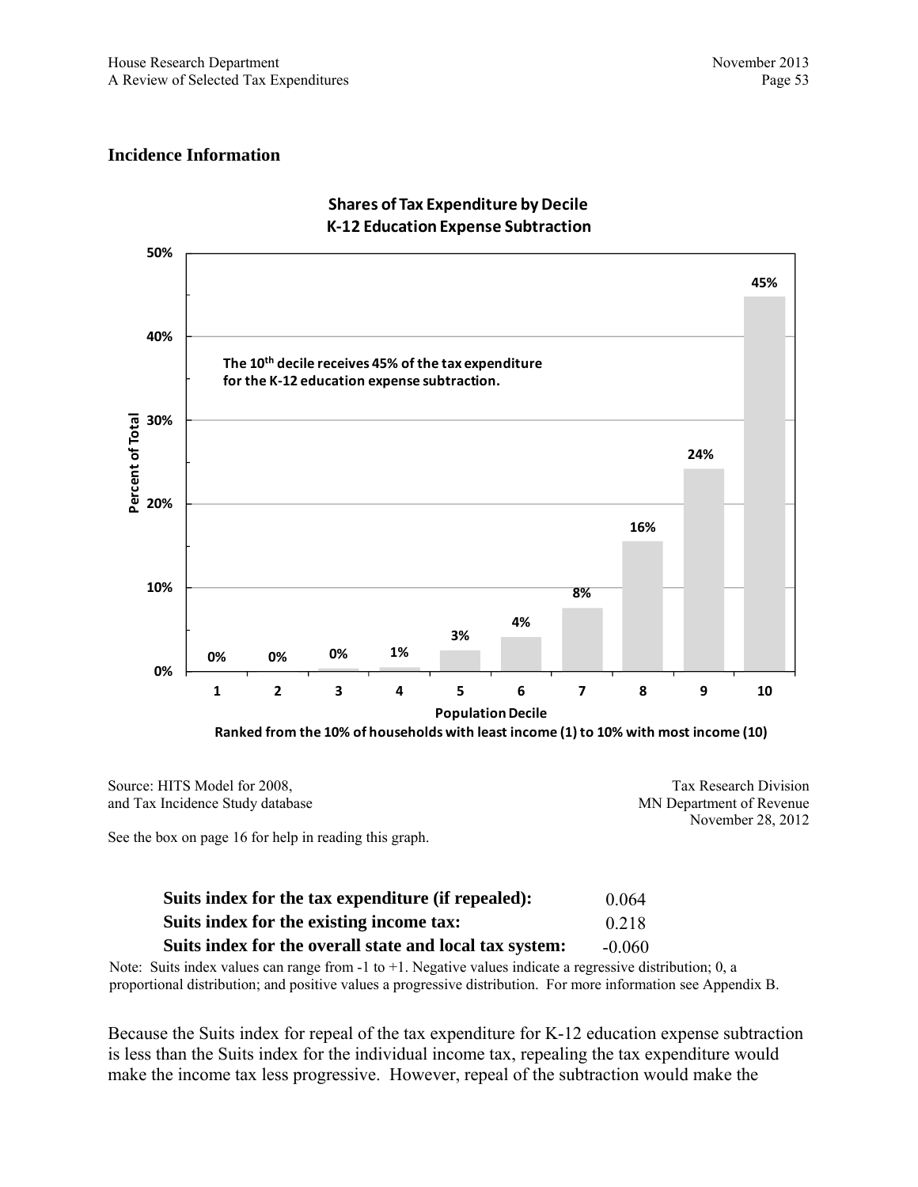## Incidence Information

**Shares of Tax Expenditure by Decile**
**K-12 Education Expense Subtraction**

**The 10th decile receives 45% of the tax expenditure for the K-12 education expense subtraction.**

| Population Decile | 1 | 2 | 3 | 4 | 5 | 6 | 7 | 8 | 9 | 10 |
|---|---|---|---|---|---|---|---|---|---|---|
| Percent of Total | 0% | 0% | 0% | 1% | 3% | 4% | 8% | 16% | 24% | 45% |

**Ranked from the 10% of households with least income (1) to 10% with most income (10)**

Source: HITS Model for 2008,
and Tax Incidence Study database

Tax Research Division
MN Department of Revenue
November 28, 2012

See the box on page 16 for help in reading this graph.

| | |
|---|---|
| **Suits index for the tax expenditure (if repealed):** | 0.064 |
| **Suits index for the existing income tax:** | 0.218 |
| **Suits index for the overall state and local tax system:** | -0.060 |

Note: Suits index values can range from -1 to +1. Negative values indicate a regressive distribution; 0, a proportional distribution; and positive values a progressive distribution. For more information see Appendix B.

Because the Suits index for repeal of the tax expenditure for K-12 education expense subtraction is less than the Suits index for the individual income tax, repealing the tax expenditure would make the income tax less progressive. However, repeal of the subtraction would make the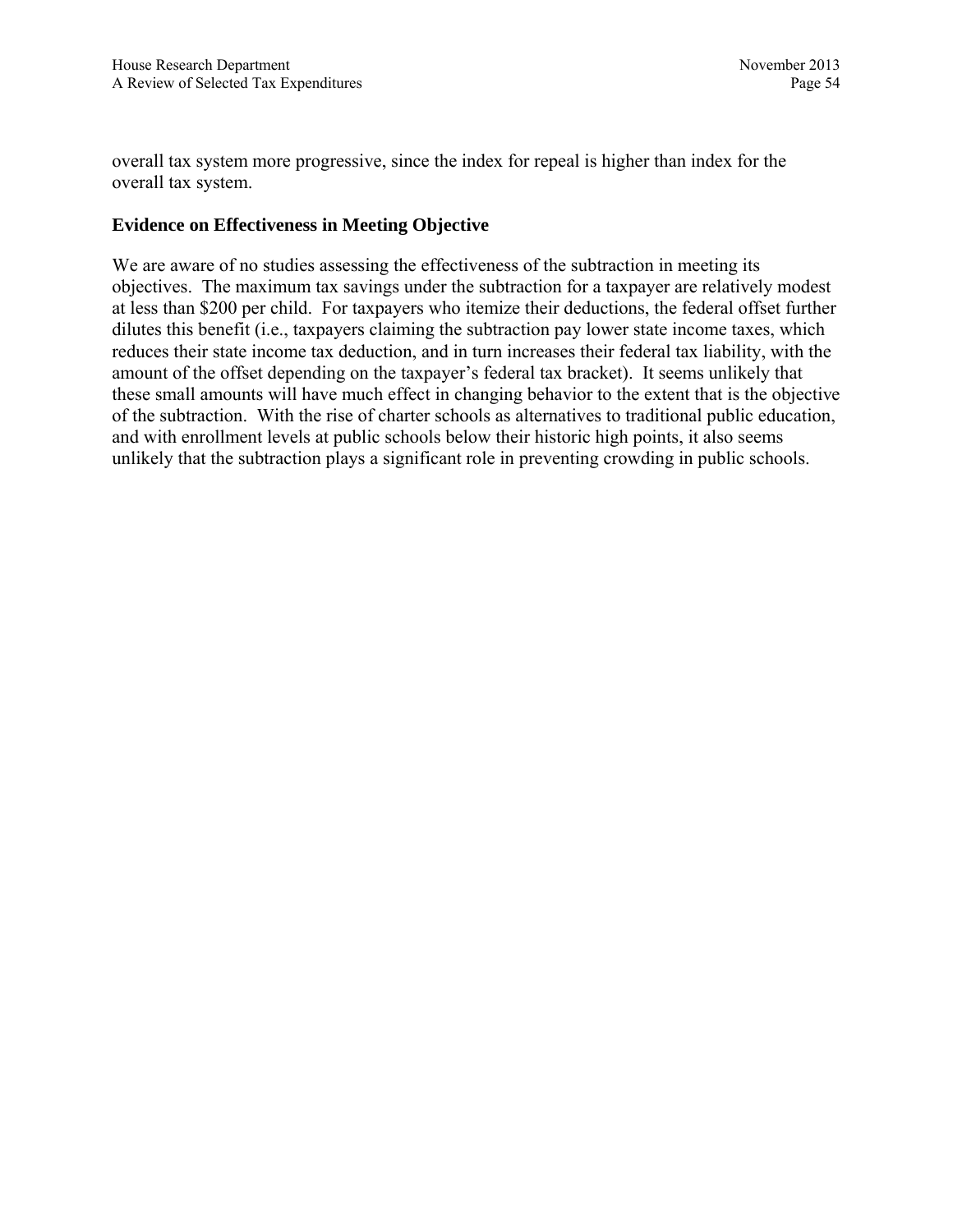overall tax system more progressive, since the index for repeal is higher than index for the overall tax system.

**Evidence on Effectiveness in Meeting Objective**

We are aware of no studies assessing the effectiveness of the subtraction in meeting its objectives. The maximum tax savings under the subtraction for a taxpayer are relatively modest at less than $200 per child. For taxpayers who itemize their deductions, the federal offset further dilutes this benefit (i.e., taxpayers claiming the subtraction pay lower state income taxes, which reduces their state income tax deduction, and in turn increases their federal tax liability, with the amount of the offset depending on the taxpayer's federal tax bracket). It seems unlikely that these small amounts will have much effect in changing behavior to the extent that is the objective of the subtraction. With the rise of charter schools as alternatives to traditional public education, and with enrollment levels at public schools below their historic high points, it also seems unlikely that the subtraction plays a significant role in preventing crowding in public schools.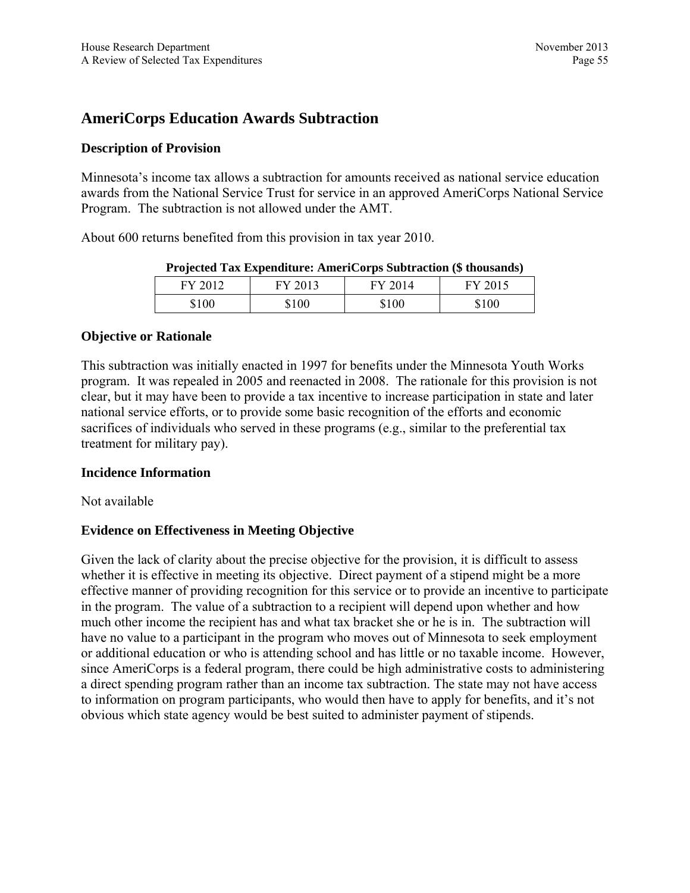## AmeriCorps Education Awards Subtraction

### Description of Provision

Minnesota's income tax allows a subtraction for amounts received as national service education awards from the National Service Trust for service in an approved AmeriCorps National Service Program. The subtraction is not allowed under the AMT.

About 600 returns benefited from this provision in tax year 2010.

**Projected Tax Expenditure: AmeriCorps Subtraction ($ thousands)**

| FY 2012 | FY 2013 | FY 2014 | FY 2015 |
|---|---|---|---|
| $100 | $100 | $100 | $100 |

### Objective or Rationale

This subtraction was initially enacted in 1997 for benefits under the Minnesota Youth Works program. It was repealed in 2005 and reenacted in 2008. The rationale for this provision is not clear, but it may have been to provide a tax incentive to increase participation in state and later national service efforts, or to provide some basic recognition of the efforts and economic sacrifices of individuals who served in these programs (e.g., similar to the preferential tax treatment for military pay).

### Incidence Information

Not available

### Evidence on Effectiveness in Meeting Objective

Given the lack of clarity about the precise objective for the provision, it is difficult to assess whether it is effective in meeting its objective. Direct payment of a stipend might be a more effective manner of providing recognition for this service or to provide an incentive to participate in the program. The value of a subtraction to a recipient will depend upon whether and how much other income the recipient has and what tax bracket she or he is in. The subtraction will have no value to a participant in the program who moves out of Minnesota to seek employment or additional education or who is attending school and has little or no taxable income. However, since AmeriCorps is a federal program, there could be high administrative costs to administering a direct spending program rather than an income tax subtraction. The state may not have access to information on program participants, who would then have to apply for benefits, and it's not obvious which state agency would be best suited to administer payment of stipends.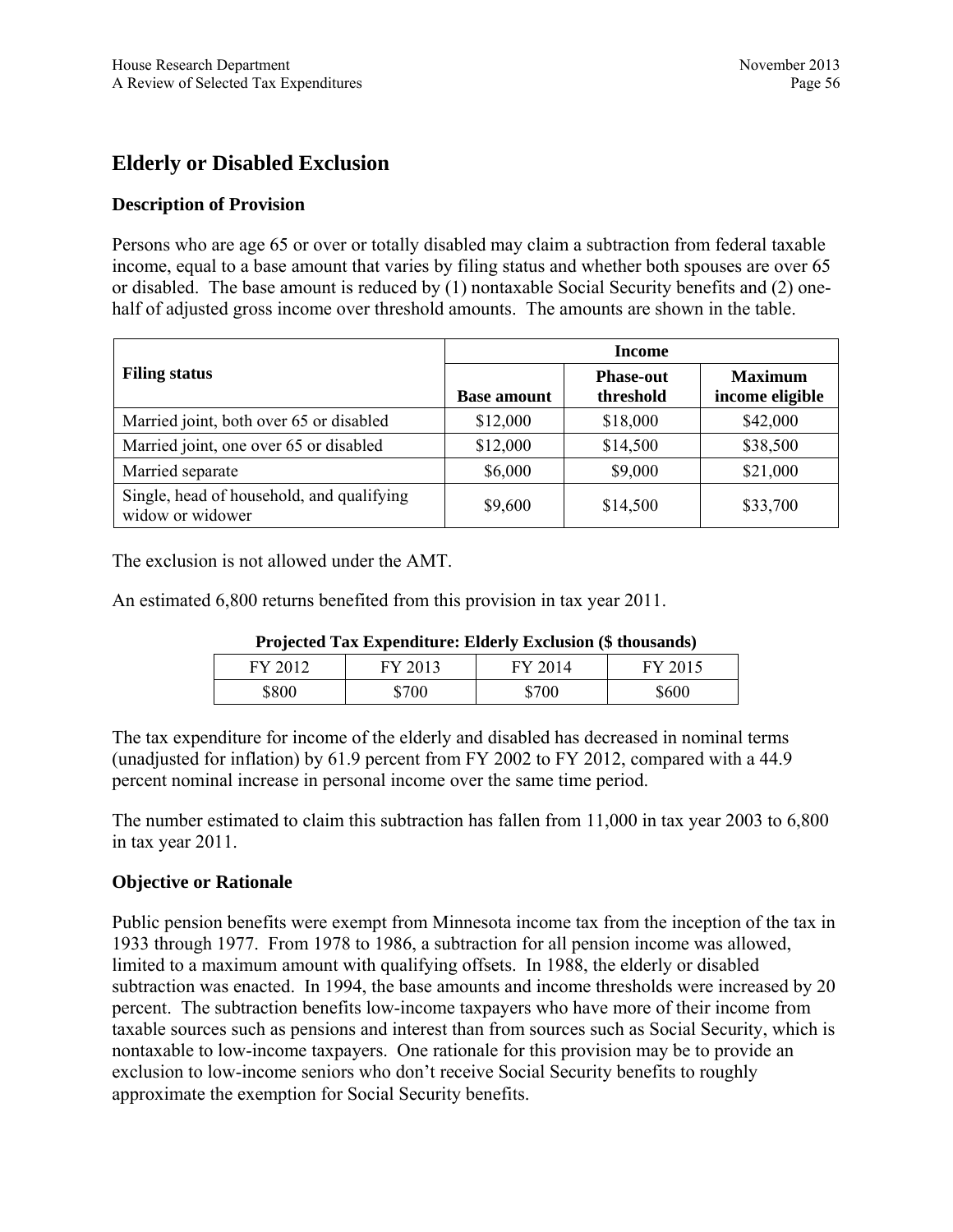## Elderly or Disabled Exclusion

### Description of Provision

Persons who are age 65 or over or totally disabled may claim a subtraction from federal taxable income, equal to a base amount that varies by filing status and whether both spouses are over 65 or disabled. The base amount is reduced by (1) nontaxable Social Security benefits and (2) one-half of adjusted gross income over threshold amounts. The amounts are shown in the table.

| Filing status | Income | | |
|---|---|---|---|
| | **Base amount** | **Phase-out threshold** | **Maximum income eligible** |
| Married joint, both over 65 or disabled | $12,000 | $18,000 | $42,000 |
| Married joint, one over 65 or disabled | $12,000 | $14,500 | $38,500 |
| Married separate | $6,000 | $9,000 | $21,000 |
| Single, head of household, and qualifying widow or widower | $9,600 | $14,500 | $33,700 |

The exclusion is not allowed under the AMT.

An estimated 6,800 returns benefited from this provision in tax year 2011.

**Projected Tax Expenditure: Elderly Exclusion ($ thousands)**

| FY 2012 | FY 2013 | FY 2014 | FY 2015 |
|---|---|---|---|
| $800 | $700 | $700 | $600 |

The tax expenditure for income of the elderly and disabled has decreased in nominal terms (unadjusted for inflation) by 61.9 percent from FY 2002 to FY 2012, compared with a 44.9 percent nominal increase in personal income over the same time period.

The number estimated to claim this subtraction has fallen from 11,000 in tax year 2003 to 6,800 in tax year 2011.

### Objective or Rationale

Public pension benefits were exempt from Minnesota income tax from the inception of the tax in 1933 through 1977. From 1978 to 1986, a subtraction for all pension income was allowed, limited to a maximum amount with qualifying offsets. In 1988, the elderly or disabled subtraction was enacted. In 1994, the base amounts and income thresholds were increased by 20 percent. The subtraction benefits low-income taxpayers who have more of their income from taxable sources such as pensions and interest than from sources such as Social Security, which is nontaxable to low-income taxpayers. One rationale for this provision may be to provide an exclusion to low-income seniors who don't receive Social Security benefits to roughly approximate the exemption for Social Security benefits.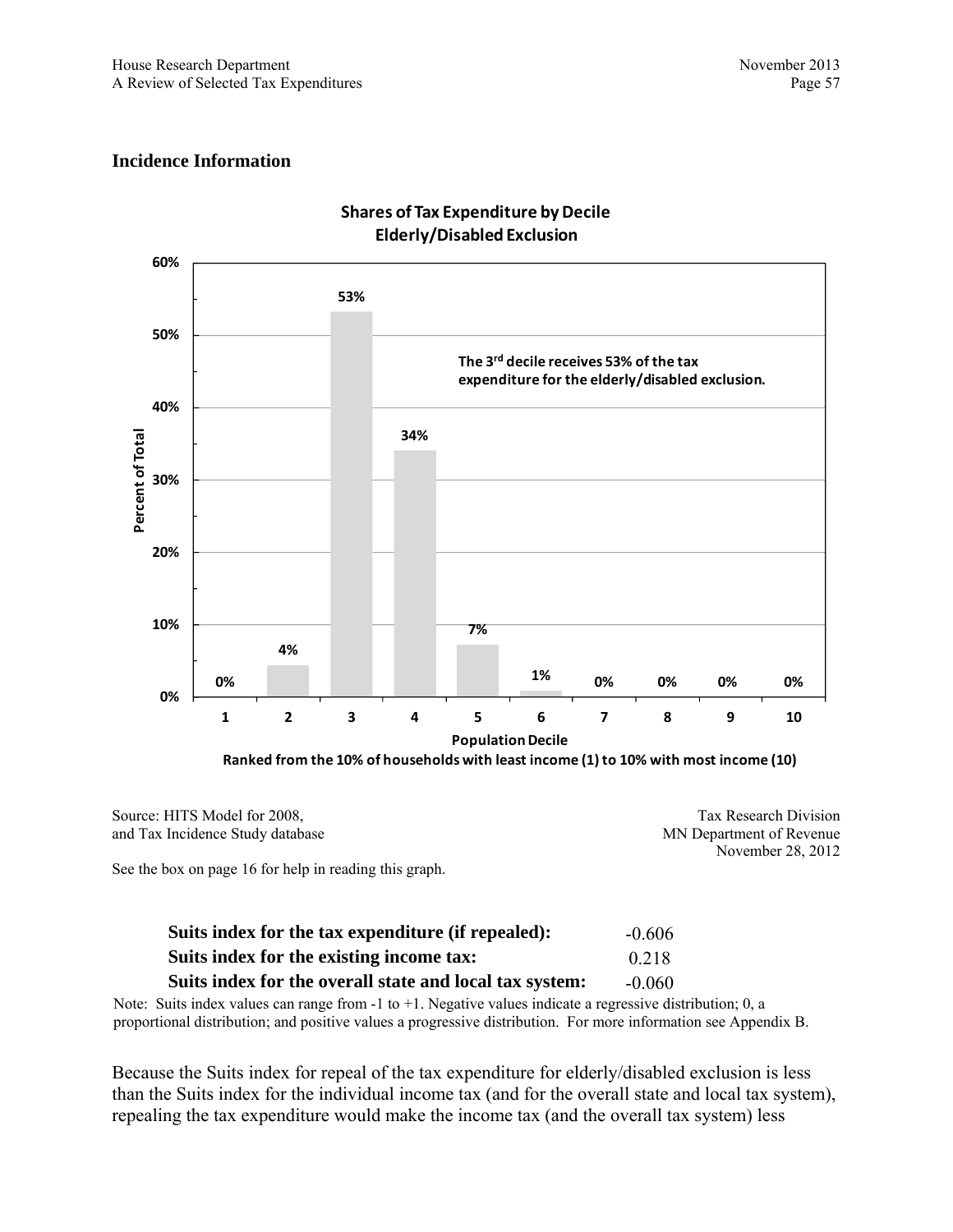### Incidence Information

**Shares of Tax Expenditure by Decile**
**Elderly/Disabled Exclusion**

| Population Decile | 1 | 2 | 3 | 4 | 5 | 6 | 7 | 8 | 9 | 10 |
|---|---|---|---|---|---|---|---|---|---|---|
| Percent of Total | 0% | 4% | 53% | 34% | 7% | 1% | 0% | 0% | 0% | 0% |

The 3[rd] decile receives 53% of the tax expenditure for the elderly/disabled exclusion.

Population Decile
Ranked from the 10% of households with least income (1) to 10% with most income (10)

Source: HITS Model for 2008, and Tax Incidence Study database

Tax Research Division
MN Department of Revenue
November 28, 2012

See the box on page 16 for help in reading this graph.

| | |
|---|---|
| **Suits index for the tax expenditure (if repealed):** | -0.606 |
| **Suits index for the existing income tax:** | 0.218 |
| **Suits index for the overall state and local tax system:** | -0.060 |

Note: Suits index values can range from -1 to +1. Negative values indicate a regressive distribution; 0, a proportional distribution; and positive values a progressive distribution. For more information see Appendix B.

Because the Suits index for repeal of the tax expenditure for elderly/disabled exclusion is less than the Suits index for the individual income tax (and for the overall state and local tax system), repealing the tax expenditure would make the income tax (and the overall tax system) less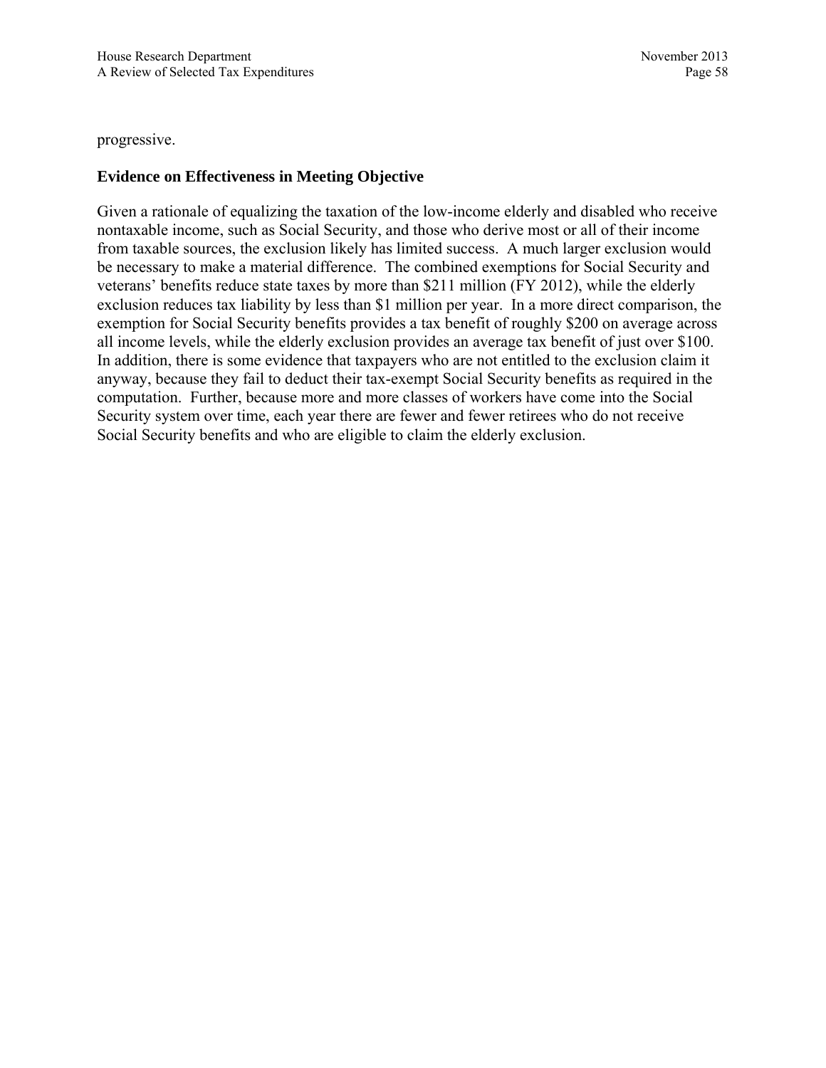progressive.

**Evidence on Effectiveness in Meeting Objective**

Given a rationale of equalizing the taxation of the low-income elderly and disabled who receive nontaxable income, such as Social Security, and those who derive most or all of their income from taxable sources, the exclusion likely has limited success. A much larger exclusion would be necessary to make a material difference. The combined exemptions for Social Security and veterans' benefits reduce state taxes by more than $211 million (FY 2012), while the elderly exclusion reduces tax liability by less than $1 million per year. In a more direct comparison, the exemption for Social Security benefits provides a tax benefit of roughly $200 on average across all income levels, while the elderly exclusion provides an average tax benefit of just over $100. In addition, there is some evidence that taxpayers who are not entitled to the exclusion claim it anyway, because they fail to deduct their tax-exempt Social Security benefits as required in the computation. Further, because more and more classes of workers have come into the Social Security system over time, each year there are fewer and fewer retirees who do not receive Social Security benefits and who are eligible to claim the elderly exclusion.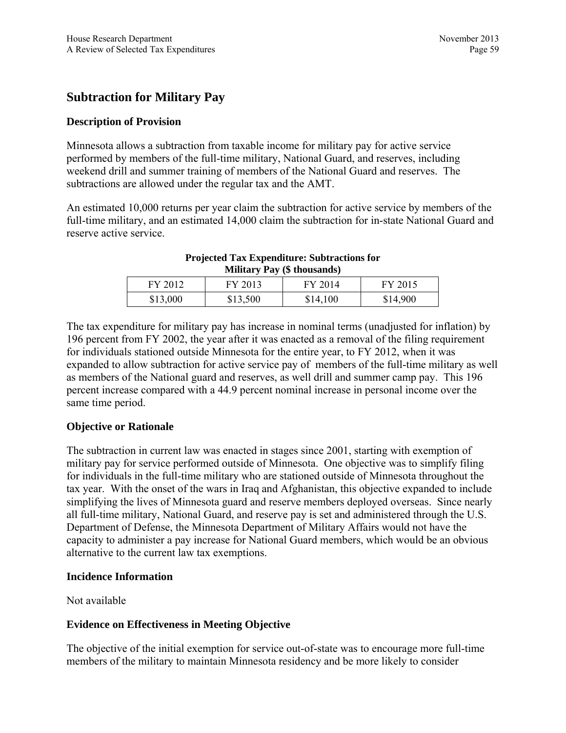## Subtraction for Military Pay

### Description of Provision

Minnesota allows a subtraction from taxable income for military pay for active service performed by members of the full-time military, National Guard, and reserves, including weekend drill and summer training of members of the National Guard and reserves. The subtractions are allowed under the regular tax and the AMT.

An estimated 10,000 returns per year claim the subtraction for active service by members of the full-time military, and an estimated 14,000 claim the subtraction for in-state National Guard and reserve active service.

**Projected Tax Expenditure: Subtractions for Military Pay ($ thousands)**

| FY 2012 | FY 2013 | FY 2014 | FY 2015 |
|---|---|---|---|
| $13,000 | $13,500 | $14,100 | $14,900 |

The tax expenditure for military pay has increase in nominal terms (unadjusted for inflation) by 196 percent from FY 2002, the year after it was enacted as a removal of the filing requirement for individuals stationed outside Minnesota for the entire year, to FY 2012, when it was expanded to allow subtraction for active service pay of members of the full-time military as well as members of the National guard and reserves, as well drill and summer camp pay. This 196 percent increase compared with a 44.9 percent nominal increase in personal income over the same time period.

### Objective or Rationale

The subtraction in current law was enacted in stages since 2001, starting with exemption of military pay for service performed outside of Minnesota. One objective was to simplify filing for individuals in the full-time military who are stationed outside of Minnesota throughout the tax year. With the onset of the wars in Iraq and Afghanistan, this objective expanded to include simplifying the lives of Minnesota guard and reserve members deployed overseas. Since nearly all full-time military, National Guard, and reserve pay is set and administered through the U.S. Department of Defense, the Minnesota Department of Military Affairs would not have the capacity to administer a pay increase for National Guard members, which would be an obvious alternative to the current law tax exemptions.

### Incidence Information

Not available

### Evidence on Effectiveness in Meeting Objective

The objective of the initial exemption for service out-of-state was to encourage more full-time members of the military to maintain Minnesota residency and be more likely to consider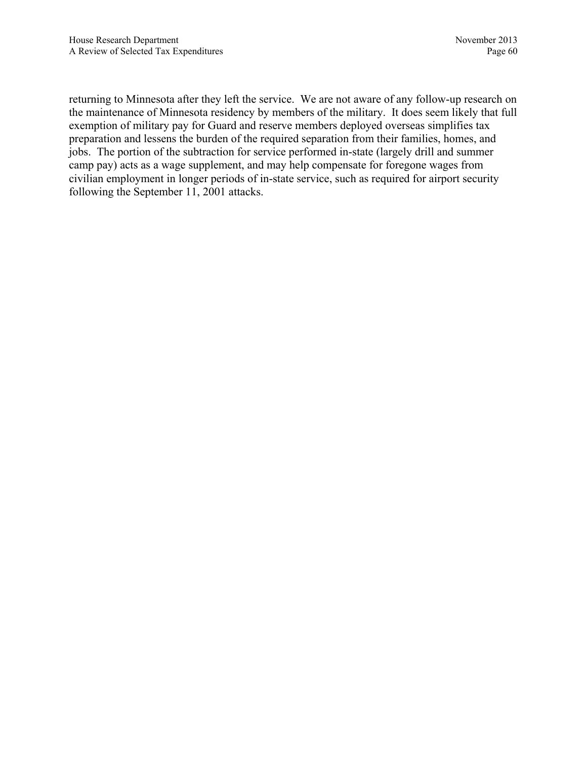returning to Minnesota after they left the service. We are not aware of any follow-up research on the maintenance of Minnesota residency by members of the military. It does seem likely that full exemption of military pay for Guard and reserve members deployed overseas simplifies tax preparation and lessens the burden of the required separation from their families, homes, and jobs. The portion of the subtraction for service performed in-state (largely drill and summer camp pay) acts as a wage supplement, and may help compensate for foregone wages from civilian employment in longer periods of in-state service, such as required for airport security following the September 11, 2001 attacks.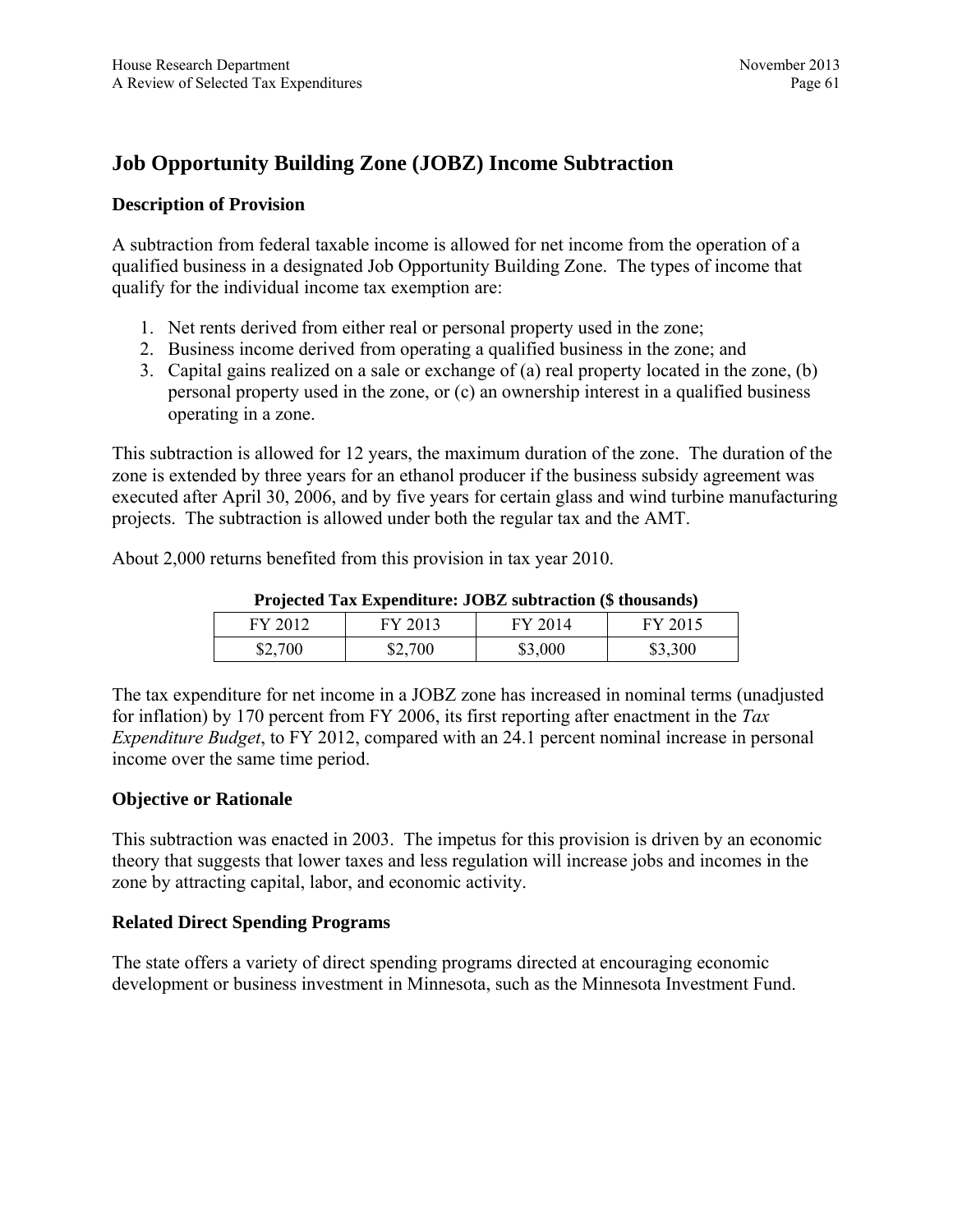## Job Opportunity Building Zone (JOBZ) Income Subtraction

### Description of Provision

A subtraction from federal taxable income is allowed for net income from the operation of a qualified business in a designated Job Opportunity Building Zone. The types of income that qualify for the individual income tax exemption are:

1. Net rents derived from either real or personal property used in the zone;
2. Business income derived from operating a qualified business in the zone; and
3. Capital gains realized on a sale or exchange of (a) real property located in the zone, (b) personal property used in the zone, or (c) an ownership interest in a qualified business operating in a zone.

This subtraction is allowed for 12 years, the maximum duration of the zone. The duration of the zone is extended by three years for an ethanol producer if the business subsidy agreement was executed after April 30, 2006, and by five years for certain glass and wind turbine manufacturing projects. The subtraction is allowed under both the regular tax and the AMT.

About 2,000 returns benefited from this provision in tax year 2010.

**Projected Tax Expenditure: JOBZ subtraction ($ thousands)**

| FY 2012 | FY 2013 | FY 2014 | FY 2015 |
|---|---|---|---|
| $2,700 | $2,700 | $3,000 | $3,300 |

The tax expenditure for net income in a JOBZ zone has increased in nominal terms (unadjusted for inflation) by 170 percent from FY 2006, its first reporting after enactment in the *Tax Expenditure Budget*, to FY 2012, compared with an 24.1 percent nominal increase in personal income over the same time period.

### Objective or Rationale

This subtraction was enacted in 2003. The impetus for this provision is driven by an economic theory that suggests that lower taxes and less regulation will increase jobs and incomes in the zone by attracting capital, labor, and economic activity.

### Related Direct Spending Programs

The state offers a variety of direct spending programs directed at encouraging economic development or business investment in Minnesota, such as the Minnesota Investment Fund.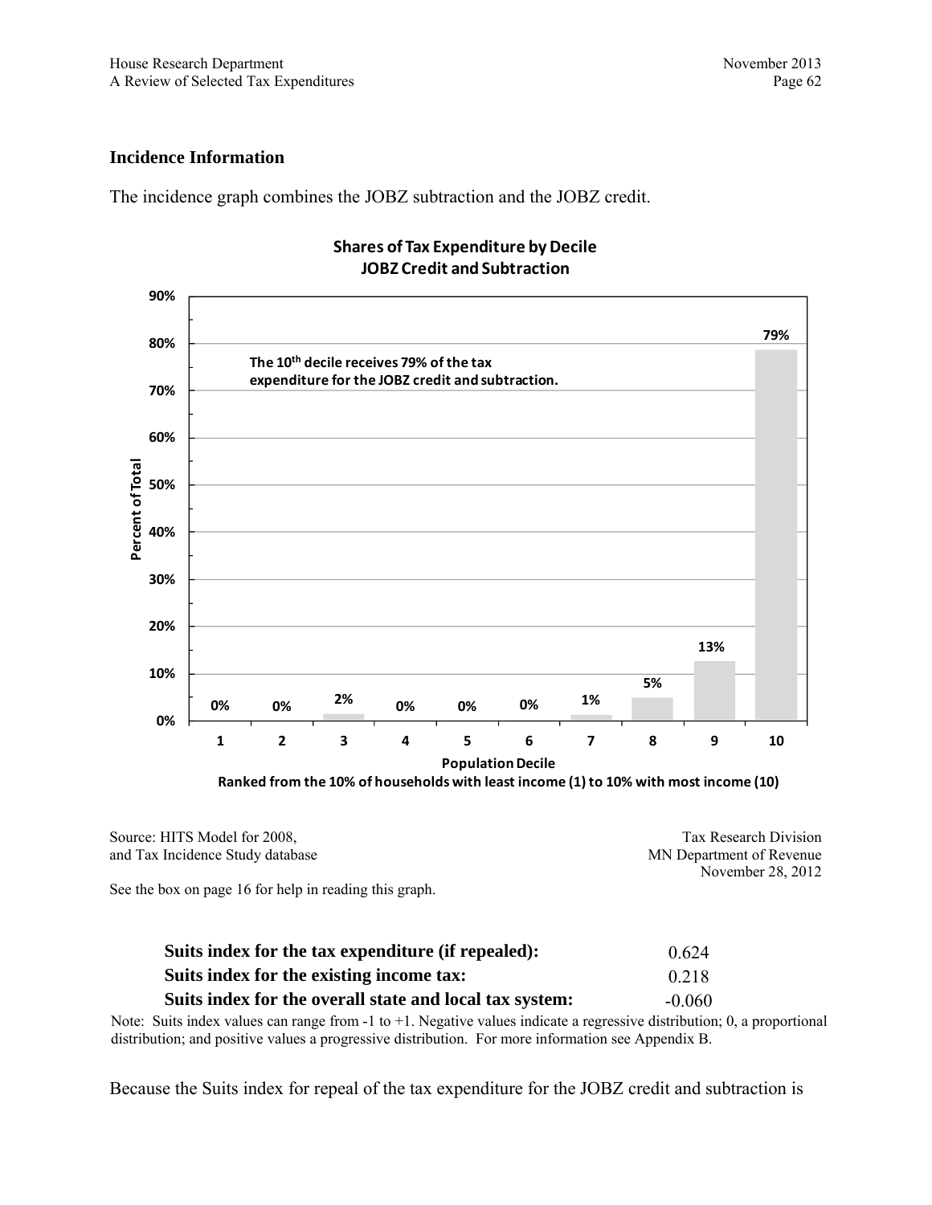### Incidence Information

The incidence graph combines the JOBZ subtraction and the JOBZ credit.

**Shares of Tax Expenditure by Decile**
**JOBZ Credit and Subtraction**

The 10th decile receives 79% of the tax expenditure for the JOBZ credit and subtraction.

| Population Decile | 1 | 2 | 3 | 4 | 5 | 6 | 7 | 8 | 9 | 10 |
|---|---|---|---|---|---|---|---|---|---|---|
| Percent of Total | 0% | 0% | 2% | 0% | 0% | 0% | 1% | 5% | 13% | 79% |

Ranked from the 10% of households with least income (1) to 10% with most income (10)

Source: HITS Model for 2008, and Tax Incidence Study database

Tax Research Division
MN Department of Revenue
November 28, 2012

See the box on page 16 for help in reading this graph.

| | |
|---|---|
| **Suits index for the tax expenditure (if repealed):** | 0.624 |
| **Suits index for the existing income tax:** | 0.218 |
| **Suits index for the overall state and local tax system:** | -0.060 |

Note: Suits index values can range from -1 to +1. Negative values indicate a regressive distribution; 0, a proportional distribution; and positive values a progressive distribution. For more information see Appendix B.

Because the Suits index for repeal of the tax expenditure for the JOBZ credit and subtraction is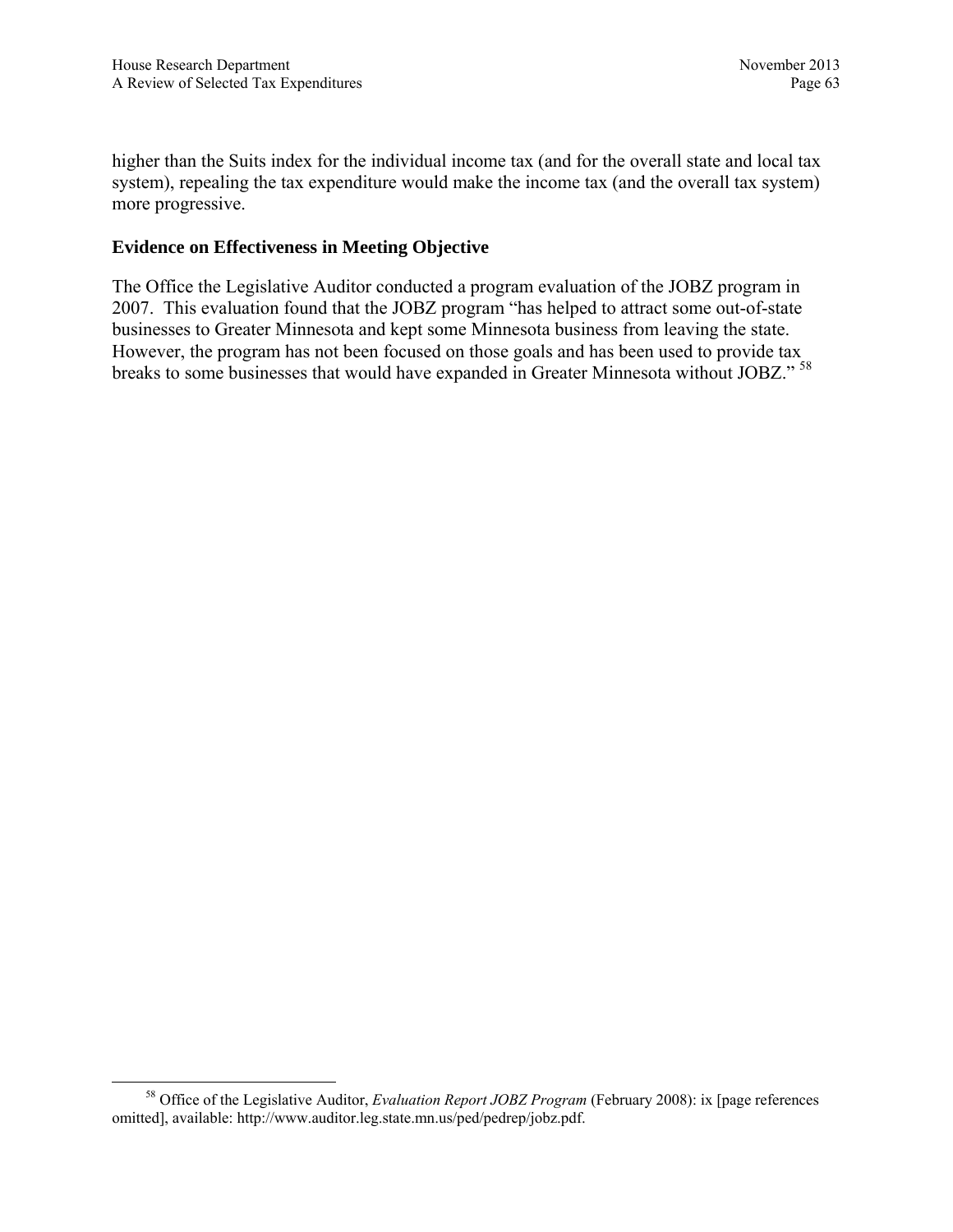higher than the Suits index for the individual income tax (and for the overall state and local tax system), repealing the tax expenditure would make the income tax (and the overall tax system) more progressive.

### Evidence on Effectiveness in Meeting Objective

The Office the Legislative Auditor conducted a program evaluation of the JOBZ program in 2007. This evaluation found that the JOBZ program "has helped to attract some out-of-state businesses to Greater Minnesota and kept some Minnesota business from leaving the state. However, the program has not been focused on those goals and has been used to provide tax breaks to some businesses that would have expanded in Greater Minnesota without JOBZ." [58]

---

[58] Office of the Legislative Auditor, *Evaluation Report JOBZ Program* (February 2008): ix [page references omitted], available: http://www.auditor.leg.state.mn.us/ped/pedrep/jobz.pdf.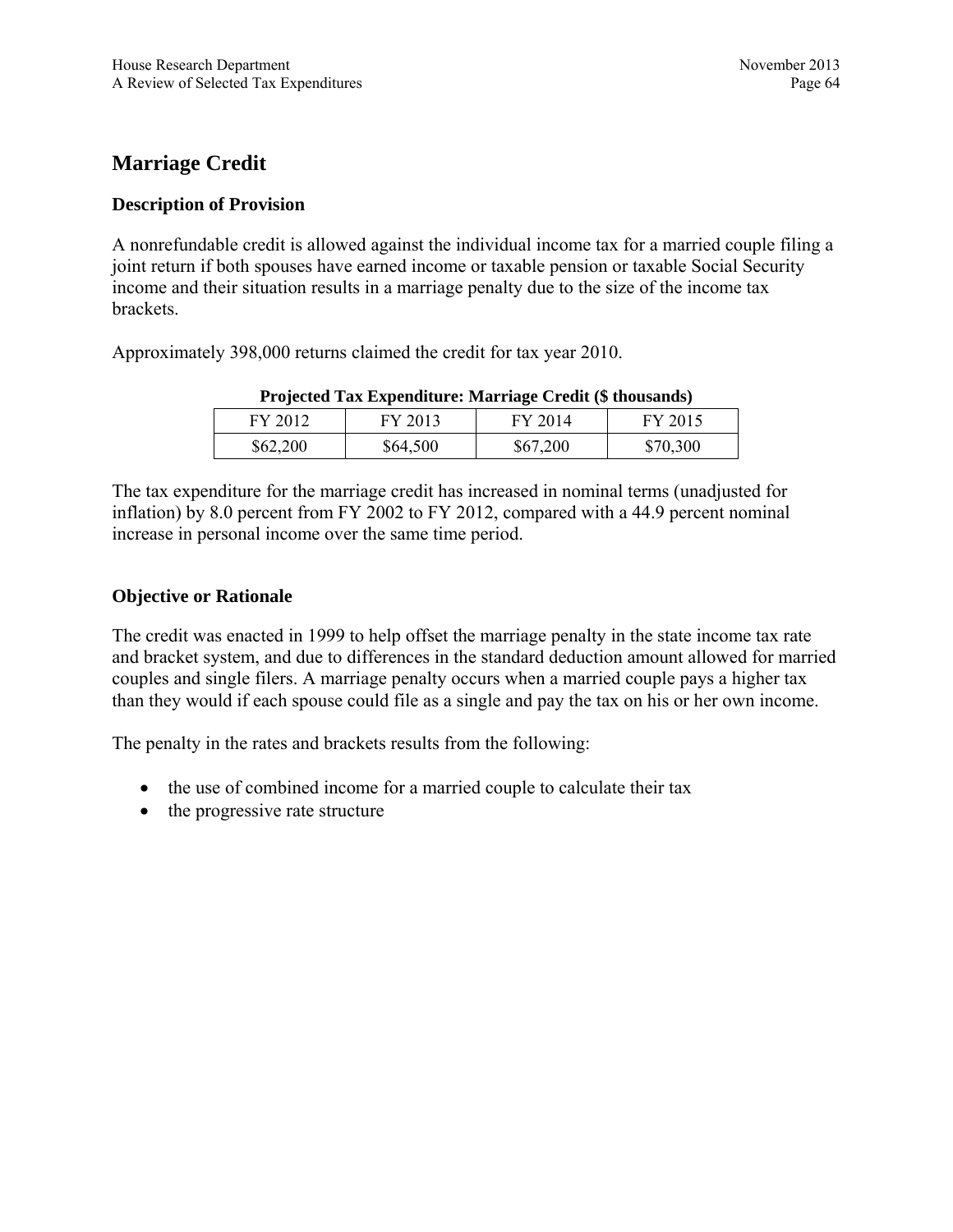## Marriage Credit

### Description of Provision

A nonrefundable credit is allowed against the individual income tax for a married couple filing a joint return if both spouses have earned income or taxable pension or taxable Social Security income and their situation results in a marriage penalty due to the size of the income tax brackets.

Approximately 398,000 returns claimed the credit for tax year 2010.

**Projected Tax Expenditure: Marriage Credit ($ thousands)**

| FY 2012 | FY 2013 | FY 2014 | FY 2015 |
|---|---|---|---|
| $62,200 | $64,500 | $67,200 | $70,300 |

The tax expenditure for the marriage credit has increased in nominal terms (unadjusted for inflation) by 8.0 percent from FY 2002 to FY 2012, compared with a 44.9 percent nominal increase in personal income over the same time period.

### Objective or Rationale

The credit was enacted in 1999 to help offset the marriage penalty in the state income tax rate and bracket system, and due to differences in the standard deduction amount allowed for married couples and single filers. A marriage penalty occurs when a married couple pays a higher tax than they would if each spouse could file as a single and pay the tax on his or her own income.

The penalty in the rates and brackets results from the following:

- the use of combined income for a married couple to calculate their tax
- the progressive rate structure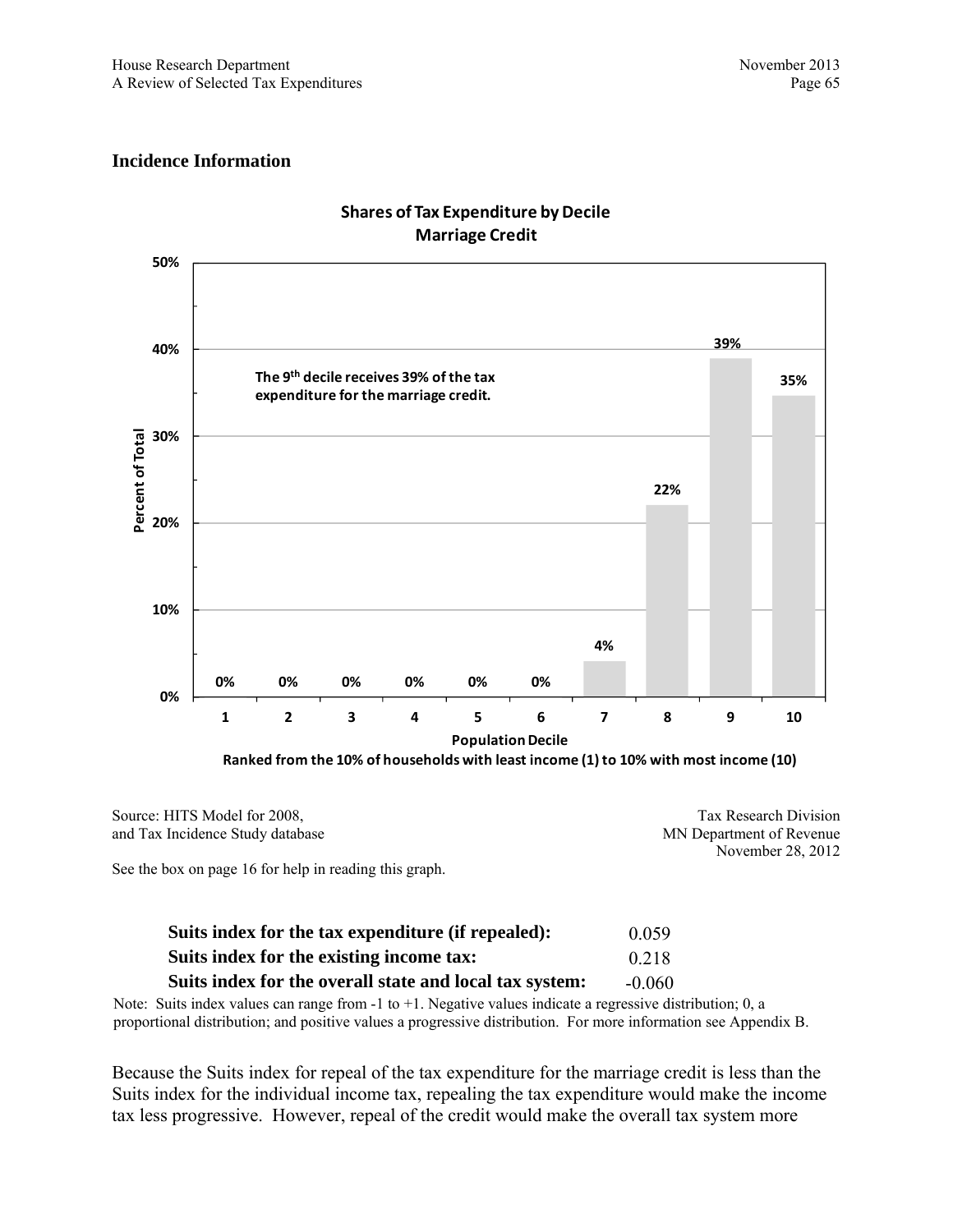## Incidence Information

**Shares of Tax Expenditure by Decile**
**Marriage Credit**

**The 9th decile receives 39% of the tax expenditure for the marriage credit.**

| Population Decile | 1 | 2 | 3 | 4 | 5 | 6 | 7 | 8 | 9 | 10 |
|---|---|---|---|---|---|---|---|---|---|---|
| Percent of Total | 0% | 0% | 0% | 0% | 0% | 0% | 4% | 22% | 39% | 35% |

**Ranked from the 10% of households with least income (1) to 10% with most income (10)**

Source: HITS Model for 2008, and Tax Incidence Study database

Tax Research Division
MN Department of Revenue
November 28, 2012

See the box on page 16 for help in reading this graph.

| | |
|---|---|
| **Suits index for the tax expenditure (if repealed):** | 0.059 |
| **Suits index for the existing income tax:** | 0.218 |
| **Suits index for the overall state and local tax system:** | -0.060 |

Note: Suits index values can range from -1 to +1. Negative values indicate a regressive distribution; 0, a proportional distribution; and positive values a progressive distribution. For more information see Appendix B.

Because the Suits index for repeal of the tax expenditure for the marriage credit is less than the Suits index for the individual income tax, repealing the tax expenditure would make the income tax less progressive. However, repeal of the credit would make the overall tax system more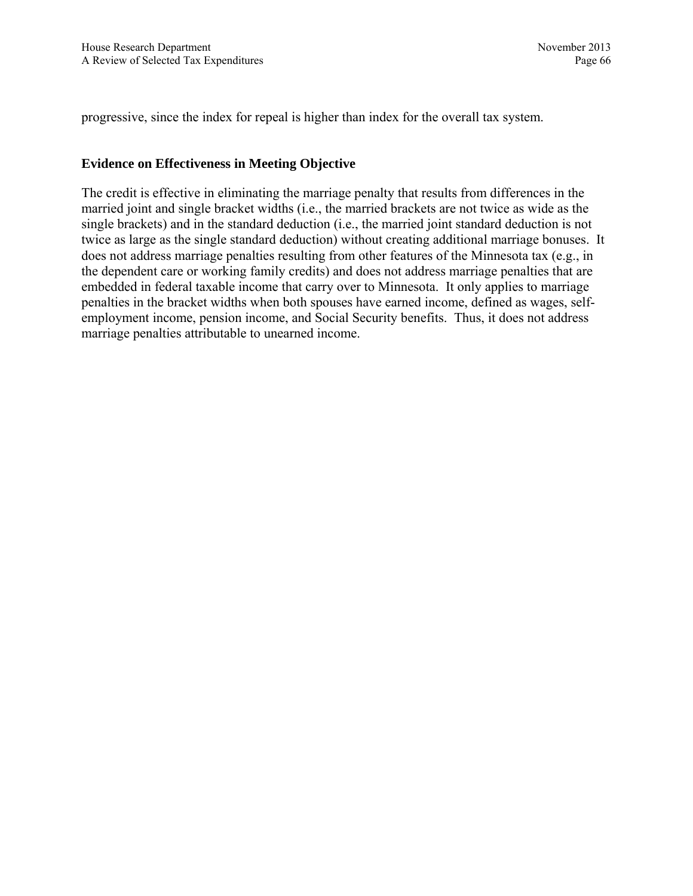progressive, since the index for repeal is higher than index for the overall tax system.

### Evidence on Effectiveness in Meeting Objective

The credit is effective in eliminating the marriage penalty that results from differences in the married joint and single bracket widths (i.e., the married brackets are not twice as wide as the single brackets) and in the standard deduction (i.e., the married joint standard deduction is not twice as large as the single standard deduction) without creating additional marriage bonuses. It does not address marriage penalties resulting from other features of the Minnesota tax (e.g., in the dependent care or working family credits) and does not address marriage penalties that are embedded in federal taxable income that carry over to Minnesota. It only applies to marriage penalties in the bracket widths when both spouses have earned income, defined as wages, self-employment income, pension income, and Social Security benefits. Thus, it does not address marriage penalties attributable to unearned income.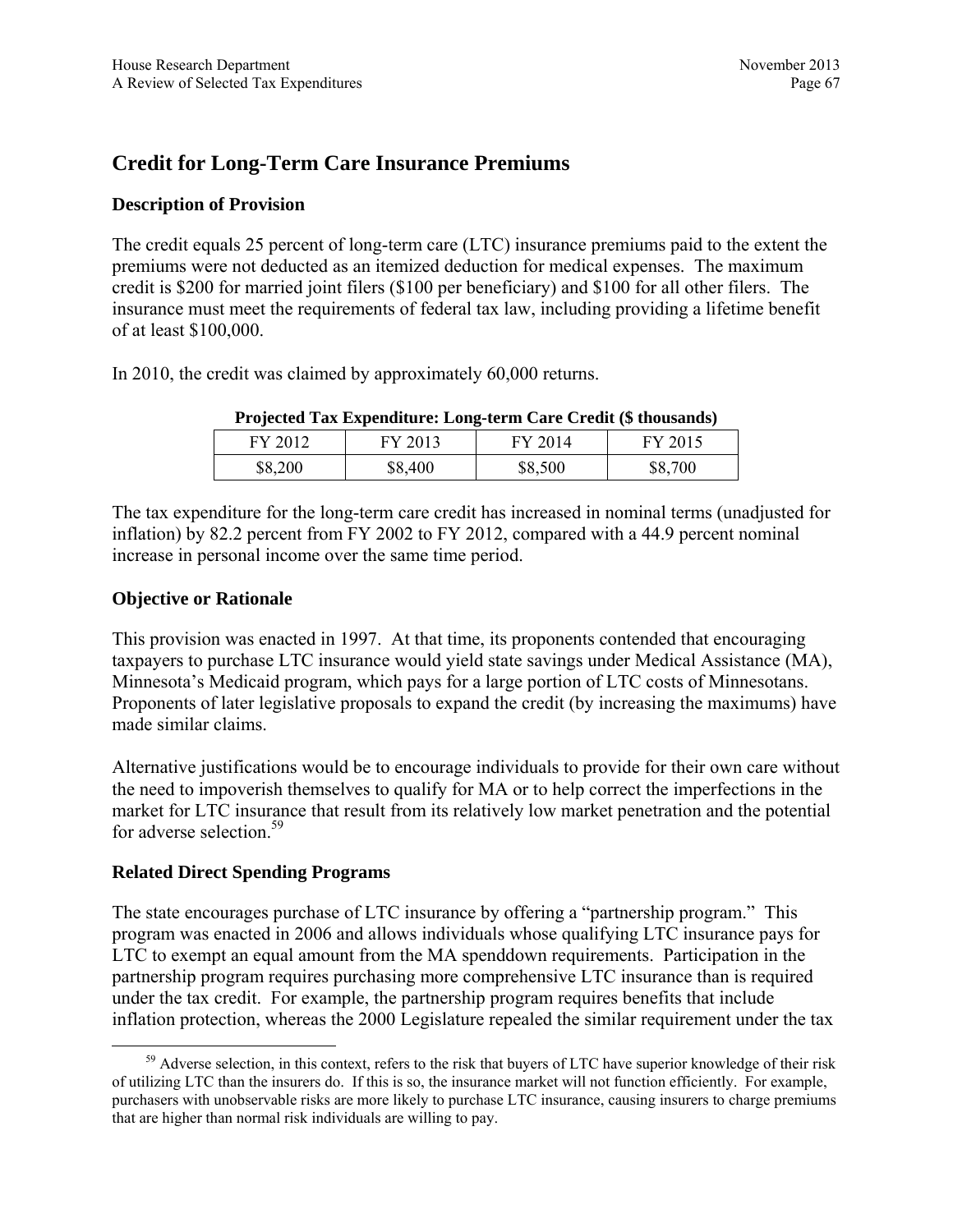## Credit for Long-Term Care Insurance Premiums

### Description of Provision

The credit equals 25 percent of long-term care (LTC) insurance premiums paid to the extent the premiums were not deducted as an itemized deduction for medical expenses. The maximum credit is $200 for married joint filers ($100 per beneficiary) and $100 for all other filers. The insurance must meet the requirements of federal tax law, including providing a lifetime benefit of at least $100,000.

In 2010, the credit was claimed by approximately 60,000 returns.

**Projected Tax Expenditure: Long-term Care Credit ($ thousands)**

| FY 2012 | FY 2013 | FY 2014 | FY 2015 |
| --- | --- | --- | --- |
| $8,200 | $8,400 | $8,500 | $8,700 |

The tax expenditure for the long-term care credit has increased in nominal terms (unadjusted for inflation) by 82.2 percent from FY 2002 to FY 2012, compared with a 44.9 percent nominal increase in personal income over the same time period.

### Objective or Rationale

This provision was enacted in 1997. At that time, its proponents contended that encouraging taxpayers to purchase LTC insurance would yield state savings under Medical Assistance (MA), Minnesota's Medicaid program, which pays for a large portion of LTC costs of Minnesotans. Proponents of later legislative proposals to expand the credit (by increasing the maximums) have made similar claims.

Alternative justifications would be to encourage individuals to provide for their own care without the need to impoverish themselves to qualify for MA or to help correct the imperfections in the market for LTC insurance that result from its relatively low market penetration and the potential for adverse selection.[59]

### Related Direct Spending Programs

The state encourages purchase of LTC insurance by offering a "partnership program." This program was enacted in 2006 and allows individuals whose qualifying LTC insurance pays for LTC to exempt an equal amount from the MA spenddown requirements. Participation in the partnership program requires purchasing more comprehensive LTC insurance than is required under the tax credit. For example, the partnership program requires benefits that include inflation protection, whereas the 2000 Legislature repealed the similar requirement under the tax

[59] Adverse selection, in this context, refers to the risk that buyers of LTC have superior knowledge of their risk of utilizing LTC than the insurers do. If this is so, the insurance market will not function efficiently. For example, purchasers with unobservable risks are more likely to purchase LTC insurance, causing insurers to charge premiums that are higher than normal risk individuals are willing to pay.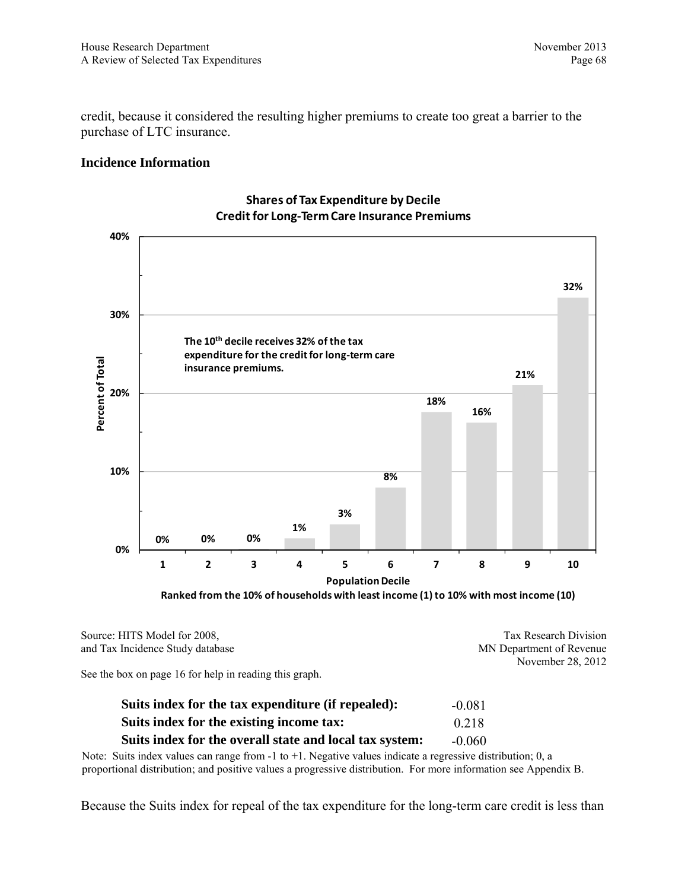credit, because it considered the resulting higher premiums to create too great a barrier to the purchase of LTC insurance.

### Incidence Information

**Shares of Tax Expenditure by Decile**
**Credit for Long-Term Care Insurance Premiums**

**The 10th decile receives 32% of the tax expenditure for the credit for long-term care insurance premiums.**

| Population Decile | 1 | 2 | 3 | 4 | 5 | 6 | 7 | 8 | 9 | 10 |
|---|---|---|---|---|---|---|---|---|---|---|
| Percent of Total | 0% | 0% | 0% | 1% | 3% | 8% | 18% | 16% | 21% | 32% |

**Population Decile**
**Ranked from the 10% of households with least income (1) to 10% with most income (10)**

Source: HITS Model for 2008, and Tax Incidence Study database

Tax Research Division
MN Department of Revenue
November 28, 2012

See the box on page 16 for help in reading this graph.

| | |
|---|---|
| **Suits index for the tax expenditure (if repealed):** | -0.081 |
| **Suits index for the existing income tax:** | 0.218 |
| **Suits index for the overall state and local tax system:** | -0.060 |

Note: Suits index values can range from -1 to +1. Negative values indicate a regressive distribution; 0, a proportional distribution; and positive values a progressive distribution. For more information see Appendix B.

Because the Suits index for repeal of the tax expenditure for the long-term care credit is less than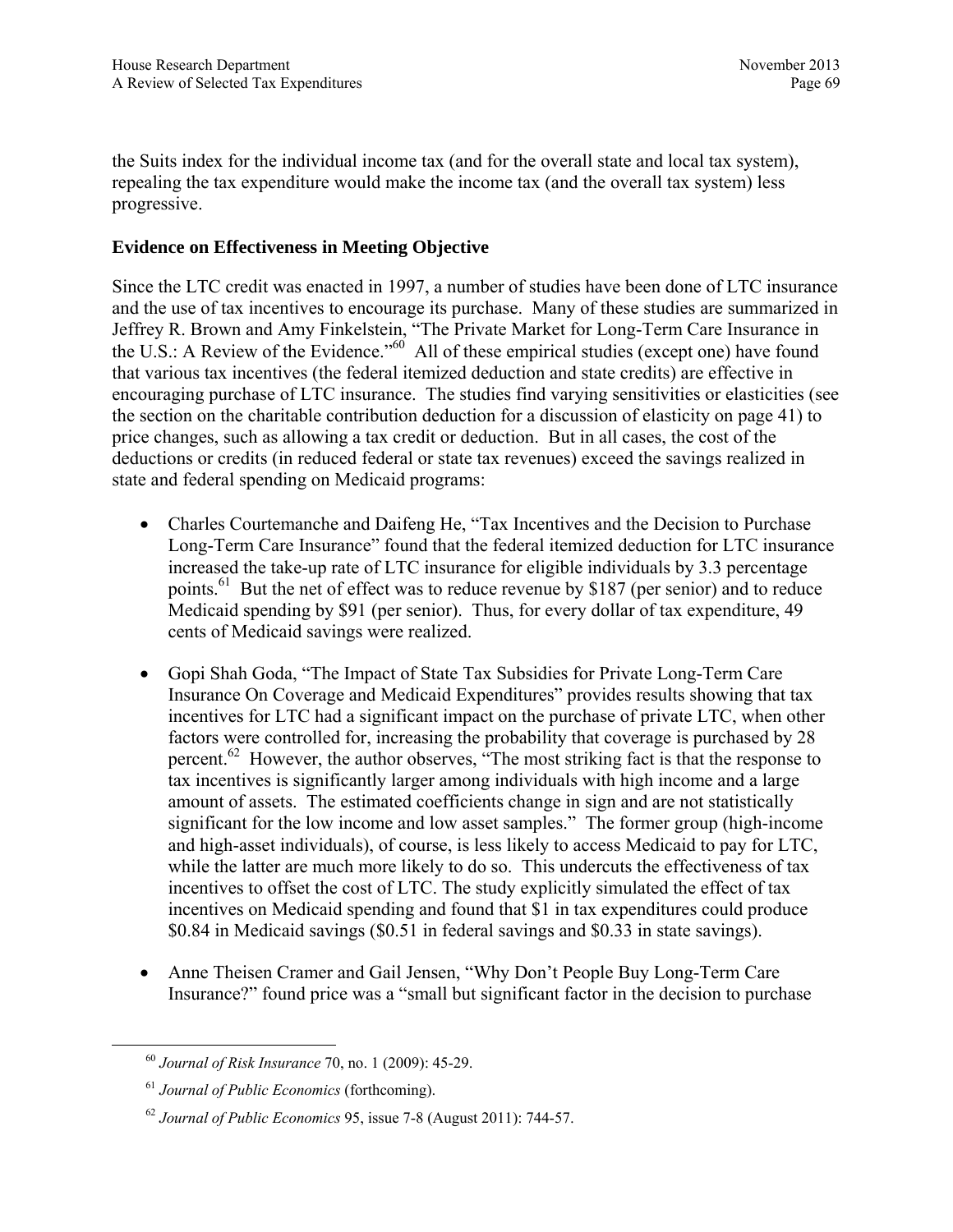the Suits index for the individual income tax (and for the overall state and local tax system), repealing the tax expenditure would make the income tax (and the overall tax system) less progressive.

### Evidence on Effectiveness in Meeting Objective

Since the LTC credit was enacted in 1997, a number of studies have been done of LTC insurance and the use of tax incentives to encourage its purchase. Many of these studies are summarized in Jeffrey R. Brown and Amy Finkelstein, "The Private Market for Long-Term Care Insurance in the U.S.: A Review of the Evidence."[60] All of these empirical studies (except one) have found that various tax incentives (the federal itemized deduction and state credits) are effective in encouraging purchase of LTC insurance. The studies find varying sensitivities or elasticities (see the section on the charitable contribution deduction for a discussion of elasticity on page 41) to price changes, such as allowing a tax credit or deduction. But in all cases, the cost of the deductions or credits (in reduced federal or state tax revenues) exceed the savings realized in state and federal spending on Medicaid programs:

- Charles Courtemanche and Daifeng He, "Tax Incentives and the Decision to Purchase Long-Term Care Insurance" found that the federal itemized deduction for LTC insurance increased the take-up rate of LTC insurance for eligible individuals by 3.3 percentage points.[61] But the net of effect was to reduce revenue by $187 (per senior) and to reduce Medicaid spending by $91 (per senior). Thus, for every dollar of tax expenditure, 49 cents of Medicaid savings were realized.
- Gopi Shah Goda, "The Impact of State Tax Subsidies for Private Long-Term Care Insurance On Coverage and Medicaid Expenditures" provides results showing that tax incentives for LTC had a significant impact on the purchase of private LTC, when other factors were controlled for, increasing the probability that coverage is purchased by 28 percent.[62] However, the author observes, "The most striking fact is that the response to tax incentives is significantly larger among individuals with high income and a large amount of assets. The estimated coefficients change in sign and are not statistically significant for the low income and low asset samples." The former group (high-income and high-asset individuals), of course, is less likely to access Medicaid to pay for LTC, while the latter are much more likely to do so. This undercuts the effectiveness of tax incentives to offset the cost of LTC. The study explicitly simulated the effect of tax incentives on Medicaid spending and found that $1 in tax expenditures could produce $0.84 in Medicaid savings ($0.51 in federal savings and $0.33 in state savings).
- Anne Theisen Cramer and Gail Jensen, "Why Don't People Buy Long-Term Care Insurance?" found price was a "small but significant factor in the decision to purchase

---

[60] *Journal of Risk Insurance* 70, no. 1 (2009): 45-29.

[61] *Journal of Public Economics* (forthcoming).

[62] *Journal of Public Economics* 95, issue 7-8 (August 2011): 744-57.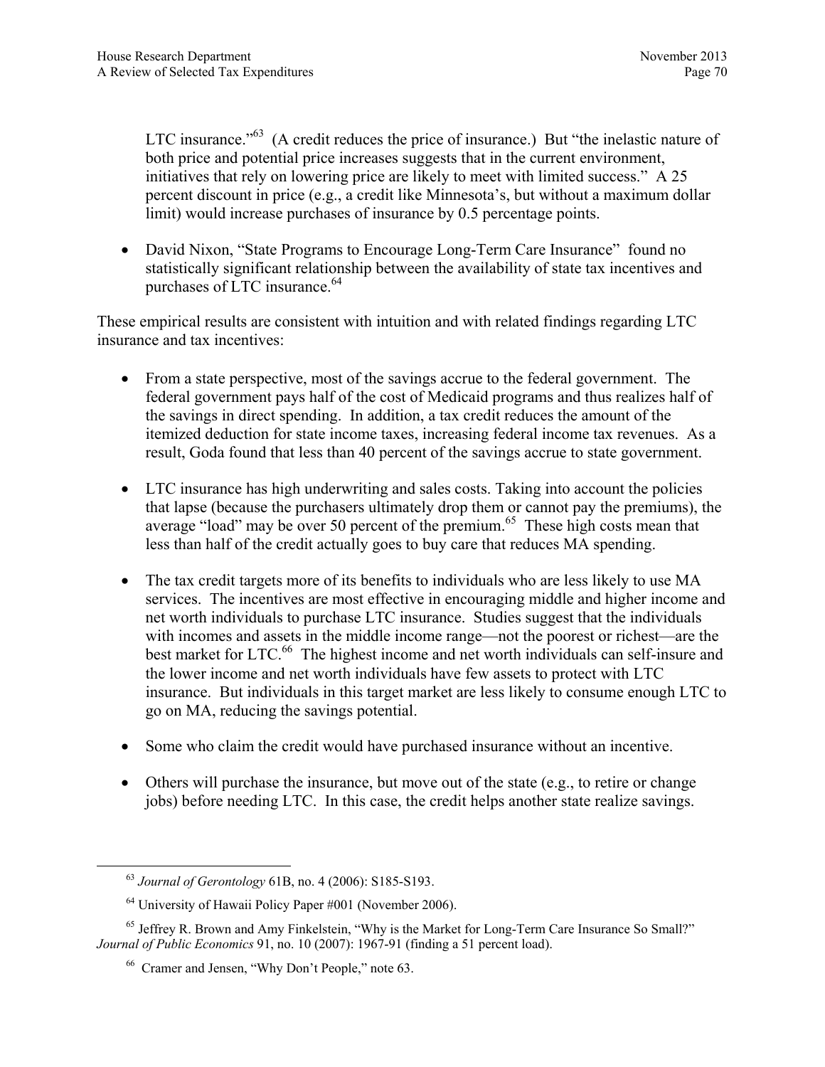LTC insurance."[63] (A credit reduces the price of insurance.) But "the inelastic nature of both price and potential price increases suggests that in the current environment, initiatives that rely on lowering price are likely to meet with limited success." A 25 percent discount in price (e.g., a credit like Minnesota's, but without a maximum dollar limit) would increase purchases of insurance by 0.5 percentage points.

- David Nixon, "State Programs to Encourage Long-Term Care Insurance" found no statistically significant relationship between the availability of state tax incentives and purchases of LTC insurance.[64]

These empirical results are consistent with intuition and with related findings regarding LTC insurance and tax incentives:

- From a state perspective, most of the savings accrue to the federal government. The federal government pays half of the cost of Medicaid programs and thus realizes half of the savings in direct spending. In addition, a tax credit reduces the amount of the itemized deduction for state income taxes, increasing federal income tax revenues. As a result, Goda found that less than 40 percent of the savings accrue to state government.

- LTC insurance has high underwriting and sales costs. Taking into account the policies that lapse (because the purchasers ultimately drop them or cannot pay the premiums), the average "load" may be over 50 percent of the premium.[65] These high costs mean that less than half of the credit actually goes to buy care that reduces MA spending.

- The tax credit targets more of its benefits to individuals who are less likely to use MA services. The incentives are most effective in encouraging middle and higher income and net worth individuals to purchase LTC insurance. Studies suggest that the individuals with incomes and assets in the middle income range—not the poorest or richest—are the best market for LTC.[66] The highest income and net worth individuals can self-insure and the lower income and net worth individuals have few assets to protect with LTC insurance. But individuals in this target market are less likely to consume enough LTC to go on MA, reducing the savings potential.

- Some who claim the credit would have purchased insurance without an incentive.

- Others will purchase the insurance, but move out of the state (e.g., to retire or change jobs) before needing LTC. In this case, the credit helps another state realize savings.

---

[63] *Journal of Gerontology* 61B, no. 4 (2006): S185-S193.

[64] University of Hawaii Policy Paper #001 (November 2006).

[65] Jeffrey R. Brown and Amy Finkelstein, "Why is the Market for Long-Term Care Insurance So Small?" *Journal of Public Economics* 91, no. 10 (2007): 1967-91 (finding a 51 percent load).

[66] Cramer and Jensen, "Why Don't People," note 63.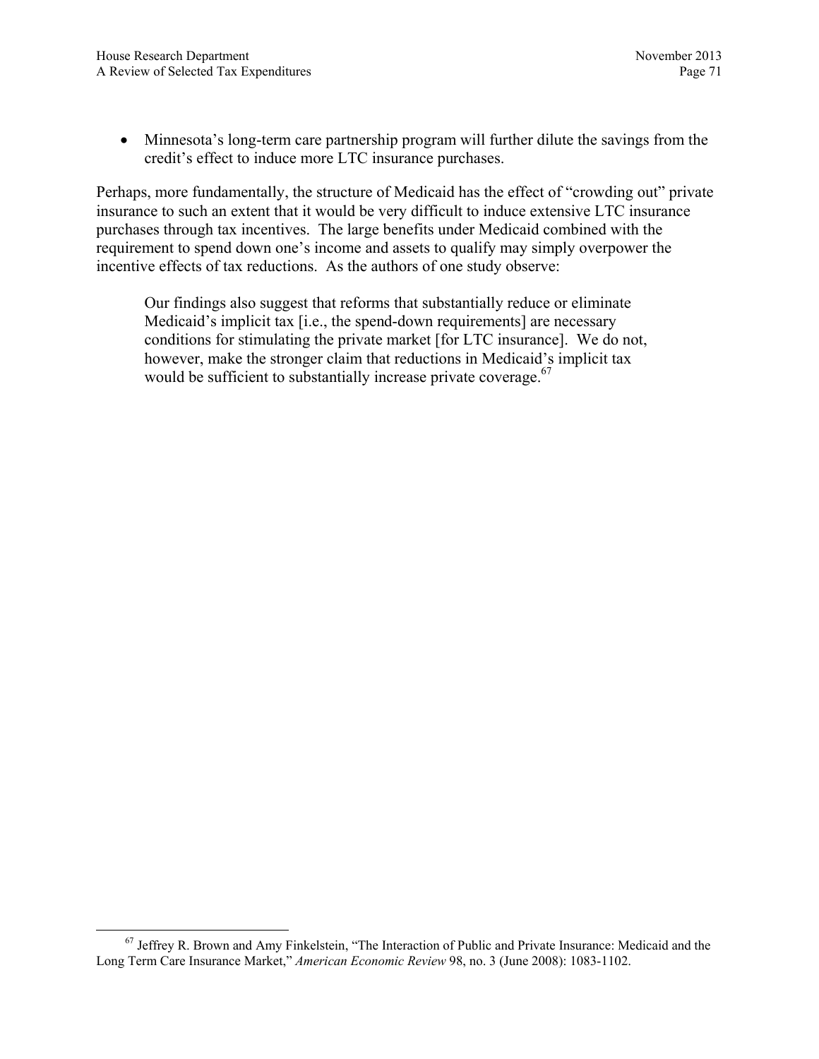- Minnesota's long-term care partnership program will further dilute the savings from the credit's effect to induce more LTC insurance purchases.

Perhaps, more fundamentally, the structure of Medicaid has the effect of "crowding out" private insurance to such an extent that it would be very difficult to induce extensive LTC insurance purchases through tax incentives. The large benefits under Medicaid combined with the requirement to spend down one's income and assets to qualify may simply overpower the incentive effects of tax reductions. As the authors of one study observe:

> Our findings also suggest that reforms that substantially reduce or eliminate Medicaid's implicit tax [i.e., the spend-down requirements] are necessary conditions for stimulating the private market [for LTC insurance]. We do not, however, make the stronger claim that reductions in Medicaid's implicit tax would be sufficient to substantially increase private coverage.[67]

---

[67] Jeffrey R. Brown and Amy Finkelstein, "The Interaction of Public and Private Insurance: Medicaid and the Long Term Care Insurance Market," *American Economic Review* 98, no. 3 (June 2008): 1083-1102.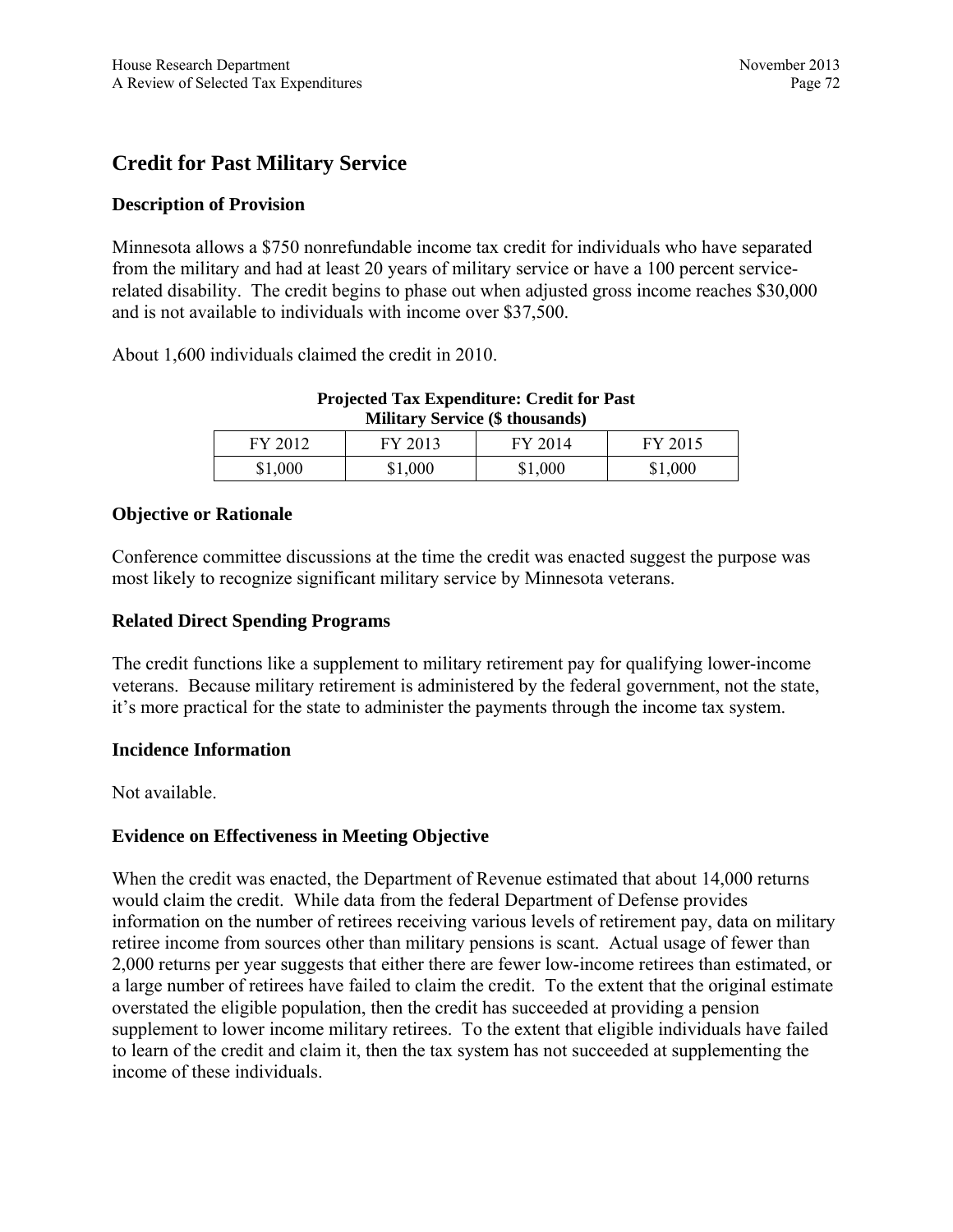## Credit for Past Military Service

### Description of Provision

Minnesota allows a $750 nonrefundable income tax credit for individuals who have separated from the military and had at least 20 years of military service or have a 100 percent service-related disability. The credit begins to phase out when adjusted gross income reaches $30,000 and is not available to individuals with income over $37,500.

About 1,600 individuals claimed the credit in 2010.

**Projected Tax Expenditure: Credit for Past Military Service ($ thousands)**

| FY 2012 | FY 2013 | FY 2014 | FY 2015 |
|---|---|---|---|
| $1,000 | $1,000 | $1,000 | $1,000 |

### Objective or Rationale

Conference committee discussions at the time the credit was enacted suggest the purpose was most likely to recognize significant military service by Minnesota veterans.

### Related Direct Spending Programs

The credit functions like a supplement to military retirement pay for qualifying lower-income veterans. Because military retirement is administered by the federal government, not the state, it's more practical for the state to administer the payments through the income tax system.

### Incidence Information

Not available.

### Evidence on Effectiveness in Meeting Objective

When the credit was enacted, the Department of Revenue estimated that about 14,000 returns would claim the credit. While data from the federal Department of Defense provides information on the number of retirees receiving various levels of retirement pay, data on military retiree income from sources other than military pensions is scant. Actual usage of fewer than 2,000 returns per year suggests that either there are fewer low-income retirees than estimated, or a large number of retirees have failed to claim the credit. To the extent that the original estimate overstated the eligible population, then the credit has succeeded at providing a pension supplement to lower income military retirees. To the extent that eligible individuals have failed to learn of the credit and claim it, then the tax system has not succeeded at supplementing the income of these individuals.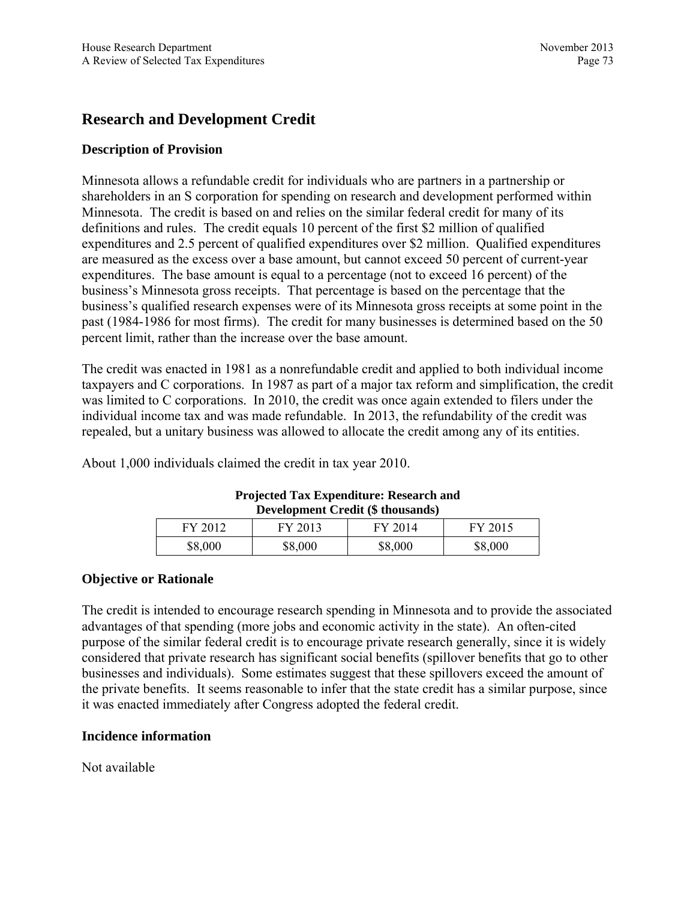# Research and Development Credit

## Description of Provision

Minnesota allows a refundable credit for individuals who are partners in a partnership or shareholders in an S corporation for spending on research and development performed within Minnesota. The credit is based on and relies on the similar federal credit for many of its definitions and rules. The credit equals 10 percent of the first $2 million of qualified expenditures and 2.5 percent of qualified expenditures over $2 million. Qualified expenditures are measured as the excess over a base amount, but cannot exceed 50 percent of current-year expenditures. The base amount is equal to a percentage (not to exceed 16 percent) of the business's Minnesota gross receipts. That percentage is based on the percentage that the business's qualified research expenses were of its Minnesota gross receipts at some point in the past (1984-1986 for most firms). The credit for many businesses is determined based on the 50 percent limit, rather than the increase over the base amount.

The credit was enacted in 1981 as a nonrefundable credit and applied to both individual income taxpayers and C corporations. In 1987 as part of a major tax reform and simplification, the credit was limited to C corporations. In 2010, the credit was once again extended to filers under the individual income tax and was made refundable. In 2013, the refundability of the credit was repealed, but a unitary business was allowed to allocate the credit among any of its entities.

About 1,000 individuals claimed the credit in tax year 2010.

**Projected Tax Expenditure: Research and Development Credit ($ thousands)**

| FY 2012 | FY 2013 | FY 2014 | FY 2015 |
|---|---|---|---|
| $8,000 | $8,000 | $8,000 | $8,000 |

## Objective or Rationale

The credit is intended to encourage research spending in Minnesota and to provide the associated advantages of that spending (more jobs and economic activity in the state). An often-cited purpose of the similar federal credit is to encourage private research generally, since it is widely considered that private research has significant social benefits (spillover benefits that go to other businesses and individuals). Some estimates suggest that these spillovers exceed the amount of the private benefits. It seems reasonable to infer that the state credit has a similar purpose, since it was enacted immediately after Congress adopted the federal credit.

## Incidence information

Not available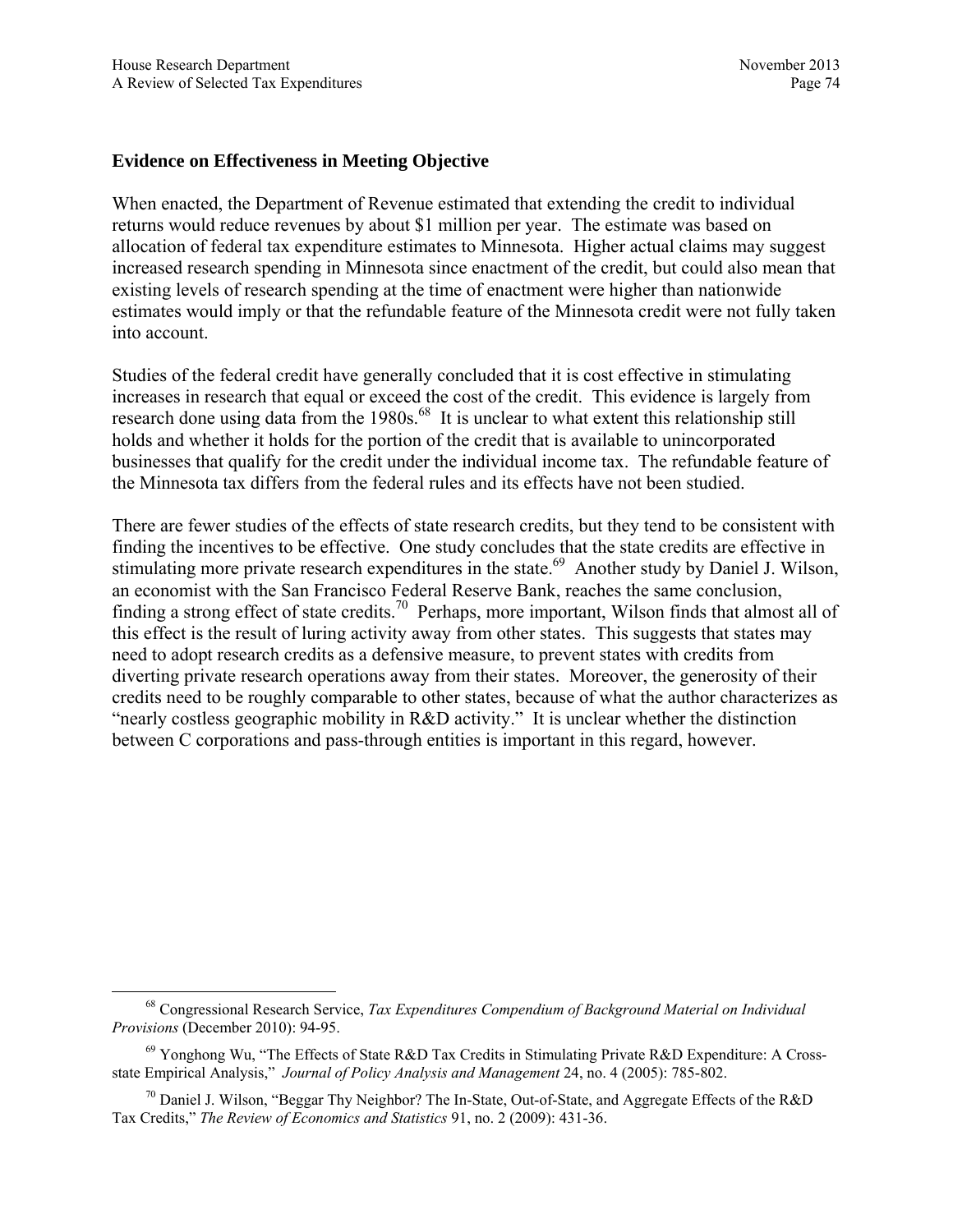### Evidence on Effectiveness in Meeting Objective

When enacted, the Department of Revenue estimated that extending the credit to individual returns would reduce revenues by about $1 million per year. The estimate was based on allocation of federal tax expenditure estimates to Minnesota. Higher actual claims may suggest increased research spending in Minnesota since enactment of the credit, but could also mean that existing levels of research spending at the time of enactment were higher than nationwide estimates would imply or that the refundable feature of the Minnesota credit were not fully taken into account.

Studies of the federal credit have generally concluded that it is cost effective in stimulating increases in research that equal or exceed the cost of the credit. This evidence is largely from research done using data from the 1980s.[68] It is unclear to what extent this relationship still holds and whether it holds for the portion of the credit that is available to unincorporated businesses that qualify for the credit under the individual income tax. The refundable feature of the Minnesota tax differs from the federal rules and its effects have not been studied.

There are fewer studies of the effects of state research credits, but they tend to be consistent with finding the incentives to be effective. One study concludes that the state credits are effective in stimulating more private research expenditures in the state.[69] Another study by Daniel J. Wilson, an economist with the San Francisco Federal Reserve Bank, reaches the same conclusion, finding a strong effect of state credits.[70] Perhaps, more important, Wilson finds that almost all of this effect is the result of luring activity away from other states. This suggests that states may need to adopt research credits as a defensive measure, to prevent states with credits from diverting private research operations away from their states. Moreover, the generosity of their credits need to be roughly comparable to other states, because of what the author characterizes as "nearly costless geographic mobility in R&D activity." It is unclear whether the distinction between C corporations and pass-through entities is important in this regard, however.

---

[68] Congressional Research Service, *Tax Expenditures Compendium of Background Material on Individual Provisions* (December 2010): 94-95.

[69] Yonghong Wu, "The Effects of State R&D Tax Credits in Stimulating Private R&D Expenditure: A Cross-state Empirical Analysis," *Journal of Policy Analysis and Management* 24, no. 4 (2005): 785-802.

[70] Daniel J. Wilson, "Beggar Thy Neighbor? The In-State, Out-of-State, and Aggregate Effects of the R&D Tax Credits," *The Review of Economics and Statistics* 91, no. 2 (2009): 431-36.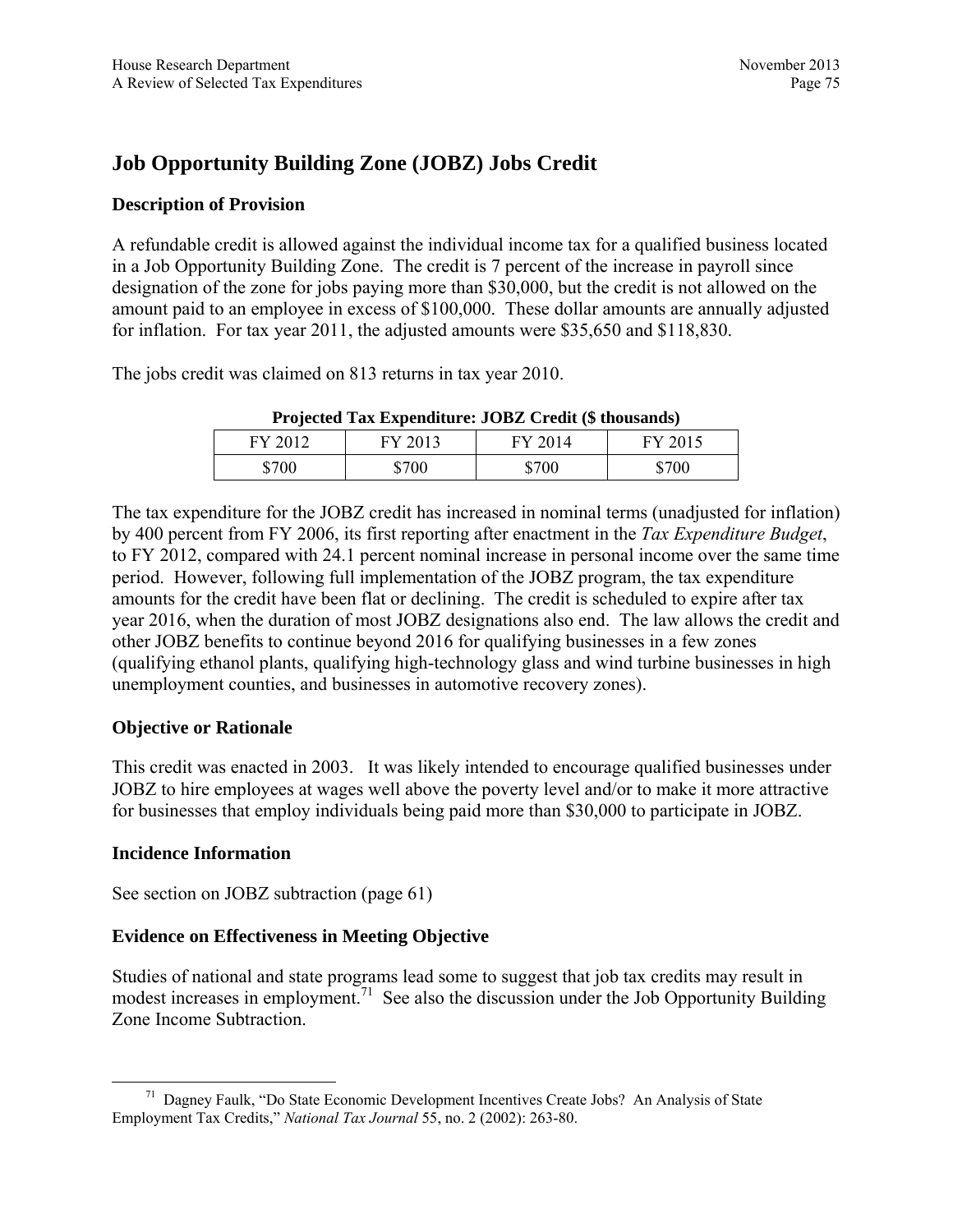## Job Opportunity Building Zone (JOBZ) Jobs Credit

### Description of Provision

A refundable credit is allowed against the individual income tax for a qualified business located in a Job Opportunity Building Zone. The credit is 7 percent of the increase in payroll since designation of the zone for jobs paying more than $30,000, but the credit is not allowed on the amount paid to an employee in excess of $100,000. These dollar amounts are annually adjusted for inflation. For tax year 2011, the adjusted amounts were $35,650 and $118,830.

The jobs credit was claimed on 813 returns in tax year 2010.

**Projected Tax Expenditure: JOBZ Credit ($ thousands)**

| FY 2012 | FY 2013 | FY 2014 | FY 2015 |
|---|---|---|---|
| $700 | $700 | $700 | $700 |

The tax expenditure for the JOBZ credit has increased in nominal terms (unadjusted for inflation) by 400 percent from FY 2006, its first reporting after enactment in the *Tax Expenditure Budget*, to FY 2012, compared with 24.1 percent nominal increase in personal income over the same time period. However, following full implementation of the JOBZ program, the tax expenditure amounts for the credit have been flat or declining. The credit is scheduled to expire after tax year 2016, when the duration of most JOBZ designations also end. The law allows the credit and other JOBZ benefits to continue beyond 2016 for qualifying businesses in a few zones (qualifying ethanol plants, qualifying high-technology glass and wind turbine businesses in high unemployment counties, and businesses in automotive recovery zones).

### Objective or Rationale

This credit was enacted in 2003. It was likely intended to encourage qualified businesses under JOBZ to hire employees at wages well above the poverty level and/or to make it more attractive for businesses that employ individuals being paid more than $30,000 to participate in JOBZ.

### Incidence Information

See section on JOBZ subtraction (page 61)

### Evidence on Effectiveness in Meeting Objective

Studies of national and state programs lead some to suggest that job tax credits may result in modest increases in employment.[71] See also the discussion under the Job Opportunity Building Zone Income Subtraction.

---

[71] Dagney Faulk, "Do State Economic Development Incentives Create Jobs? An Analysis of State Employment Tax Credits," *National Tax Journal* 55, no. 2 (2002): 263-80.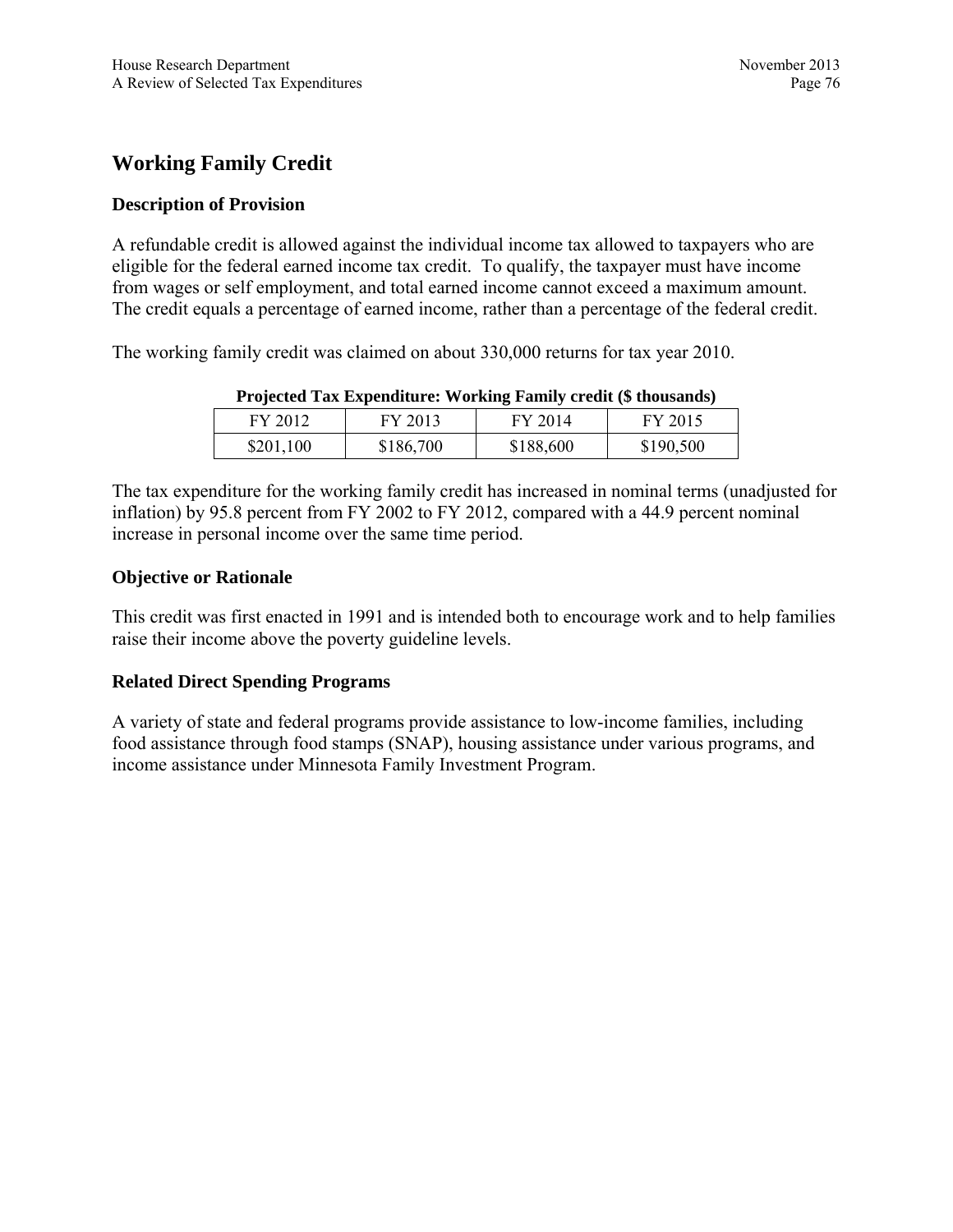## Working Family Credit

### Description of Provision

A refundable credit is allowed against the individual income tax allowed to taxpayers who are eligible for the federal earned income tax credit. To qualify, the taxpayer must have income from wages or self employment, and total earned income cannot exceed a maximum amount. The credit equals a percentage of earned income, rather than a percentage of the federal credit.

The working family credit was claimed on about 330,000 returns for tax year 2010.

**Projected Tax Expenditure: Working Family credit ($ thousands)**

| FY 2012 | FY 2013 | FY 2014 | FY 2015 |
|---|---|---|---|
| $201,100 | $186,700 | $188,600 | $190,500 |

The tax expenditure for the working family credit has increased in nominal terms (unadjusted for inflation) by 95.8 percent from FY 2002 to FY 2012, compared with a 44.9 percent nominal increase in personal income over the same time period.

### Objective or Rationale

This credit was first enacted in 1991 and is intended both to encourage work and to help families raise their income above the poverty guideline levels.

### Related Direct Spending Programs

A variety of state and federal programs provide assistance to low-income families, including food assistance through food stamps (SNAP), housing assistance under various programs, and income assistance under Minnesota Family Investment Program.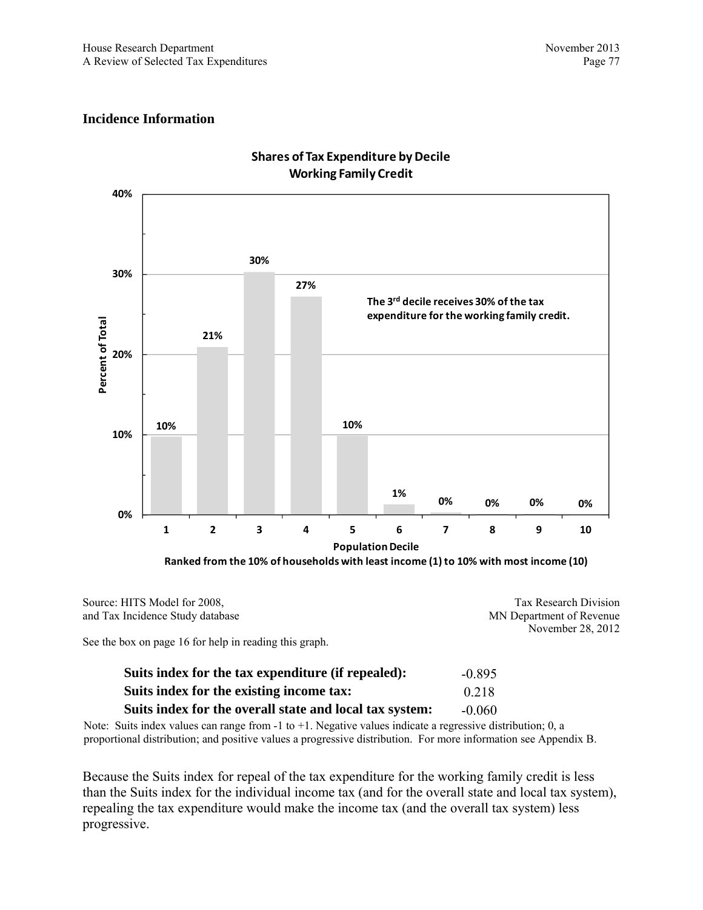## Incidence Information

**Shares of Tax Expenditure by Decile**
**Working Family Credit**

| Population Decile | 1 | 2 | 3 | 4 | 5 | 6 | 7 | 8 | 9 | 10 |
|---|---|---|---|---|---|---|---|---|---|---|
| Percent of Total | 10% | 21% | 30% | 27% | 10% | 1% | 0% | 0% | 0% | 0% |

The 3rd decile receives 30% of the tax expenditure for the working family credit.

Ranked from the 10% of households with least income (1) to 10% with most income (10)

Source: HITS Model for 2008, and Tax Incidence Study database

Tax Research Division
MN Department of Revenue
November 28, 2012

See the box on page 16 for help in reading this graph.

| | |
|---|---|
| **Suits index for the tax expenditure (if repealed):** | -0.895 |
| **Suits index for the existing income tax:** | 0.218 |
| **Suits index for the overall state and local tax system:** | -0.060 |

Note: Suits index values can range from -1 to +1. Negative values indicate a regressive distribution; 0, a proportional distribution; and positive values a progressive distribution. For more information see Appendix B.

Because the Suits index for repeal of the tax expenditure for the working family credit is less than the Suits index for the individual income tax (and for the overall state and local tax system), repealing the tax expenditure would make the income tax (and the overall tax system) less progressive.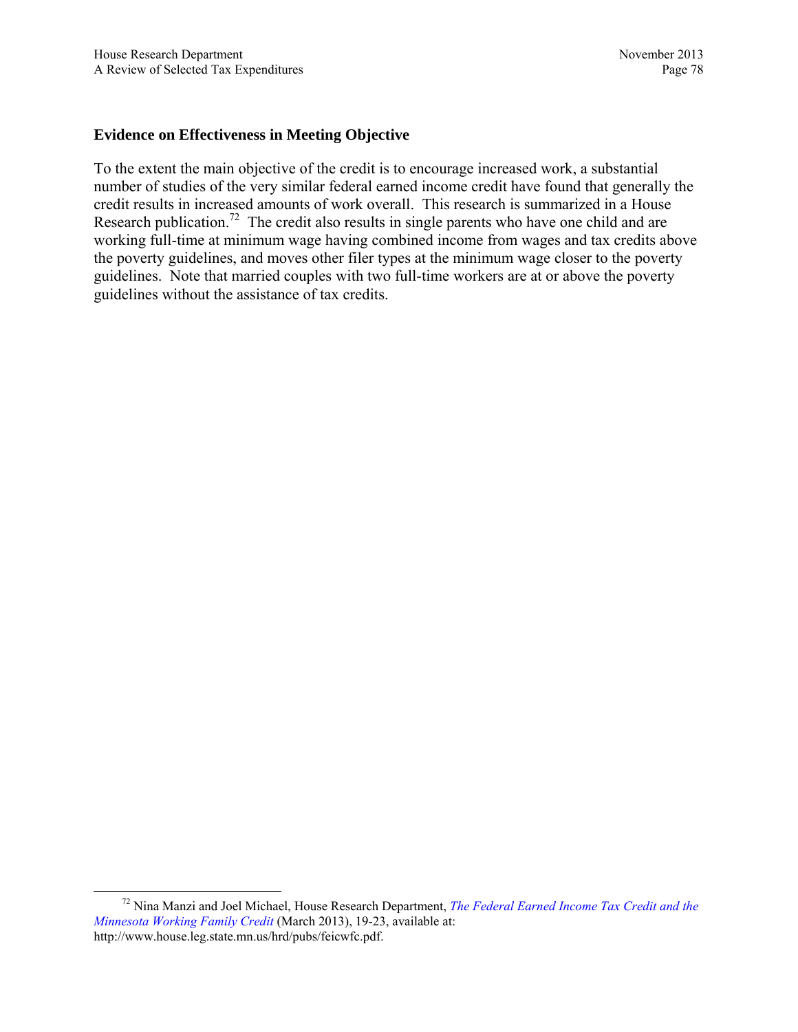### Evidence on Effectiveness in Meeting Objective

To the extent the main objective of the credit is to encourage increased work, a substantial number of studies of the very similar federal earned income credit have found that generally the credit results in increased amounts of work overall. This research is summarized in a House Research publication.[72] The credit also results in single parents who have one child and are working full-time at minimum wage having combined income from wages and tax credits above the poverty guidelines, and moves other filer types at the minimum wage closer to the poverty guidelines. Note that married couples with two full-time workers are at or above the poverty guidelines without the assistance of tax credits.

---

[72] Nina Manzi and Joel Michael, House Research Department, *The Federal Earned Income Tax Credit and the Minnesota Working Family Credit* (March 2013), 19-23, available at: http://www.house.leg.state.mn.us/hrd/pubs/feicwfc.pdf.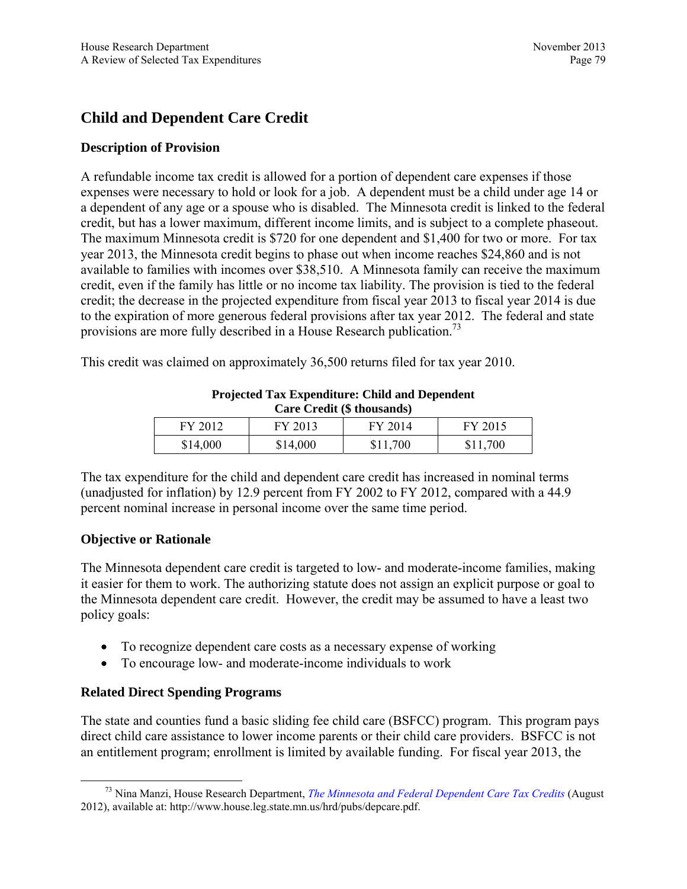## Child and Dependent Care Credit

### Description of Provision

A refundable income tax credit is allowed for a portion of dependent care expenses if those expenses were necessary to hold or look for a job. A dependent must be a child under age 14 or a dependent of any age or a spouse who is disabled. The Minnesota credit is linked to the federal credit, but has a lower maximum, different income limits, and is subject to a complete phaseout. The maximum Minnesota credit is $720 for one dependent and $1,400 for two or more. For tax year 2013, the Minnesota credit begins to phase out when income reaches $24,860 and is not available to families with incomes over $38,510. A Minnesota family can receive the maximum credit, even if the family has little or no income tax liability. The provision is tied to the federal credit; the decrease in the projected expenditure from fiscal year 2013 to fiscal year 2014 is due to the expiration of more generous federal provisions after tax year 2012. The federal and state provisions are more fully described in a House Research publication.[73]

This credit was claimed on approximately 36,500 returns filed for tax year 2010.

**Projected Tax Expenditure: Child and Dependent Care Credit ($ thousands)**

| FY 2012 | FY 2013 | FY 2014 | FY 2015 |
|---|---|---|---|
| $14,000 | $14,000 | $11,700 | $11,700 |

The tax expenditure for the child and dependent care credit has increased in nominal terms (unadjusted for inflation) by 12.9 percent from FY 2002 to FY 2012, compared with a 44.9 percent nominal increase in personal income over the same time period.

### Objective or Rationale

The Minnesota dependent care credit is targeted to low- and moderate-income families, making it easier for them to work. The authorizing statute does not assign an explicit purpose or goal to the Minnesota dependent care credit. However, the credit may be assumed to have a least two policy goals:

- To recognize dependent care costs as a necessary expense of working
- To encourage low- and moderate-income individuals to work

### Related Direct Spending Programs

The state and counties fund a basic sliding fee child care (BSFCC) program. This program pays direct child care assistance to lower income parents or their child care providers. BSFCC is not an entitlement program; enrollment is limited by available funding. For fiscal year 2013, the

[73] Nina Manzi, House Research Department, *The Minnesota and Federal Dependent Care Tax Credits* (August 2012), available at: http://www.house.leg.state.mn.us/hrd/pubs/depcare.pdf.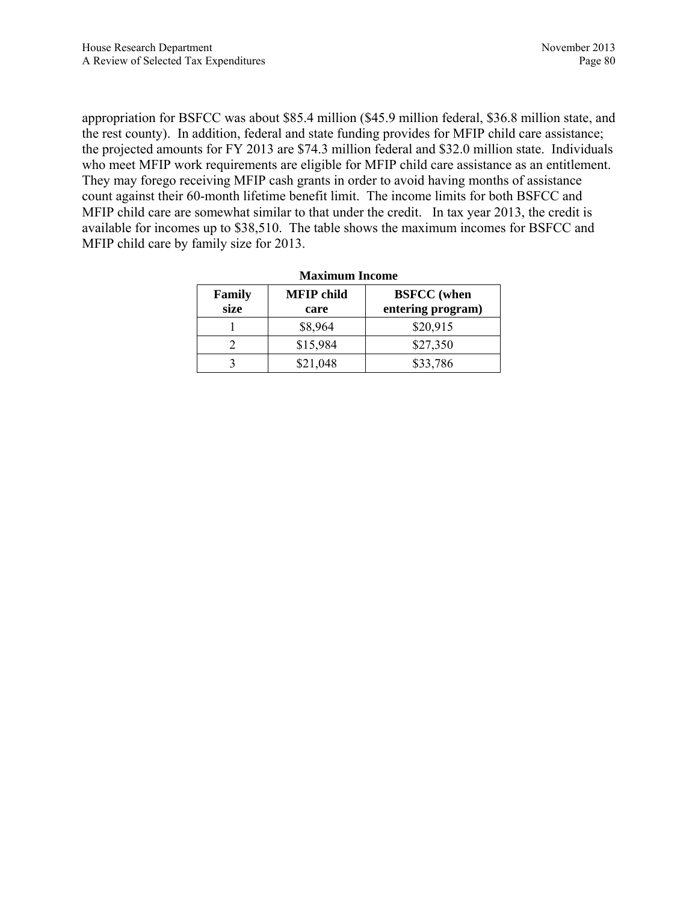appropriation for BSFCC was about $85.4 million ($45.9 million federal, $36.8 million state, and the rest county). In addition, federal and state funding provides for MFIP child care assistance; the projected amounts for FY 2013 are $74.3 million federal and $32.0 million state. Individuals who meet MFIP work requirements are eligible for MFIP child care assistance as an entitlement. They may forego receiving MFIP cash grants in order to avoid having months of assistance count against their 60-month lifetime benefit limit. The income limits for both BSFCC and MFIP child care are somewhat similar to that under the credit. In tax year 2013, the credit is available for incomes up to $38,510. The table shows the maximum incomes for BSFCC and MFIP child care by family size for 2013.

**Maximum Income**

| Family size | MFIP child care | BSFCC (when entering program) |
|---|---|---|
| 1 | $8,964 | $20,915 |
| 2 | $15,984 | $27,350 |
| 3 | $21,048 | $33,786 |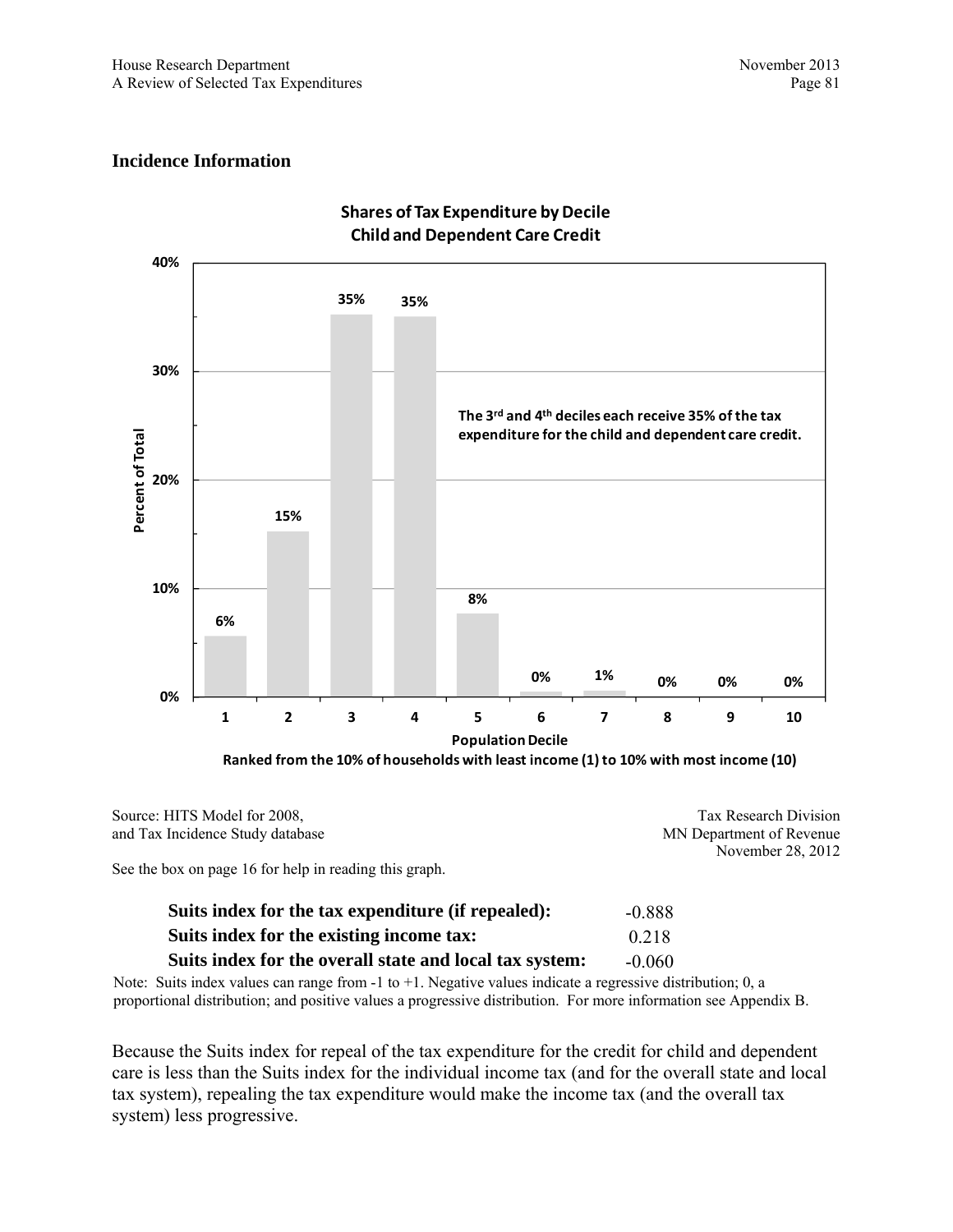## Incidence Information

**Shares of Tax Expenditure by Decile**
**Child and Dependent Care Credit**

| Population Decile | 1 | 2 | 3 | 4 | 5 | 6 | 7 | 8 | 9 | 10 |
|---|---|---|---|---|---|---|---|---|---|---|
| Percent of Total | 6% | 15% | 35% | 35% | 8% | 0% | 1% | 0% | 0% | 0% |

The 3rd and 4th deciles each receive 35% of the tax expenditure for the child and dependent care credit.

Population Decile
Ranked from the 10% of households with least income (1) to 10% with most income (10)

Source: HITS Model for 2008, and Tax Incidence Study database

Tax Research Division
MN Department of Revenue
November 28, 2012

See the box on page 16 for help in reading this graph.

| | |
|---|---|
| **Suits index for the tax expenditure (if repealed):** | -0.888 |
| **Suits index for the existing income tax:** | 0.218 |
| **Suits index for the overall state and local tax system:** | -0.060 |

Note: Suits index values can range from -1 to +1. Negative values indicate a regressive distribution; 0, a proportional distribution; and positive values a progressive distribution. For more information see Appendix B.

Because the Suits index for repeal of the tax expenditure for the credit for child and dependent care is less than the Suits index for the individual income tax (and for the overall state and local tax system), repealing the tax expenditure would make the income tax (and the overall tax system) less progressive.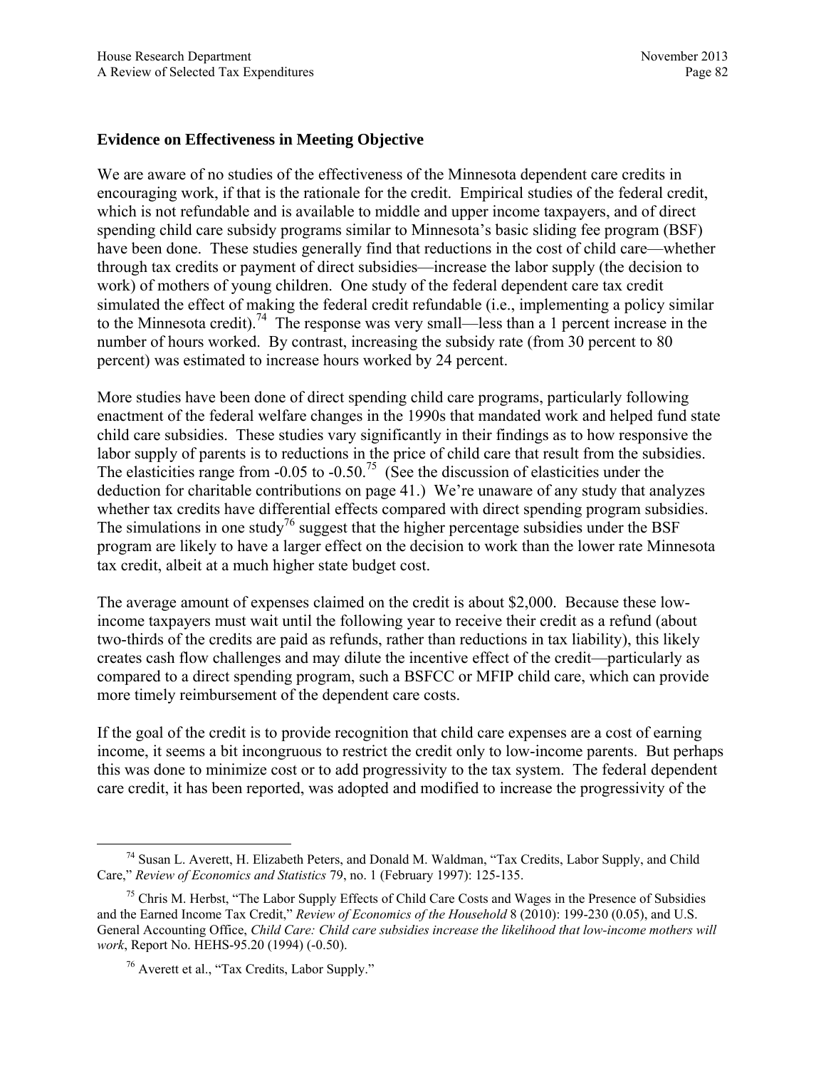**Evidence on Effectiveness in Meeting Objective**

We are aware of no studies of the effectiveness of the Minnesota dependent care credits in encouraging work, if that is the rationale for the credit. Empirical studies of the federal credit, which is not refundable and is available to middle and upper income taxpayers, and of direct spending child care subsidy programs similar to Minnesota's basic sliding fee program (BSF) have been done. These studies generally find that reductions in the cost of child care—whether through tax credits or payment of direct subsidies—increase the labor supply (the decision to work) of mothers of young children. One study of the federal dependent care tax credit simulated the effect of making the federal credit refundable (i.e., implementing a policy similar to the Minnesota credit).[74] The response was very small—less than a 1 percent increase in the number of hours worked. By contrast, increasing the subsidy rate (from 30 percent to 80 percent) was estimated to increase hours worked by 24 percent.

More studies have been done of direct spending child care programs, particularly following enactment of the federal welfare changes in the 1990s that mandated work and helped fund state child care subsidies. These studies vary significantly in their findings as to how responsive the labor supply of parents is to reductions in the price of child care that result from the subsidies. The elasticities range from -0.05 to -0.50.[75] (See the discussion of elasticities under the deduction for charitable contributions on page 41.) We're unaware of any study that analyzes whether tax credits have differential effects compared with direct spending program subsidies. The simulations in one study[76] suggest that the higher percentage subsidies under the BSF program are likely to have a larger effect on the decision to work than the lower rate Minnesota tax credit, albeit at a much higher state budget cost.

The average amount of expenses claimed on the credit is about $2,000. Because these low-income taxpayers must wait until the following year to receive their credit as a refund (about two-thirds of the credits are paid as refunds, rather than reductions in tax liability), this likely creates cash flow challenges and may dilute the incentive effect of the credit—particularly as compared to a direct spending program, such a BSFCC or MFIP child care, which can provide more timely reimbursement of the dependent care costs.

If the goal of the credit is to provide recognition that child care expenses are a cost of earning income, it seems a bit incongruous to restrict the credit only to low-income parents. But perhaps this was done to minimize cost or to add progressivity to the tax system. The federal dependent care credit, it has been reported, was adopted and modified to increase the progressivity of the

---

[74] Susan L. Averett, H. Elizabeth Peters, and Donald M. Waldman, "Tax Credits, Labor Supply, and Child Care," *Review of Economics and Statistics* 79, no. 1 (February 1997): 125-135.

[75] Chris M. Herbst, "The Labor Supply Effects of Child Care Costs and Wages in the Presence of Subsidies and the Earned Income Tax Credit," *Review of Economics of the Household* 8 (2010): 199-230 (0.05), and U.S. General Accounting Office, *Child Care: Child care subsidies increase the likelihood that low-income mothers will work*, Report No. HEHS-95.20 (1994) (-0.50).

[76] Averett et al., "Tax Credits, Labor Supply."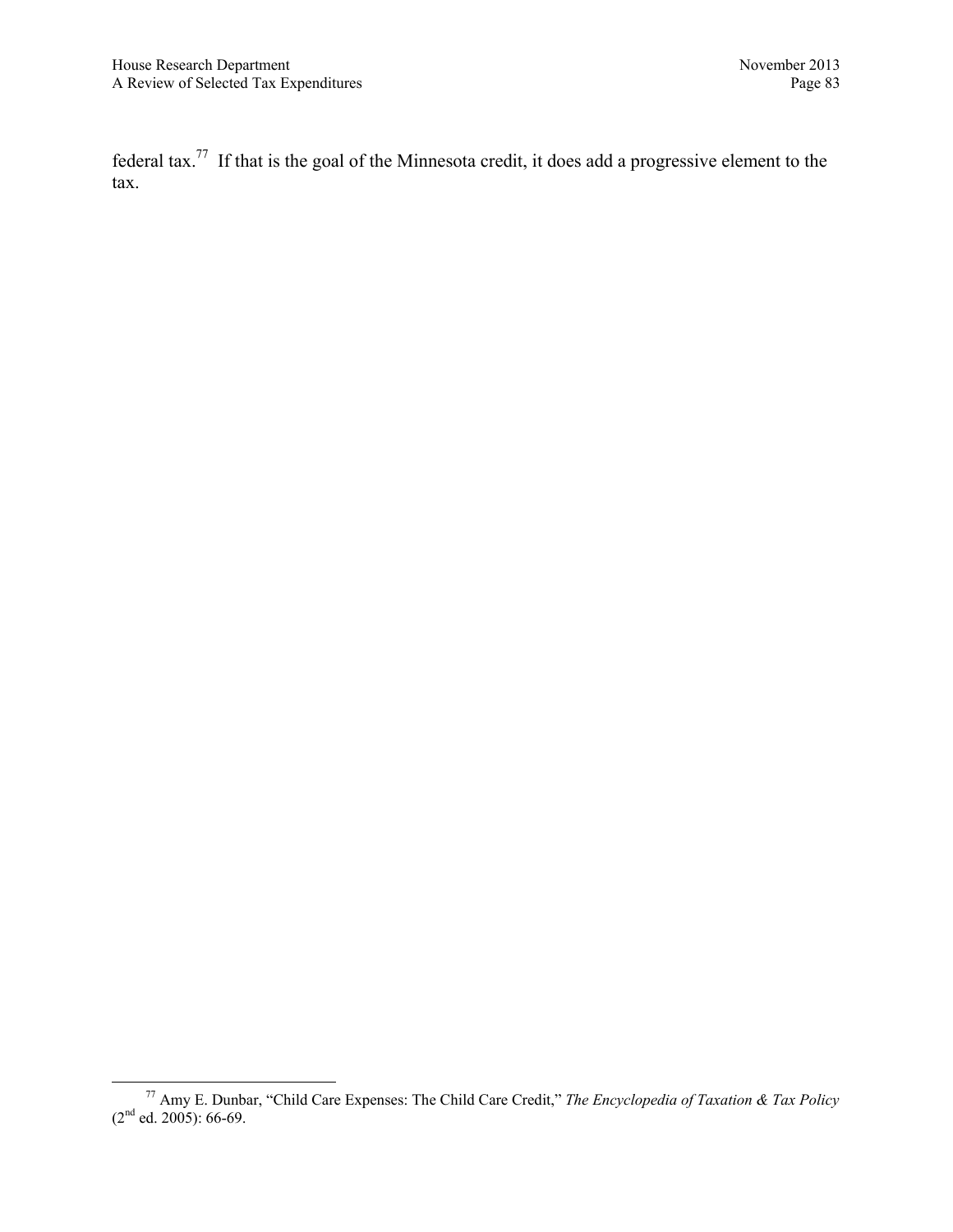federal tax.[77] If that is the goal of the Minnesota credit, it does add a progressive element to the tax.

---

[77] Amy E. Dunbar, "Child Care Expenses: The Child Care Credit," *The Encyclopedia of Taxation & Tax Policy* (2nd ed. 2005): 66-69.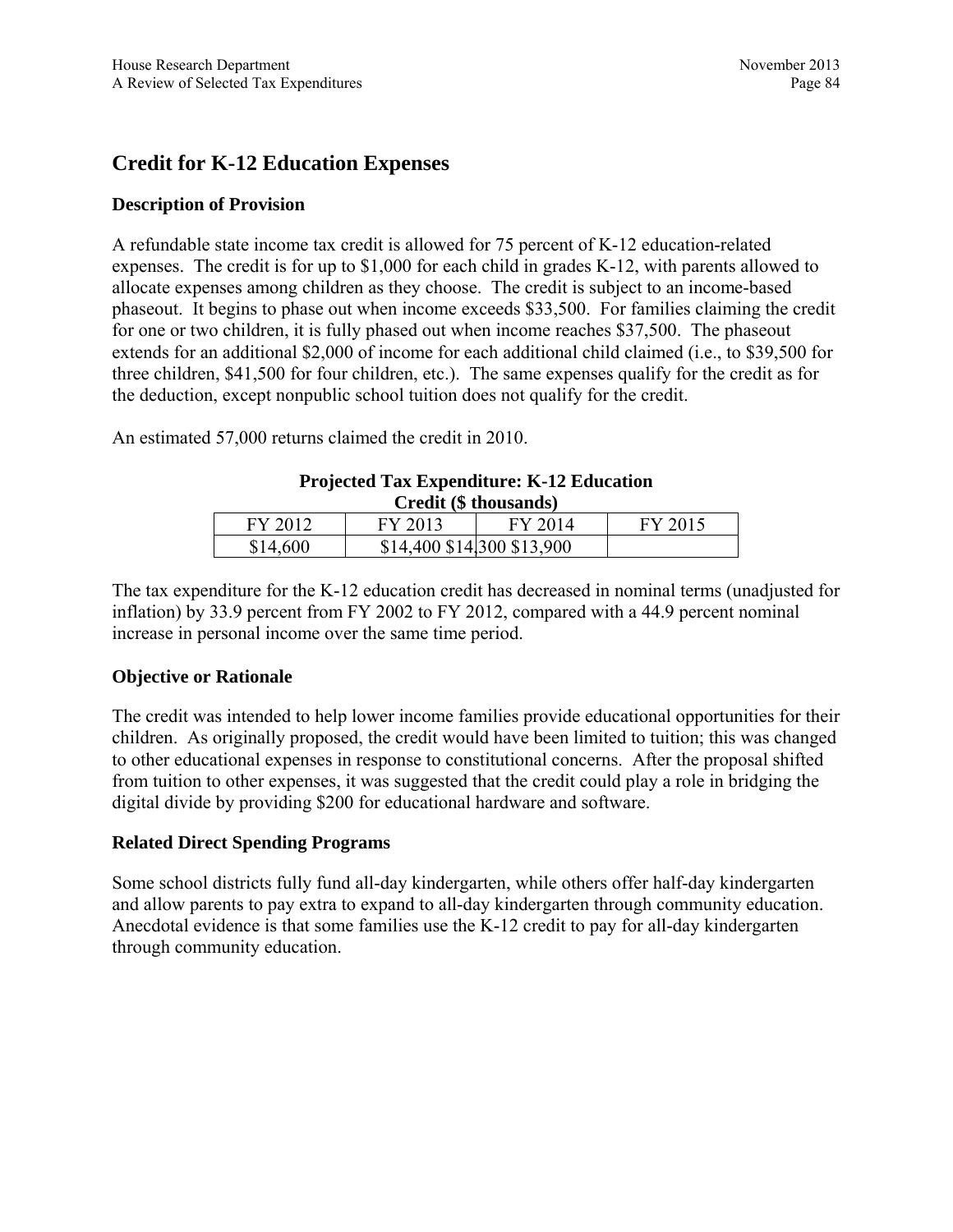## Credit for K-12 Education Expenses

### Description of Provision

A refundable state income tax credit is allowed for 75 percent of K-12 education-related expenses. The credit is for up to $1,000 for each child in grades K-12, with parents allowed to allocate expenses among children as they choose. The credit is subject to an income-based phaseout. It begins to phase out when income exceeds $33,500. For families claiming the credit for one or two children, it is fully phased out when income reaches $37,500. The phaseout extends for an additional $2,000 of income for each additional child claimed (i.e., to $39,500 for three children, $41,500 for four children, etc.). The same expenses qualify for the credit as for the deduction, except nonpublic school tuition does not qualify for the credit.

An estimated 57,000 returns claimed the credit in 2010.

**Projected Tax Expenditure: K-12 Education Credit ($ thousands)**

| FY 2012 | FY 2013 | FY 2014 | FY 2015 |
|---|---|---|---|
| $14,600 | $14,400 | $14,300 | $13,900 |

The tax expenditure for the K-12 education credit has decreased in nominal terms (unadjusted for inflation) by 33.9 percent from FY 2002 to FY 2012, compared with a 44.9 percent nominal increase in personal income over the same time period.

### Objective or Rationale

The credit was intended to help lower income families provide educational opportunities for their children. As originally proposed, the credit would have been limited to tuition; this was changed to other educational expenses in response to constitutional concerns. After the proposal shifted from tuition to other expenses, it was suggested that the credit could play a role in bridging the digital divide by providing $200 for educational hardware and software.

### Related Direct Spending Programs

Some school districts fully fund all-day kindergarten, while others offer half-day kindergarten and allow parents to pay extra to expand to all-day kindergarten through community education. Anecdotal evidence is that some families use the K-12 credit to pay for all-day kindergarten through community education.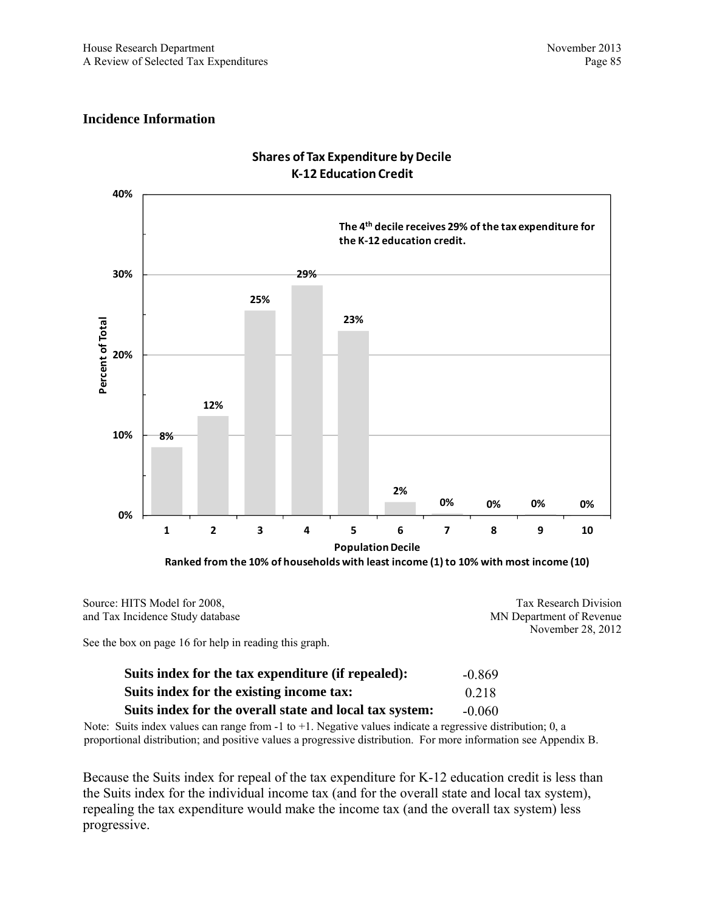## Incidence Information

**Shares of Tax Expenditure by Decile**
**K-12 Education Credit**

The 4[th] decile receives 29% of the tax expenditure for the K-12 education credit.

| Population Decile | 1 | 2 | 3 | 4 | 5 | 6 | 7 | 8 | 9 | 10 |
|---|---|---|---|---|---|---|---|---|---|---|
| Percent of Total | 8% | 12% | 25% | 29% | 23% | 2% | 0% | 0% | 0% | 0% |

Ranked from the 10% of households with least income (1) to 10% with most income (10)

Source: HITS Model for 2008, and Tax Incidence Study database

Tax Research Division
MN Department of Revenue
November 28, 2012

See the box on page 16 for help in reading this graph.

| | |
|---|---|
| **Suits index for the tax expenditure (if repealed):** | -0.869 |
| **Suits index for the existing income tax:** | 0.218 |
| **Suits index for the overall state and local tax system:** | -0.060 |

Note: Suits index values can range from -1 to +1. Negative values indicate a regressive distribution; 0, a proportional distribution; and positive values a progressive distribution. For more information see Appendix B.

Because the Suits index for repeal of the tax expenditure for K-12 education credit is less than the Suits index for the individual income tax (and for the overall state and local tax system), repealing the tax expenditure would make the income tax (and the overall tax system) less progressive.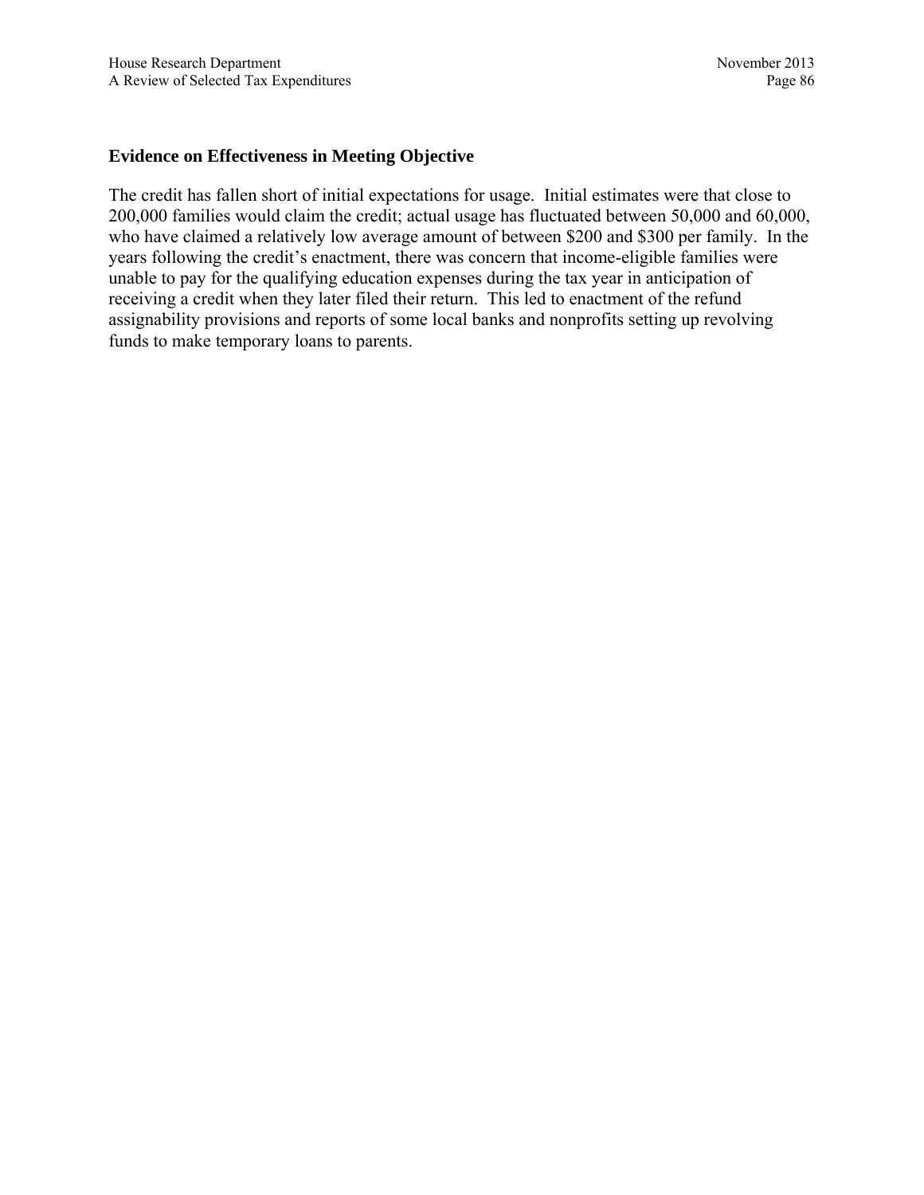### Evidence on Effectiveness in Meeting Objective

The credit has fallen short of initial expectations for usage. Initial estimates were that close to 200,000 families would claim the credit; actual usage has fluctuated between 50,000 and 60,000, who have claimed a relatively low average amount of between $200 and $300 per family. In the years following the credit's enactment, there was concern that income-eligible families were unable to pay for the qualifying education expenses during the tax year in anticipation of receiving a credit when they later filed their return. This led to enactment of the refund assignability provisions and reports of some local banks and nonprofits setting up revolving funds to make temporary loans to parents.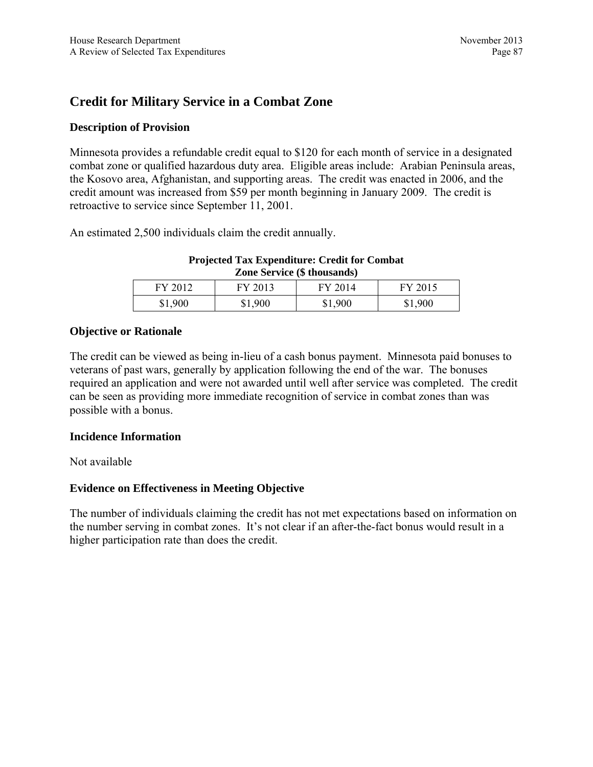## Credit for Military Service in a Combat Zone

### Description of Provision

Minnesota provides a refundable credit equal to $120 for each month of service in a designated combat zone or qualified hazardous duty area. Eligible areas include: Arabian Peninsula areas, the Kosovo area, Afghanistan, and supporting areas. The credit was enacted in 2006, and the credit amount was increased from $59 per month beginning in January 2009. The credit is retroactive to service since September 11, 2001.

An estimated 2,500 individuals claim the credit annually.

**Projected Tax Expenditure: Credit for Combat Zone Service ($ thousands)**

| FY 2012 | FY 2013 | FY 2014 | FY 2015 |
|---|---|---|---|
| $1,900 | $1,900 | $1,900 | $1,900 |

### Objective or Rationale

The credit can be viewed as being in-lieu of a cash bonus payment. Minnesota paid bonuses to veterans of past wars, generally by application following the end of the war. The bonuses required an application and were not awarded until well after service was completed. The credit can be seen as providing more immediate recognition of service in combat zones than was possible with a bonus.

### Incidence Information

Not available

### Evidence on Effectiveness in Meeting Objective

The number of individuals claiming the credit has not met expectations based on information on the number serving in combat zones. It's not clear if an after-the-fact bonus would result in a higher participation rate than does the credit.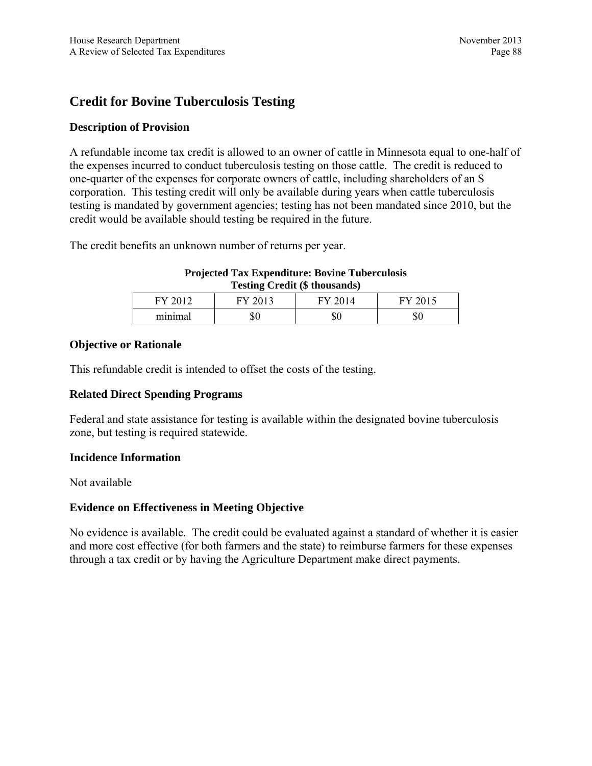## Credit for Bovine Tuberculosis Testing

### Description of Provision

A refundable income tax credit is allowed to an owner of cattle in Minnesota equal to one-half of the expenses incurred to conduct tuberculosis testing on those cattle. The credit is reduced to one-quarter of the expenses for corporate owners of cattle, including shareholders of an S corporation. This testing credit will only be available during years when cattle tuberculosis testing is mandated by government agencies; testing has not been mandated since 2010, but the credit would be available should testing be required in the future.

The credit benefits an unknown number of returns per year.

**Projected Tax Expenditure: Bovine Tuberculosis Testing Credit ($ thousands)**

| FY 2012 | FY 2013 | FY 2014 | FY 2015 |
|---|---|---|---|
| minimal | $0 | $0 | $0 |

### Objective or Rationale

This refundable credit is intended to offset the costs of the testing.

### Related Direct Spending Programs

Federal and state assistance for testing is available within the designated bovine tuberculosis zone, but testing is required statewide.

### Incidence Information

Not available

### Evidence on Effectiveness in Meeting Objective

No evidence is available. The credit could be evaluated against a standard of whether it is easier and more cost effective (for both farmers and the state) to reimburse farmers for these expenses through a tax credit or by having the Agriculture Department make direct payments.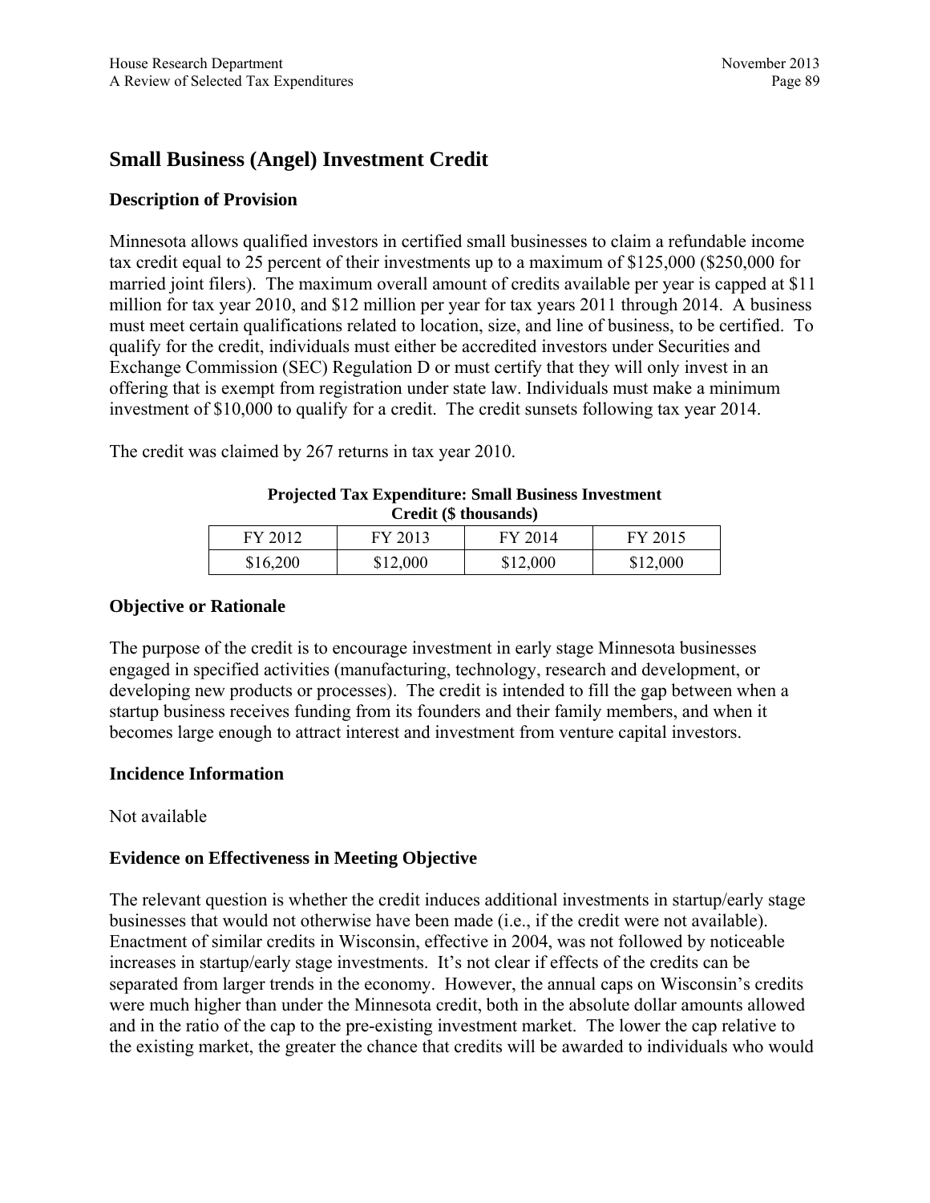## Small Business (Angel) Investment Credit

### Description of Provision

Minnesota allows qualified investors in certified small businesses to claim a refundable income tax credit equal to 25 percent of their investments up to a maximum of $125,000 ($250,000 for married joint filers). The maximum overall amount of credits available per year is capped at $11 million for tax year 2010, and $12 million per year for tax years 2011 through 2014. A business must meet certain qualifications related to location, size, and line of business, to be certified. To qualify for the credit, individuals must either be accredited investors under Securities and Exchange Commission (SEC) Regulation D or must certify that they will only invest in an offering that is exempt from registration under state law. Individuals must make a minimum investment of $10,000 to qualify for a credit. The credit sunsets following tax year 2014.

The credit was claimed by 267 returns in tax year 2010.

**Projected Tax Expenditure: Small Business Investment Credit ($ thousands)**

| FY 2012 | FY 2013 | FY 2014 | FY 2015 |
|---|---|---|---|
| $16,200 | $12,000 | $12,000 | $12,000 |

### Objective or Rationale

The purpose of the credit is to encourage investment in early stage Minnesota businesses engaged in specified activities (manufacturing, technology, research and development, or developing new products or processes). The credit is intended to fill the gap between when a startup business receives funding from its founders and their family members, and when it becomes large enough to attract interest and investment from venture capital investors.

### Incidence Information

Not available

### Evidence on Effectiveness in Meeting Objective

The relevant question is whether the credit induces additional investments in startup/early stage businesses that would not otherwise have been made (i.e., if the credit were not available). Enactment of similar credits in Wisconsin, effective in 2004, was not followed by noticeable increases in startup/early stage investments. It's not clear if effects of the credits can be separated from larger trends in the economy. However, the annual caps on Wisconsin's credits were much higher than under the Minnesota credit, both in the absolute dollar amounts allowed and in the ratio of the cap to the pre-existing investment market. The lower the cap relative to the existing market, the greater the chance that credits will be awarded to individuals who would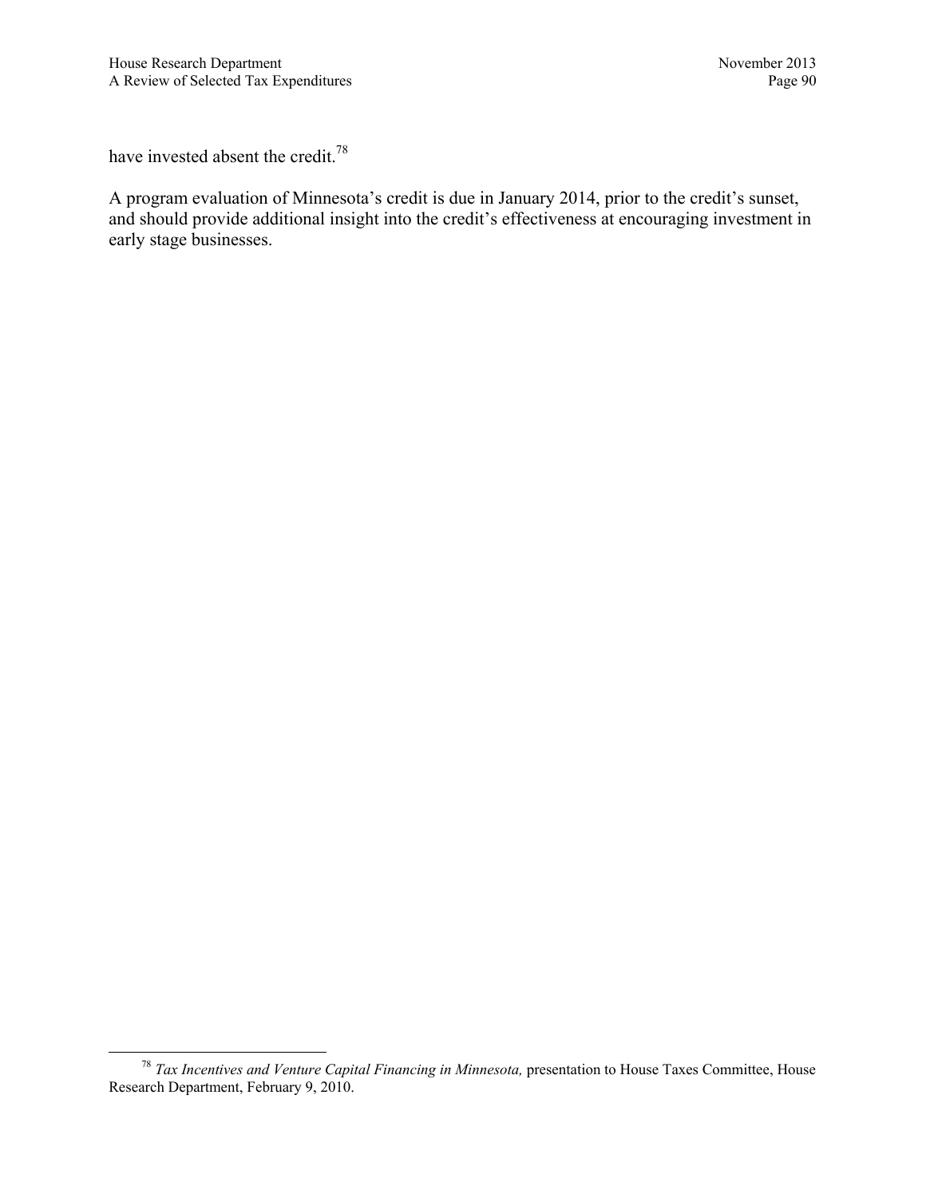have invested absent the credit.[78]

A program evaluation of Minnesota's credit is due in January 2014, prior to the credit's sunset, and should provide additional insight into the credit's effectiveness at encouraging investment in early stage businesses.

---

[78] *Tax Incentives and Venture Capital Financing in Minnesota,* presentation to House Taxes Committee, House Research Department, February 9, 2010.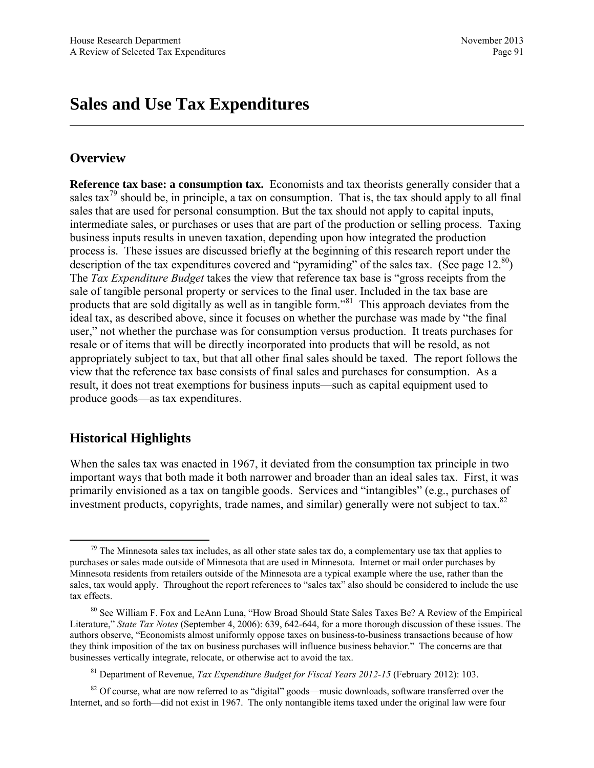# Sales and Use Tax Expenditures

## Overview

**Reference tax base: a consumption tax.** Economists and tax theorists generally consider that a sales tax[79] should be, in principle, a tax on consumption. That is, the tax should apply to all final sales that are used for personal consumption. But the tax should not apply to capital inputs, intermediate sales, or purchases or uses that are part of the production or selling process. Taxing business inputs results in uneven taxation, depending upon how integrated the production process is. These issues are discussed briefly at the beginning of this research report under the description of the tax expenditures covered and "pyramiding" of the sales tax. (See page 12.[80]) The *Tax Expenditure Budget* takes the view that reference tax base is "gross receipts from the sale of tangible personal property or services to the final user. Included in the tax base are products that are sold digitally as well as in tangible form."[81] This approach deviates from the ideal tax, as described above, since it focuses on whether the purchase was made by "the final user," not whether the purchase was for consumption versus production. It treats purchases for resale or of items that will be directly incorporated into products that will be resold, as not appropriately subject to tax, but that all other final sales should be taxed. The report follows the view that the reference tax base consists of final sales and purchases for consumption. As a result, it does not treat exemptions for business inputs—such as capital equipment used to produce goods—as tax expenditures.

## Historical Highlights

When the sales tax was enacted in 1967, it deviated from the consumption tax principle in two important ways that both made it both narrower and broader than an ideal sales tax. First, it was primarily envisioned as a tax on tangible goods. Services and "intangibles" (e.g., purchases of investment products, copyrights, trade names, and similar) generally were not subject to tax.[82]

---

[79] The Minnesota sales tax includes, as all other state sales tax do, a complementary use tax that applies to purchases or sales made outside of Minnesota that are used in Minnesota. Internet or mail order purchases by Minnesota residents from retailers outside of the Minnesota are a typical example where the use, rather than the sales, tax would apply. Throughout the report references to "sales tax" also should be considered to include the use tax effects.

[80] See William F. Fox and LeAnn Luna, "How Broad Should State Sales Taxes Be? A Review of the Empirical Literature," *State Tax Notes* (September 4, 2006): 639, 642-644, for a more thorough discussion of these issues. The authors observe, "Economists almost uniformly oppose taxes on business-to-business transactions because of how they think imposition of the tax on business purchases will influence business behavior." The concerns are that businesses vertically integrate, relocate, or otherwise act to avoid the tax.

[81] Department of Revenue, *Tax Expenditure Budget for Fiscal Years 2012-15* (February 2012): 103.

[82] Of course, what are now referred to as "digital" goods—music downloads, software transferred over the Internet, and so forth—did not exist in 1967. The only nontangible items taxed under the original law were four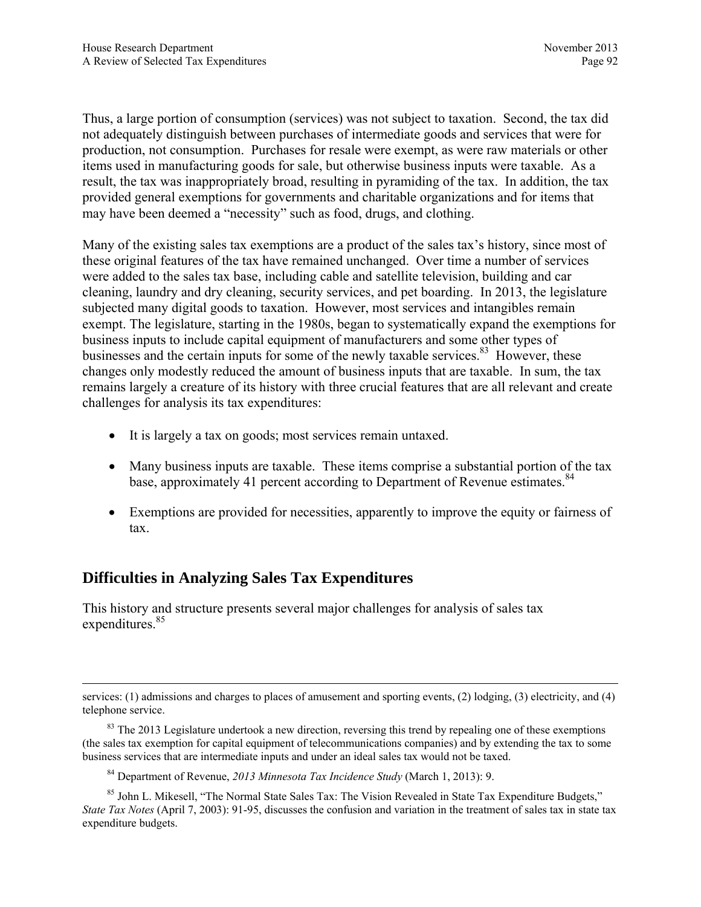Thus, a large portion of consumption (services) was not subject to taxation. Second, the tax did not adequately distinguish between purchases of intermediate goods and services that were for production, not consumption. Purchases for resale were exempt, as were raw materials or other items used in manufacturing goods for sale, but otherwise business inputs were taxable. As a result, the tax was inappropriately broad, resulting in pyramiding of the tax. In addition, the tax provided general exemptions for governments and charitable organizations and for items that may have been deemed a "necessity" such as food, drugs, and clothing.

Many of the existing sales tax exemptions are a product of the sales tax's history, since most of these original features of the tax have remained unchanged. Over time a number of services were added to the sales tax base, including cable and satellite television, building and car cleaning, laundry and dry cleaning, security services, and pet boarding. In 2013, the legislature subjected many digital goods to taxation. However, most services and intangibles remain exempt. The legislature, starting in the 1980s, began to systematically expand the exemptions for business inputs to include capital equipment of manufacturers and some other types of businesses and the certain inputs for some of the newly taxable services.[83] However, these changes only modestly reduced the amount of business inputs that are taxable. In sum, the tax remains largely a creature of its history with three crucial features that are all relevant and create challenges for analysis its tax expenditures:

- It is largely a tax on goods; most services remain untaxed.
- Many business inputs are taxable. These items comprise a substantial portion of the tax base, approximately 41 percent according to Department of Revenue estimates.[84]
- Exemptions are provided for necessities, apparently to improve the equity or fairness of tax.

## Difficulties in Analyzing Sales Tax Expenditures

This history and structure presents several major challenges for analysis of sales tax expenditures.[85]

---

services: (1) admissions and charges to places of amusement and sporting events, (2) lodging, (3) electricity, and (4) telephone service.

[83] The 2013 Legislature undertook a new direction, reversing this trend by repealing one of these exemptions (the sales tax exemption for capital equipment of telecommunications companies) and by extending the tax to some business services that are intermediate inputs and under an ideal sales tax would not be taxed.

[84] Department of Revenue, *2013 Minnesota Tax Incidence Study* (March 1, 2013): 9.

[85] John L. Mikesell, "The Normal State Sales Tax: The Vision Revealed in State Tax Expenditure Budgets," *State Tax Notes* (April 7, 2003): 91-95, discusses the confusion and variation in the treatment of sales tax in state tax expenditure budgets.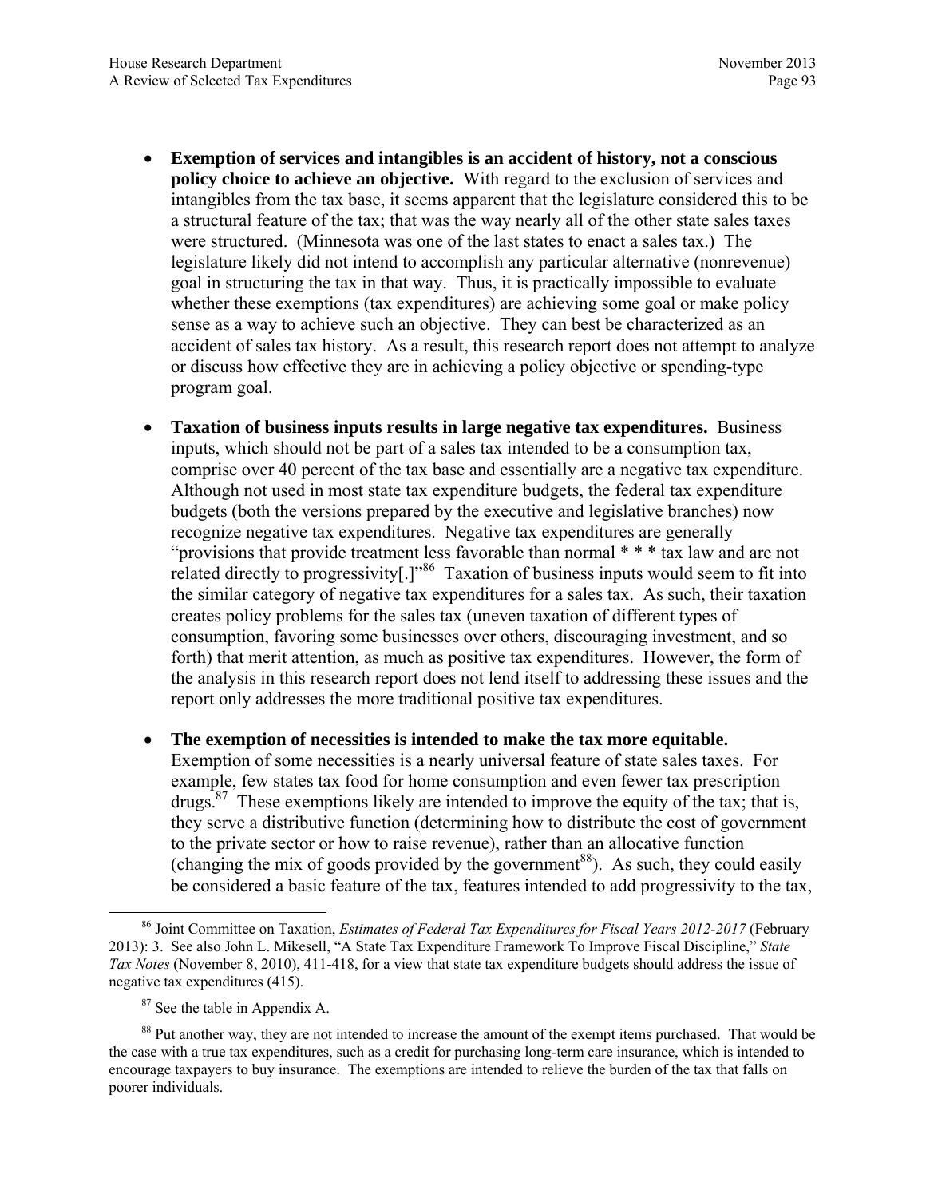- **Exemption of services and intangibles is an accident of history, not a conscious policy choice to achieve an objective.** With regard to the exclusion of services and intangibles from the tax base, it seems apparent that the legislature considered this to be a structural feature of the tax; that was the way nearly all of the other state sales taxes were structured. (Minnesota was one of the last states to enact a sales tax.) The legislature likely did not intend to accomplish any particular alternative (nonrevenue) goal in structuring the tax in that way. Thus, it is practically impossible to evaluate whether these exemptions (tax expenditures) are achieving some goal or make policy sense as a way to achieve such an objective. They can best be characterized as an accident of sales tax history. As a result, this research report does not attempt to analyze or discuss how effective they are in achieving a policy objective or spending-type program goal.

- **Taxation of business inputs results in large negative tax expenditures.** Business inputs, which should not be part of a sales tax intended to be a consumption tax, comprise over 40 percent of the tax base and essentially are a negative tax expenditure. Although not used in most state tax expenditure budgets, the federal tax expenditure budgets (both the versions prepared by the executive and legislative branches) now recognize negative tax expenditures. Negative tax expenditures are generally "provisions that provide treatment less favorable than normal * * * tax law and are not related directly to progressivity[.]"[86] Taxation of business inputs would seem to fit into the similar category of negative tax expenditures for a sales tax. As such, their taxation creates policy problems for the sales tax (uneven taxation of different types of consumption, favoring some businesses over others, discouraging investment, and so forth) that merit attention, as much as positive tax expenditures. However, the form of the analysis in this research report does not lend itself to addressing these issues and the report only addresses the more traditional positive tax expenditures.

- **The exemption of necessities is intended to make the tax more equitable.** Exemption of some necessities is a nearly universal feature of state sales taxes. For example, few states tax food for home consumption and even fewer tax prescription drugs.[87] These exemptions likely are intended to improve the equity of the tax; that is, they serve a distributive function (determining how to distribute the cost of government to the private sector or how to raise revenue), rather than an allocative function (changing the mix of goods provided by the government[88]). As such, they could easily be considered a basic feature of the tax, features intended to add progressivity to the tax,

---

[86] Joint Committee on Taxation, *Estimates of Federal Tax Expenditures for Fiscal Years 2012-2017* (February 2013): 3. See also John L. Mikesell, "A State Tax Expenditure Framework To Improve Fiscal Discipline," *State Tax Notes* (November 8, 2010), 411-418, for a view that state tax expenditure budgets should address the issue of negative tax expenditures (415).

[87] See the table in Appendix A.

[88] Put another way, they are not intended to increase the amount of the exempt items purchased. That would be the case with a true tax expenditures, such as a credit for purchasing long-term care insurance, which is intended to encourage taxpayers to buy insurance. The exemptions are intended to relieve the burden of the tax that falls on poorer individuals.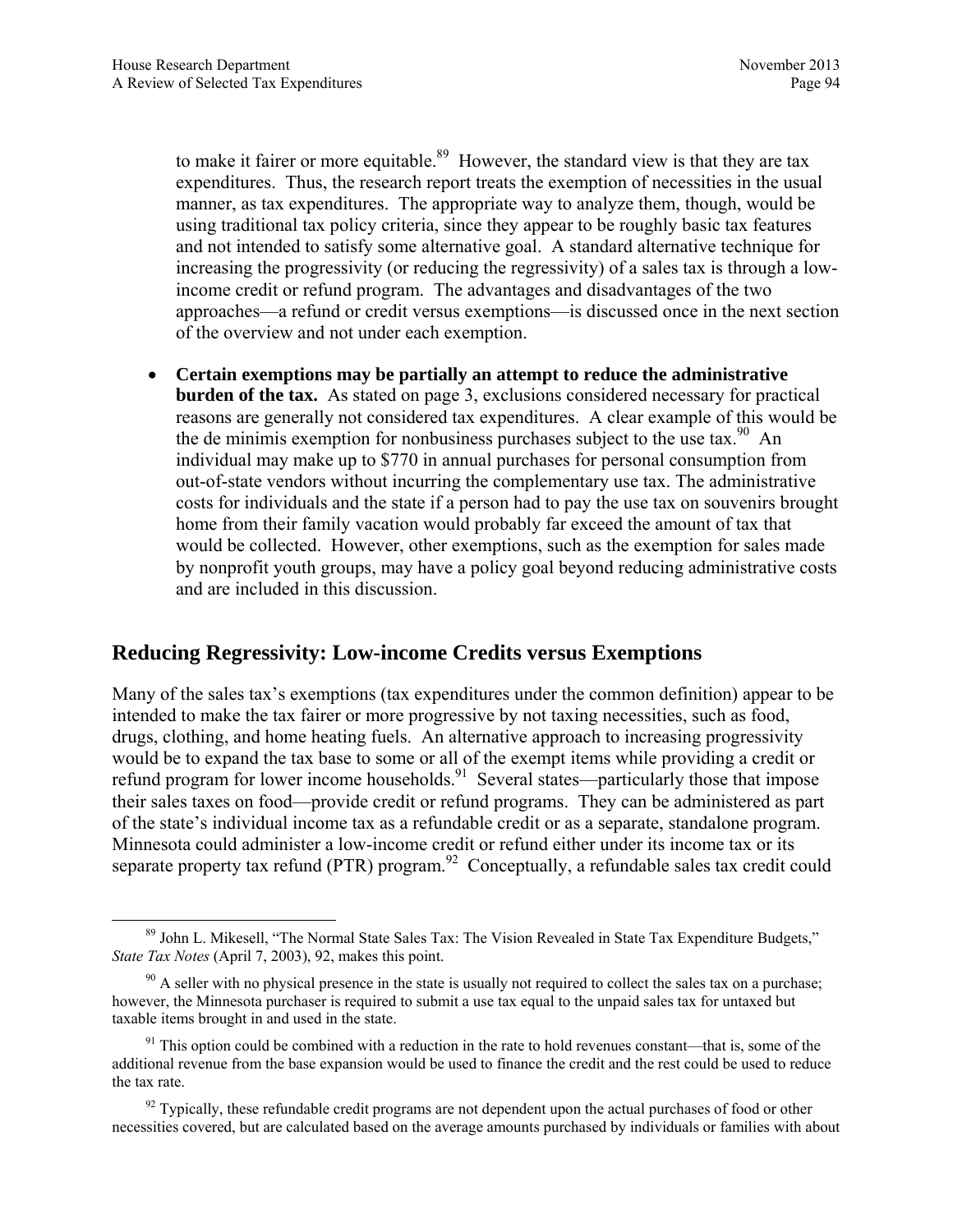to make it fairer or more equitable.[89] However, the standard view is that they are tax expenditures. Thus, the research report treats the exemption of necessities in the usual manner, as tax expenditures. The appropriate way to analyze them, though, would be using traditional tax policy criteria, since they appear to be roughly basic tax features and not intended to satisfy some alternative goal. A standard alternative technique for increasing the progressivity (or reducing the regressivity) of a sales tax is through a low-income credit or refund program. The advantages and disadvantages of the two approaches—a refund or credit versus exemptions—is discussed once in the next section of the overview and not under each exemption.

- **Certain exemptions may be partially an attempt to reduce the administrative burden of the tax.** As stated on page 3, exclusions considered necessary for practical reasons are generally not considered tax expenditures. A clear example of this would be the de minimis exemption for nonbusiness purchases subject to the use tax.[90] An individual may make up to $770 in annual purchases for personal consumption from out-of-state vendors without incurring the complementary use tax. The administrative costs for individuals and the state if a person had to pay the use tax on souvenirs brought home from their family vacation would probably far exceed the amount of tax that would be collected. However, other exemptions, such as the exemption for sales made by nonprofit youth groups, may have a policy goal beyond reducing administrative costs and are included in this discussion.

## Reducing Regressivity: Low-income Credits versus Exemptions

Many of the sales tax's exemptions (tax expenditures under the common definition) appear to be intended to make the tax fairer or more progressive by not taxing necessities, such as food, drugs, clothing, and home heating fuels. An alternative approach to increasing progressivity would be to expand the tax base to some or all of the exempt items while providing a credit or refund program for lower income households.[91] Several states—particularly those that impose their sales taxes on food—provide credit or refund programs. They can be administered as part of the state's individual income tax as a refundable credit or as a separate, standalone program. Minnesota could administer a low-income credit or refund either under its income tax or its separate property tax refund (PTR) program.[92] Conceptually, a refundable sales tax credit could

[89] John L. Mikesell, "The Normal State Sales Tax: The Vision Revealed in State Tax Expenditure Budgets," *State Tax Notes* (April 7, 2003), 92, makes this point.

[90] A seller with no physical presence in the state is usually not required to collect the sales tax on a purchase; however, the Minnesota purchaser is required to submit a use tax equal to the unpaid sales tax for untaxed but taxable items brought in and used in the state.

[91] This option could be combined with a reduction in the rate to hold revenues constant—that is, some of the additional revenue from the base expansion would be used to finance the credit and the rest could be used to reduce the tax rate.

[92] Typically, these refundable credit programs are not dependent upon the actual purchases of food or other necessities covered, but are calculated based on the average amounts purchased by individuals or families with about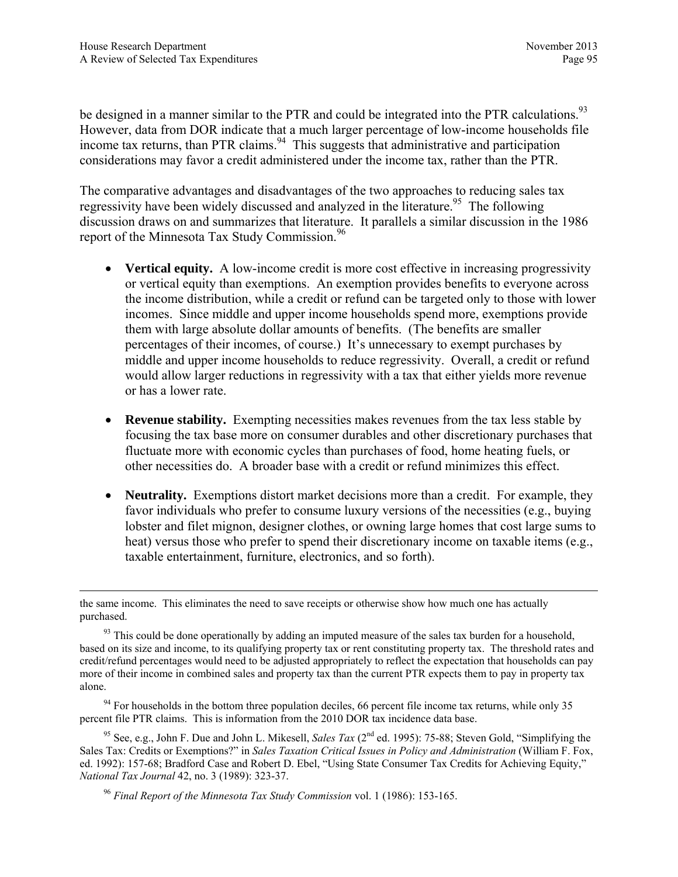be designed in a manner similar to the PTR and could be integrated into the PTR calculations.[93] However, data from DOR indicate that a much larger percentage of low-income households file income tax returns, than PTR claims.[94] This suggests that administrative and participation considerations may favor a credit administered under the income tax, rather than the PTR.

The comparative advantages and disadvantages of the two approaches to reducing sales tax regressivity have been widely discussed and analyzed in the literature.[95] The following discussion draws on and summarizes that literature. It parallels a similar discussion in the 1986 report of the Minnesota Tax Study Commission.[96]

- **Vertical equity.** A low-income credit is more cost effective in increasing progressivity or vertical equity than exemptions. An exemption provides benefits to everyone across the income distribution, while a credit or refund can be targeted only to those with lower incomes. Since middle and upper income households spend more, exemptions provide them with large absolute dollar amounts of benefits. (The benefits are smaller percentages of their incomes, of course.) It's unnecessary to exempt purchases by middle and upper income households to reduce regressivity. Overall, a credit or refund would allow larger reductions in regressivity with a tax that either yields more revenue or has a lower rate.

- **Revenue stability.** Exempting necessities makes revenues from the tax less stable by focusing the tax base more on consumer durables and other discretionary purchases that fluctuate more with economic cycles than purchases of food, home heating fuels, or other necessities do. A broader base with a credit or refund minimizes this effect.

- **Neutrality.** Exemptions distort market decisions more than a credit. For example, they favor individuals who prefer to consume luxury versions of the necessities (e.g., buying lobster and filet mignon, designer clothes, or owning large homes that cost large sums to heat) versus those who prefer to spend their discretionary income on taxable items (e.g., taxable entertainment, furniture, electronics, and so forth).

---

the same income. This eliminates the need to save receipts or otherwise show how much one has actually purchased.

[93] This could be done operationally by adding an imputed measure of the sales tax burden for a household, based on its size and income, to its qualifying property tax or rent constituting property tax. The threshold rates and credit/refund percentages would need to be adjusted appropriately to reflect the expectation that households can pay more of their income in combined sales and property tax than the current PTR expects them to pay in property tax alone.

[94] For households in the bottom three population deciles, 66 percent file income tax returns, while only 35 percent file PTR claims. This is information from the 2010 DOR tax incidence data base.

[95] See, e.g., John F. Due and John L. Mikesell, *Sales Tax* (2nd ed. 1995): 75-88; Steven Gold, "Simplifying the Sales Tax: Credits or Exemptions?" in *Sales Taxation Critical Issues in Policy and Administration* (William F. Fox, ed. 1992): 157-68; Bradford Case and Robert D. Ebel, "Using State Consumer Tax Credits for Achieving Equity," *National Tax Journal* 42, no. 3 (1989): 323-37.

[96] *Final Report of the Minnesota Tax Study Commission* vol. 1 (1986): 153-165.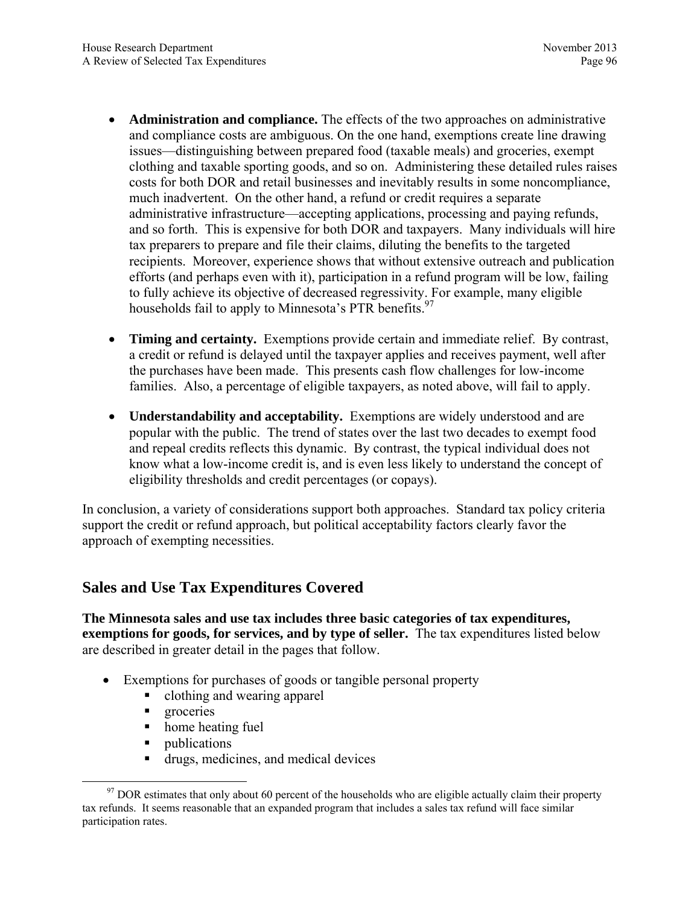- **Administration and compliance.** The effects of the two approaches on administrative and compliance costs are ambiguous. On the one hand, exemptions create line drawing issues—distinguishing between prepared food (taxable meals) and groceries, exempt clothing and taxable sporting goods, and so on. Administering these detailed rules raises costs for both DOR and retail businesses and inevitably results in some noncompliance, much inadvertent. On the other hand, a refund or credit requires a separate administrative infrastructure—accepting applications, processing and paying refunds, and so forth. This is expensive for both DOR and taxpayers. Many individuals will hire tax preparers to prepare and file their claims, diluting the benefits to the targeted recipients. Moreover, experience shows that without extensive outreach and publication efforts (and perhaps even with it), participation in a refund program will be low, failing to fully achieve its objective of decreased regressivity. For example, many eligible households fail to apply to Minnesota's PTR benefits.[97]

- **Timing and certainty.** Exemptions provide certain and immediate relief. By contrast, a credit or refund is delayed until the taxpayer applies and receives payment, well after the purchases have been made. This presents cash flow challenges for low-income families. Also, a percentage of eligible taxpayers, as noted above, will fail to apply.

- **Understandability and acceptability.** Exemptions are widely understood and are popular with the public. The trend of states over the last two decades to exempt food and repeal credits reflects this dynamic. By contrast, the typical individual does not know what a low-income credit is, and is even less likely to understand the concept of eligibility thresholds and credit percentages (or copays).

In conclusion, a variety of considerations support both approaches. Standard tax policy criteria support the credit or refund approach, but political acceptability factors clearly favor the approach of exempting necessities.

## Sales and Use Tax Expenditures Covered

**The Minnesota sales and use tax includes three basic categories of tax expenditures, exemptions for goods, for services, and by type of seller.** The tax expenditures listed below are described in greater detail in the pages that follow.

- Exemptions for purchases of goods or tangible personal property
  - clothing and wearing apparel
  - groceries
  - home heating fuel
  - publications
  - drugs, medicines, and medical devices

[97] DOR estimates that only about 60 percent of the households who are eligible actually claim their property tax refunds. It seems reasonable that an expanded program that includes a sales tax refund will face similar participation rates.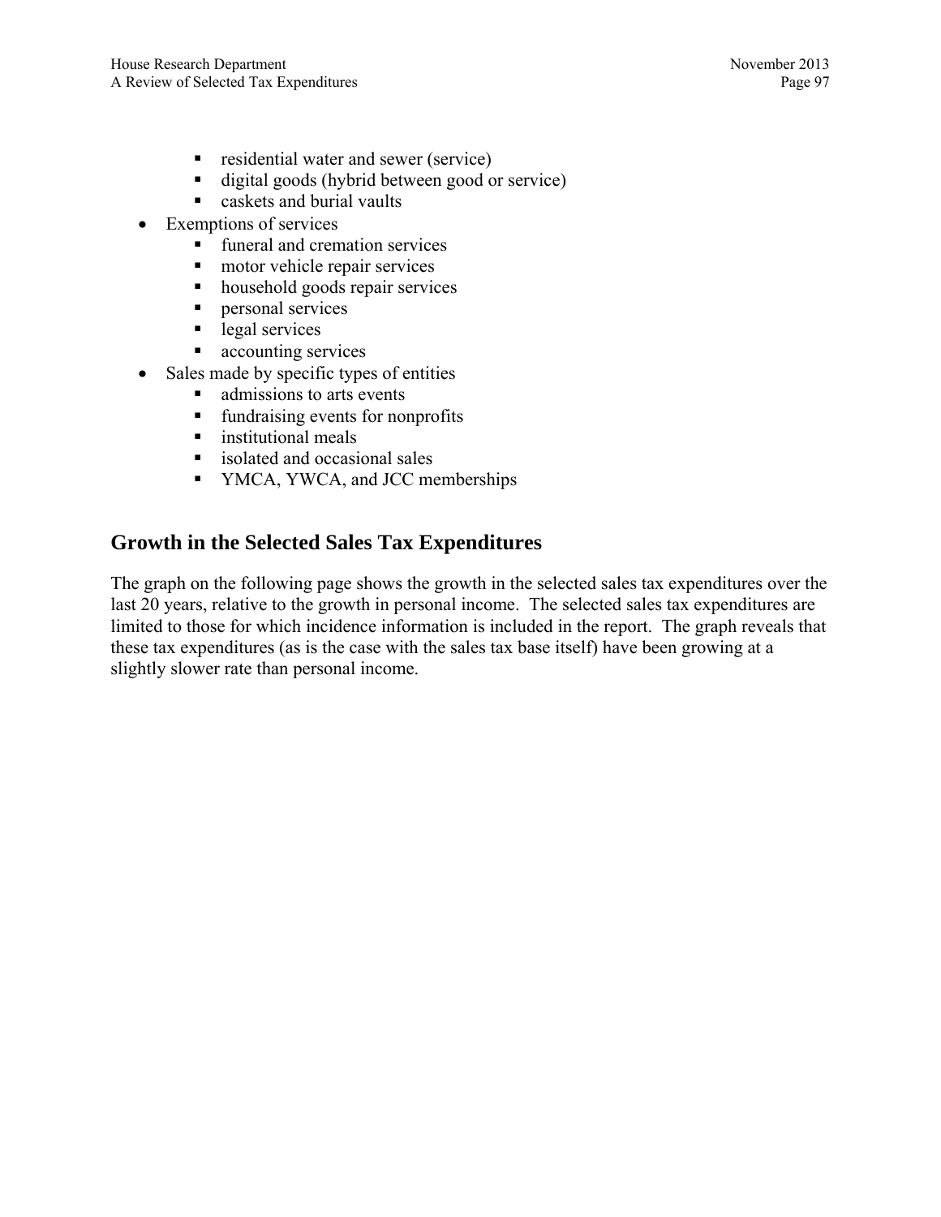- residential water and sewer (service)
    - digital goods (hybrid between good or service)
    - caskets and burial vaults
- Exemptions of services
    - funeral and cremation services
    - motor vehicle repair services
    - household goods repair services
    - personal services
    - legal services
    - accounting services
- Sales made by specific types of entities
    - admissions to arts events
    - fundraising events for nonprofits
    - institutional meals
    - isolated and occasional sales
    - YMCA, YWCA, and JCC memberships

## Growth in the Selected Sales Tax Expenditures

The graph on the following page shows the growth in the selected sales tax expenditures over the last 20 years, relative to the growth in personal income. The selected sales tax expenditures are limited to those for which incidence information is included in the report. The graph reveals that these tax expenditures (as is the case with the sales tax base itself) have been growing at a slightly slower rate than personal income.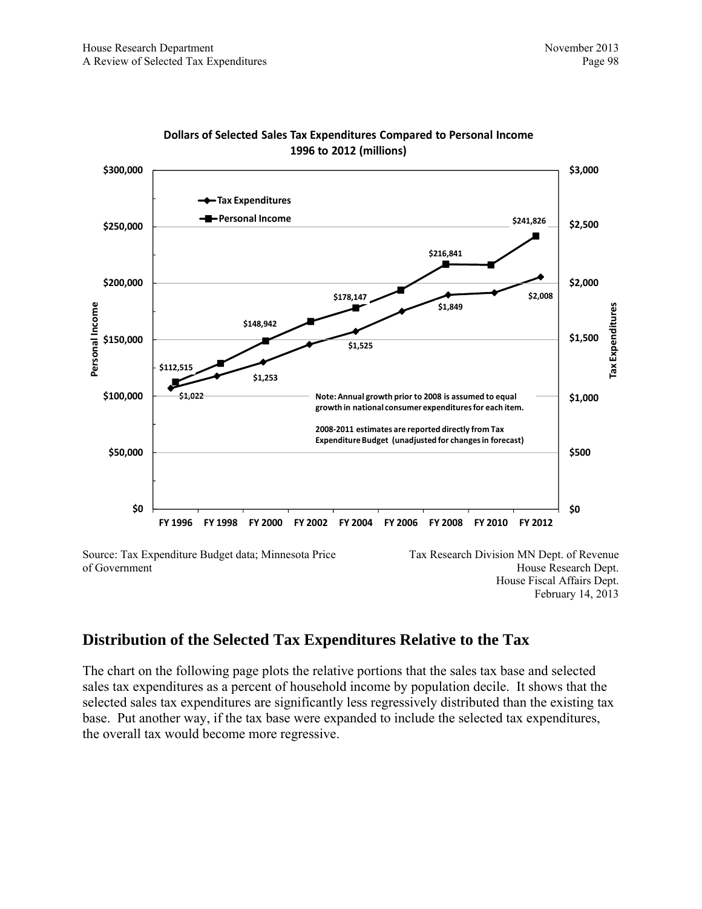**Dollars of Selected Sales Tax Expenditures Compared to Personal Income 1996 to 2012 (millions)**

| | FY 1996 | FY 2000 | FY 2004 | FY 2008 | FY 2012 |
|---|---|---|---|---|---|
| Personal Income | $112,515 | $148,942 | $178,147 | $216,841 | $241,826 |
| Tax Expenditures | $1,022 | $1,253 | $1,525 | $1,849 | $2,008 |

Note: Annual growth prior to 2008 is assumed to equal growth in national consumer expenditures for each item.

2008-2011 estimates are reported directly from Tax Expenditure Budget (unadjusted for changes in forecast)

Source: Tax Expenditure Budget data; Minnesota Price of Government

Tax Research Division MN Dept. of Revenue
House Research Dept.
House Fiscal Affairs Dept.
February 14, 2013

## Distribution of the Selected Tax Expenditures Relative to the Tax

The chart on the following page plots the relative portions that the sales tax base and selected sales tax expenditures as a percent of household income by population decile. It shows that the selected sales tax expenditures are significantly less regressively distributed than the existing tax base. Put another way, if the tax base were expanded to include the selected tax expenditures, the overall tax would become more regressive.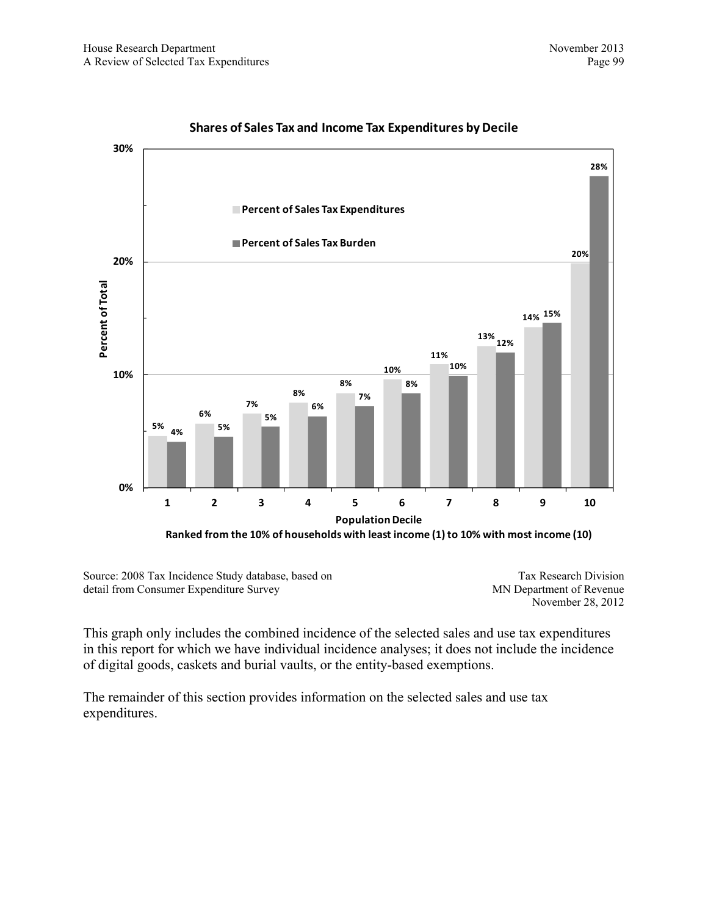**Shares of Sales Tax and Income Tax Expenditures by Decile**

| Population Decile | Percent of Sales Tax Expenditures | Percent of Sales Tax Burden |
|---|---|---|
| 1 | 5% | 4% |
| 2 | 6% | 5% |
| 3 | 7% | 5% |
| 4 | 8% | 6% |
| 5 | 8% | 7% |
| 6 | 10% | 8% |
| 7 | 11% | 10% |
| 8 | 13% | 12% |
| 9 | 14% | 15% |
| 10 | 20% | 28% |

Population Decile
Ranked from the 10% of households with least income (1) to 10% with most income (10)

Source: 2008 Tax Incidence Study database, based on detail from Consumer Expenditure Survey

Tax Research Division
MN Department of Revenue
November 28, 2012

This graph only includes the combined incidence of the selected sales and use tax expenditures in this report for which we have individual incidence analyses; it does not include the incidence of digital goods, caskets and burial vaults, or the entity-based exemptions.

The remainder of this section provides information on the selected sales and use tax expenditures.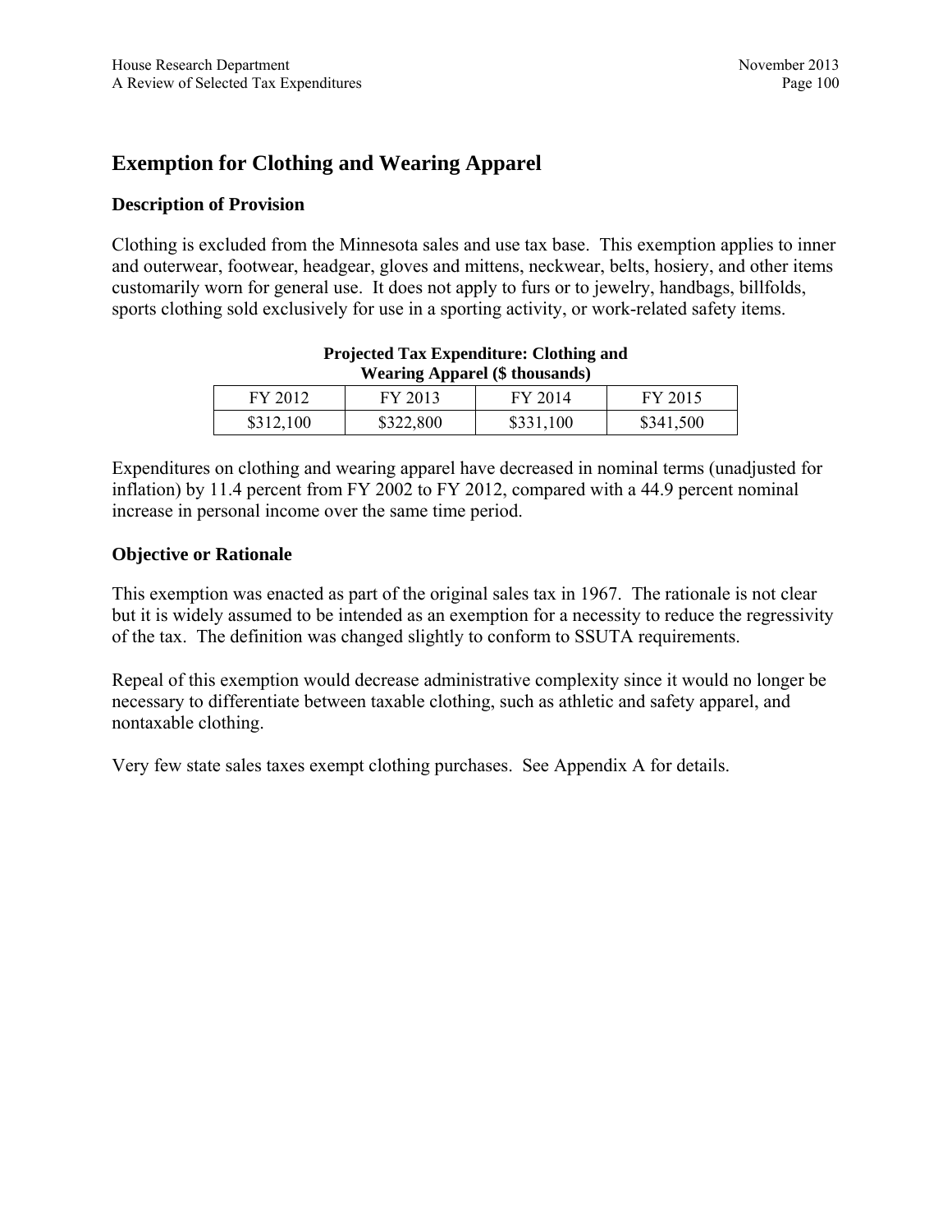## Exemption for Clothing and Wearing Apparel

### Description of Provision

Clothing is excluded from the Minnesota sales and use tax base. This exemption applies to inner and outerwear, footwear, headgear, gloves and mittens, neckwear, belts, hosiery, and other items customarily worn for general use. It does not apply to furs or to jewelry, handbags, billfolds, sports clothing sold exclusively for use in a sporting activity, or work-related safety items.

**Projected Tax Expenditure: Clothing and Wearing Apparel ($ thousands)**

| FY 2012 | FY 2013 | FY 2014 | FY 2015 |
|---|---|---|---|
| $312,100 | $322,800 | $331,100 | $341,500 |

Expenditures on clothing and wearing apparel have decreased in nominal terms (unadjusted for inflation) by 11.4 percent from FY 2002 to FY 2012, compared with a 44.9 percent nominal increase in personal income over the same time period.

### Objective or Rationale

This exemption was enacted as part of the original sales tax in 1967. The rationale is not clear but it is widely assumed to be intended as an exemption for a necessity to reduce the regressivity of the tax. The definition was changed slightly to conform to SSUTA requirements.

Repeal of this exemption would decrease administrative complexity since it would no longer be necessary to differentiate between taxable clothing, such as athletic and safety apparel, and nontaxable clothing.

Very few state sales taxes exempt clothing purchases. See Appendix A for details.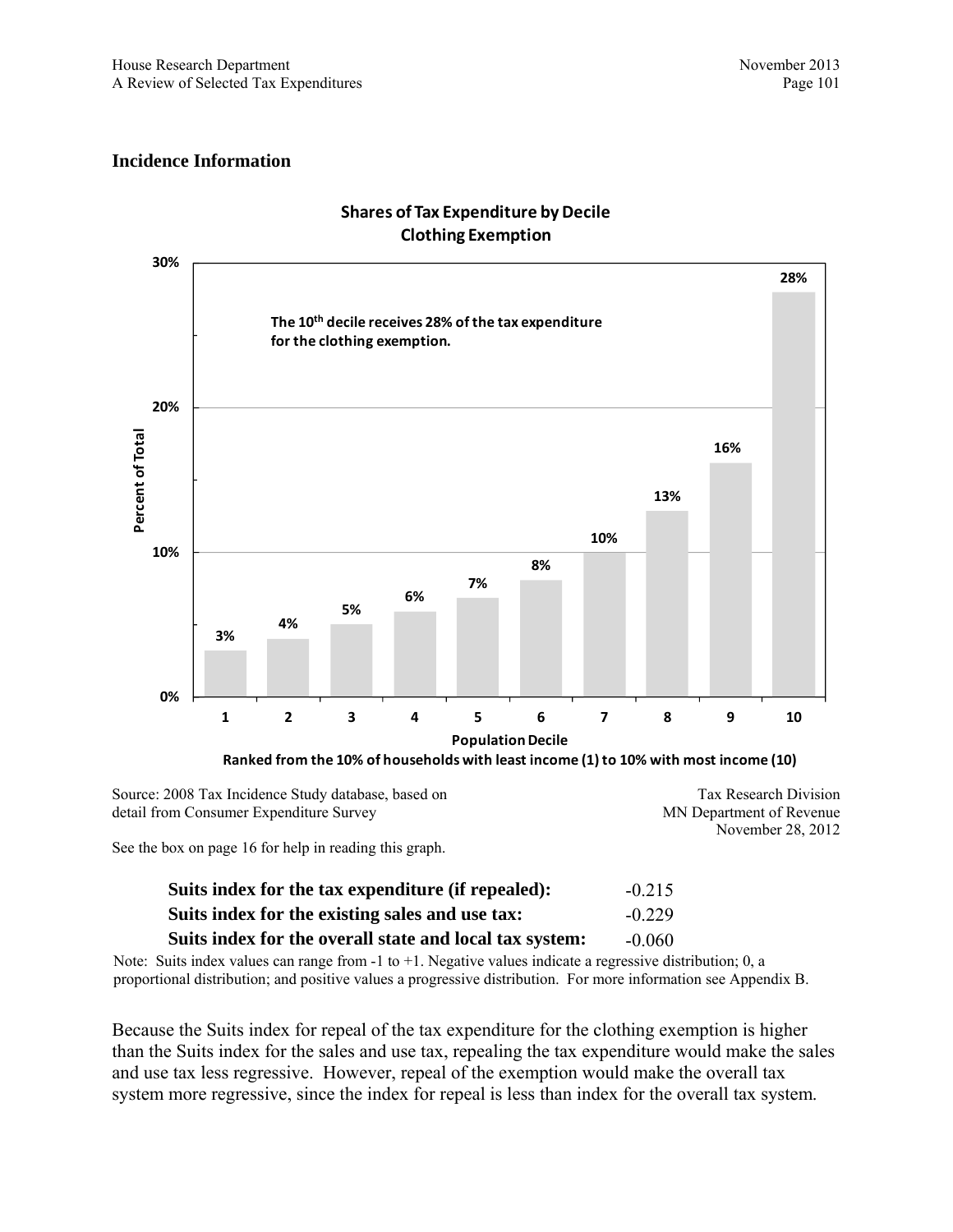## Incidence Information

**Shares of Tax Expenditure by Decile**
**Clothing Exemption**

**The 10th decile receives 28% of the tax expenditure for the clothing exemption.**

| Population Decile | 1 | 2 | 3 | 4 | 5 | 6 | 7 | 8 | 9 | 10 |
|---|---|---|---|---|---|---|---|---|---|---|
| Percent of Total | 3% | 4% | 5% | 6% | 7% | 8% | 10% | 13% | 16% | 28% |

**Ranked from the 10% of households with least income (1) to 10% with most income (10)**

Source: 2008 Tax Incidence Study database, based on detail from Consumer Expenditure Survey

Tax Research Division
MN Department of Revenue
November 28, 2012

See the box on page 16 for help in reading this graph.

| | |
|---|---|
| **Suits index for the tax expenditure (if repealed):** | -0.215 |
| **Suits index for the existing sales and use tax:** | -0.229 |
| **Suits index for the overall state and local tax system:** | -0.060 |

Note: Suits index values can range from -1 to +1. Negative values indicate a regressive distribution; 0, a proportional distribution; and positive values a progressive distribution. For more information see Appendix B.

Because the Suits index for repeal of the tax expenditure for the clothing exemption is higher than the Suits index for the sales and use tax, repealing the tax expenditure would make the sales and use tax less regressive. However, repeal of the exemption would make the overall tax system more regressive, since the index for repeal is less than index for the overall tax system.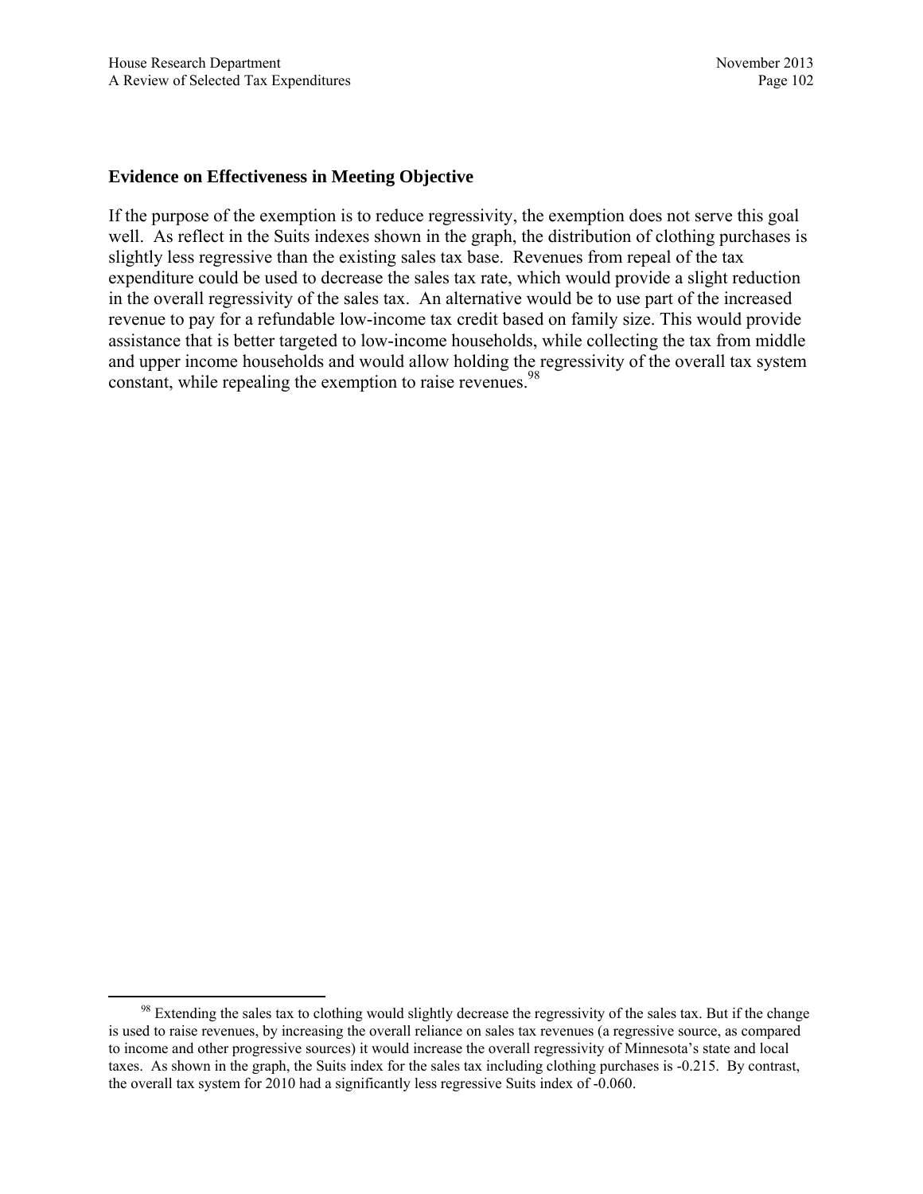### Evidence on Effectiveness in Meeting Objective

If the purpose of the exemption is to reduce regressivity, the exemption does not serve this goal well. As reflect in the Suits indexes shown in the graph, the distribution of clothing purchases is slightly less regressive than the existing sales tax base. Revenues from repeal of the tax expenditure could be used to decrease the sales tax rate, which would provide a slight reduction in the overall regressivity of the sales tax. An alternative would be to use part of the increased revenue to pay for a refundable low-income tax credit based on family size. This would provide assistance that is better targeted to low-income households, while collecting the tax from middle and upper income households and would allow holding the regressivity of the overall tax system constant, while repealing the exemption to raise revenues.[98]

---

[98] Extending the sales tax to clothing would slightly decrease the regressivity of the sales tax. But if the change is used to raise revenues, by increasing the overall reliance on sales tax revenues (a regressive source, as compared to income and other progressive sources) it would increase the overall regressivity of Minnesota's state and local taxes. As shown in the graph, the Suits index for the sales tax including clothing purchases is -0.215. By contrast, the overall tax system for 2010 had a significantly less regressive Suits index of -0.060.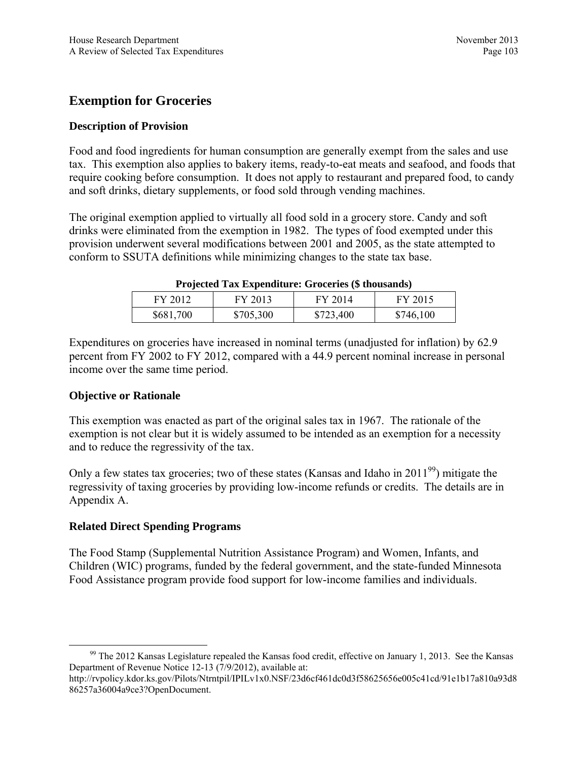# Exemption for Groceries

## Description of Provision

Food and food ingredients for human consumption are generally exempt from the sales and use tax. This exemption also applies to bakery items, ready-to-eat meats and seafood, and foods that require cooking before consumption. It does not apply to restaurant and prepared food, to candy and soft drinks, dietary supplements, or food sold through vending machines.

The original exemption applied to virtually all food sold in a grocery store. Candy and soft drinks were eliminated from the exemption in 1982. The types of food exempted under this provision underwent several modifications between 2001 and 2005, as the state attempted to conform to SSUTA definitions while minimizing changes to the state tax base.

**Projected Tax Expenditure: Groceries ($ thousands)**

| FY 2012 | FY 2013 | FY 2014 | FY 2015 |
| --- | --- | --- | --- |
| $681,700 | $705,300 | $723,400 | $746,100 |

Expenditures on groceries have increased in nominal terms (unadjusted for inflation) by 62.9 percent from FY 2002 to FY 2012, compared with a 44.9 percent nominal increase in personal income over the same time period.

## Objective or Rationale

This exemption was enacted as part of the original sales tax in 1967. The rationale of the exemption is not clear but it is widely assumed to be intended as an exemption for a necessity and to reduce the regressivity of the tax.

Only a few states tax groceries; two of these states (Kansas and Idaho in 2011[99]) mitigate the regressivity of taxing groceries by providing low-income refunds or credits. The details are in Appendix A.

## Related Direct Spending Programs

The Food Stamp (Supplemental Nutrition Assistance Program) and Women, Infants, and Children (WIC) programs, funded by the federal government, and the state-funded Minnesota Food Assistance program provide food support for low-income families and individuals.

---

[99] The 2012 Kansas Legislature repealed the Kansas food credit, effective on January 1, 2013. See the Kansas Department of Revenue Notice 12-13 (7/9/2012), available at: http://rvpolicy.kdor.ks.gov/Pilots/Ntrntpil/IPILv1x0.NSF/23d6cf461dc0d3f58625656e005c41cd/91e1b17a810a93d886257a36004a9ce3?OpenDocument.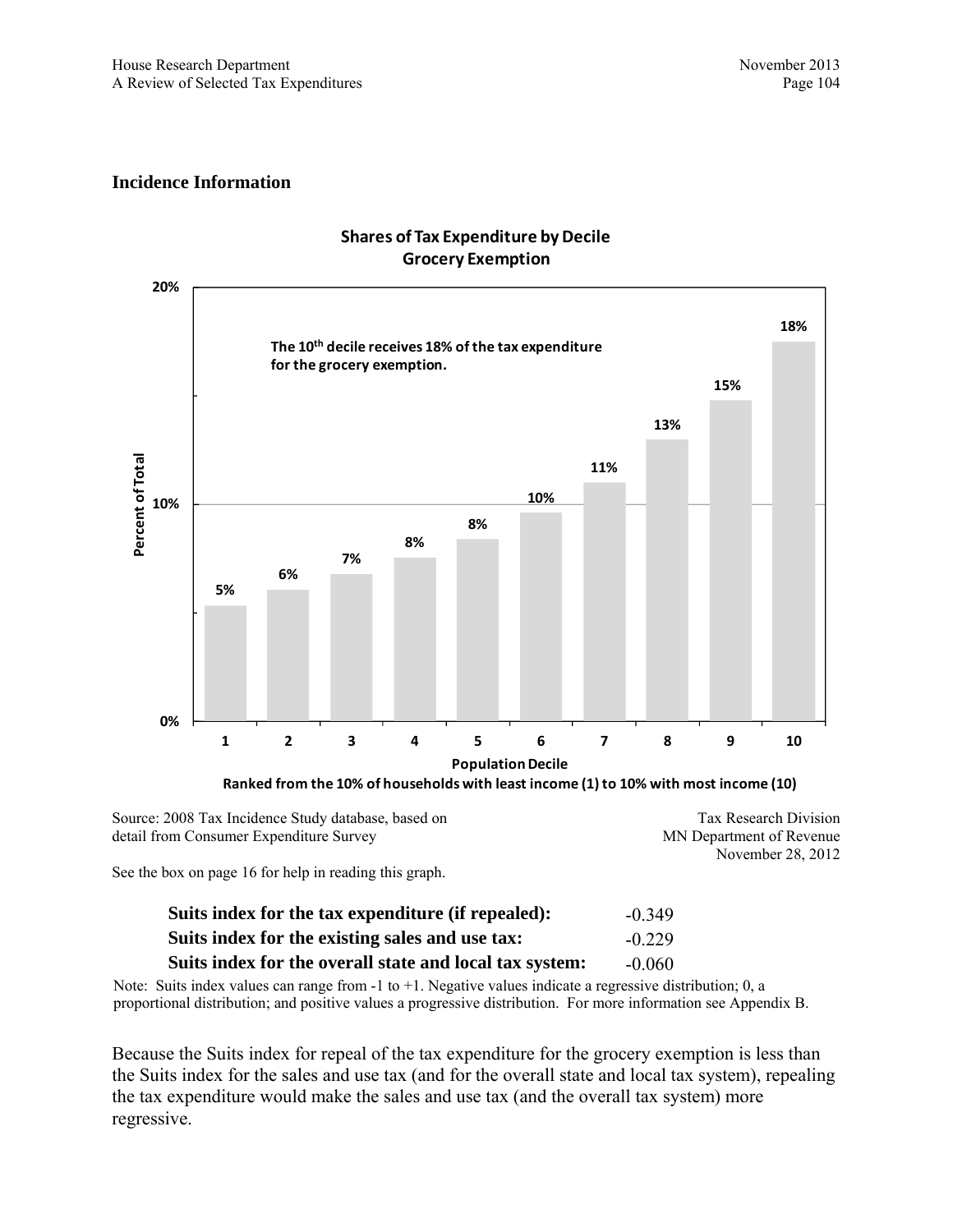## Incidence Information

**Shares of Tax Expenditure by Decile**
**Grocery Exemption**

| Population Decile | Percent of Total |
|---|---|
| 1 | 5% |
| 2 | 6% |
| 3 | 7% |
| 4 | 8% |
| 5 | 8% |
| 6 | 10% |
| 7 | 11% |
| 8 | 13% |
| 9 | 15% |
| 10 | 18% |

The 10[th] decile receives 18% of the tax expenditure for the grocery exemption.

Ranked from the 10% of households with least income (1) to 10% with most income (10)

Source: 2008 Tax Incidence Study database, based on detail from Consumer Expenditure Survey

Tax Research Division
MN Department of Revenue
November 28, 2012

See the box on page 16 for help in reading this graph.

| | |
|---|---|
| **Suits index for the tax expenditure (if repealed):** | -0.349 |
| **Suits index for the existing sales and use tax:** | -0.229 |
| **Suits index for the overall state and local tax system:** | -0.060 |

Note: Suits index values can range from -1 to +1. Negative values indicate a regressive distribution; 0, a proportional distribution; and positive values a progressive distribution. For more information see Appendix B.

Because the Suits index for repeal of the tax expenditure for the grocery exemption is less than the Suits index for the sales and use tax (and for the overall state and local tax system), repealing the tax expenditure would make the sales and use tax (and the overall tax system) more regressive.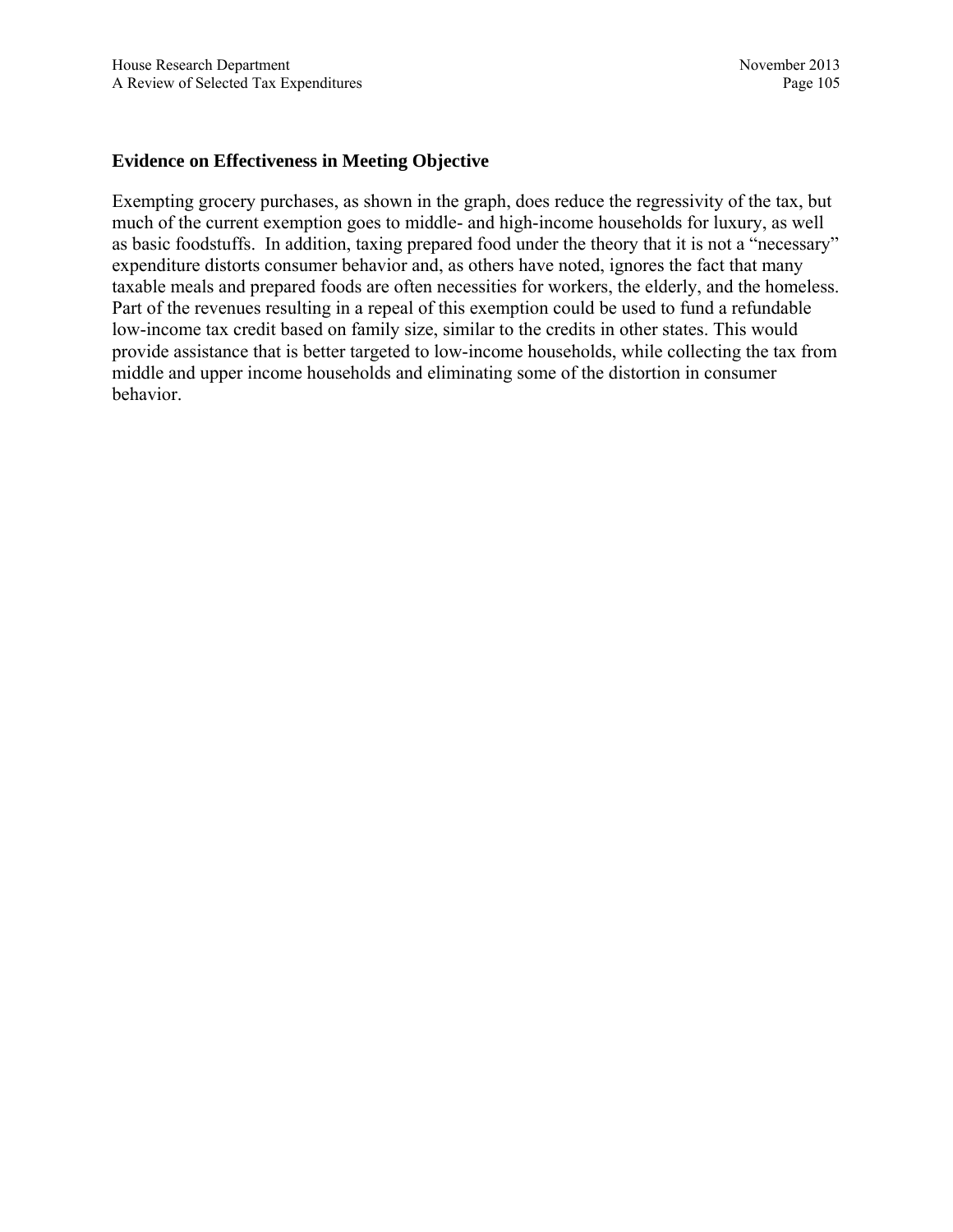### Evidence on Effectiveness in Meeting Objective

Exempting grocery purchases, as shown in the graph, does reduce the regressivity of the tax, but much of the current exemption goes to middle- and high-income households for luxury, as well as basic foodstuffs. In addition, taxing prepared food under the theory that it is not a "necessary" expenditure distorts consumer behavior and, as others have noted, ignores the fact that many taxable meals and prepared foods are often necessities for workers, the elderly, and the homeless. Part of the revenues resulting in a repeal of this exemption could be used to fund a refundable low-income tax credit based on family size, similar to the credits in other states. This would provide assistance that is better targeted to low-income households, while collecting the tax from middle and upper income households and eliminating some of the distortion in consumer behavior.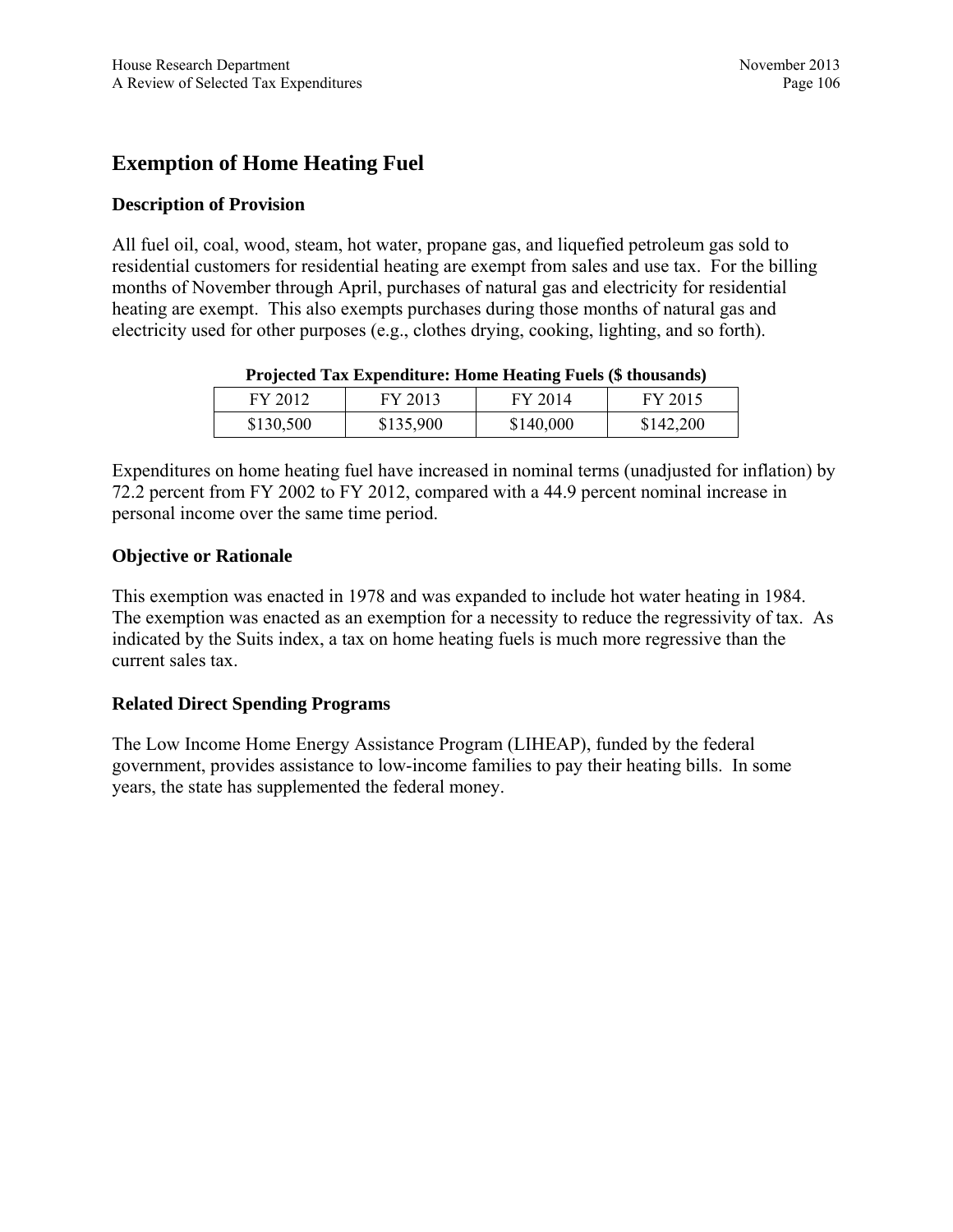## Exemption of Home Heating Fuel

### Description of Provision

All fuel oil, coal, wood, steam, hot water, propane gas, and liquefied petroleum gas sold to residential customers for residential heating are exempt from sales and use tax. For the billing months of November through April, purchases of natural gas and electricity for residential heating are exempt. This also exempts purchases during those months of natural gas and electricity used for other purposes (e.g., clothes drying, cooking, lighting, and so forth).

**Projected Tax Expenditure: Home Heating Fuels ($ thousands)**

| FY 2012 | FY 2013 | FY 2014 | FY 2015 |
|---|---|---|---|
| $130,500 | $135,900 | $140,000 | $142,200 |

Expenditures on home heating fuel have increased in nominal terms (unadjusted for inflation) by 72.2 percent from FY 2002 to FY 2012, compared with a 44.9 percent nominal increase in personal income over the same time period.

### Objective or Rationale

This exemption was enacted in 1978 and was expanded to include hot water heating in 1984. The exemption was enacted as an exemption for a necessity to reduce the regressivity of tax. As indicated by the Suits index, a tax on home heating fuels is much more regressive than the current sales tax.

### Related Direct Spending Programs

The Low Income Home Energy Assistance Program (LIHEAP), funded by the federal government, provides assistance to low-income families to pay their heating bills. In some years, the state has supplemented the federal money.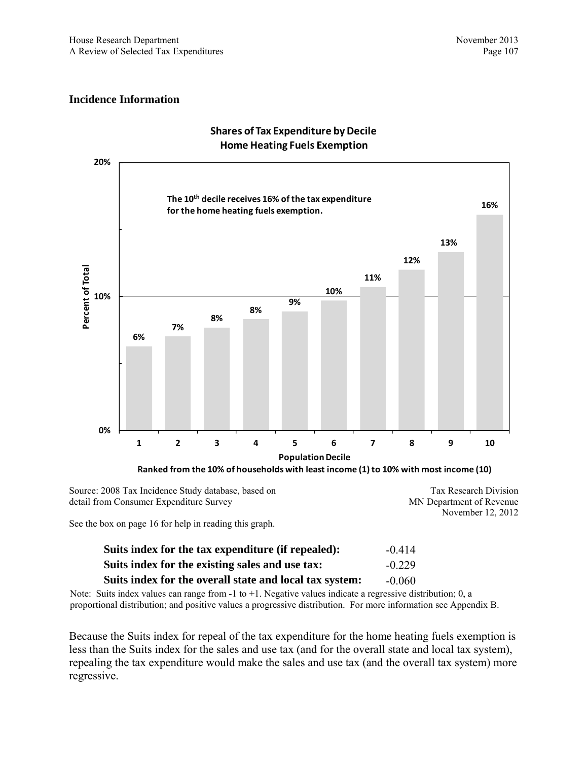## Incidence Information

**Shares of Tax Expenditure by Decile**
**Home Heating Fuels Exemption**

The 10th decile receives 16% of the tax expenditure for the home heating fuels exemption.

| Population Decile | Percent of Total |
|---|---|
| 1 | 6% |
| 2 | 7% |
| 3 | 8% |
| 4 | 8% |
| 5 | 9% |
| 6 | 10% |
| 7 | 11% |
| 8 | 12% |
| 9 | 13% |
| 10 | 16% |

Ranked from the 10% of households with least income (1) to 10% with most income (10)

Source: 2008 Tax Incidence Study database, based on detail from Consumer Expenditure Survey

Tax Research Division
MN Department of Revenue
November 12, 2012

See the box on page 16 for help in reading this graph.

| | |
|---|---|
| **Suits index for the tax expenditure (if repealed):** | -0.414 |
| **Suits index for the existing sales and use tax:** | -0.229 |
| **Suits index for the overall state and local tax system:** | -0.060 |

Note: Suits index values can range from -1 to +1. Negative values indicate a regressive distribution; 0, a proportional distribution; and positive values a progressive distribution. For more information see Appendix B.

Because the Suits index for repeal of the tax expenditure for the home heating fuels exemption is less than the Suits index for the sales and use tax (and for the overall state and local tax system), repealing the tax expenditure would make the sales and use tax (and the overall tax system) more regressive.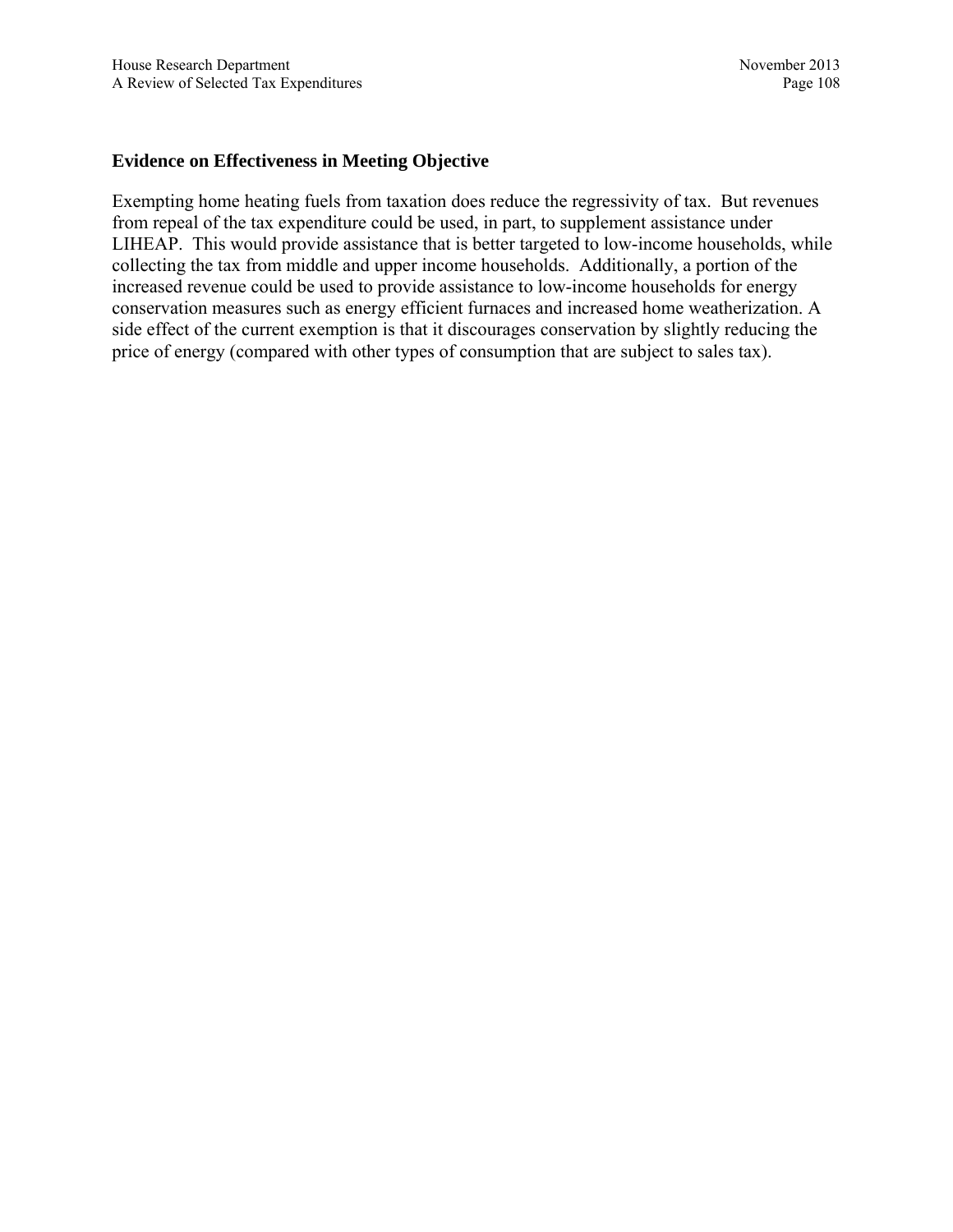### Evidence on Effectiveness in Meeting Objective

Exempting home heating fuels from taxation does reduce the regressivity of tax. But revenues from repeal of the tax expenditure could be used, in part, to supplement assistance under LIHEAP. This would provide assistance that is better targeted to low-income households, while collecting the tax from middle and upper income households. Additionally, a portion of the increased revenue could be used to provide assistance to low-income households for energy conservation measures such as energy efficient furnaces and increased home weatherization. A side effect of the current exemption is that it discourages conservation by slightly reducing the price of energy (compared with other types of consumption that are subject to sales tax).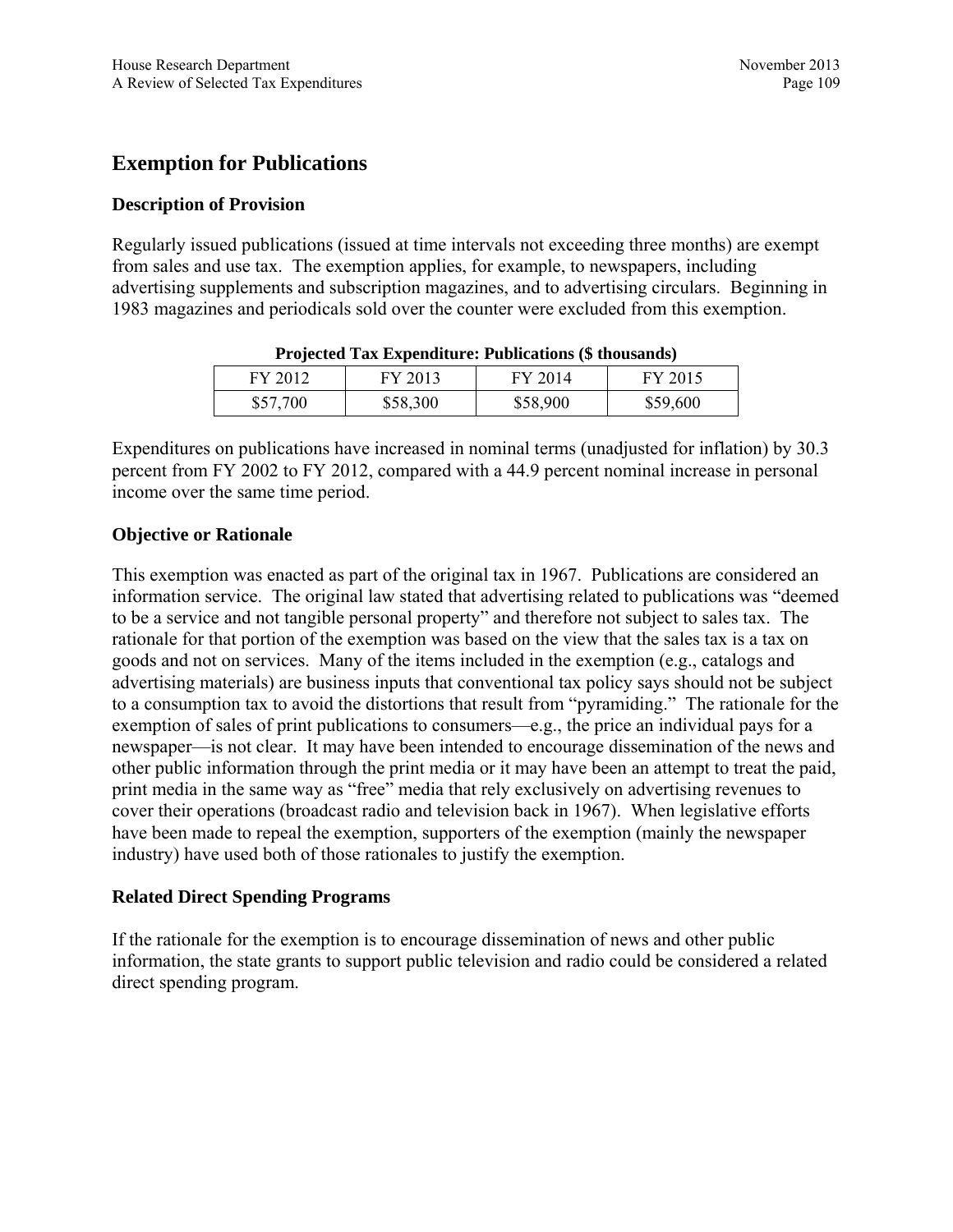## Exemption for Publications

### Description of Provision

Regularly issued publications (issued at time intervals not exceeding three months) are exempt from sales and use tax. The exemption applies, for example, to newspapers, including advertising supplements and subscription magazines, and to advertising circulars. Beginning in 1983 magazines and periodicals sold over the counter were excluded from this exemption.

**Projected Tax Expenditure: Publications ($ thousands)**

| FY 2012 | FY 2013 | FY 2014 | FY 2015 |
|---|---|---|---|
| $57,700 | $58,300 | $58,900 | $59,600 |

Expenditures on publications have increased in nominal terms (unadjusted for inflation) by 30.3 percent from FY 2002 to FY 2012, compared with a 44.9 percent nominal increase in personal income over the same time period.

### Objective or Rationale

This exemption was enacted as part of the original tax in 1967. Publications are considered an information service. The original law stated that advertising related to publications was "deemed to be a service and not tangible personal property" and therefore not subject to sales tax. The rationale for that portion of the exemption was based on the view that the sales tax is a tax on goods and not on services. Many of the items included in the exemption (e.g., catalogs and advertising materials) are business inputs that conventional tax policy says should not be subject to a consumption tax to avoid the distortions that result from "pyramiding." The rationale for the exemption of sales of print publications to consumers—e.g., the price an individual pays for a newspaper—is not clear. It may have been intended to encourage dissemination of the news and other public information through the print media or it may have been an attempt to treat the paid, print media in the same way as "free" media that rely exclusively on advertising revenues to cover their operations (broadcast radio and television back in 1967). When legislative efforts have been made to repeal the exemption, supporters of the exemption (mainly the newspaper industry) have used both of those rationales to justify the exemption.

### Related Direct Spending Programs

If the rationale for the exemption is to encourage dissemination of news and other public information, the state grants to support public television and radio could be considered a related direct spending program.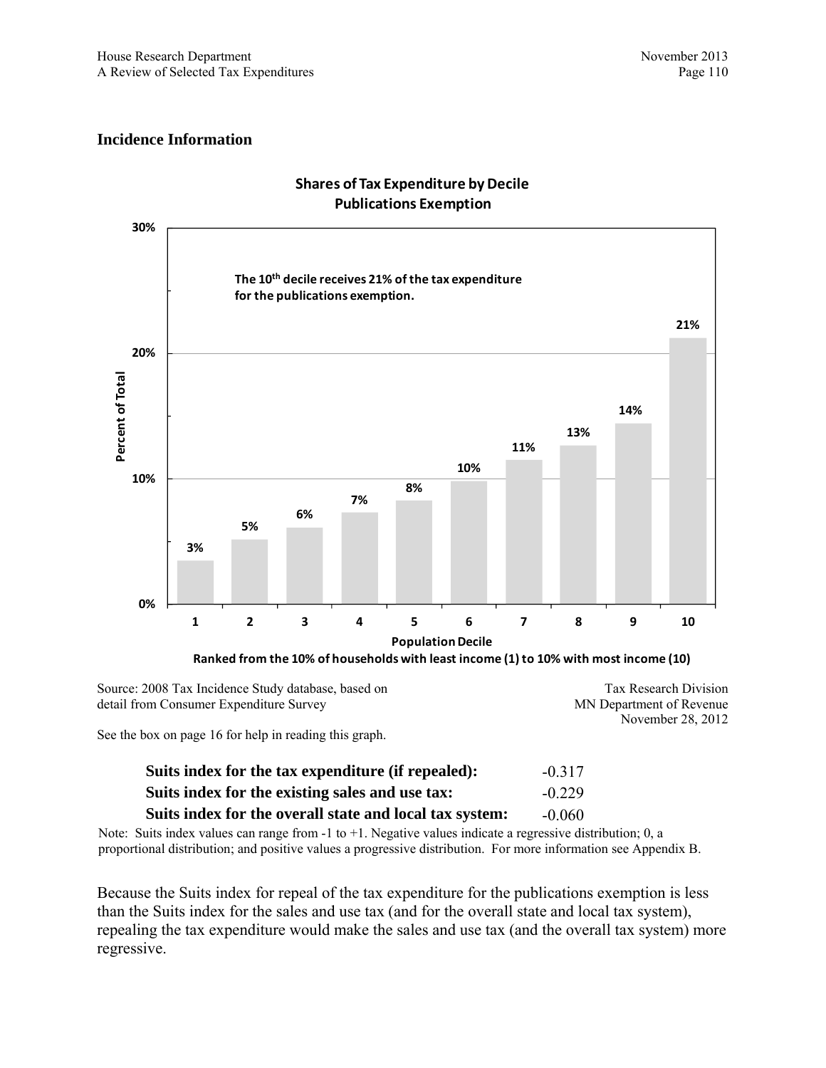## Incidence Information

**Shares of Tax Expenditure by Decile**
**Publications Exemption**

**The 10th decile receives 21% of the tax expenditure for the publications exemption.**

| Population Decile | 1 | 2 | 3 | 4 | 5 | 6 | 7 | 8 | 9 | 10 |
|---|---|---|---|---|---|---|---|---|---|---|
| Percent of Total | 3% | 5% | 6% | 7% | 8% | 10% | 11% | 13% | 14% | 21% |

**Population Decile**
**Ranked from the 10% of households with least income (1) to 10% with most income (10)**

Source: 2008 Tax Incidence Study database, based on detail from Consumer Expenditure Survey

Tax Research Division
MN Department of Revenue
November 28, 2012

See the box on page 16 for help in reading this graph.

| | |
|---|---|
| **Suits index for the tax expenditure (if repealed):** | -0.317 |
| **Suits index for the existing sales and use tax:** | -0.229 |
| **Suits index for the overall state and local tax system:** | -0.060 |

Note: Suits index values can range from -1 to +1. Negative values indicate a regressive distribution; 0, a proportional distribution; and positive values a progressive distribution. For more information see Appendix B.

Because the Suits index for repeal of the tax expenditure for the publications exemption is less than the Suits index for the sales and use tax (and for the overall state and local tax system), repealing the tax expenditure would make the sales and use tax (and the overall tax system) more regressive.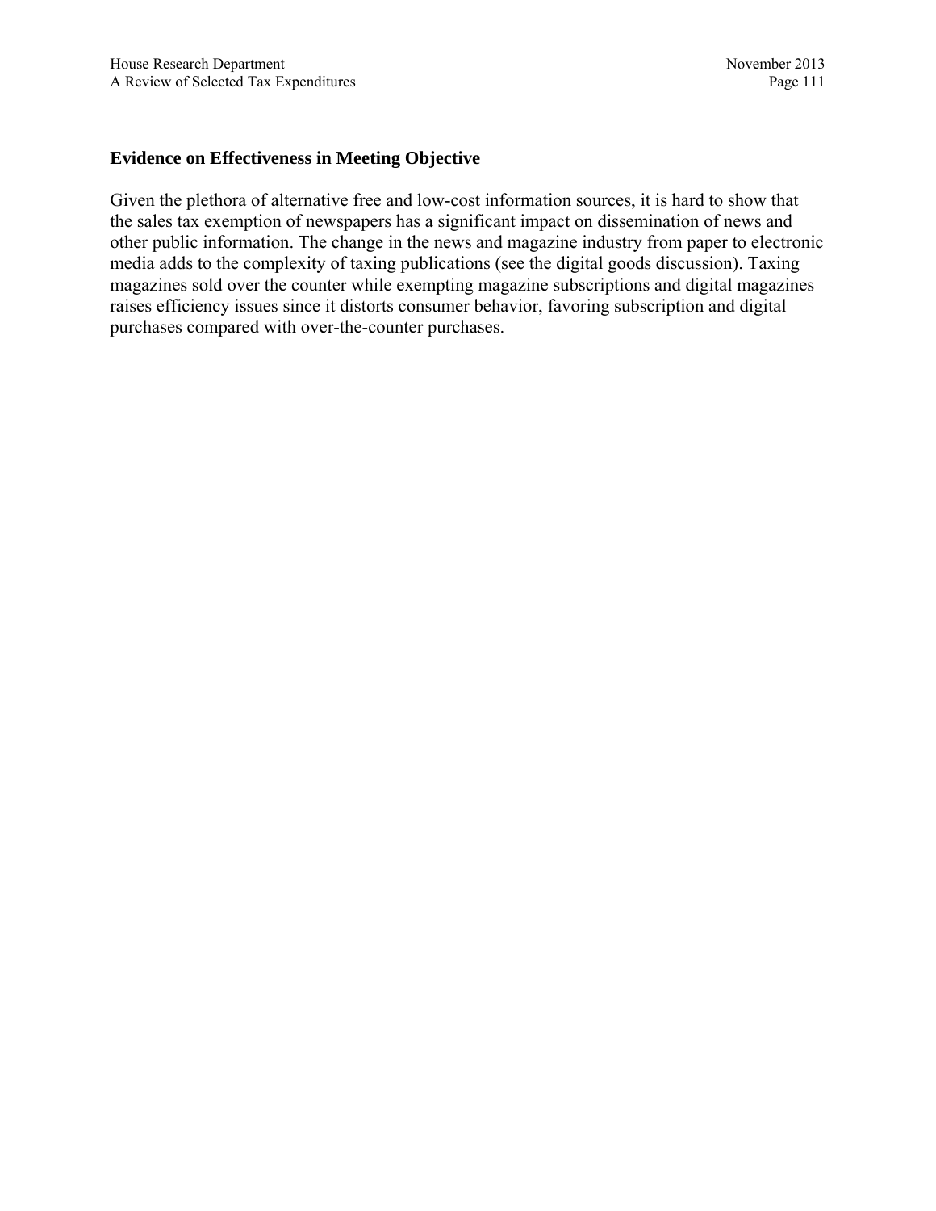### Evidence on Effectiveness in Meeting Objective

Given the plethora of alternative free and low-cost information sources, it is hard to show that the sales tax exemption of newspapers has a significant impact on dissemination of news and other public information. The change in the news and magazine industry from paper to electronic media adds to the complexity of taxing publications (see the digital goods discussion). Taxing magazines sold over the counter while exempting magazine subscriptions and digital magazines raises efficiency issues since it distorts consumer behavior, favoring subscription and digital purchases compared with over-the-counter purchases.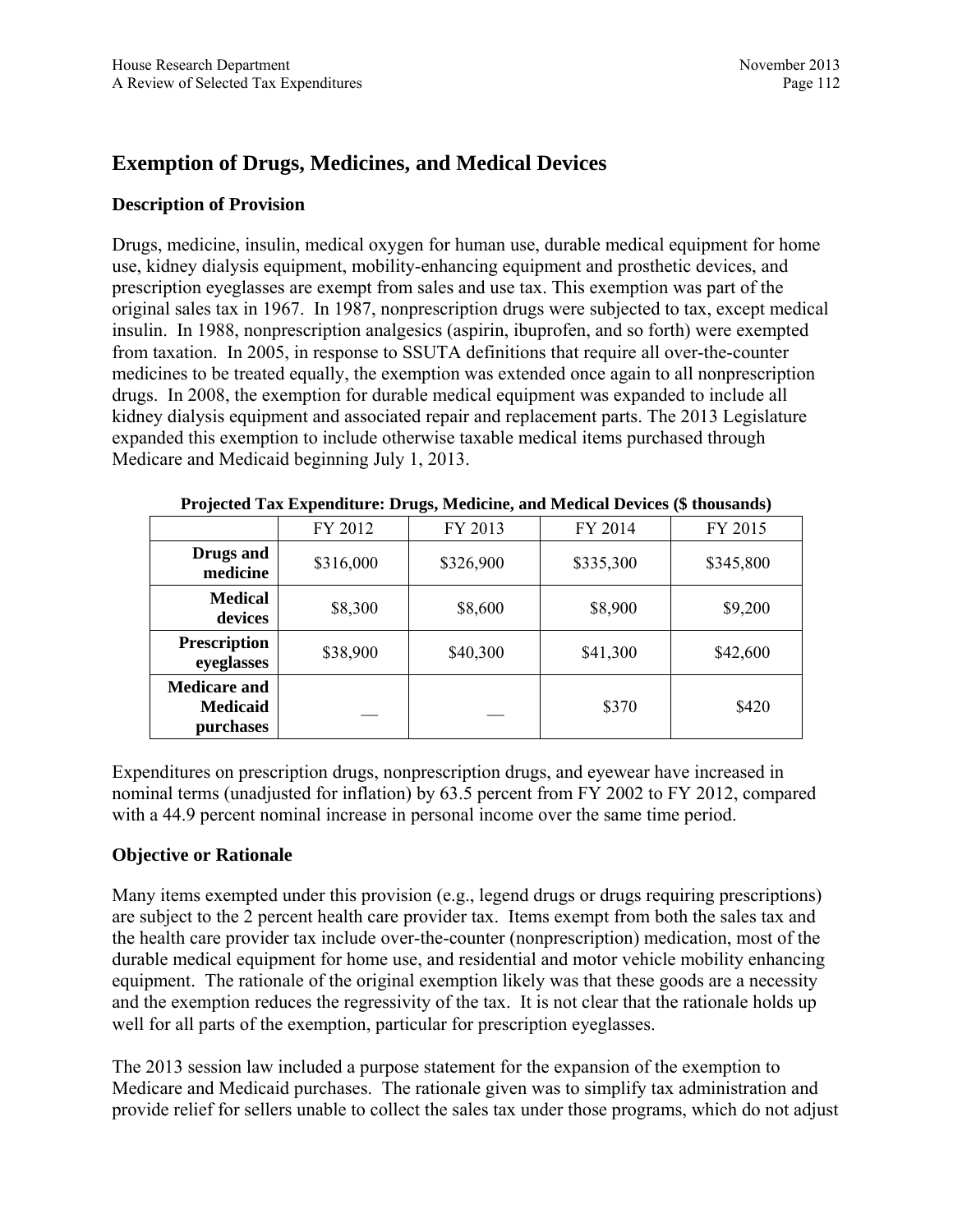## Exemption of Drugs, Medicines, and Medical Devices

### Description of Provision

Drugs, medicine, insulin, medical oxygen for human use, durable medical equipment for home use, kidney dialysis equipment, mobility-enhancing equipment and prosthetic devices, and prescription eyeglasses are exempt from sales and use tax. This exemption was part of the original sales tax in 1967. In 1987, nonprescription drugs were subjected to tax, except medical insulin. In 1988, nonprescription analgesics (aspirin, ibuprofen, and so forth) were exempted from taxation. In 2005, in response to SSUTA definitions that require all over-the-counter medicines to be treated equally, the exemption was extended once again to all nonprescription drugs. In 2008, the exemption for durable medical equipment was expanded to include all kidney dialysis equipment and associated repair and replacement parts. The 2013 Legislature expanded this exemption to include otherwise taxable medical items purchased through Medicare and Medicaid beginning July 1, 2013.

**Projected Tax Expenditure: Drugs, Medicine, and Medical Devices ($ thousands)**

| | FY 2012 | FY 2013 | FY 2014 | FY 2015 |
|---|---|---|---|---|
| **Drugs and medicine** | $316,000 | $326,900 | $335,300 | $345,800 |
| **Medical devices** | $8,300 | $8,600 | $8,900 | $9,200 |
| **Prescription eyeglasses** | $38,900 | $40,300 | $41,300 | $42,600 |
| **Medicare and Medicaid purchases** | __ | __ | $370 | $420 |

Expenditures on prescription drugs, nonprescription drugs, and eyewear have increased in nominal terms (unadjusted for inflation) by 63.5 percent from FY 2002 to FY 2012, compared with a 44.9 percent nominal increase in personal income over the same time period.

### Objective or Rationale

Many items exempted under this provision (e.g., legend drugs or drugs requiring prescriptions) are subject to the 2 percent health care provider tax. Items exempt from both the sales tax and the health care provider tax include over-the-counter (nonprescription) medication, most of the durable medical equipment for home use, and residential and motor vehicle mobility enhancing equipment. The rationale of the original exemption likely was that these goods are a necessity and the exemption reduces the regressivity of the tax. It is not clear that the rationale holds up well for all parts of the exemption, particular for prescription eyeglasses.

The 2013 session law included a purpose statement for the expansion of the exemption to Medicare and Medicaid purchases. The rationale given was to simplify tax administration and provide relief for sellers unable to collect the sales tax under those programs, which do not adjust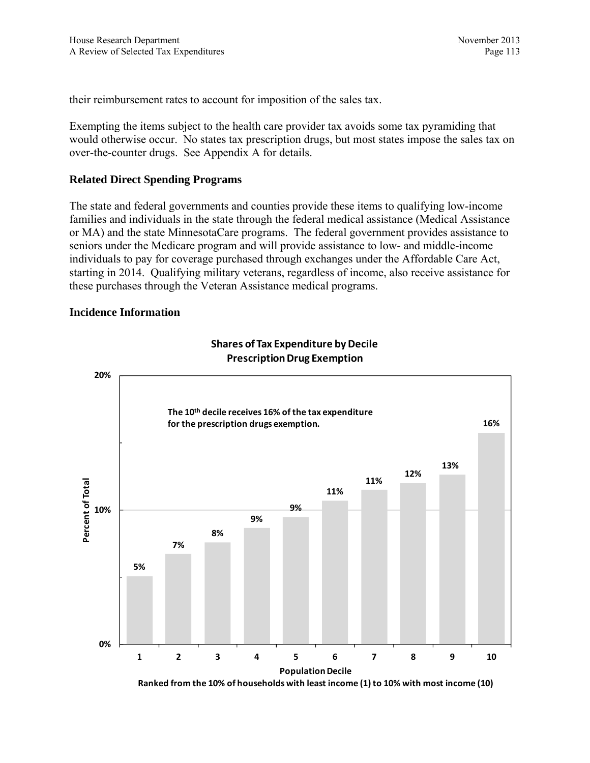their reimbursement rates to account for imposition of the sales tax.

Exempting the items subject to the health care provider tax avoids some tax pyramiding that would otherwise occur. No states tax prescription drugs, but most states impose the sales tax on over-the-counter drugs. See Appendix A for details.

### Related Direct Spending Programs

The state and federal governments and counties provide these items to qualifying low-income families and individuals in the state through the federal medical assistance (Medical Assistance or MA) and the state MinnesotaCare programs. The federal government provides assistance to seniors under the Medicare program and will provide assistance to low- and middle-income individuals to pay for coverage purchased through exchanges under the Affordable Care Act, starting in 2014. Qualifying military veterans, regardless of income, also receive assistance for these purchases through the Veteran Assistance medical programs.

### Incidence Information

**Shares of Tax Expenditure by Decile**
**Prescription Drug Exemption**

The 10th decile receives 16% of the tax expenditure for the prescription drugs exemption.

| Population Decile | 1 | 2 | 3 | 4 | 5 | 6 | 7 | 8 | 9 | 10 |
|---|---|---|---|---|---|---|---|---|---|---|
| Percent of Total | 5% | 7% | 8% | 9% | 9% | 11% | 11% | 12% | 13% | 16% |

Ranked from the 10% of households with least income (1) to 10% with most income (10)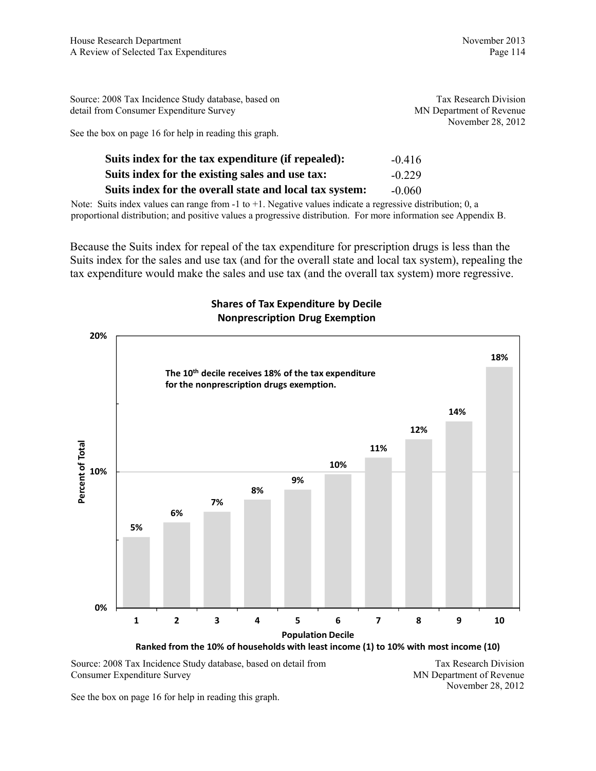Source: 2008 Tax Incidence Study database, based on detail from Consumer Expenditure Survey

Tax Research Division
MN Department of Revenue
November 28, 2012

See the box on page 16 for help in reading this graph.

| | |
|---|---|
| **Suits index for the tax expenditure (if repealed):** | -0.416 |
| **Suits index for the existing sales and use tax:** | -0.229 |
| **Suits index for the overall state and local tax system:** | -0.060 |

Note: Suits index values can range from -1 to +1. Negative values indicate a regressive distribution; 0, a proportional distribution; and positive values a progressive distribution. For more information see Appendix B.

Because the Suits index for repeal of the tax expenditure for prescription drugs is less than the Suits index for the sales and use tax (and for the overall state and local tax system), repealing the tax expenditure would make the sales and use tax (and the overall tax system) more regressive.

**Shares of Tax Expenditure by Decile**
**Nonprescription Drug Exemption**

The 10th decile receives 18% of the tax expenditure for the nonprescription drugs exemption.

| Population Decile | Percent of Total |
|---|---|
| 1 | 5% |
| 2 | 6% |
| 3 | 7% |
| 4 | 8% |
| 5 | 9% |
| 6 | 10% |
| 7 | 11% |
| 8 | 12% |
| 9 | 14% |
| 10 | 18% |

Population Decile
Ranked from the 10% of households with least income (1) to 10% with most income (10)

Source: 2008 Tax Incidence Study database, based on detail from Consumer Expenditure Survey

Tax Research Division
MN Department of Revenue
November 28, 2012

See the box on page 16 for help in reading this graph.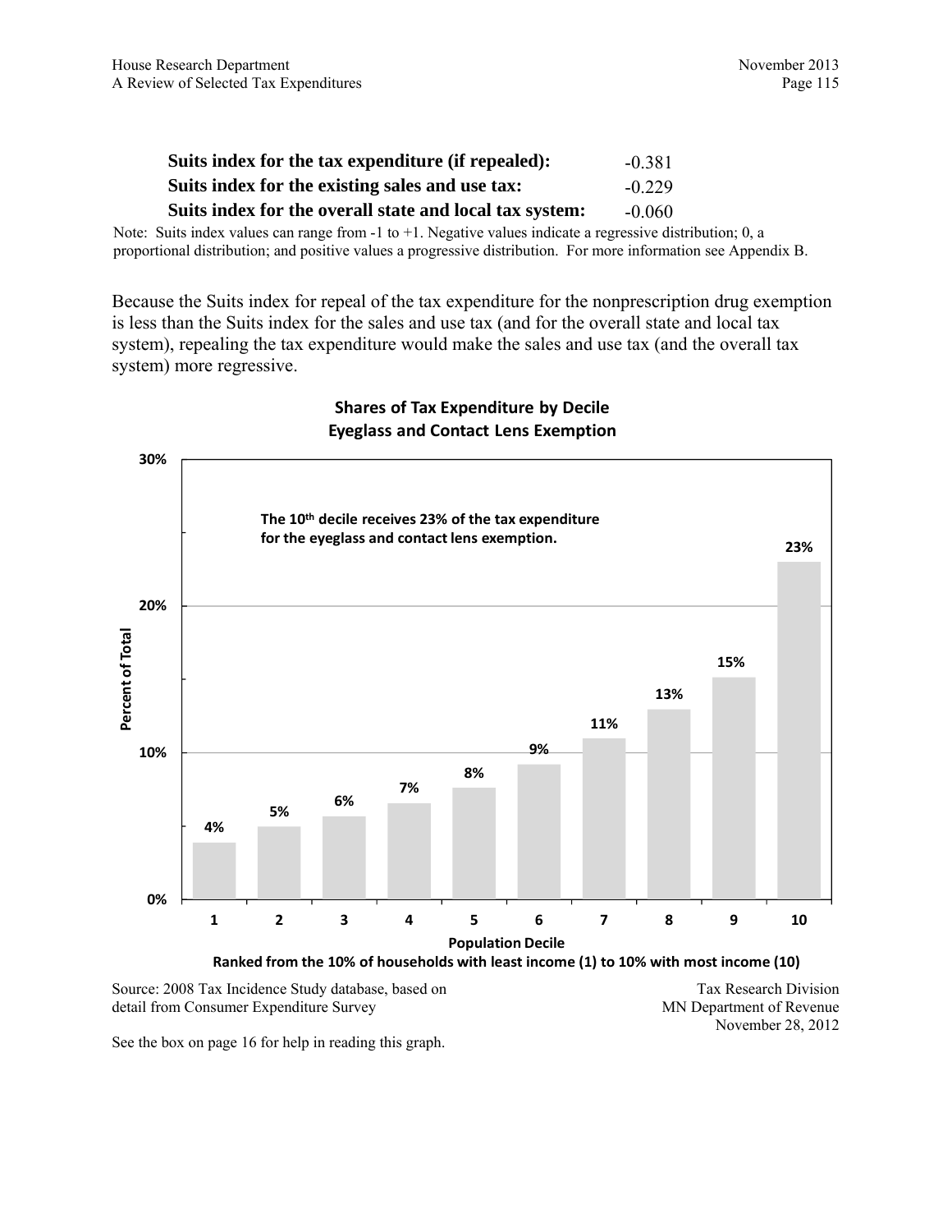| | |
|---|---|
| **Suits index for the tax expenditure (if repealed):** | -0.381 |
| **Suits index for the existing sales and use tax:** | -0.229 |
| **Suits index for the overall state and local tax system:** | -0.060 |

Note: Suits index values can range from -1 to +1. Negative values indicate a regressive distribution; 0, a proportional distribution; and positive values a progressive distribution. For more information see Appendix B.

Because the Suits index for repeal of the tax expenditure for the nonprescription drug exemption is less than the Suits index for the sales and use tax (and for the overall state and local tax system), repealing the tax expenditure would make the sales and use tax (and the overall tax system) more regressive.

**Shares of Tax Expenditure by Decile**
**Eyeglass and Contact Lens Exemption**

The 10th decile receives 23% of the tax expenditure for the eyeglass and contact lens exemption.

| Population Decile | Percent of Total |
|---|---|
| 1 | 4% |
| 2 | 5% |
| 3 | 6% |
| 4 | 7% |
| 5 | 8% |
| 6 | 9% |
| 7 | 11% |
| 8 | 13% |
| 9 | 15% |
| 10 | 23% |

Population Decile
Ranked from the 10% of households with least income (1) to 10% with most income (10)

Source: 2008 Tax Incidence Study database, based on detail from Consumer Expenditure Survey

Tax Research Division
MN Department of Revenue
November 28, 2012

See the box on page 16 for help in reading this graph.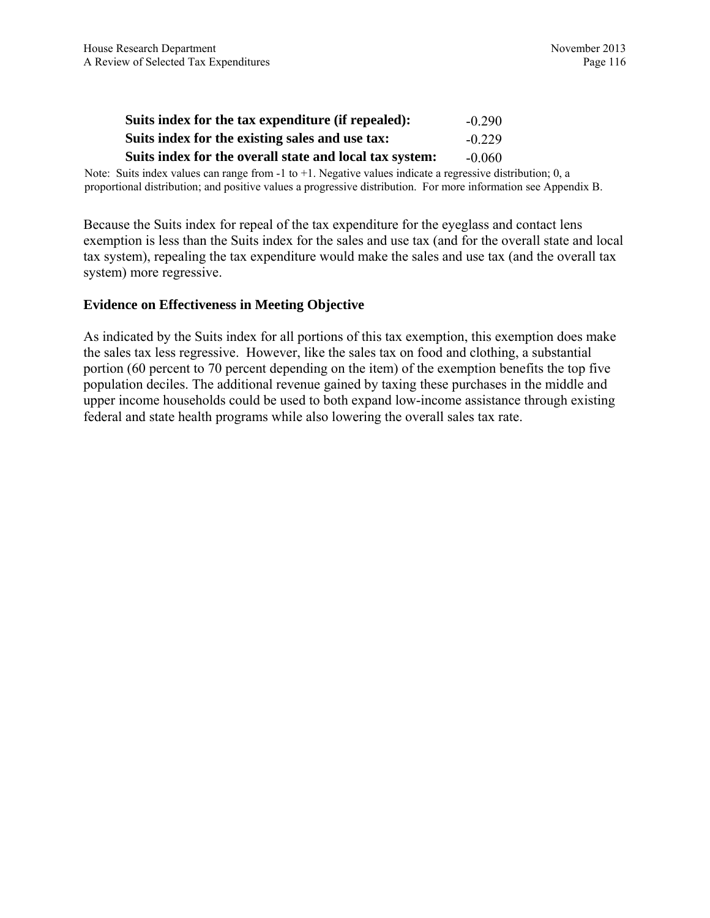| | |
|---|---|
| **Suits index for the tax expenditure (if repealed):** | -0.290 |
| **Suits index for the existing sales and use tax:** | -0.229 |
| **Suits index for the overall state and local tax system:** | -0.060 |

Note: Suits index values can range from -1 to +1. Negative values indicate a regressive distribution; 0, a proportional distribution; and positive values a progressive distribution. For more information see Appendix B.

Because the Suits index for repeal of the tax expenditure for the eyeglass and contact lens exemption is less than the Suits index for the sales and use tax (and for the overall state and local tax system), repealing the tax expenditure would make the sales and use tax (and the overall tax system) more regressive.

### Evidence on Effectiveness in Meeting Objective

As indicated by the Suits index for all portions of this tax exemption, this exemption does make the sales tax less regressive. However, like the sales tax on food and clothing, a substantial portion (60 percent to 70 percent depending on the item) of the exemption benefits the top five population deciles. The additional revenue gained by taxing these purchases in the middle and upper income households could be used to both expand low-income assistance through existing federal and state health programs while also lowering the overall sales tax rate.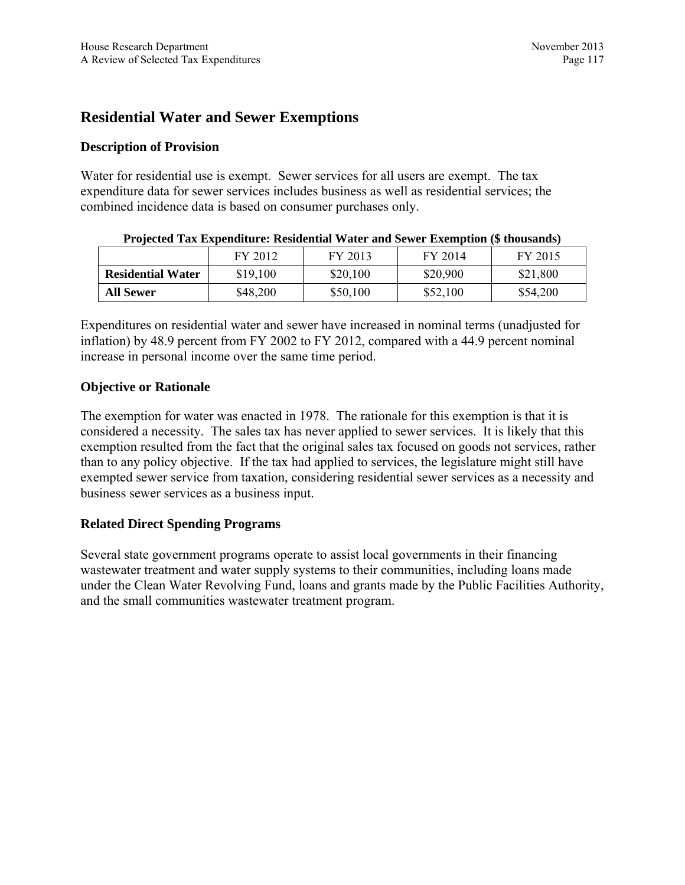## Residential Water and Sewer Exemptions

### Description of Provision

Water for residential use is exempt. Sewer services for all users are exempt. The tax expenditure data for sewer services includes business as well as residential services; the combined incidence data is based on consumer purchases only.

**Projected Tax Expenditure: Residential Water and Sewer Exemption ($ thousands)**

| | FY 2012 | FY 2013 | FY 2014 | FY 2015 |
|---|---|---|---|---|
| **Residential Water** | $19,100 | $20,100 | $20,900 | $21,800 |
| **All Sewer** | $48,200 | $50,100 | $52,100 | $54,200 |

Expenditures on residential water and sewer have increased in nominal terms (unadjusted for inflation) by 48.9 percent from FY 2002 to FY 2012, compared with a 44.9 percent nominal increase in personal income over the same time period.

### Objective or Rationale

The exemption for water was enacted in 1978. The rationale for this exemption is that it is considered a necessity. The sales tax has never applied to sewer services. It is likely that this exemption resulted from the fact that the original sales tax focused on goods not services, rather than to any policy objective. If the tax had applied to services, the legislature might still have exempted sewer service from taxation, considering residential sewer services as a necessity and business sewer services as a business input.

### Related Direct Spending Programs

Several state government programs operate to assist local governments in their financing wastewater treatment and water supply systems to their communities, including loans made under the Clean Water Revolving Fund, loans and grants made by the Public Facilities Authority, and the small communities wastewater treatment program.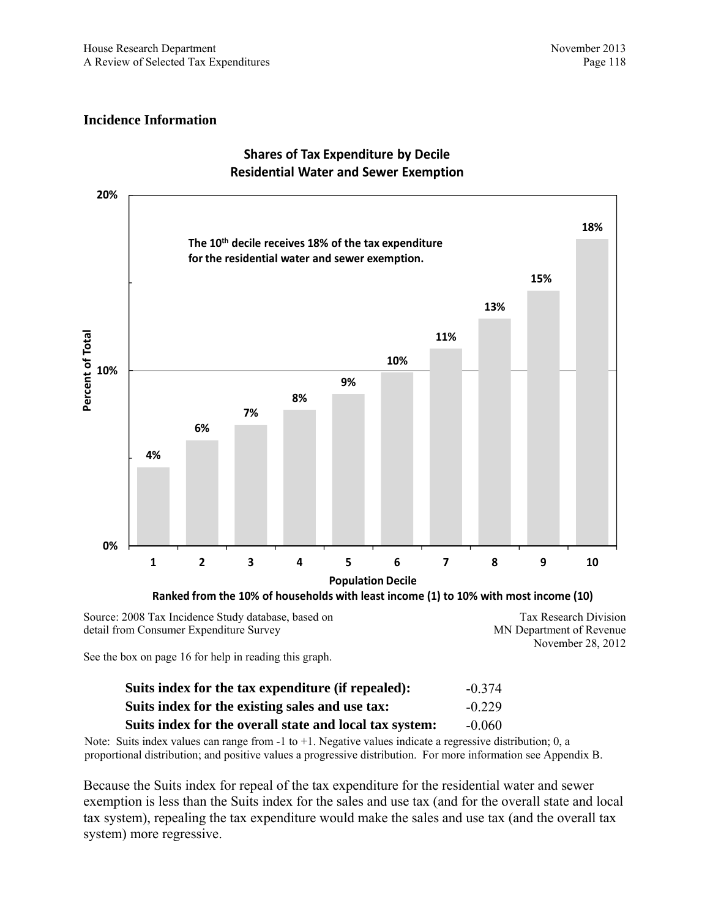### Incidence Information

**Shares of Tax Expenditure by Decile**
**Residential Water and Sewer Exemption**

The 10th decile receives 18% of the tax expenditure for the residential water and sewer exemption.

| Population Decile | Percent of Total |
|---|---|
| 1 | 4% |
| 2 | 6% |
| 3 | 7% |
| 4 | 8% |
| 5 | 9% |
| 6 | 10% |
| 7 | 11% |
| 8 | 13% |
| 9 | 15% |
| 10 | 18% |

Population Decile
Ranked from the 10% of households with least income (1) to 10% with most income (10)

Source: 2008 Tax Incidence Study database, based on detail from Consumer Expenditure Survey

Tax Research Division
MN Department of Revenue
November 28, 2012

See the box on page 16 for help in reading this graph.

| | |
|---|---|
| **Suits index for the tax expenditure (if repealed):** | -0.374 |
| **Suits index for the existing sales and use tax:** | -0.229 |
| **Suits index for the overall state and local tax system:** | -0.060 |

Note: Suits index values can range from -1 to +1. Negative values indicate a regressive distribution; 0, a proportional distribution; and positive values a progressive distribution. For more information see Appendix B.

Because the Suits index for repeal of the tax expenditure for the residential water and sewer exemption is less than the Suits index for the sales and use tax (and for the overall state and local tax system), repealing the tax expenditure would make the sales and use tax (and the overall tax system) more regressive.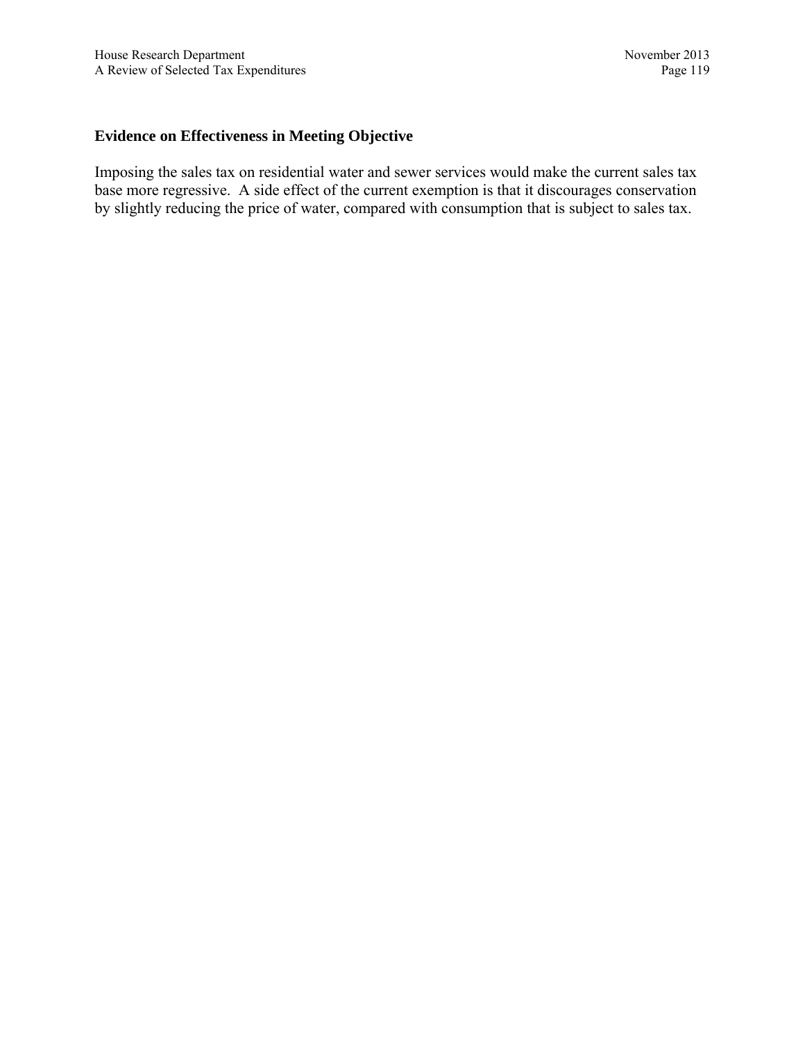### Evidence on Effectiveness in Meeting Objective

Imposing the sales tax on residential water and sewer services would make the current sales tax base more regressive. A side effect of the current exemption is that it discourages conservation by slightly reducing the price of water, compared with consumption that is subject to sales tax.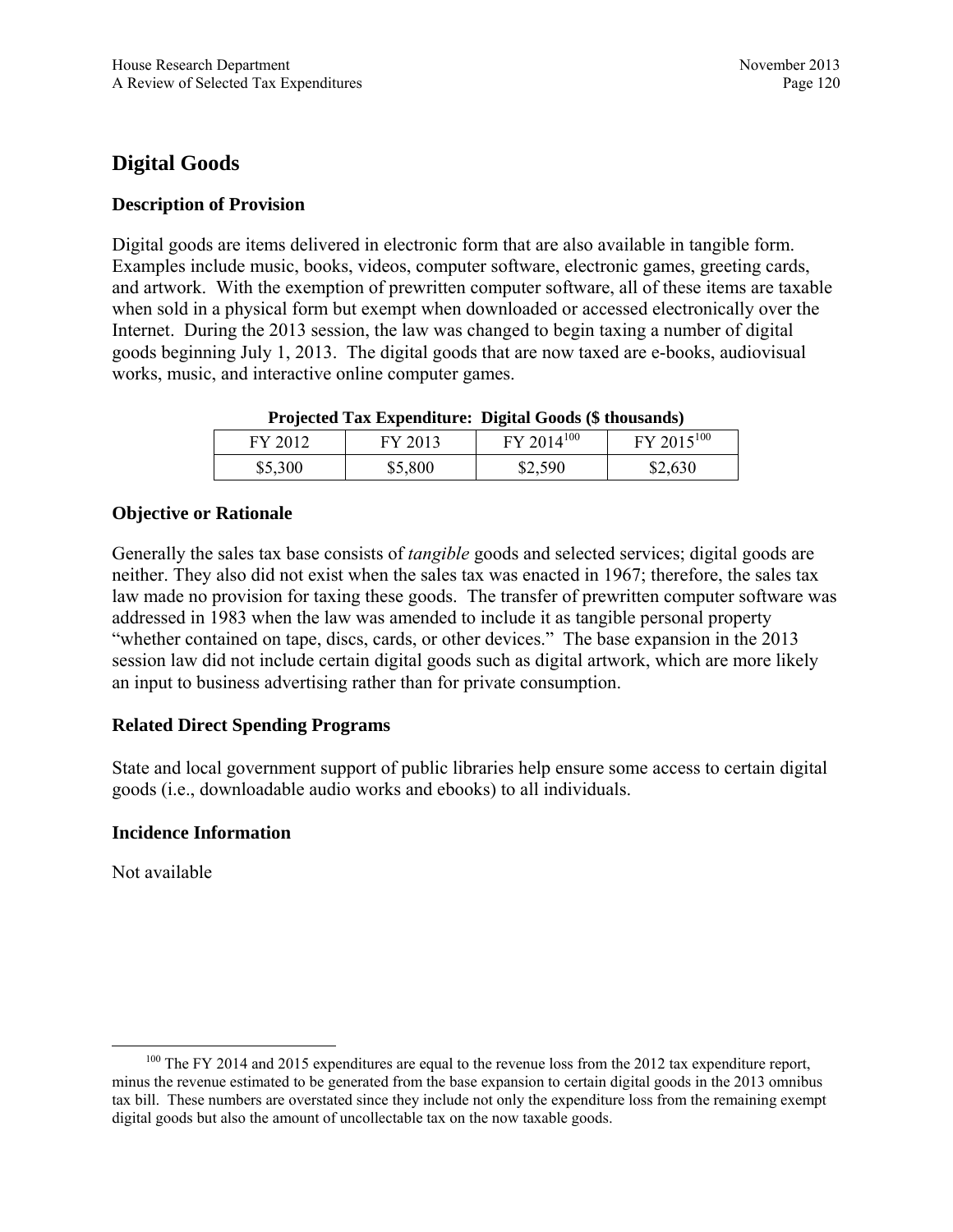## Digital Goods

### Description of Provision

Digital goods are items delivered in electronic form that are also available in tangible form. Examples include music, books, videos, computer software, electronic games, greeting cards, and artwork. With the exemption of prewritten computer software, all of these items are taxable when sold in a physical form but exempt when downloaded or accessed electronically over the Internet. During the 2013 session, the law was changed to begin taxing a number of digital goods beginning July 1, 2013. The digital goods that are now taxed are e-books, audiovisual works, music, and interactive online computer games.

**Projected Tax Expenditure: Digital Goods ($ thousands)**

| FY 2012 | FY 2013 | FY 2014[100] | FY 2015[100] |
|---|---|---|---|
| $5,300 | $5,800 | $2,590 | $2,630 |

### Objective or Rationale

Generally the sales tax base consists of *tangible* goods and selected services; digital goods are neither. They also did not exist when the sales tax was enacted in 1967; therefore, the sales tax law made no provision for taxing these goods. The transfer of prewritten computer software was addressed in 1983 when the law was amended to include it as tangible personal property "whether contained on tape, discs, cards, or other devices." The base expansion in the 2013 session law did not include certain digital goods such as digital artwork, which are more likely an input to business advertising rather than for private consumption.

### Related Direct Spending Programs

State and local government support of public libraries help ensure some access to certain digital goods (i.e., downloadable audio works and ebooks) to all individuals.

### Incidence Information

Not available

---

[100] The FY 2014 and 2015 expenditures are equal to the revenue loss from the 2012 tax expenditure report, minus the revenue estimated to be generated from the base expansion to certain digital goods in the 2013 omnibus tax bill. These numbers are overstated since they include not only the expenditure loss from the remaining exempt digital goods but also the amount of uncollectable tax on the now taxable goods.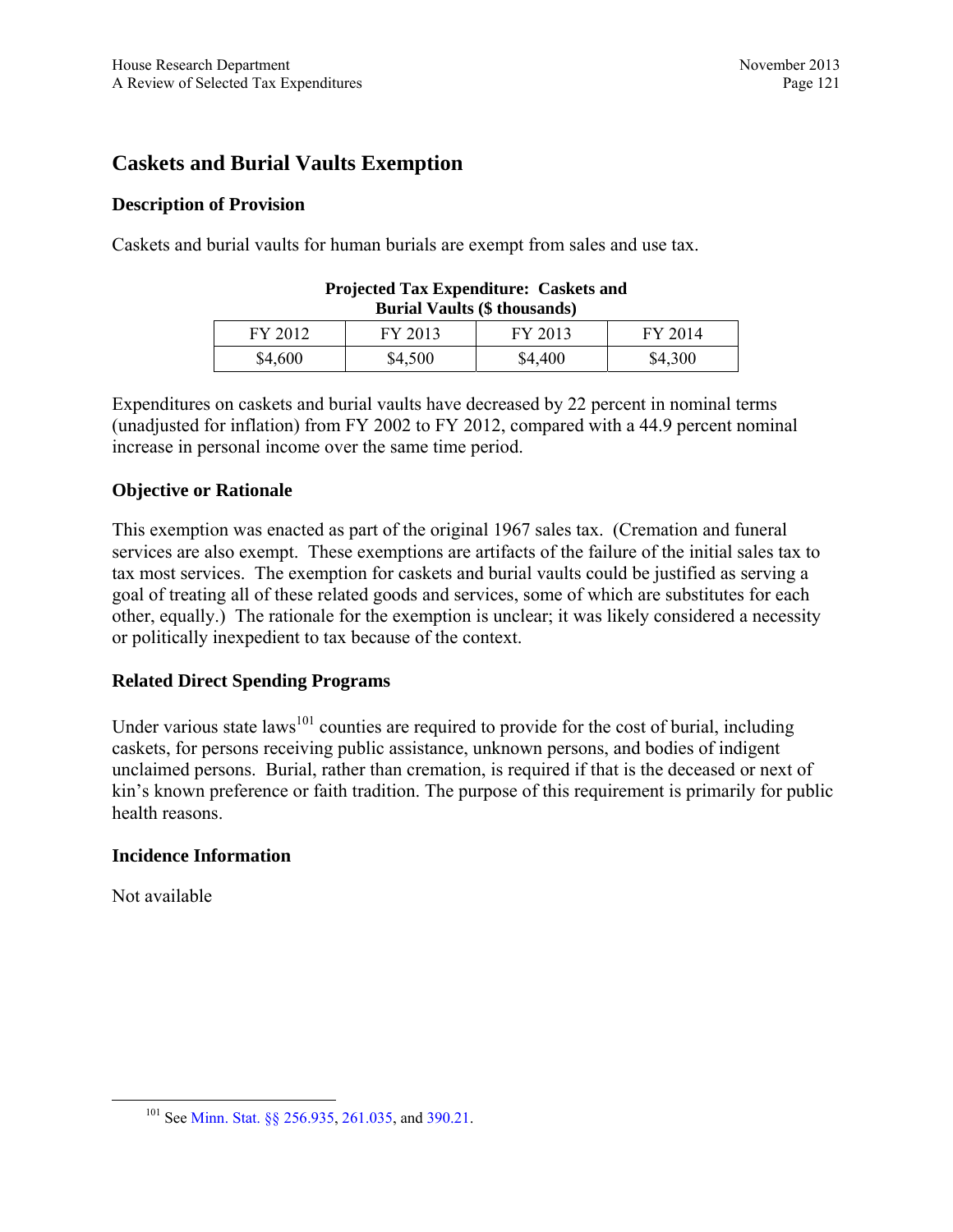## Caskets and Burial Vaults Exemption

### Description of Provision

Caskets and burial vaults for human burials are exempt from sales and use tax.

**Projected Tax Expenditure: Caskets and Burial Vaults ($ thousands)**

| FY 2012 | FY 2013 | FY 2013 | FY 2014 |
|---|---|---|---|
| $4,600 | $4,500 | $4,400 | $4,300 |

Expenditures on caskets and burial vaults have decreased by 22 percent in nominal terms (unadjusted for inflation) from FY 2002 to FY 2012, compared with a 44.9 percent nominal increase in personal income over the same time period.

### Objective or Rationale

This exemption was enacted as part of the original 1967 sales tax. (Cremation and funeral services are also exempt. These exemptions are artifacts of the failure of the initial sales tax to tax most services. The exemption for caskets and burial vaults could be justified as serving a goal of treating all of these related goods and services, some of which are substitutes for each other, equally.) The rationale for the exemption is unclear; it was likely considered a necessity or politically inexpedient to tax because of the context.

### Related Direct Spending Programs

Under various state laws[101] counties are required to provide for the cost of burial, including caskets, for persons receiving public assistance, unknown persons, and bodies of indigent unclaimed persons. Burial, rather than cremation, is required if that is the deceased or next of kin's known preference or faith tradition. The purpose of this requirement is primarily for public health reasons.

### Incidence Information

Not available

[101] See Minn. Stat. §§ 256.935, 261.035, and 390.21.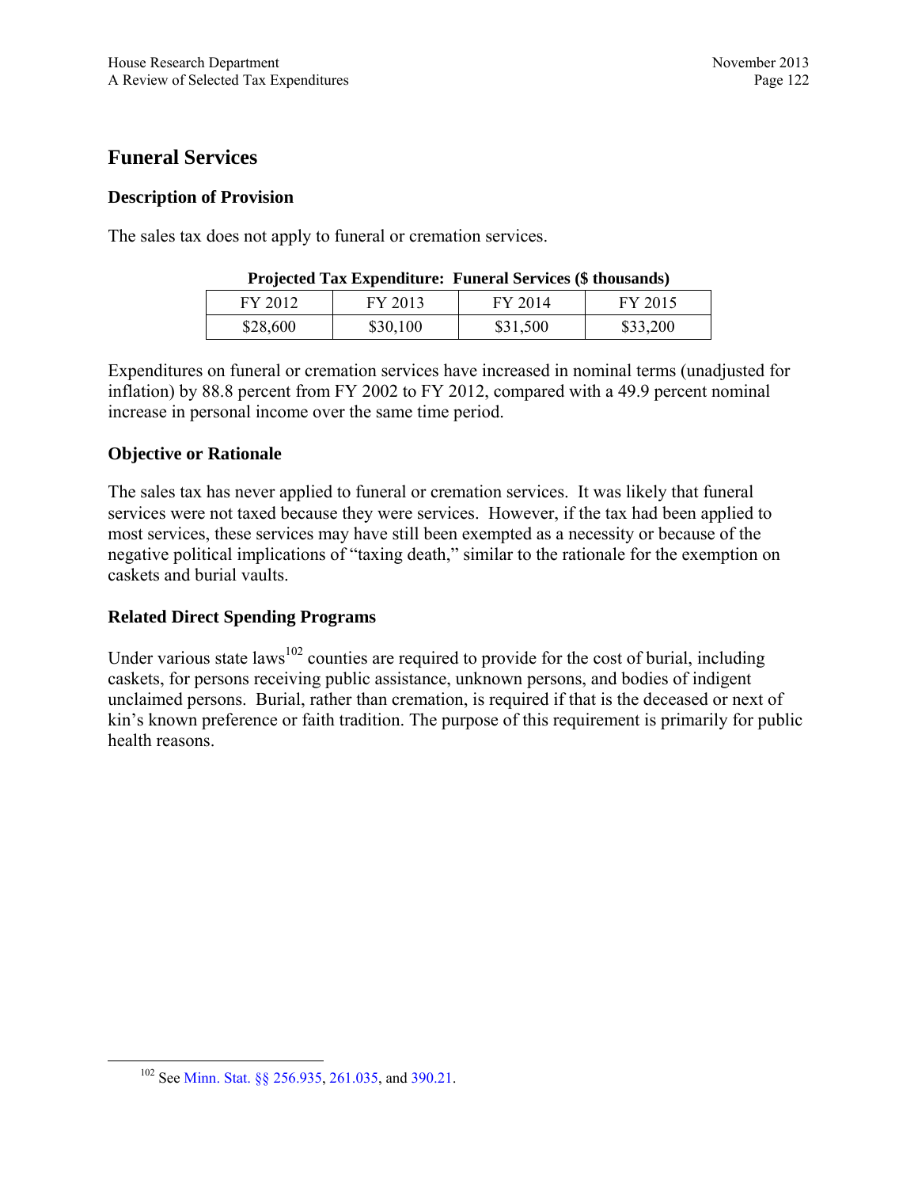## Funeral Services

### Description of Provision

The sales tax does not apply to funeral or cremation services.

**Projected Tax Expenditure: Funeral Services ($ thousands)**

| FY 2012 | FY 2013 | FY 2014 | FY 2015 |
|---|---|---|---|
| $28,600 | $30,100 | $31,500 | $33,200 |

Expenditures on funeral or cremation services have increased in nominal terms (unadjusted for inflation) by 88.8 percent from FY 2002 to FY 2012, compared with a 49.9 percent nominal increase in personal income over the same time period.

### Objective or Rationale

The sales tax has never applied to funeral or cremation services. It was likely that funeral services were not taxed because they were services. However, if the tax had been applied to most services, these services may have still been exempted as a necessity or because of the negative political implications of "taxing death," similar to the rationale for the exemption on caskets and burial vaults.

### Related Direct Spending Programs

Under various state laws[102] counties are required to provide for the cost of burial, including caskets, for persons receiving public assistance, unknown persons, and bodies of indigent unclaimed persons. Burial, rather than cremation, is required if that is the deceased or next of kin's known preference or faith tradition. The purpose of this requirement is primarily for public health reasons.

[102] See Minn. Stat. §§ 256.935, 261.035, and 390.21.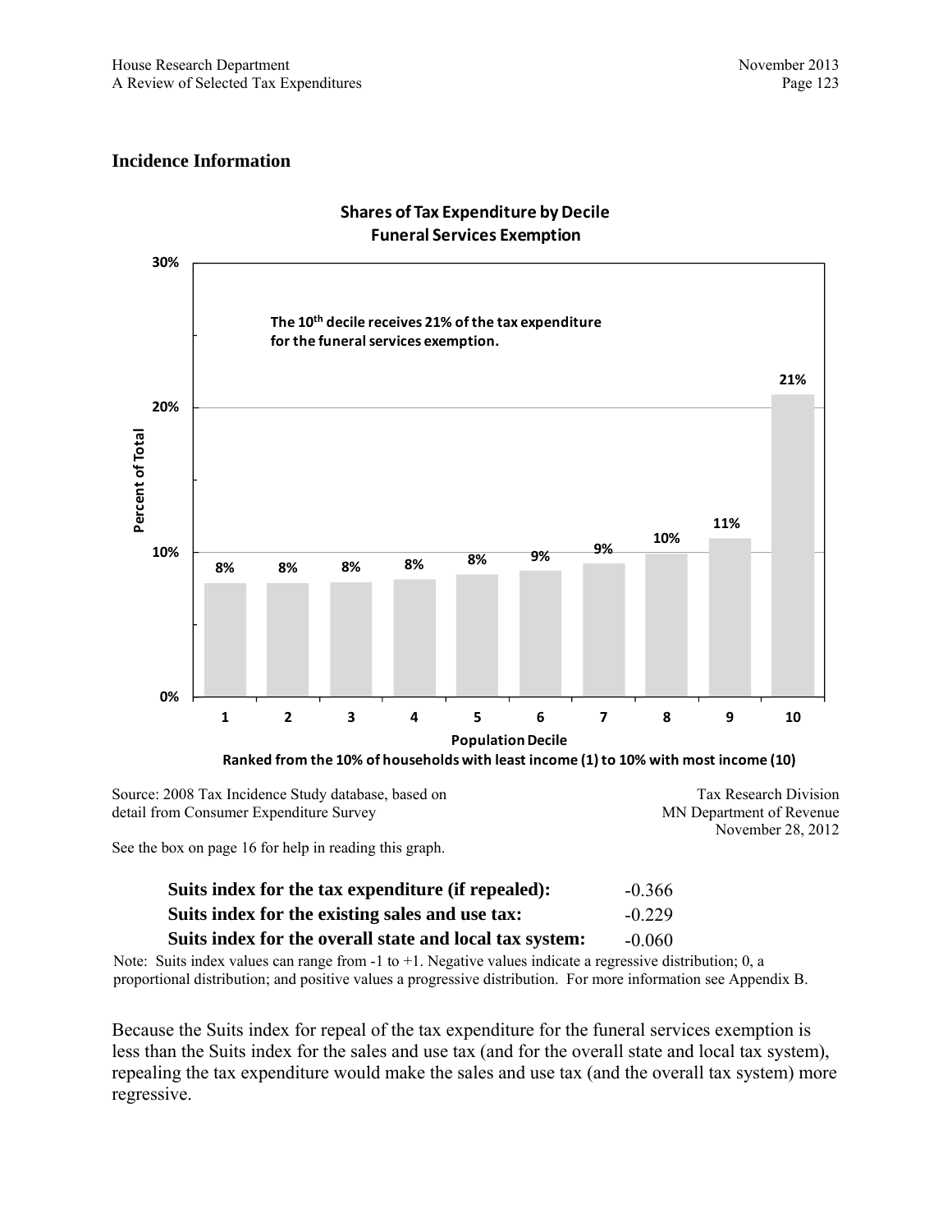## Incidence Information

**Shares of Tax Expenditure by Decile**
**Funeral Services Exemption**

**The 10th decile receives 21% of the tax expenditure for the funeral services exemption.**

| Population Decile | 1 | 2 | 3 | 4 | 5 | 6 | 7 | 8 | 9 | 10 |
|---|---|---|---|---|---|---|---|---|---|---|
| Percent of Total | 8% | 8% | 8% | 8% | 8% | 9% | 9% | 10% | 11% | 21% |

**Ranked from the 10% of households with least income (1) to 10% with most income (10)**

Source: 2008 Tax Incidence Study database, based on detail from Consumer Expenditure Survey

Tax Research Division
MN Department of Revenue
November 28, 2012

See the box on page 16 for help in reading this graph.

| | |
|---|---|
| **Suits index for the tax expenditure (if repealed):** | -0.366 |
| **Suits index for the existing sales and use tax:** | -0.229 |
| **Suits index for the overall state and local tax system:** | -0.060 |

Note: Suits index values can range from -1 to +1. Negative values indicate a regressive distribution; 0, a proportional distribution; and positive values a progressive distribution. For more information see Appendix B.

Because the Suits index for repeal of the tax expenditure for the funeral services exemption is less than the Suits index for the sales and use tax (and for the overall state and local tax system), repealing the tax expenditure would make the sales and use tax (and the overall tax system) more regressive.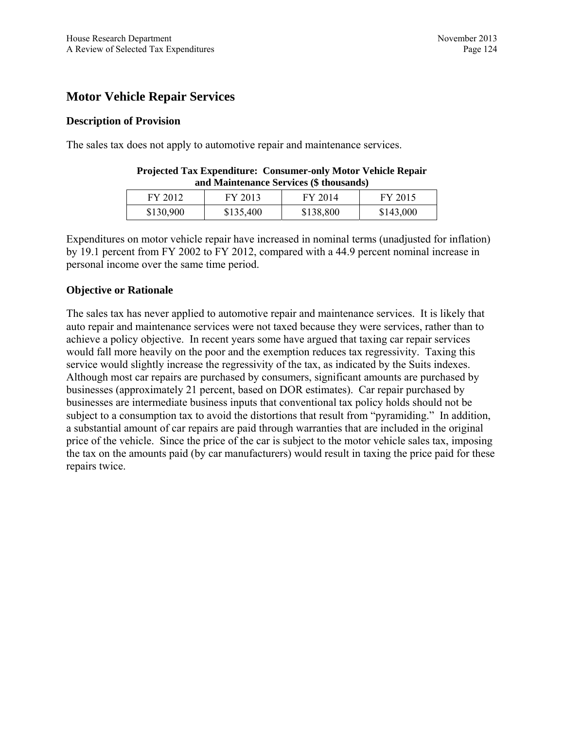## Motor Vehicle Repair Services

### Description of Provision

The sales tax does not apply to automotive repair and maintenance services.

**Projected Tax Expenditure: Consumer-only Motor Vehicle Repair and Maintenance Services ($ thousands)**

| FY 2012 | FY 2013 | FY 2014 | FY 2015 |
|---|---|---|---|
| $130,900 | $135,400 | $138,800 | $143,000 |

Expenditures on motor vehicle repair have increased in nominal terms (unadjusted for inflation) by 19.1 percent from FY 2002 to FY 2012, compared with a 44.9 percent nominal increase in personal income over the same time period.

### Objective or Rationale

The sales tax has never applied to automotive repair and maintenance services. It is likely that auto repair and maintenance services were not taxed because they were services, rather than to achieve a policy objective. In recent years some have argued that taxing car repair services would fall more heavily on the poor and the exemption reduces tax regressivity. Taxing this service would slightly increase the regressivity of the tax, as indicated by the Suits indexes. Although most car repairs are purchased by consumers, significant amounts are purchased by businesses (approximately 21 percent, based on DOR estimates). Car repair purchased by businesses are intermediate business inputs that conventional tax policy holds should not be subject to a consumption tax to avoid the distortions that result from "pyramiding." In addition, a substantial amount of car repairs are paid through warranties that are included in the original price of the vehicle. Since the price of the car is subject to the motor vehicle sales tax, imposing the tax on the amounts paid (by car manufacturers) would result in taxing the price paid for these repairs twice.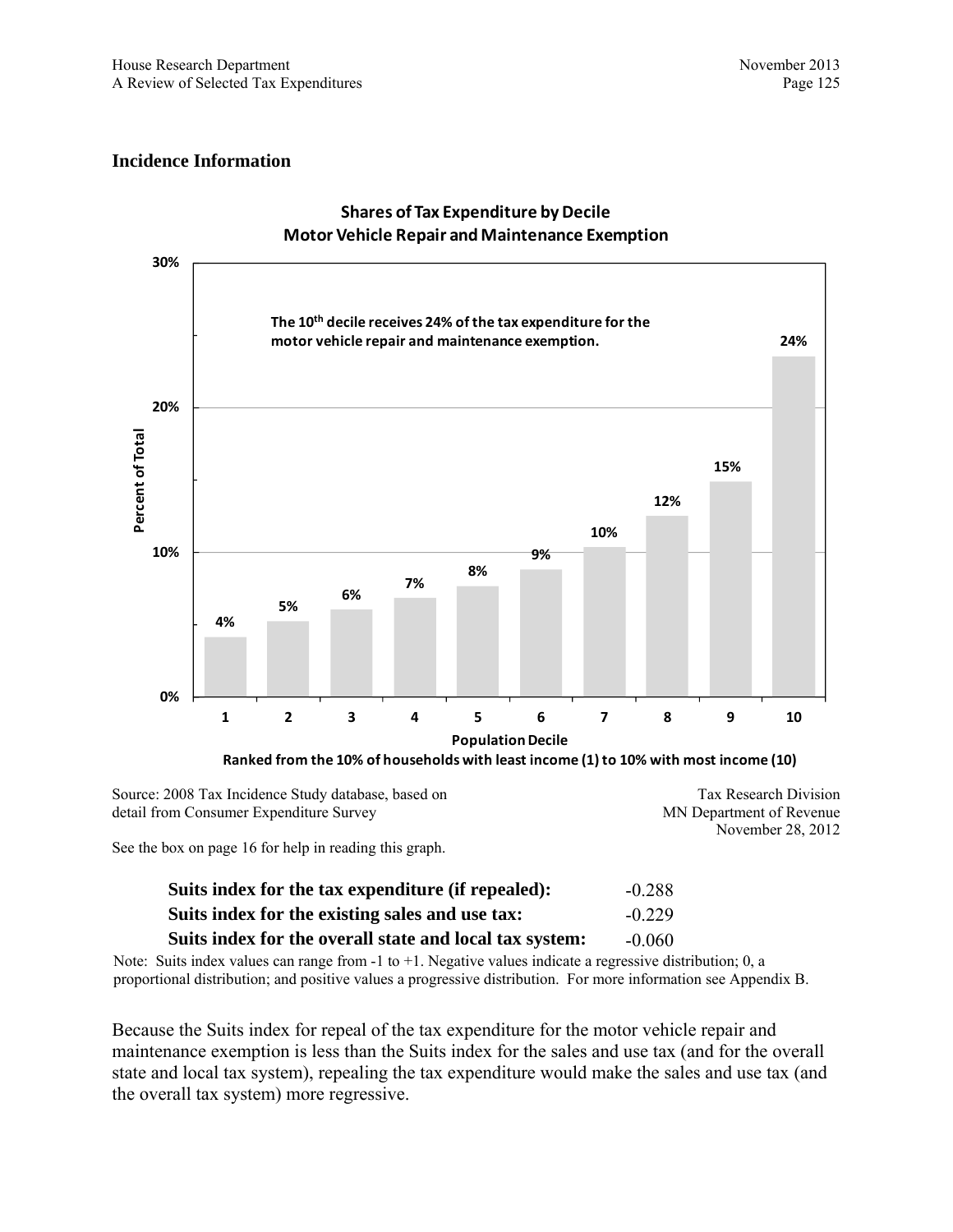## Incidence Information

**Shares of Tax Expenditure by Decile**
**Motor Vehicle Repair and Maintenance Exemption**

The 10th decile receives 24% of the tax expenditure for the motor vehicle repair and maintenance exemption.

| Population Decile | Percent of Total |
|---|---|
| 1 | 4% |
| 2 | 5% |
| 3 | 6% |
| 4 | 7% |
| 5 | 8% |
| 6 | 9% |
| 7 | 10% |
| 8 | 12% |
| 9 | 15% |
| 10 | 24% |

Ranked from the 10% of households with least income (1) to 10% with most income (10)

Source: 2008 Tax Incidence Study database, based on detail from Consumer Expenditure Survey

Tax Research Division
MN Department of Revenue
November 28, 2012

See the box on page 16 for help in reading this graph.

| | |
|---|---|
| **Suits index for the tax expenditure (if repealed):** | -0.288 |
| **Suits index for the existing sales and use tax:** | -0.229 |
| **Suits index for the overall state and local tax system:** | -0.060 |

Note: Suits index values can range from -1 to +1. Negative values indicate a regressive distribution; 0, a proportional distribution; and positive values a progressive distribution. For more information see Appendix B.

Because the Suits index for repeal of the tax expenditure for the motor vehicle repair and maintenance exemption is less than the Suits index for the sales and use tax (and for the overall state and local tax system), repealing the tax expenditure would make the sales and use tax (and the overall tax system) more regressive.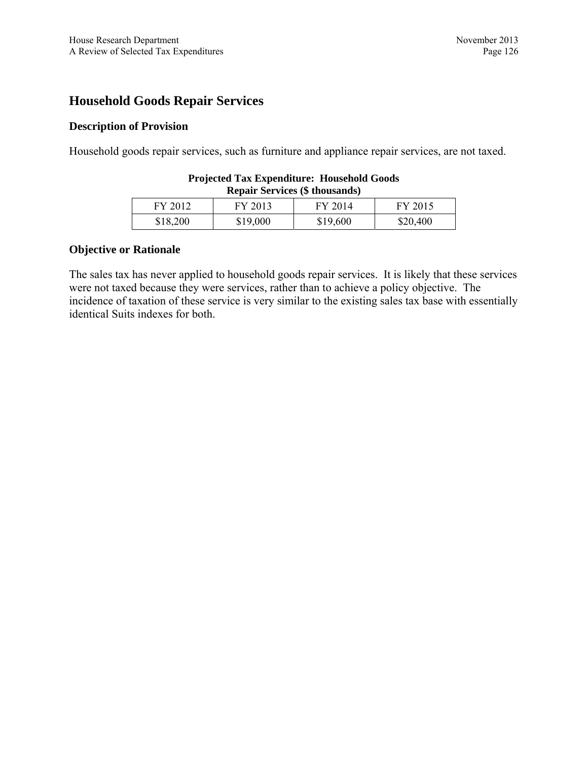## Household Goods Repair Services

### Description of Provision

Household goods repair services, such as furniture and appliance repair services, are not taxed.

**Projected Tax Expenditure: Household Goods Repair Services ($ thousands)**

| FY 2012 | FY 2013 | FY 2014 | FY 2015 |
|---|---|---|---|
| $18,200 | $19,000 | $19,600 | $20,400 |

### Objective or Rationale

The sales tax has never applied to household goods repair services. It is likely that these services were not taxed because they were services, rather than to achieve a policy objective. The incidence of taxation of these service is very similar to the existing sales tax base with essentially identical Suits indexes for both.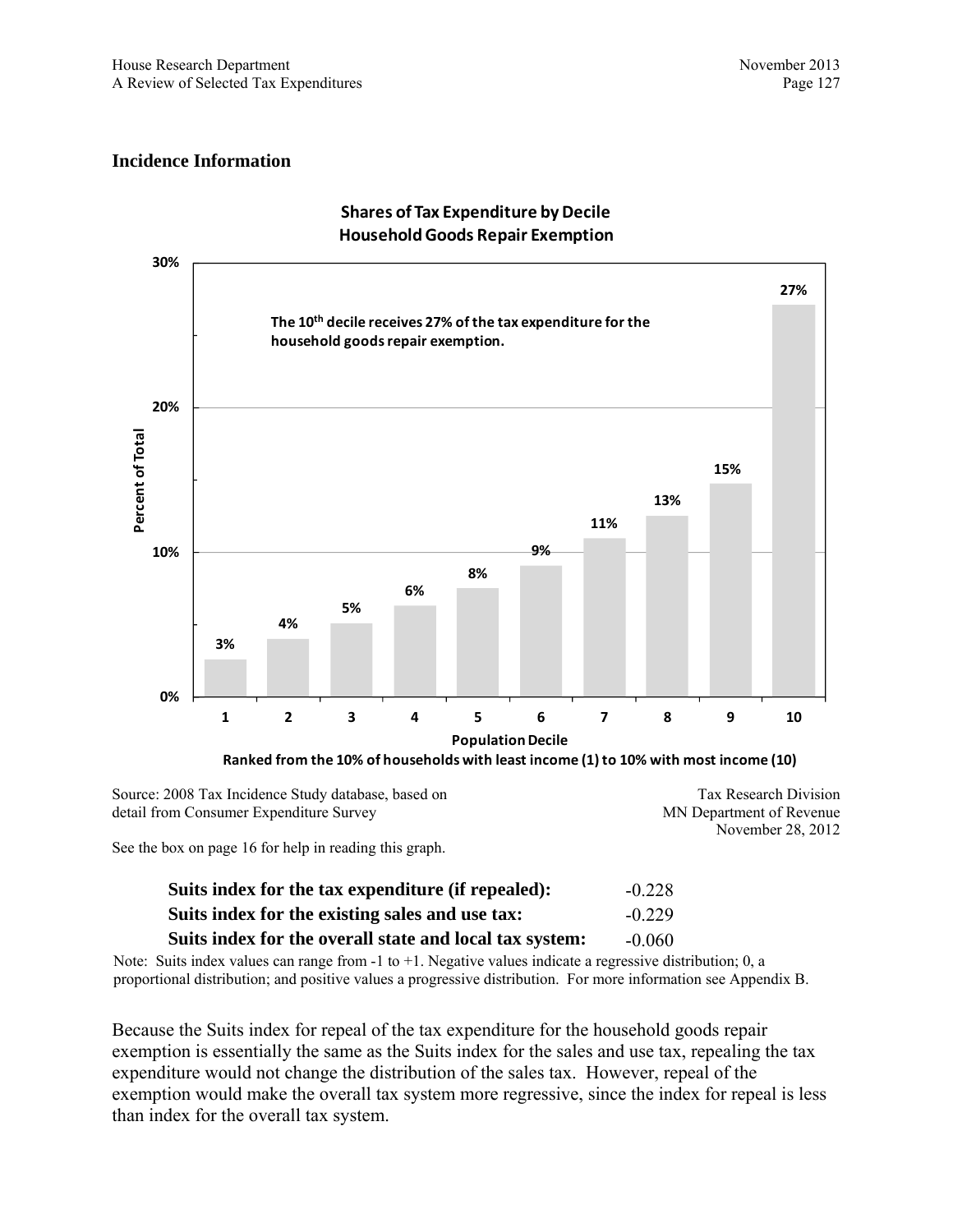## Incidence Information

**Shares of Tax Expenditure by Decile**
**Household Goods Repair Exemption**

The 10th decile receives 27% of the tax expenditure for the household goods repair exemption.

| Population Decile | Percent of Total |
|---|---|
| 1 | 3% |
| 2 | 4% |
| 3 | 5% |
| 4 | 6% |
| 5 | 8% |
| 6 | 9% |
| 7 | 11% |
| 8 | 13% |
| 9 | 15% |
| 10 | 27% |

Ranked from the 10% of households with least income (1) to 10% with most income (10)

Source: 2008 Tax Incidence Study database, based on detail from Consumer Expenditure Survey

Tax Research Division
MN Department of Revenue
November 28, 2012

See the box on page 16 for help in reading this graph.

| | |
|---|---|
| **Suits index for the tax expenditure (if repealed):** | -0.228 |
| **Suits index for the existing sales and use tax:** | -0.229 |
| **Suits index for the overall state and local tax system:** | -0.060 |

Note: Suits index values can range from -1 to +1. Negative values indicate a regressive distribution; 0, a proportional distribution; and positive values a progressive distribution. For more information see Appendix B.

Because the Suits index for repeal of the tax expenditure for the household goods repair exemption is essentially the same as the Suits index for the sales and use tax, repealing the tax expenditure would not change the distribution of the sales tax. However, repeal of the exemption would make the overall tax system more regressive, since the index for repeal is less than index for the overall tax system.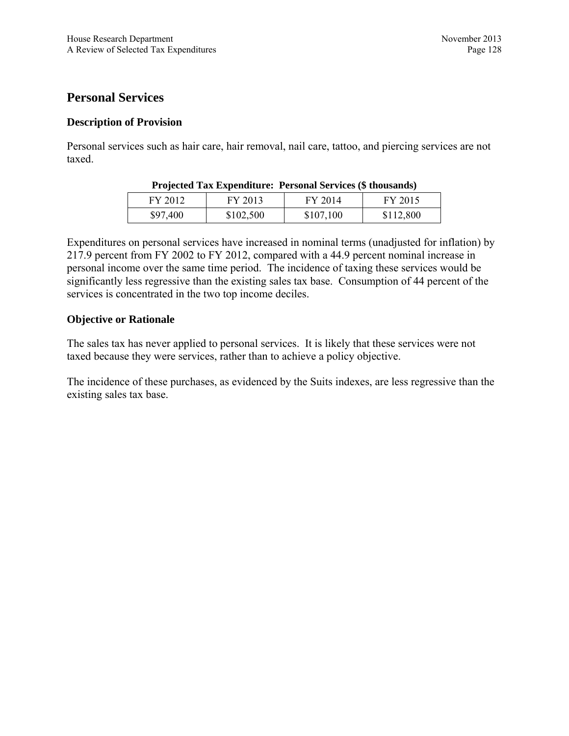## Personal Services

### Description of Provision

Personal services such as hair care, hair removal, nail care, tattoo, and piercing services are not taxed.

**Projected Tax Expenditure: Personal Services ($ thousands)**

| FY 2012 | FY 2013 | FY 2014 | FY 2015 |
|---|---|---|---|
| $97,400 | $102,500 | $107,100 | $112,800 |

Expenditures on personal services have increased in nominal terms (unadjusted for inflation) by 217.9 percent from FY 2002 to FY 2012, compared with a 44.9 percent nominal increase in personal income over the same time period. The incidence of taxing these services would be significantly less regressive than the existing sales tax base. Consumption of 44 percent of the services is concentrated in the two top income deciles.

### Objective or Rationale

The sales tax has never applied to personal services. It is likely that these services were not taxed because they were services, rather than to achieve a policy objective.

The incidence of these purchases, as evidenced by the Suits indexes, are less regressive than the existing sales tax base.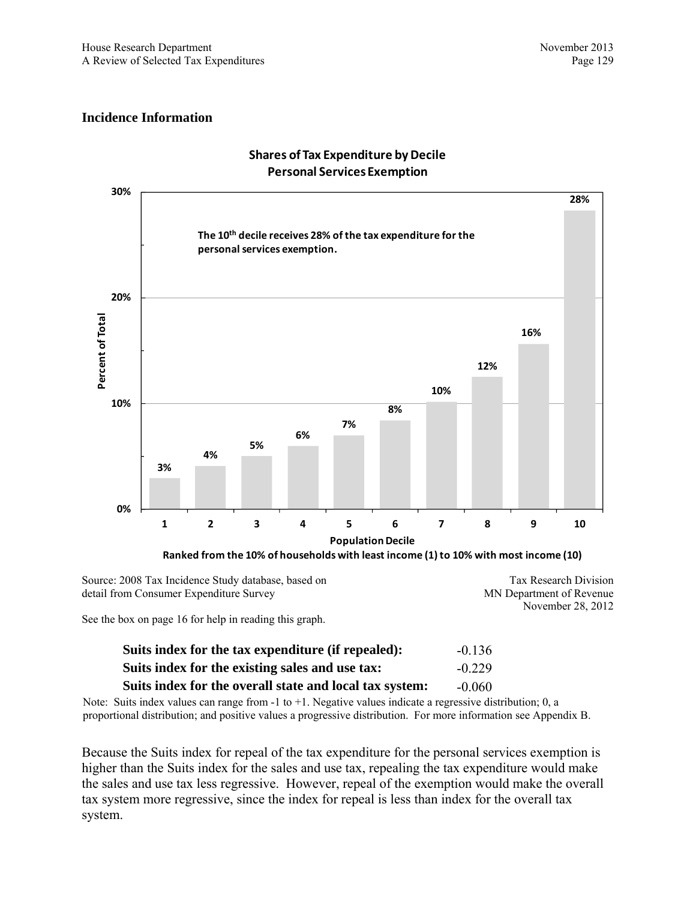## Incidence Information

**Shares of Tax Expenditure by Decile**
**Personal Services Exemption**

**The 10th decile receives 28% of the tax expenditure for the personal services exemption.**

| Population Decile | 1 | 2 | 3 | 4 | 5 | 6 | 7 | 8 | 9 | 10 |
|---|---|---|---|---|---|---|---|---|---|---|
| Percent of Total | 3% | 4% | 5% | 6% | 7% | 8% | 10% | 12% | 16% | 28% |

**Ranked from the 10% of households with least income (1) to 10% with most income (10)**

Source: 2008 Tax Incidence Study database, based on detail from Consumer Expenditure Survey

Tax Research Division
MN Department of Revenue
November 28, 2012

See the box on page 16 for help in reading this graph.

| | |
|---|---|
| **Suits index for the tax expenditure (if repealed):** | -0.136 |
| **Suits index for the existing sales and use tax:** | -0.229 |
| **Suits index for the overall state and local tax system:** | -0.060 |

Note: Suits index values can range from -1 to +1. Negative values indicate a regressive distribution; 0, a proportional distribution; and positive values a progressive distribution. For more information see Appendix B.

Because the Suits index for repeal of the tax expenditure for the personal services exemption is higher than the Suits index for the sales and use tax, repealing the tax expenditure would make the sales and use tax less regressive. However, repeal of the exemption would make the overall tax system more regressive, since the index for repeal is less than index for the overall tax system.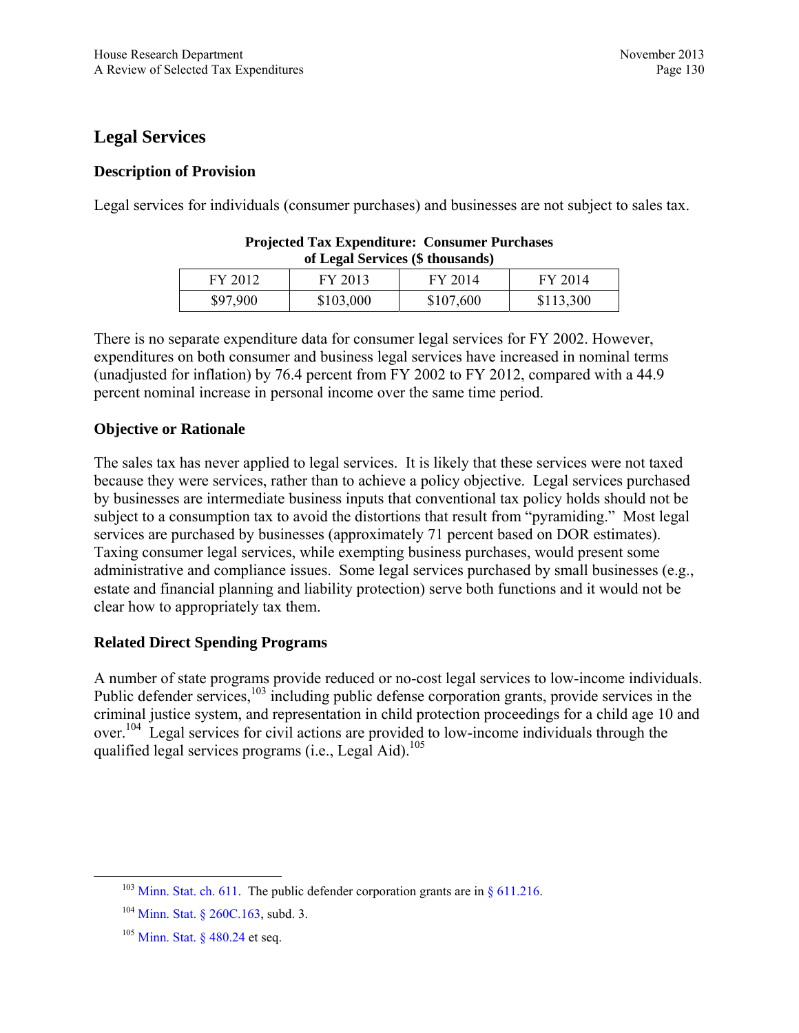## Legal Services

### Description of Provision

Legal services for individuals (consumer purchases) and businesses are not subject to sales tax.

**Projected Tax Expenditure: Consumer Purchases of Legal Services ($ thousands)**

| FY 2012 | FY 2013 | FY 2014 | FY 2014 |
|---|---|---|---|
| $97,900 | $103,000 | $107,600 | $113,300 |

There is no separate expenditure data for consumer legal services for FY 2002. However, expenditures on both consumer and business legal services have increased in nominal terms (unadjusted for inflation) by 76.4 percent from FY 2002 to FY 2012, compared with a 44.9 percent nominal increase in personal income over the same time period.

### Objective or Rationale

The sales tax has never applied to legal services. It is likely that these services were not taxed because they were services, rather than to achieve a policy objective. Legal services purchased by businesses are intermediate business inputs that conventional tax policy holds should not be subject to a consumption tax to avoid the distortions that result from "pyramiding." Most legal services are purchased by businesses (approximately 71 percent based on DOR estimates). Taxing consumer legal services, while exempting business purchases, would present some administrative and compliance issues. Some legal services purchased by small businesses (e.g., estate and financial planning and liability protection) serve both functions and it would not be clear how to appropriately tax them.

### Related Direct Spending Programs

A number of state programs provide reduced or no-cost legal services to low-income individuals. Public defender services,[103] including public defense corporation grants, provide services in the criminal justice system, and representation in child protection proceedings for a child age 10 and over.[104] Legal services for civil actions are provided to low-income individuals through the qualified legal services programs (i.e., Legal Aid).[105]

---

[103] Minn. Stat. ch. 611. The public defender corporation grants are in § 611.216.

[104] Minn. Stat. § 260C.163, subd. 3.

[105] Minn. Stat. § 480.24 et seq.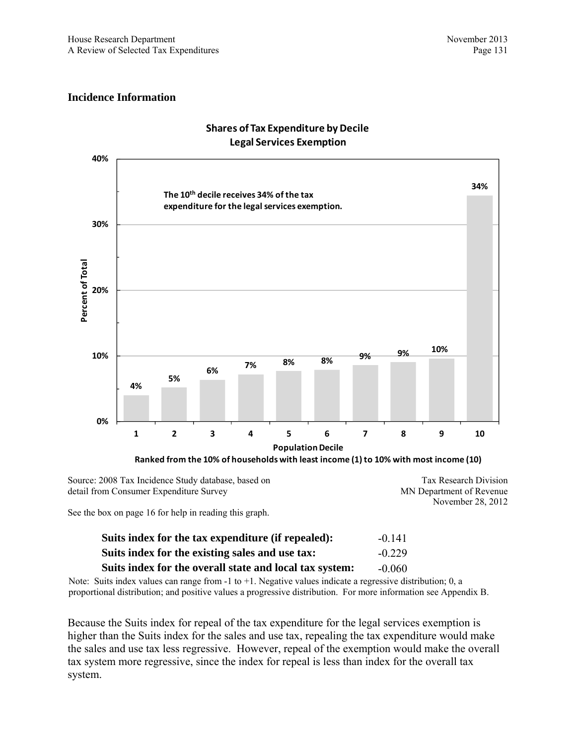## Incidence Information

**Shares of Tax Expenditure by Decile**
**Legal Services Exemption**

The 10th decile receives 34% of the tax expenditure for the legal services exemption.

| Population Decile | Percent of Total |
|---|---|
| 1 | 4% |
| 2 | 5% |
| 3 | 6% |
| 4 | 7% |
| 5 | 8% |
| 6 | 8% |
| 7 | 9% |
| 8 | 9% |
| 9 | 10% |
| 10 | 34% |

Ranked from the 10% of households with least income (1) to 10% with most income (10)

Source: 2008 Tax Incidence Study database, based on detail from Consumer Expenditure Survey

Tax Research Division
MN Department of Revenue
November 28, 2012

See the box on page 16 for help in reading this graph.

| | |
|---|---|
| **Suits index for the tax expenditure (if repealed):** | -0.141 |
| **Suits index for the existing sales and use tax:** | -0.229 |
| **Suits index for the overall state and local tax system:** | -0.060 |

Note: Suits index values can range from -1 to +1. Negative values indicate a regressive distribution; 0, a proportional distribution; and positive values a progressive distribution. For more information see Appendix B.

Because the Suits index for repeal of the tax expenditure for the legal services exemption is higher than the Suits index for the sales and use tax, repealing the tax expenditure would make the sales and use tax less regressive. However, repeal of the exemption would make the overall tax system more regressive, since the index for repeal is less than index for the overall tax system.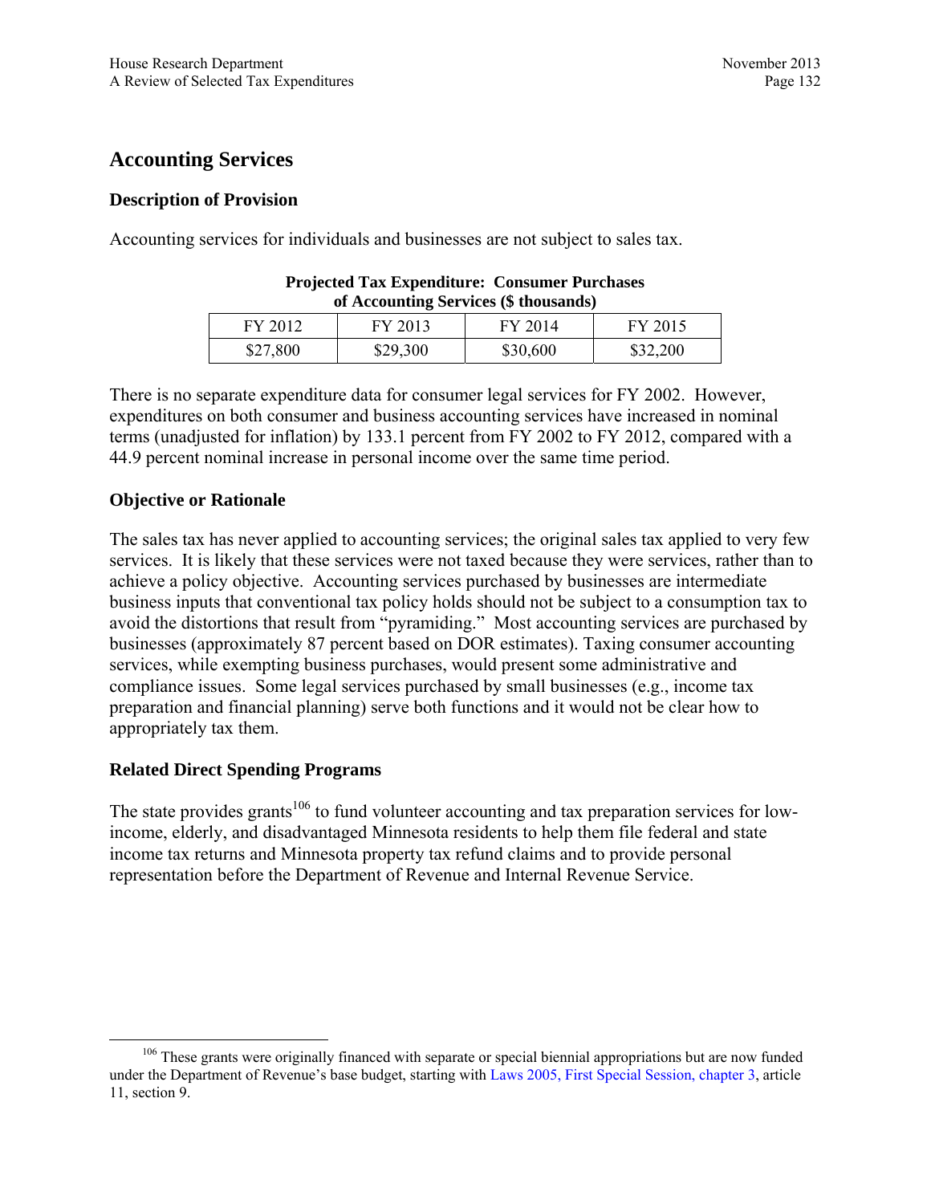## Accounting Services

### Description of Provision

Accounting services for individuals and businesses are not subject to sales tax.

**Projected Tax Expenditure: Consumer Purchases of Accounting Services ($ thousands)**

| FY 2012 | FY 2013 | FY 2014 | FY 2015 |
|---|---|---|---|
| $27,800 | $29,300 | $30,600 | $32,200 |

There is no separate expenditure data for consumer legal services for FY 2002. However, expenditures on both consumer and business accounting services have increased in nominal terms (unadjusted for inflation) by 133.1 percent from FY 2002 to FY 2012, compared with a 44.9 percent nominal increase in personal income over the same time period.

### Objective or Rationale

The sales tax has never applied to accounting services; the original sales tax applied to very few services. It is likely that these services were not taxed because they were services, rather than to achieve a policy objective. Accounting services purchased by businesses are intermediate business inputs that conventional tax policy holds should not be subject to a consumption tax to avoid the distortions that result from "pyramiding." Most accounting services are purchased by businesses (approximately 87 percent based on DOR estimates). Taxing consumer accounting services, while exempting business purchases, would present some administrative and compliance issues. Some legal services purchased by small businesses (e.g., income tax preparation and financial planning) serve both functions and it would not be clear how to appropriately tax them.

### Related Direct Spending Programs

The state provides grants[106] to fund volunteer accounting and tax preparation services for low-income, elderly, and disadvantaged Minnesota residents to help them file federal and state income tax returns and Minnesota property tax refund claims and to provide personal representation before the Department of Revenue and Internal Revenue Service.

[106] These grants were originally financed with separate or special biennial appropriations but are now funded under the Department of Revenue's base budget, starting with Laws 2005, First Special Session, chapter 3, article 11, section 9.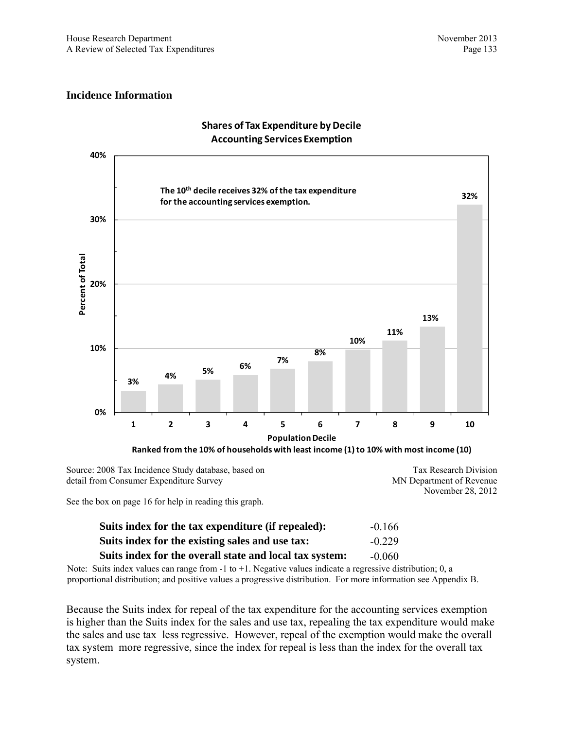## Incidence Information

**Shares of Tax Expenditure by Decile**
**Accounting Services Exemption**

The 10th decile receives 32% of the tax expenditure for the accounting services exemption.

| Population Decile | Percent of Total |
|---|---|
| 1 | 3% |
| 2 | 4% |
| 3 | 5% |
| 4 | 6% |
| 5 | 7% |
| 6 | 8% |
| 7 | 10% |
| 8 | 11% |
| 9 | 13% |
| 10 | 32% |

Ranked from the 10% of households with least income (1) to 10% with most income (10)

Source: 2008 Tax Incidence Study database, based on detail from Consumer Expenditure Survey

Tax Research Division
MN Department of Revenue
November 28, 2012

See the box on page 16 for help in reading this graph.

| | |
|---|---|
| **Suits index for the tax expenditure (if repealed):** | -0.166 |
| **Suits index for the existing sales and use tax:** | -0.229 |
| **Suits index for the overall state and local tax system:** | -0.060 |

Note: Suits index values can range from -1 to +1. Negative values indicate a regressive distribution; 0, a proportional distribution; and positive values a progressive distribution. For more information see Appendix B.

Because the Suits index for repeal of the tax expenditure for the accounting services exemption is higher than the Suits index for the sales and use tax, repealing the tax expenditure would make the sales and use tax less regressive. However, repeal of the exemption would make the overall tax system more regressive, since the index for repeal is less than the index for the overall tax system.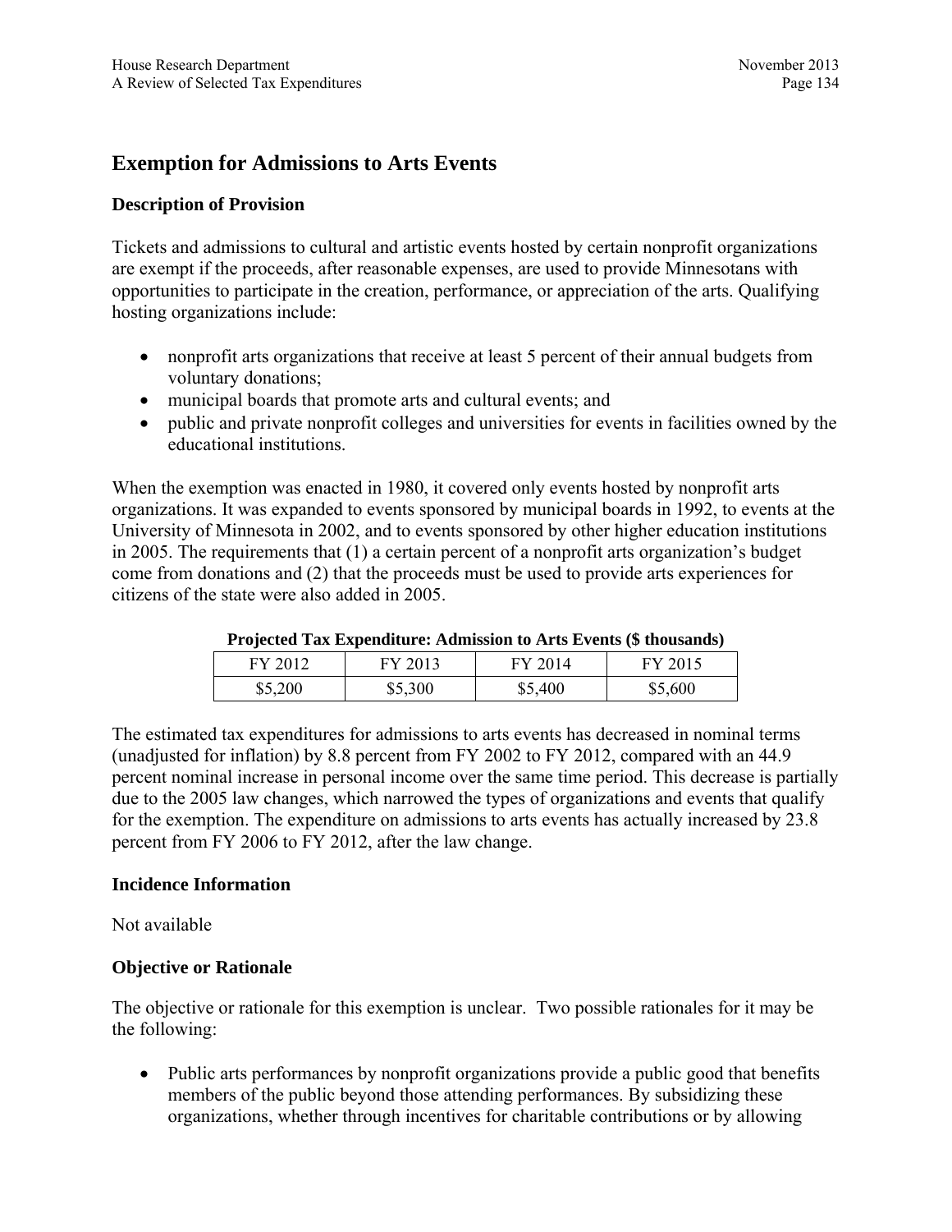## Exemption for Admissions to Arts Events

### Description of Provision

Tickets and admissions to cultural and artistic events hosted by certain nonprofit organizations are exempt if the proceeds, after reasonable expenses, are used to provide Minnesotans with opportunities to participate in the creation, performance, or appreciation of the arts. Qualifying hosting organizations include:

- nonprofit arts organizations that receive at least 5 percent of their annual budgets from voluntary donations;
- municipal boards that promote arts and cultural events; and
- public and private nonprofit colleges and universities for events in facilities owned by the educational institutions.

When the exemption was enacted in 1980, it covered only events hosted by nonprofit arts organizations. It was expanded to events sponsored by municipal boards in 1992, to events at the University of Minnesota in 2002, and to events sponsored by other higher education institutions in 2005. The requirements that (1) a certain percent of a nonprofit arts organization's budget come from donations and (2) that the proceeds must be used to provide arts experiences for citizens of the state were also added in 2005.

**Projected Tax Expenditure: Admission to Arts Events ($ thousands)**

| FY 2012 | FY 2013 | FY 2014 | FY 2015 |
|---|---|---|---|
| $5,200 | $5,300 | $5,400 | $5,600 |

The estimated tax expenditures for admissions to arts events has decreased in nominal terms (unadjusted for inflation) by 8.8 percent from FY 2002 to FY 2012, compared with an 44.9 percent nominal increase in personal income over the same time period. This decrease is partially due to the 2005 law changes, which narrowed the types of organizations and events that qualify for the exemption. The expenditure on admissions to arts events has actually increased by 23.8 percent from FY 2006 to FY 2012, after the law change.

### Incidence Information

Not available

### Objective or Rationale

The objective or rationale for this exemption is unclear. Two possible rationales for it may be the following:

- Public arts performances by nonprofit organizations provide a public good that benefits members of the public beyond those attending performances. By subsidizing these organizations, whether through incentives for charitable contributions or by allowing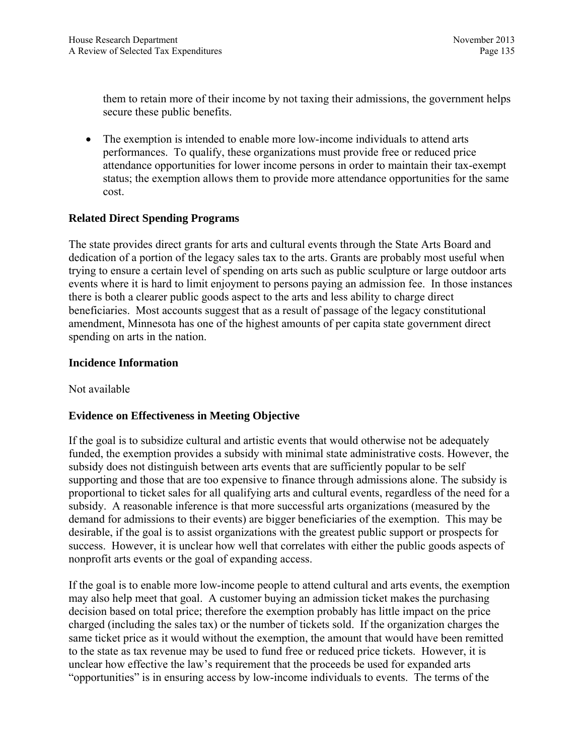them to retain more of their income by not taxing their admissions, the government helps secure these public benefits.

- The exemption is intended to enable more low-income individuals to attend arts performances. To qualify, these organizations must provide free or reduced price attendance opportunities for lower income persons in order to maintain their tax-exempt status; the exemption allows them to provide more attendance opportunities for the same cost.

**Related Direct Spending Programs**

The state provides direct grants for arts and cultural events through the State Arts Board and dedication of a portion of the legacy sales tax to the arts. Grants are probably most useful when trying to ensure a certain level of spending on arts such as public sculpture or large outdoor arts events where it is hard to limit enjoyment to persons paying an admission fee. In those instances there is both a clearer public goods aspect to the arts and less ability to charge direct beneficiaries. Most accounts suggest that as a result of passage of the legacy constitutional amendment, Minnesota has one of the highest amounts of per capita state government direct spending on arts in the nation.

**Incidence Information**

Not available

**Evidence on Effectiveness in Meeting Objective**

If the goal is to subsidize cultural and artistic events that would otherwise not be adequately funded, the exemption provides a subsidy with minimal state administrative costs. However, the subsidy does not distinguish between arts events that are sufficiently popular to be self supporting and those that are too expensive to finance through admissions alone. The subsidy is proportional to ticket sales for all qualifying arts and cultural events, regardless of the need for a subsidy. A reasonable inference is that more successful arts organizations (measured by the demand for admissions to their events) are bigger beneficiaries of the exemption. This may be desirable, if the goal is to assist organizations with the greatest public support or prospects for success. However, it is unclear how well that correlates with either the public goods aspects of nonprofit arts events or the goal of expanding access.

If the goal is to enable more low-income people to attend cultural and arts events, the exemption may also help meet that goal. A customer buying an admission ticket makes the purchasing decision based on total price; therefore the exemption probably has little impact on the price charged (including the sales tax) or the number of tickets sold. If the organization charges the same ticket price as it would without the exemption, the amount that would have been remitted to the state as tax revenue may be used to fund free or reduced price tickets. However, it is unclear how effective the law's requirement that the proceeds be used for expanded arts "opportunities" is in ensuring access by low-income individuals to events. The terms of the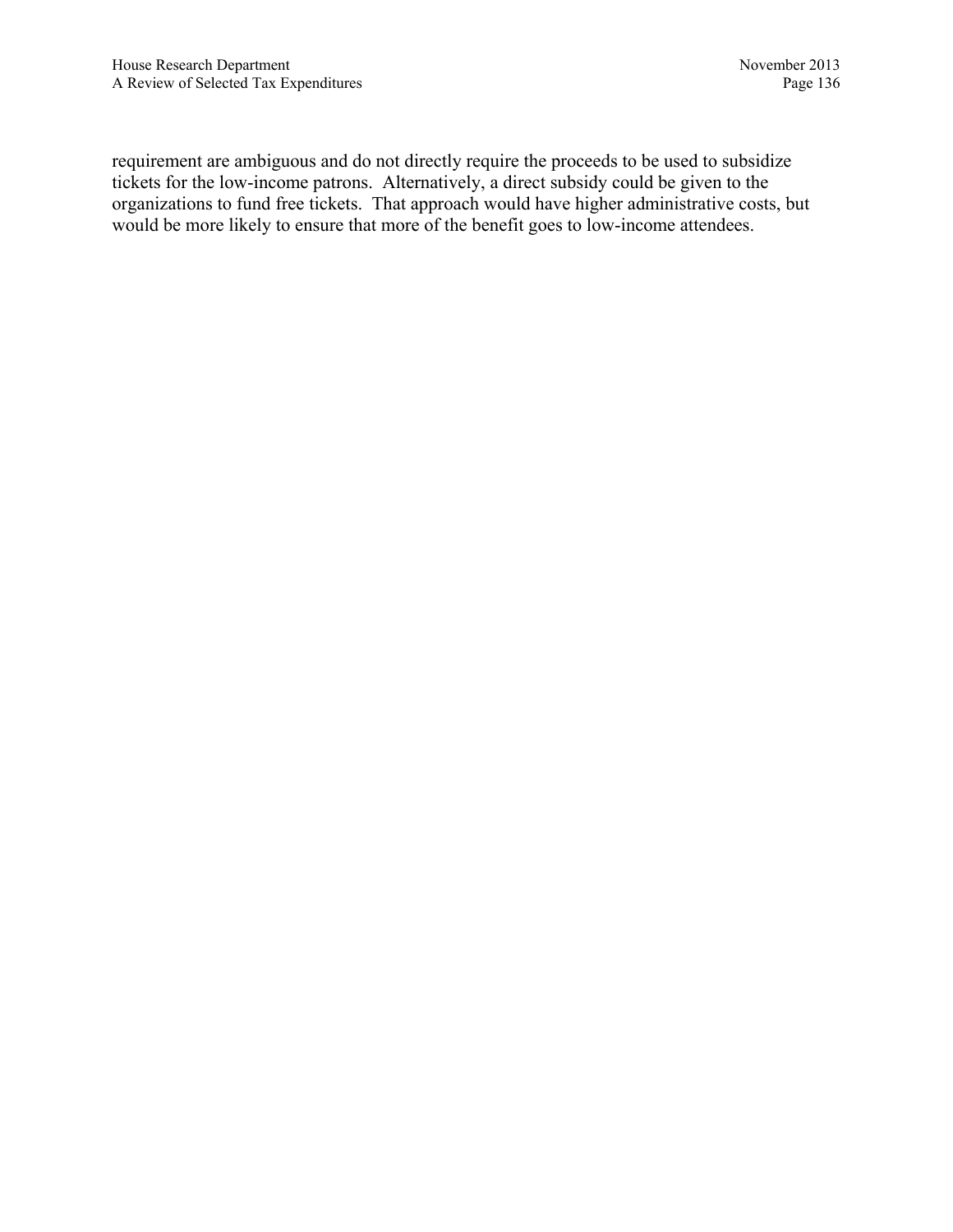requirement are ambiguous and do not directly require the proceeds to be used to subsidize tickets for the low-income patrons. Alternatively, a direct subsidy could be given to the organizations to fund free tickets. That approach would have higher administrative costs, but would be more likely to ensure that more of the benefit goes to low-income attendees.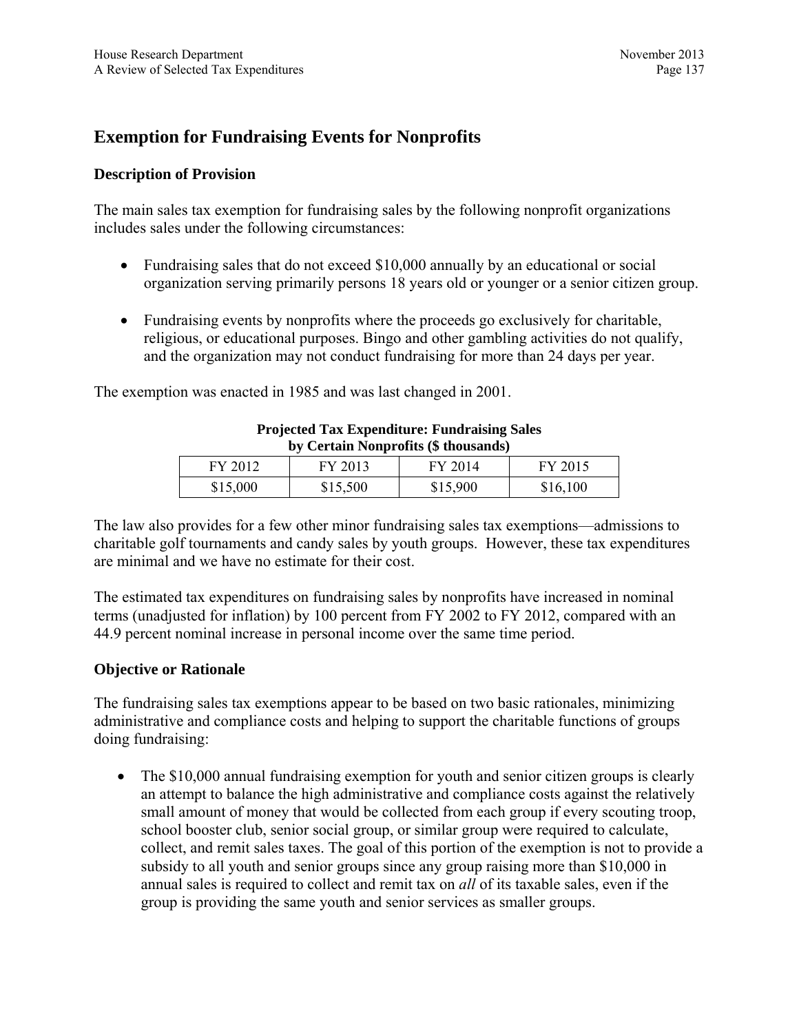## Exemption for Fundraising Events for Nonprofits

### Description of Provision

The main sales tax exemption for fundraising sales by the following nonprofit organizations includes sales under the following circumstances:

- Fundraising sales that do not exceed $10,000 annually by an educational or social organization serving primarily persons 18 years old or younger or a senior citizen group.
- Fundraising events by nonprofits where the proceeds go exclusively for charitable, religious, or educational purposes. Bingo and other gambling activities do not qualify, and the organization may not conduct fundraising for more than 24 days per year.

The exemption was enacted in 1985 and was last changed in 2001.

**Projected Tax Expenditure: Fundraising Sales by Certain Nonprofits ($ thousands)**

| FY 2012 | FY 2013 | FY 2014 | FY 2015 |
|---|---|---|---|
| $15,000 | $15,500 | $15,900 | $16,100 |

The law also provides for a few other minor fundraising sales tax exemptions—admissions to charitable golf tournaments and candy sales by youth groups. However, these tax expenditures are minimal and we have no estimate for their cost.

The estimated tax expenditures on fundraising sales by nonprofits have increased in nominal terms (unadjusted for inflation) by 100 percent from FY 2002 to FY 2012, compared with an 44.9 percent nominal increase in personal income over the same time period.

### Objective or Rationale

The fundraising sales tax exemptions appear to be based on two basic rationales, minimizing administrative and compliance costs and helping to support the charitable functions of groups doing fundraising:

- The $10,000 annual fundraising exemption for youth and senior citizen groups is clearly an attempt to balance the high administrative and compliance costs against the relatively small amount of money that would be collected from each group if every scouting troop, school booster club, senior social group, or similar group were required to calculate, collect, and remit sales taxes. The goal of this portion of the exemption is not to provide a subsidy to all youth and senior groups since any group raising more than $10,000 in annual sales is required to collect and remit tax on *all* of its taxable sales, even if the group is providing the same youth and senior services as smaller groups.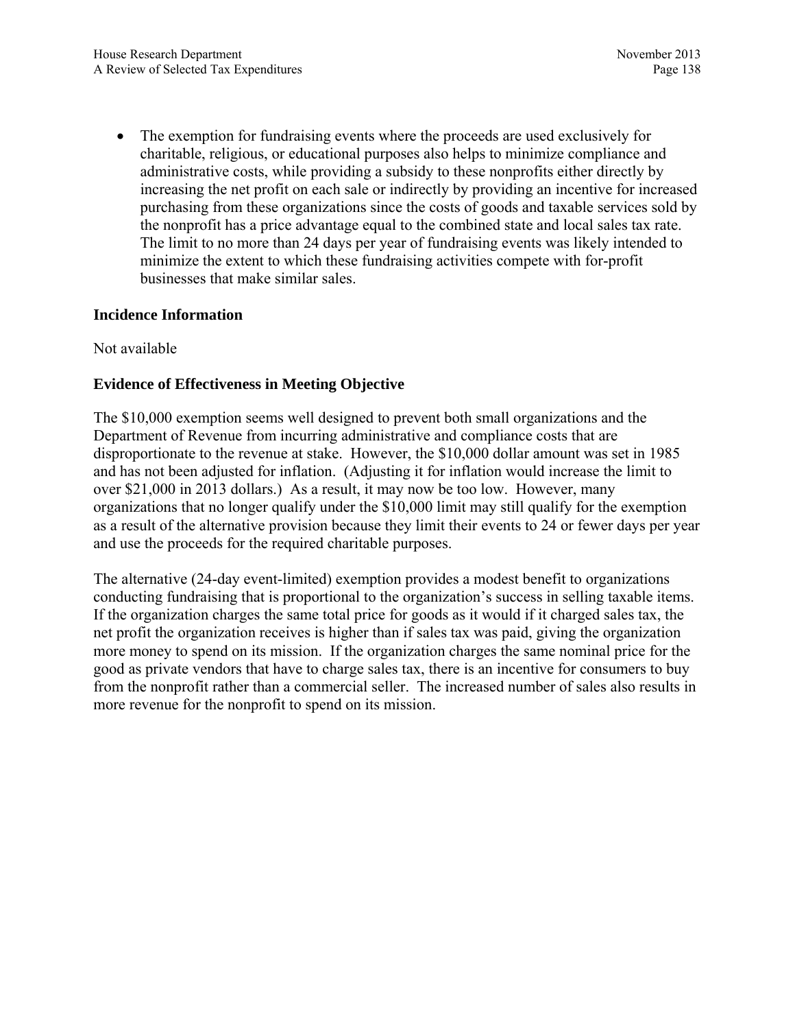- The exemption for fundraising events where the proceeds are used exclusively for charitable, religious, or educational purposes also helps to minimize compliance and administrative costs, while providing a subsidy to these nonprofits either directly by increasing the net profit on each sale or indirectly by providing an incentive for increased purchasing from these organizations since the costs of goods and taxable services sold by the nonprofit has a price advantage equal to the combined state and local sales tax rate. The limit to no more than 24 days per year of fundraising events was likely intended to minimize the extent to which these fundraising activities compete with for-profit businesses that make similar sales.

### Incidence Information

Not available

### Evidence of Effectiveness in Meeting Objective

The $10,000 exemption seems well designed to prevent both small organizations and the Department of Revenue from incurring administrative and compliance costs that are disproportionate to the revenue at stake. However, the $10,000 dollar amount was set in 1985 and has not been adjusted for inflation. (Adjusting it for inflation would increase the limit to over $21,000 in 2013 dollars.) As a result, it may now be too low. However, many organizations that no longer qualify under the $10,000 limit may still qualify for the exemption as a result of the alternative provision because they limit their events to 24 or fewer days per year and use the proceeds for the required charitable purposes.

The alternative (24-day event-limited) exemption provides a modest benefit to organizations conducting fundraising that is proportional to the organization's success in selling taxable items. If the organization charges the same total price for goods as it would if it charged sales tax, the net profit the organization receives is higher than if sales tax was paid, giving the organization more money to spend on its mission. If the organization charges the same nominal price for the good as private vendors that have to charge sales tax, there is an incentive for consumers to buy from the nonprofit rather than a commercial seller. The increased number of sales also results in more revenue for the nonprofit to spend on its mission.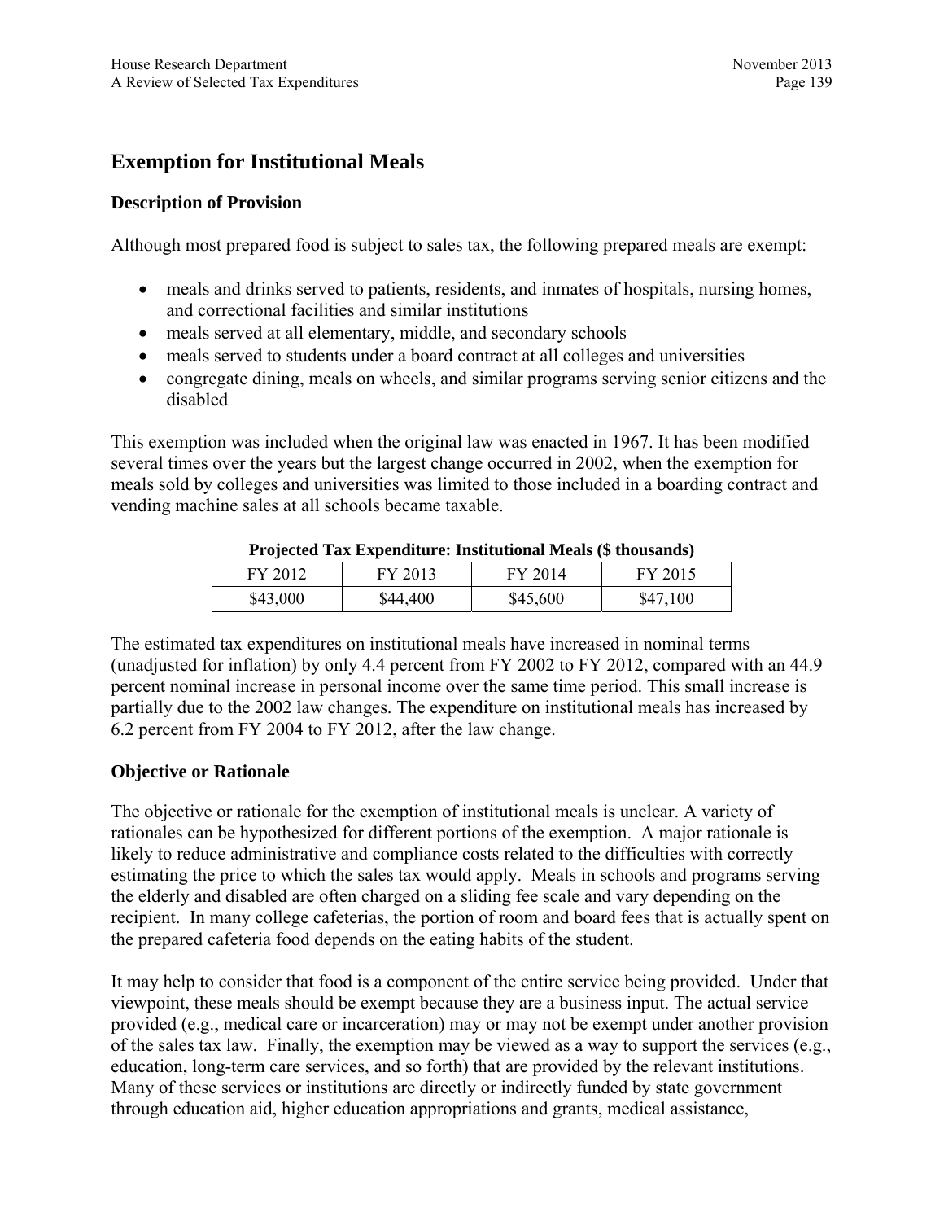## Exemption for Institutional Meals

### Description of Provision

Although most prepared food is subject to sales tax, the following prepared meals are exempt:

- meals and drinks served to patients, residents, and inmates of hospitals, nursing homes, and correctional facilities and similar institutions
- meals served at all elementary, middle, and secondary schools
- meals served to students under a board contract at all colleges and universities
- congregate dining, meals on wheels, and similar programs serving senior citizens and the disabled

This exemption was included when the original law was enacted in 1967. It has been modified several times over the years but the largest change occurred in 2002, when the exemption for meals sold by colleges and universities was limited to those included in a boarding contract and vending machine sales at all schools became taxable.

**Projected Tax Expenditure: Institutional Meals ($ thousands)**

| FY 2012 | FY 2013 | FY 2014 | FY 2015 |
|---|---|---|---|
| $43,000 | $44,400 | $45,600 | $47,100 |

The estimated tax expenditures on institutional meals have increased in nominal terms (unadjusted for inflation) by only 4.4 percent from FY 2002 to FY 2012, compared with an 44.9 percent nominal increase in personal income over the same time period. This small increase is partially due to the 2002 law changes. The expenditure on institutional meals has increased by 6.2 percent from FY 2004 to FY 2012, after the law change.

### Objective or Rationale

The objective or rationale for the exemption of institutional meals is unclear. A variety of rationales can be hypothesized for different portions of the exemption. A major rationale is likely to reduce administrative and compliance costs related to the difficulties with correctly estimating the price to which the sales tax would apply. Meals in schools and programs serving the elderly and disabled are often charged on a sliding fee scale and vary depending on the recipient. In many college cafeterias, the portion of room and board fees that is actually spent on the prepared cafeteria food depends on the eating habits of the student.

It may help to consider that food is a component of the entire service being provided. Under that viewpoint, these meals should be exempt because they are a business input. The actual service provided (e.g., medical care or incarceration) may or may not be exempt under another provision of the sales tax law. Finally, the exemption may be viewed as a way to support the services (e.g., education, long-term care services, and so forth) that are provided by the relevant institutions. Many of these services or institutions are directly or indirectly funded by state government through education aid, higher education appropriations and grants, medical assistance,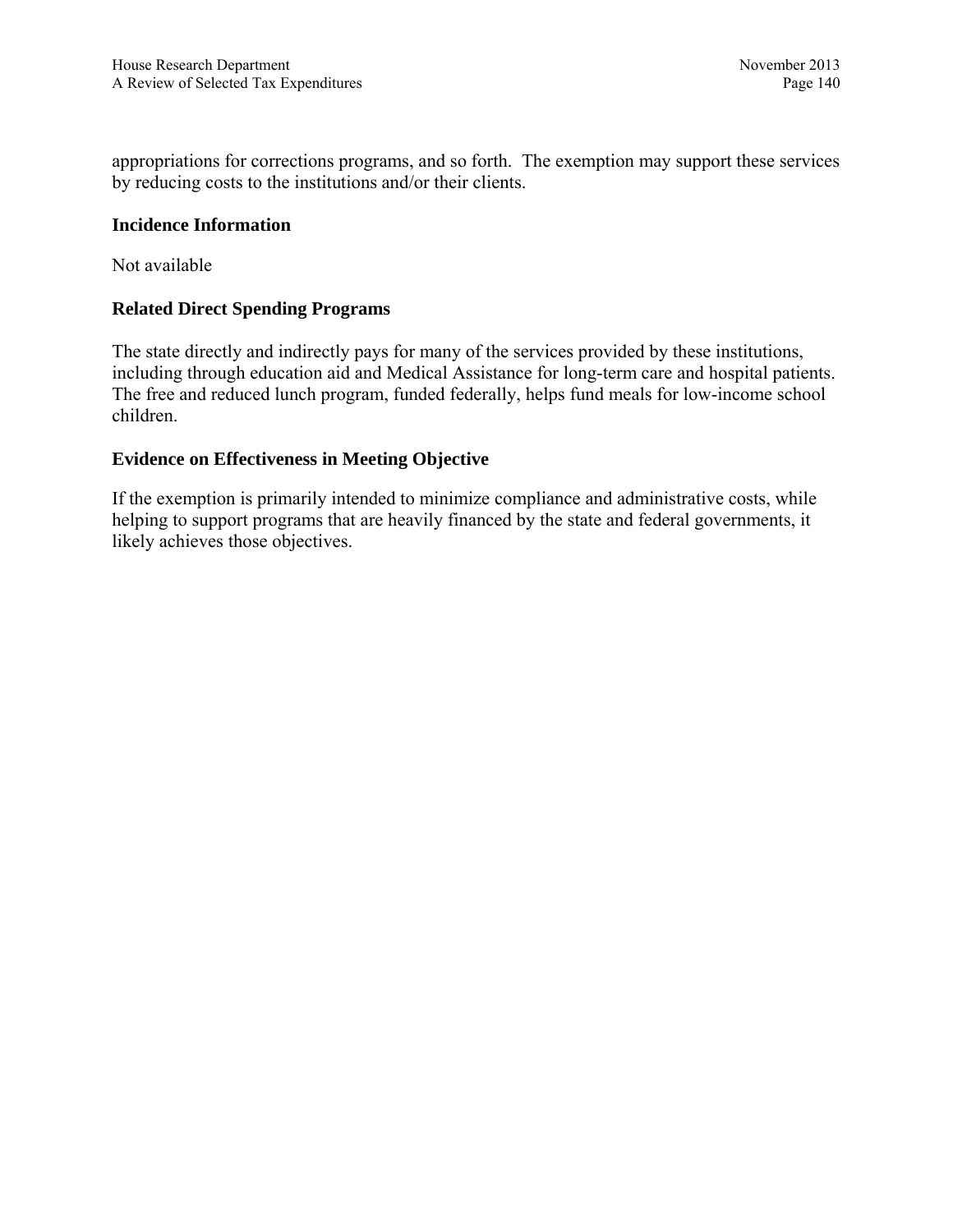appropriations for corrections programs, and so forth. The exemption may support these services by reducing costs to the institutions and/or their clients.

### Incidence Information

Not available

### Related Direct Spending Programs

The state directly and indirectly pays for many of the services provided by these institutions, including through education aid and Medical Assistance for long-term care and hospital patients. The free and reduced lunch program, funded federally, helps fund meals for low-income school children.

### Evidence on Effectiveness in Meeting Objective

If the exemption is primarily intended to minimize compliance and administrative costs, while helping to support programs that are heavily financed by the state and federal governments, it likely achieves those objectives.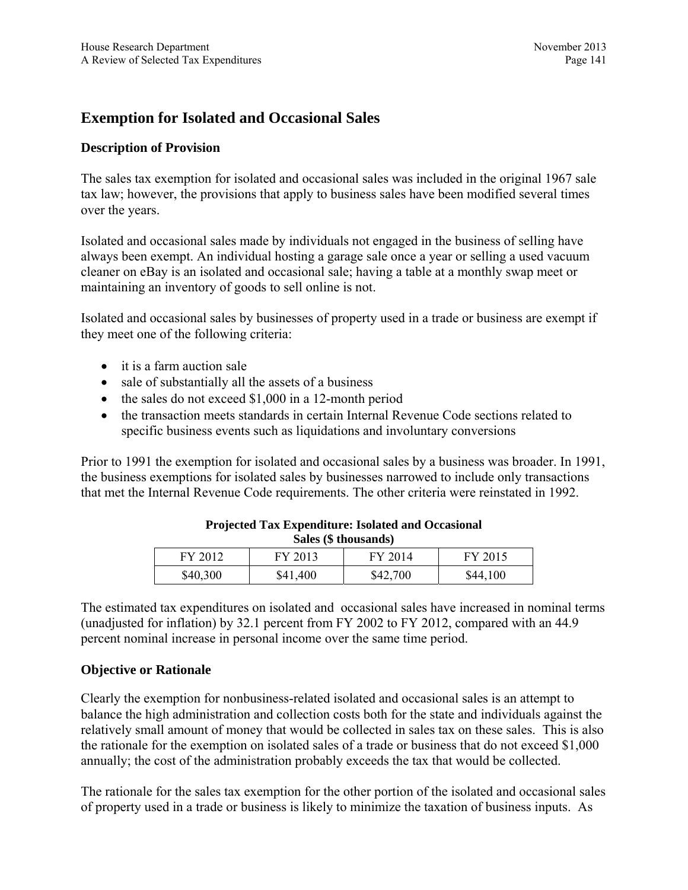## Exemption for Isolated and Occasional Sales

### Description of Provision

The sales tax exemption for isolated and occasional sales was included in the original 1967 sale tax law; however, the provisions that apply to business sales have been modified several times over the years.

Isolated and occasional sales made by individuals not engaged in the business of selling have always been exempt. An individual hosting a garage sale once a year or selling a used vacuum cleaner on eBay is an isolated and occasional sale; having a table at a monthly swap meet or maintaining an inventory of goods to sell online is not.

Isolated and occasional sales by businesses of property used in a trade or business are exempt if they meet one of the following criteria:

- it is a farm auction sale
- sale of substantially all the assets of a business
- the sales do not exceed $1,000 in a 12-month period
- the transaction meets standards in certain Internal Revenue Code sections related to specific business events such as liquidations and involuntary conversions

Prior to 1991 the exemption for isolated and occasional sales by a business was broader. In 1991, the business exemptions for isolated sales by businesses narrowed to include only transactions that met the Internal Revenue Code requirements. The other criteria were reinstated in 1992.

**Projected Tax Expenditure: Isolated and Occasional Sales ($ thousands)**

| FY 2012 | FY 2013 | FY 2014 | FY 2015 |
|---|---|---|---|
| $40,300 | $41,400 | $42,700 | $44,100 |

The estimated tax expenditures on isolated and occasional sales have increased in nominal terms (unadjusted for inflation) by 32.1 percent from FY 2002 to FY 2012, compared with an 44.9 percent nominal increase in personal income over the same time period.

### Objective or Rationale

Clearly the exemption for nonbusiness-related isolated and occasional sales is an attempt to balance the high administration and collection costs both for the state and individuals against the relatively small amount of money that would be collected in sales tax on these sales. This is also the rationale for the exemption on isolated sales of a trade or business that do not exceed $1,000 annually; the cost of the administration probably exceeds the tax that would be collected.

The rationale for the sales tax exemption for the other portion of the isolated and occasional sales of property used in a trade or business is likely to minimize the taxation of business inputs. As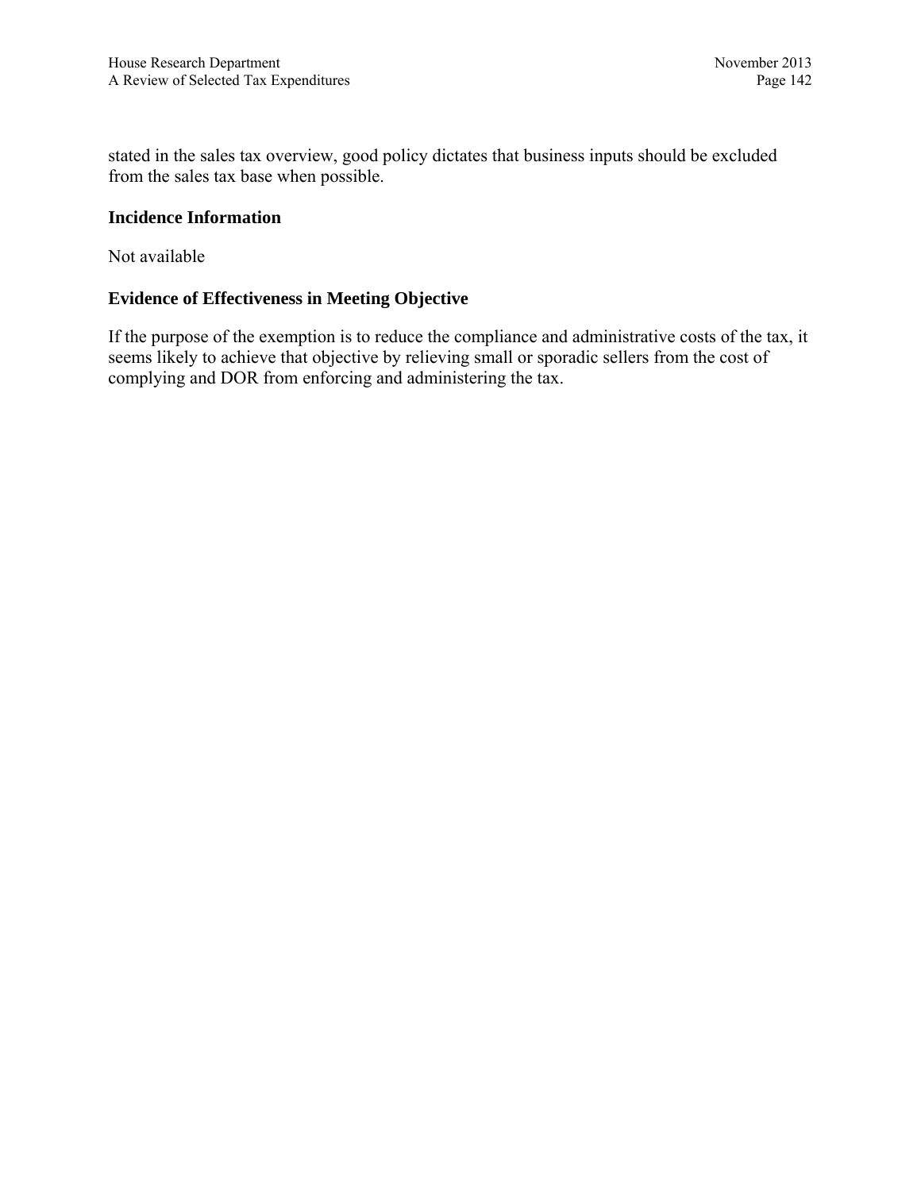stated in the sales tax overview, good policy dictates that business inputs should be excluded from the sales tax base when possible.

### Incidence Information

Not available

### Evidence of Effectiveness in Meeting Objective

If the purpose of the exemption is to reduce the compliance and administrative costs of the tax, it seems likely to achieve that objective by relieving small or sporadic sellers from the cost of complying and DOR from enforcing and administering the tax.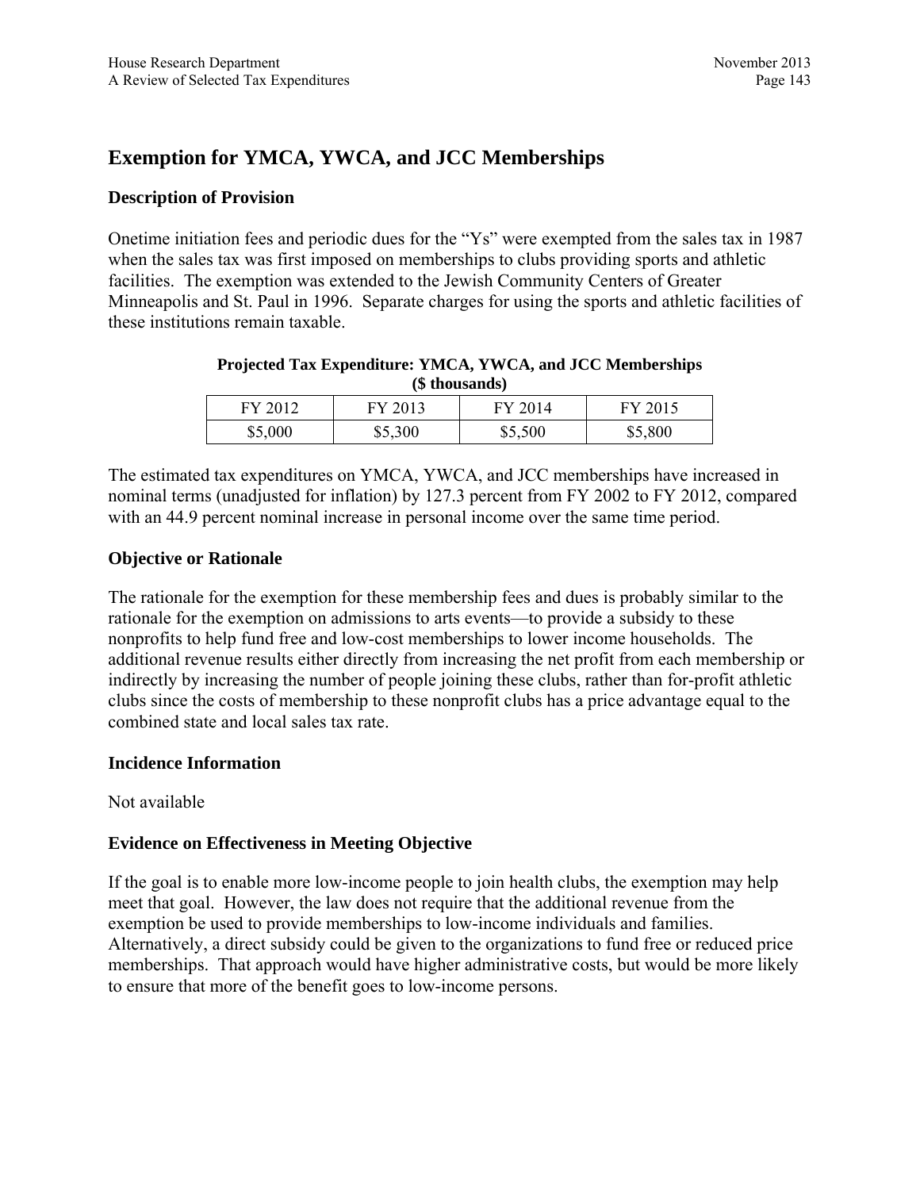# Exemption for YMCA, YWCA, and JCC Memberships

## Description of Provision

Onetime initiation fees and periodic dues for the "Ys" were exempted from the sales tax in 1987 when the sales tax was first imposed on memberships to clubs providing sports and athletic facilities. The exemption was extended to the Jewish Community Centers of Greater Minneapolis and St. Paul in 1996. Separate charges for using the sports and athletic facilities of these institutions remain taxable.

**Projected Tax Expenditure: YMCA, YWCA, and JCC Memberships**
**($ thousands)**

| FY 2012 | FY 2013 | FY 2014 | FY 2015 |
|---|---|---|---|
| $5,000 | $5,300 | $5,500 | $5,800 |

The estimated tax expenditures on YMCA, YWCA, and JCC memberships have increased in nominal terms (unadjusted for inflation) by 127.3 percent from FY 2002 to FY 2012, compared with an 44.9 percent nominal increase in personal income over the same time period.

## Objective or Rationale

The rationale for the exemption for these membership fees and dues is probably similar to the rationale for the exemption on admissions to arts events—to provide a subsidy to these nonprofits to help fund free and low-cost memberships to lower income households. The additional revenue results either directly from increasing the net profit from each membership or indirectly by increasing the number of people joining these clubs, rather than for-profit athletic clubs since the costs of membership to these nonprofit clubs has a price advantage equal to the combined state and local sales tax rate.

## Incidence Information

Not available

## Evidence on Effectiveness in Meeting Objective

If the goal is to enable more low-income people to join health clubs, the exemption may help meet that goal. However, the law does not require that the additional revenue from the exemption be used to provide memberships to low-income individuals and families. Alternatively, a direct subsidy could be given to the organizations to fund free or reduced price memberships. That approach would have higher administrative costs, but would be more likely to ensure that more of the benefit goes to low-income persons.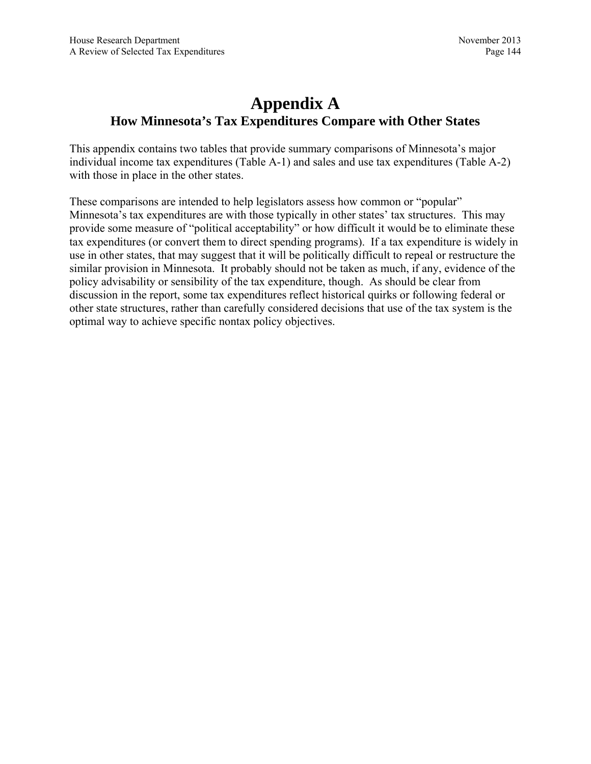# Appendix A
## How Minnesota's Tax Expenditures Compare with Other States

This appendix contains two tables that provide summary comparisons of Minnesota's major individual income tax expenditures (Table A-1) and sales and use tax expenditures (Table A-2) with those in place in the other states.

These comparisons are intended to help legislators assess how common or "popular" Minnesota's tax expenditures are with those typically in other states' tax structures. This may provide some measure of "political acceptability" or how difficult it would be to eliminate these tax expenditures (or convert them to direct spending programs). If a tax expenditure is widely in use in other states, that may suggest that it will be politically difficult to repeal or restructure the similar provision in Minnesota. It probably should not be taken as much, if any, evidence of the policy advisability or sensibility of the tax expenditure, though. As should be clear from discussion in the report, some tax expenditures reflect historical quirks or following federal or other state structures, rather than carefully considered decisions that use of the tax system is the optimal way to achieve specific nontax policy objectives.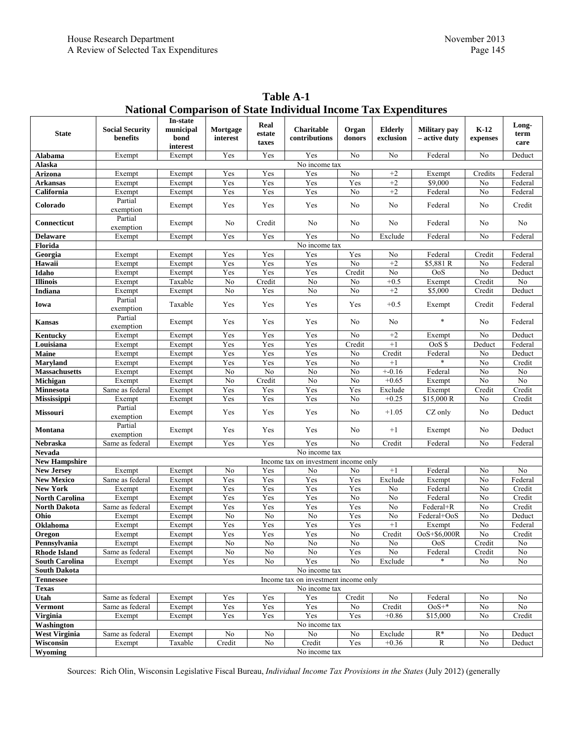**Table A-1**
**National Comparison of State Individual Income Tax Expenditures**

| State | Social Security benefits | In-state municipal bond interest | Mortgage interest | Real estate taxes | Charitable contributions | Organ donors | Elderly exclusion | Military pay – active duty | K-12 expenses | Long-term care |
|---|---|---|---|---|---|---|---|---|---|---|
| **Alabama** | Exempt | Exempt | Yes | Yes | Yes | No | No | Federal | No | Deduct |
| **Alaska** | No income tax | | | | | | | | | |
| **Arizona** | Exempt | Exempt | Yes | Yes | Yes | No | +2 | Exempt | Credits | Federal |
| **Arkansas** | Exempt | Exempt | Yes | Yes | Yes | Yes | +2 | $9,000 | No | Federal |
| **California** | Exempt | Exempt | Yes | Yes | Yes | No | +2 | Federal | No | Federal |
| **Colorado** | Partial exemption | Exempt | Yes | Yes | Yes | No | No | Federal | No | Credit |
| **Connecticut** | Partial exemption | Exempt | No | Credit | No | No | No | Federal | No | No |
| **Delaware** | Exempt | Exempt | Yes | Yes | Yes | No | Exclude | Federal | No | Federal |
| **Florida** | No income tax | | | | | | | | | |
| **Georgia** | Exempt | Exempt | Yes | Yes | Yes | Yes | No | Federal | Credit | Federal |
| **Hawaii** | Exempt | Exempt | Yes | Yes | Yes | No | +2 | $5,881 R | No | Federal |
| **Idaho** | Exempt | Exempt | Yes | Yes | Yes | Credit | No | OoS | No | Deduct |
| **Illinois** | Exempt | Taxable | No | Credit | No | No | +0.5 | Exempt | Credit | No |
| **Indiana** | Exempt | Exempt | No | Yes | No | No | +2 | $5,000 | Credit | Deduct |
| **Iowa** | Partial exemption | Taxable | Yes | Yes | Yes | Yes | +0.5 | Exempt | Credit | Federal |
| **Kansas** | Partial exemption | Exempt | Yes | Yes | Yes | No | No | * | No | Federal |
| **Kentucky** | Exempt | Exempt | Yes | Yes | Yes | No | +2 | Exempt | No | Deduct |
| **Louisiana** | Exempt | Exempt | Yes | Yes | Yes | Credit | +1 | OoS $ | Deduct | Federal |
| **Maine** | Exempt | Exempt | Yes | Yes | Yes | No | Credit | Federal | No | Deduct |
| **Maryland** | Exempt | Exempt | Yes | Yes | Yes | No | +1 | * | No | Credit |
| **Massachusetts** | Exempt | Exempt | No | No | No | No | +-0.16 | Federal | No | No |
| **Michigan** | Exempt | Exempt | No | Credit | No | No | +0.65 | Exempt | No | No |
| **Minnesota** | Same as federal | Exempt | Yes | Yes | Yes | Yes | Exclude | Exempt | Credit | Credit |
| **Mississippi** | Exempt | Exempt | Yes | Yes | Yes | No | +0.25 | $15,000 R | No | Credit |
| **Missouri** | Partial exemption | Exempt | Yes | Yes | Yes | No | +1.05 | CZ only | No | Deduct |
| **Montana** | Partial exemption | Exempt | Yes | Yes | Yes | No | +1 | Exempt | No | Deduct |
| **Nebraska** | Same as federal | Exempt | Yes | Yes | Yes | No | Credit | Federal | No | Federal |
| **Nevada** | No income tax | | | | | | | | | |
| **New Hampshire** | Income tax on investment income only | | | | | | | | | |
| **New Jersey** | Exempt | Exempt | No | Yes | No | No | +1 | Federal | No | No |
| **New Mexico** | Same as federal | Exempt | Yes | Yes | Yes | Yes | Exclude | Exempt | No | Federal |
| **New York** | Exempt | Exempt | Yes | Yes | Yes | Yes | No | Federal | No | Credit |
| **North Carolina** | Exempt | Exempt | Yes | Yes | Yes | No | No | Federal | No | Credit |
| **North Dakota** | Same as federal | Exempt | Yes | Yes | Yes | Yes | No | Federal+R | No | Credit |
| **Ohio** | Exempt | Exempt | No | No | No | Yes | No | Federal+OoS | No | Deduct |
| **Oklahoma** | Exempt | Exempt | Yes | Yes | Yes | Yes | +1 | Exempt | No | Federal |
| **Oregon** | Exempt | Exempt | Yes | Yes | Yes | No | Credit | OoS+$6,000R | No | Credit |
| **Pennsylvania** | Exempt | Exempt | No | No | No | No | No | OoS | Credit | No |
| **Rhode Island** | Same as federal | Exempt | No | No | No | Yes | No | Federal | Credit | No |
| **South Carolina** | Exempt | Exempt | Yes | No | Yes | No | Exclude | * | No | No |
| **South Dakota** | No income tax | | | | | | | | | |
| **Tennessee** | Income tax on investment income only | | | | | | | | | |
| **Texas** | No income tax | | | | | | | | | |
| **Utah** | Same as federal | Exempt | Yes | Yes | Yes | Credit | No | Federal | No | No |
| **Vermont** | Same as federal | Exempt | Yes | Yes | Yes | No | Credit | OoS+* | No | No |
| **Virginia** | Exempt | Exempt | Yes | Yes | Yes | Yes | +0.86 | $15,000 | No | Credit |
| **Washington** | No income tax | | | | | | | | | |
| **West Virginia** | Same as federal | Exempt | No | No | No | No | Exclude | R* | No | Deduct |
| **Wisconsin** | Exempt | Taxable | Credit | No | Credit | Yes | +0.36 | R | No | Deduct |
| **Wyoming** | No income tax | | | | | | | | | |

Sources: Rich Olin, Wisconsin Legislative Fiscal Bureau, *Individual Income Tax Provisions in the States* (July 2012) (generally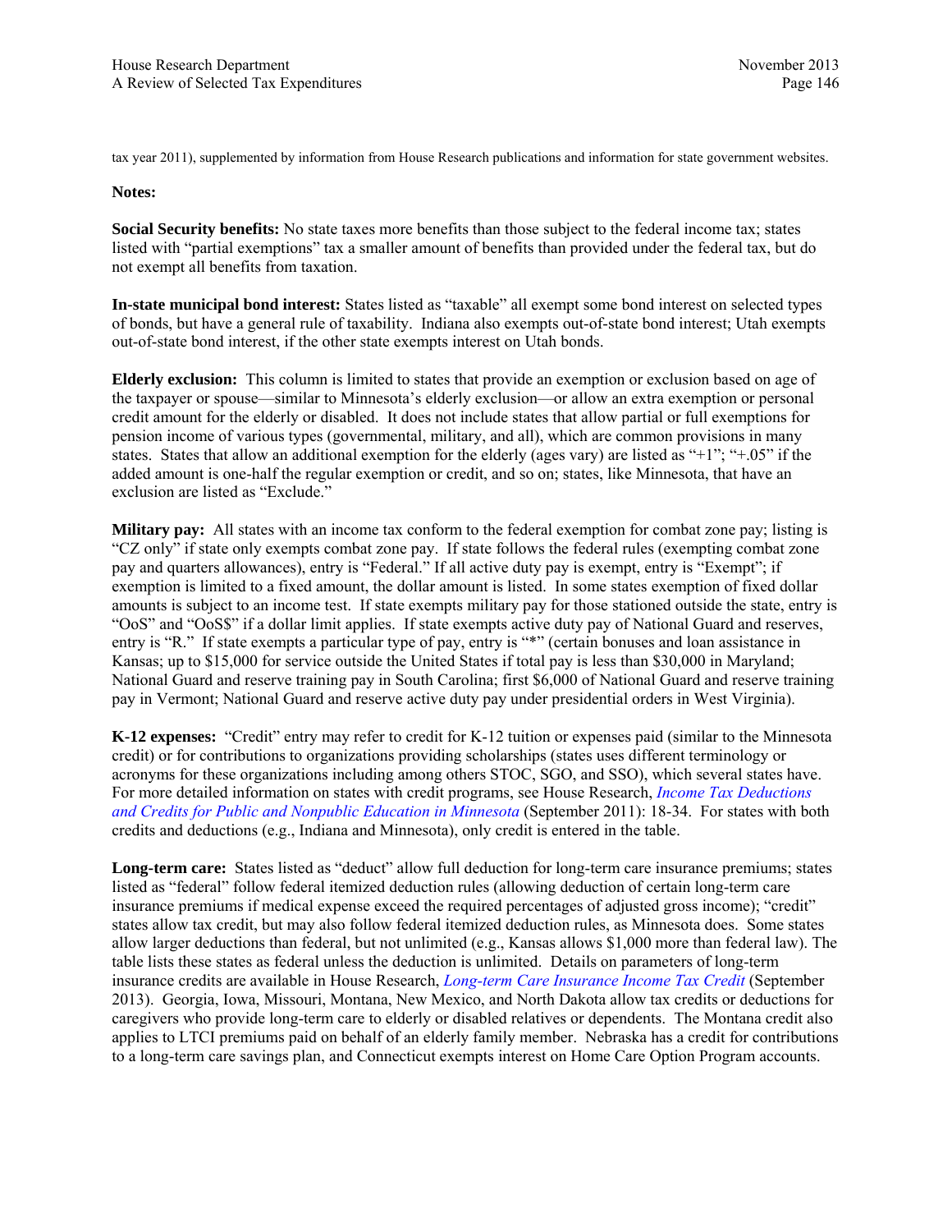tax year 2011), supplemented by information from House Research publications and information for state government websites.

**Notes:**

**Social Security benefits:** No state taxes more benefits than those subject to the federal income tax; states listed with "partial exemptions" tax a smaller amount of benefits than provided under the federal tax, but do not exempt all benefits from taxation.

**In-state municipal bond interest:** States listed as "taxable" all exempt some bond interest on selected types of bonds, but have a general rule of taxability. Indiana also exempts out-of-state bond interest; Utah exempts out-of-state bond interest, if the other state exempts interest on Utah bonds.

**Elderly exclusion:** This column is limited to states that provide an exemption or exclusion based on age of the taxpayer or spouse—similar to Minnesota's elderly exclusion—or allow an extra exemption or personal credit amount for the elderly or disabled. It does not include states that allow partial or full exemptions for pension income of various types (governmental, military, and all), which are common provisions in many states. States that allow an additional exemption for the elderly (ages vary) are listed as "+1"; "+.05" if the added amount is one-half the regular exemption or credit, and so on; states, like Minnesota, that have an exclusion are listed as "Exclude."

**Military pay:** All states with an income tax conform to the federal exemption for combat zone pay; listing is "CZ only" if state only exempts combat zone pay. If state follows the federal rules (exempting combat zone pay and quarters allowances), entry is "Federal." If all active duty pay is exempt, entry is "Exempt"; if exemption is limited to a fixed amount, the dollar amount is listed. In some states exemption of fixed dollar amounts is subject to an income test. If state exempts military pay for those stationed outside the state, entry is "OoS" and "OoS$" if a dollar limit applies. If state exempts active duty pay of National Guard and reserves, entry is "R." If state exempts a particular type of pay, entry is "*" (certain bonuses and loan assistance in Kansas; up to $15,000 for service outside the United States if total pay is less than $30,000 in Maryland; National Guard and reserve training pay in South Carolina; first $6,000 of National Guard and reserve training pay in Vermont; National Guard and reserve active duty pay under presidential orders in West Virginia).

**K-12 expenses:** "Credit" entry may refer to credit for K-12 tuition or expenses paid (similar to the Minnesota credit) or for contributions to organizations providing scholarships (states uses different terminology or acronyms for these organizations including among others STOC, SGO, and SSO), which several states have. For more detailed information on states with credit programs, see House Research, *Income Tax Deductions and Credits for Public and Nonpublic Education in Minnesota* (September 2011): 18-34. For states with both credits and deductions (e.g., Indiana and Minnesota), only credit is entered in the table.

**Long-term care:** States listed as "deduct" allow full deduction for long-term care insurance premiums; states listed as "federal" follow federal itemized deduction rules (allowing deduction of certain long-term care insurance premiums if medical expense exceed the required percentages of adjusted gross income); "credit" states allow tax credit, but may also follow federal itemized deduction rules, as Minnesota does. Some states allow larger deductions than federal, but not unlimited (e.g., Kansas allows $1,000 more than federal law). The table lists these states as federal unless the deduction is unlimited. Details on parameters of long-term insurance credits are available in House Research, *Long-term Care Insurance Income Tax Credit* (September 2013). Georgia, Iowa, Missouri, Montana, New Mexico, and North Dakota allow tax credits or deductions for caregivers who provide long-term care to elderly or disabled relatives or dependents. The Montana credit also applies to LTCI premiums paid on behalf of an elderly family member. Nebraska has a credit for contributions to a long-term care savings plan, and Connecticut exempts interest on Home Care Option Program accounts.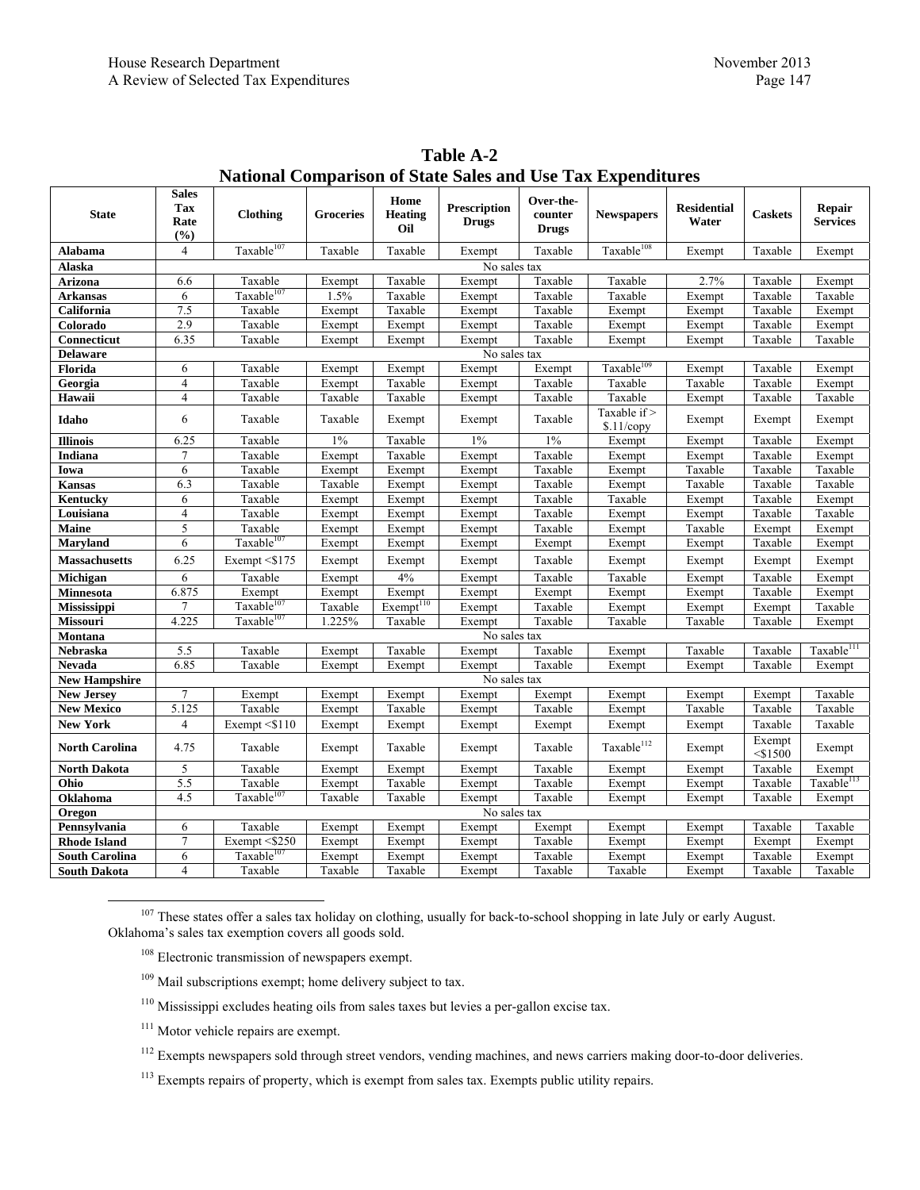# Table A-2
## National Comparison of State Sales and Use Tax Expenditures

| State | Sales Tax Rate (%) | Clothing | Groceries | Home Heating Oil | Prescription Drugs | Over-the-counter Drugs | Newspapers | Residential Water | Caskets | Repair Services |
|---|---|---|---|---|---|---|---|---|---|---|
| **Alabama** | 4 | Taxable[107] | Taxable | Taxable | Exempt | Taxable | Taxable[108] | Exempt | Taxable | Exempt |
| **Alaska** | No sales tax | | | | | | | | | |
| **Arizona** | 6.6 | Taxable | Exempt | Taxable | Exempt | Taxable | Taxable | 2.7% | Taxable | Exempt |
| **Arkansas** | 6 | Taxable[107] | 1.5% | Taxable | Exempt | Taxable | Taxable | Exempt | Taxable | Taxable |
| **California** | 7.5 | Taxable | Exempt | Taxable | Exempt | Taxable | Exempt | Exempt | Taxable | Exempt |
| **Colorado** | 2.9 | Taxable | Exempt | Exempt | Exempt | Taxable | Exempt | Exempt | Taxable | Exempt |
| **Connecticut** | 6.35 | Taxable | Exempt | Exempt | Exempt | Taxable | Exempt | Exempt | Taxable | Taxable |
| **Delaware** | No sales tax | | | | | | | | | |
| **Florida** | 6 | Taxable | Exempt | Exempt | Exempt | Exempt | Taxable[109] | Exempt | Taxable | Exempt |
| **Georgia** | 4 | Taxable | Exempt | Taxable | Exempt | Taxable | Taxable | Taxable | Taxable | Exempt |
| **Hawaii** | 4 | Taxable | Taxable | Taxable | Exempt | Taxable | Taxable | Exempt | Taxable | Taxable |
| **Idaho** | 6 | Taxable | Taxable | Exempt | Exempt | Taxable | Taxable if > $.11/copy | Exempt | Exempt | Exempt |
| **Illinois** | 6.25 | Taxable | 1% | Taxable | 1% | 1% | Exempt | Exempt | Taxable | Exempt |
| **Indiana** | 7 | Taxable | Exempt | Taxable | Exempt | Taxable | Exempt | Exempt | Taxable | Exempt |
| **Iowa** | 6 | Taxable | Exempt | Exempt | Exempt | Taxable | Exempt | Taxable | Taxable | Taxable |
| **Kansas** | 6.3 | Taxable | Taxable | Exempt | Exempt | Taxable | Exempt | Taxable | Taxable | Taxable |
| **Kentucky** | 6 | Taxable | Exempt | Exempt | Exempt | Taxable | Taxable | Exempt | Taxable | Exempt |
| **Louisiana** | 4 | Taxable | Exempt | Exempt | Exempt | Taxable | Exempt | Exempt | Taxable | Taxable |
| **Maine** | 5 | Taxable | Exempt | Exempt | Exempt | Taxable | Exempt | Taxable | Exempt | Exempt |
| **Maryland** | 6 | Taxable[107] | Exempt | Exempt | Exempt | Exempt | Exempt | Exempt | Taxable | Exempt |
| **Massachusetts** | 6.25 | Exempt <$175 | Exempt | Exempt | Exempt | Taxable | Exempt | Exempt | Exempt | Exempt |
| **Michigan** | 6 | Taxable | Exempt | 4% | Exempt | Taxable | Taxable | Exempt | Taxable | Exempt |
| **Minnesota** | 6.875 | Exempt | Exempt | Exempt | Exempt | Exempt | Exempt | Exempt | Taxable | Exempt |
| **Mississippi** | 7 | Taxable[107] | Taxable | Exempt[110] | Exempt | Taxable | Exempt | Exempt | Exempt | Taxable |
| **Missouri** | 4.225 | Taxable[107] | 1.225% | Taxable | Exempt | Taxable | Taxable | Taxable | Taxable | Exempt |
| **Montana** | No sales tax | | | | | | | | | |
| **Nebraska** | 5.5 | Taxable | Exempt | Taxable | Exempt | Taxable | Exempt | Taxable | Taxable | Taxable[111] |
| **Nevada** | 6.85 | Taxable | Exempt | Exempt | Exempt | Taxable | Exempt | Exempt | Taxable | Exempt |
| **New Hampshire** | No sales tax | | | | | | | | | |
| **New Jersey** | 7 | Exempt | Exempt | Exempt | Exempt | Exempt | Exempt | Exempt | Exempt | Taxable |
| **New Mexico** | 5.125 | Taxable | Exempt | Taxable | Exempt | Taxable | Exempt | Taxable | Taxable | Taxable |
| **New York** | 4 | Exempt <$110 | Exempt | Exempt | Exempt | Exempt | Exempt | Exempt | Taxable | Taxable |
| **North Carolina** | 4.75 | Taxable | Exempt | Taxable | Exempt | Taxable | Taxable[112] | Exempt | Exempt <$1500 | Exempt |
| **North Dakota** | 5 | Taxable | Exempt | Exempt | Exempt | Taxable | Exempt | Exempt | Taxable | Exempt |
| **Ohio** | 5.5 | Taxable | Exempt | Taxable | Exempt | Taxable | Exempt | Exempt | Taxable | Taxable[113] |
| **Oklahoma** | 4.5 | Taxable[107] | Taxable | Taxable | Exempt | Taxable | Exempt | Exempt | Taxable | Exempt |
| **Oregon** | No sales tax | | | | | | | | | |
| **Pennsylvania** | 6 | Taxable | Exempt | Exempt | Exempt | Exempt | Exempt | Exempt | Taxable | Taxable |
| **Rhode Island** | 7 | Exempt <$250 | Exempt | Exempt | Exempt | Taxable | Exempt | Exempt | Exempt | Exempt |
| **South Carolina** | 6 | Taxable[107] | Exempt | Exempt | Exempt | Taxable | Exempt | Exempt | Taxable | Exempt |
| **South Dakota** | 4 | Taxable | Taxable | Taxable | Exempt | Taxable | Taxable | Exempt | Taxable | Taxable |

[107] These states offer a sales tax holiday on clothing, usually for back-to-school shopping in late July or early August. Oklahoma's sales tax exemption covers all goods sold.

[108] Electronic transmission of newspapers exempt.

[109] Mail subscriptions exempt; home delivery subject to tax.

[110] Mississippi excludes heating oils from sales taxes but levies a per-gallon excise tax.

[111] Motor vehicle repairs are exempt.

[112] Exempts newspapers sold through street vendors, vending machines, and news carriers making door-to-door deliveries.

[113] Exempts repairs of property, which is exempt from sales tax. Exempts public utility repairs.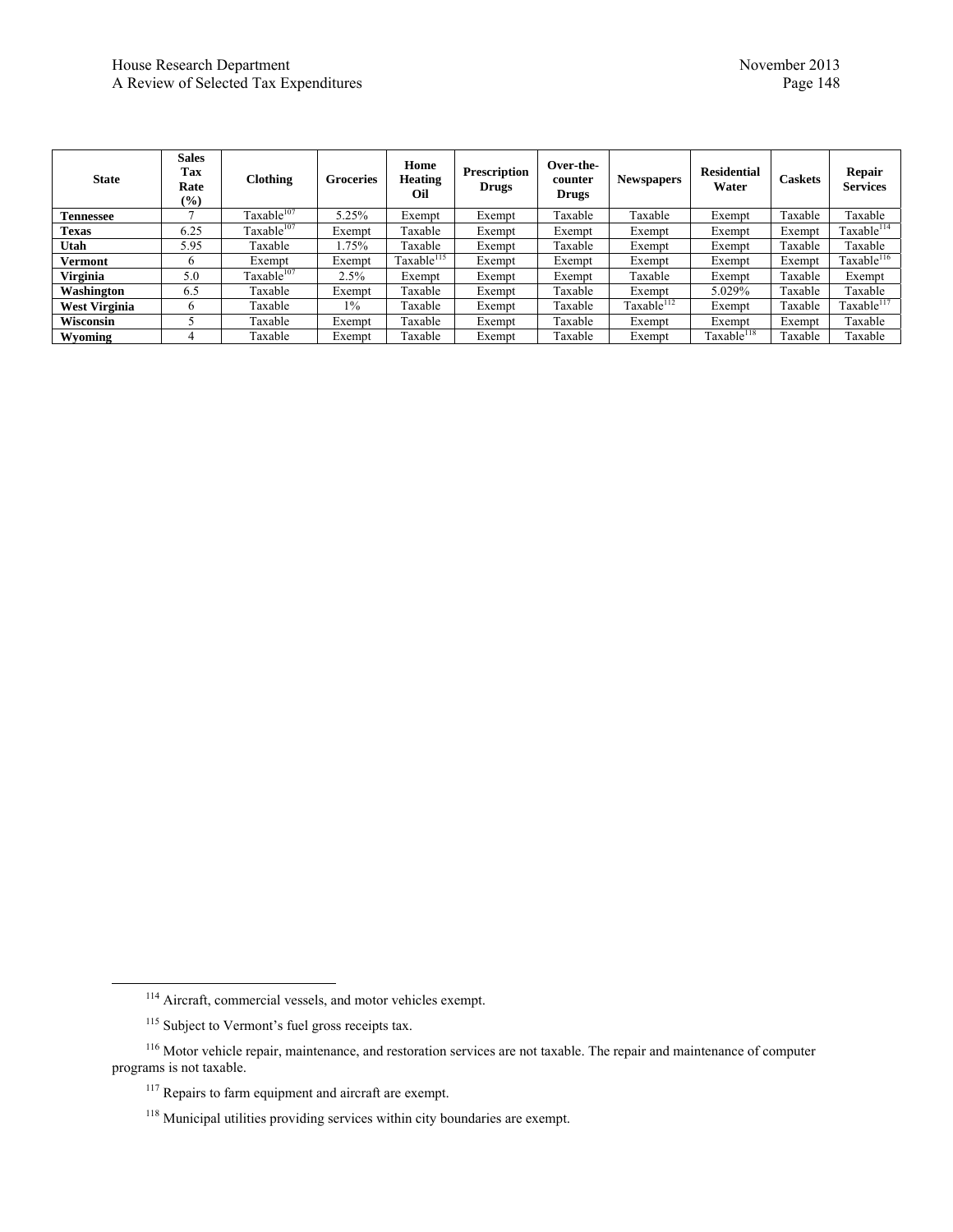| State | Sales Tax Rate (%) | Clothing | Groceries | Home Heating Oil | Prescription Drugs | Over-the-counter Drugs | Newspapers | Residential Water | Caskets | Repair Services |
|---|---|---|---|---|---|---|---|---|---|---|
| **Tennessee** | 7 | Taxable[107] | 5.25% | Exempt | Exempt | Taxable | Taxable | Exempt | Taxable | Taxable |
| **Texas** | 6.25 | Taxable[107] | Exempt | Taxable | Exempt | Exempt | Exempt | Exempt | Exempt | Taxable[114] |
| **Utah** | 5.95 | Taxable | 1.75% | Taxable | Exempt | Taxable | Exempt | Exempt | Taxable | Taxable |
| **Vermont** | 6 | Exempt | Exempt | Taxable[115] | Exempt | Exempt | Exempt | Exempt | Exempt | Taxable[116] |
| **Virginia** | 5.0 | Taxable[107] | 2.5% | Exempt | Exempt | Exempt | Taxable | Exempt | Taxable | Exempt |
| **Washington** | 6.5 | Taxable | Exempt | Taxable | Exempt | Taxable | Exempt | 5.029% | Taxable | Taxable |
| **West Virginia** | 6 | Taxable | 1% | Taxable | Exempt | Taxable | Taxable[112] | Exempt | Taxable | Taxable[117] |
| **Wisconsin** | 5 | Taxable | Exempt | Taxable | Exempt | Taxable | Exempt | Exempt | Exempt | Taxable |
| **Wyoming** | 4 | Taxable | Exempt | Taxable | Exempt | Taxable | Exempt | Taxable[118] | Taxable | Taxable |

---

[114] Aircraft, commercial vessels, and motor vehicles exempt.

[115] Subject to Vermont's fuel gross receipts tax.

[116] Motor vehicle repair, maintenance, and restoration services are not taxable. The repair and maintenance of computer programs is not taxable.

[117] Repairs to farm equipment and aircraft are exempt.

[118] Municipal utilities providing services within city boundaries are exempt.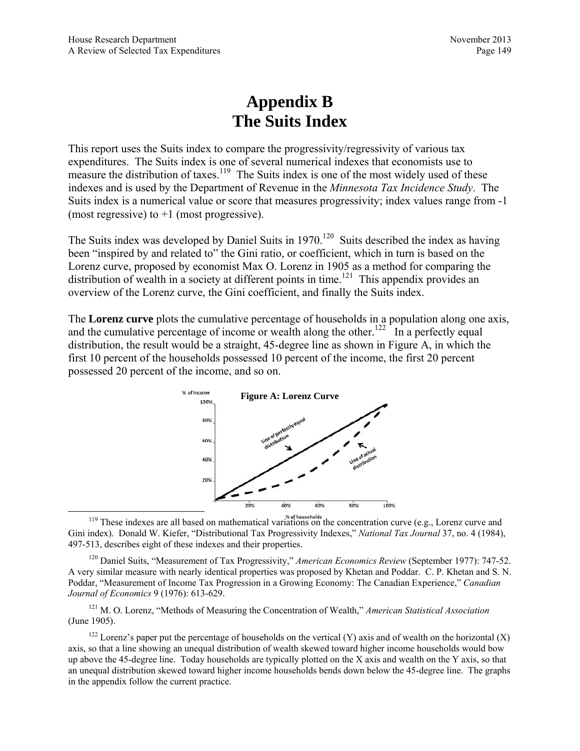# Appendix B
# The Suits Index

This report uses the Suits index to compare the progressivity/regressivity of various tax expenditures. The Suits index is one of several numerical indexes that economists use to measure the distribution of taxes.[119] The Suits index is one of the most widely used of these indexes and is used by the Department of Revenue in the *Minnesota Tax Incidence Study*. The Suits index is a numerical value or score that measures progressivity; index values range from -1 (most regressive) to +1 (most progressive).

The Suits index was developed by Daniel Suits in 1970.[120] Suits described the index as having been "inspired by and related to" the Gini ratio, or coefficient, which in turn is based on the Lorenz curve, proposed by economist Max O. Lorenz in 1905 as a method for comparing the distribution of wealth in a society at different points in time.[121] This appendix provides an overview of the Lorenz curve, the Gini coefficient, and finally the Suits index.

The **Lorenz curve** plots the cumulative percentage of households in a population along one axis, and the cumulative percentage of income or wealth along the other.[122] In a perfectly equal distribution, the result would be a straight, 45-degree line as shown in Figure A, in which the first 10 percent of the households possessed 10 percent of the income, the first 20 percent possessed 20 percent of the income, and so on.

**Figure A: Lorenz Curve**

[119] These indexes are all based on mathematical variations on the concentration curve (e.g., Lorenz curve and Gini index). Donald W. Kiefer, "Distributional Tax Progressivity Indexes," *National Tax Journal* 37, no. 4 (1984), 497-513, describes eight of these indexes and their properties.

[120] Daniel Suits, "Measurement of Tax Progressivity," *American Economics Review* (September 1977): 747-52. A very similar measure with nearly identical properties was proposed by Khetan and Poddar. C. P. Khetan and S. N. Poddar, "Measurement of Income Tax Progression in a Growing Economy: The Canadian Experience," *Canadian Journal of Economics* 9 (1976): 613-629.

[121] M. O. Lorenz, "Methods of Measuring the Concentration of Wealth," *American Statistical Association* (June 1905).

[122] Lorenz's paper put the percentage of households on the vertical (Y) axis and of wealth on the horizontal (X) axis, so that a line showing an unequal distribution of wealth skewed toward higher income households would bow up above the 45-degree line. Today households are typically plotted on the X axis and wealth on the Y axis, so that an unequal distribution skewed toward higher income households bends down below the 45-degree line. The graphs in the appendix follow the current practice.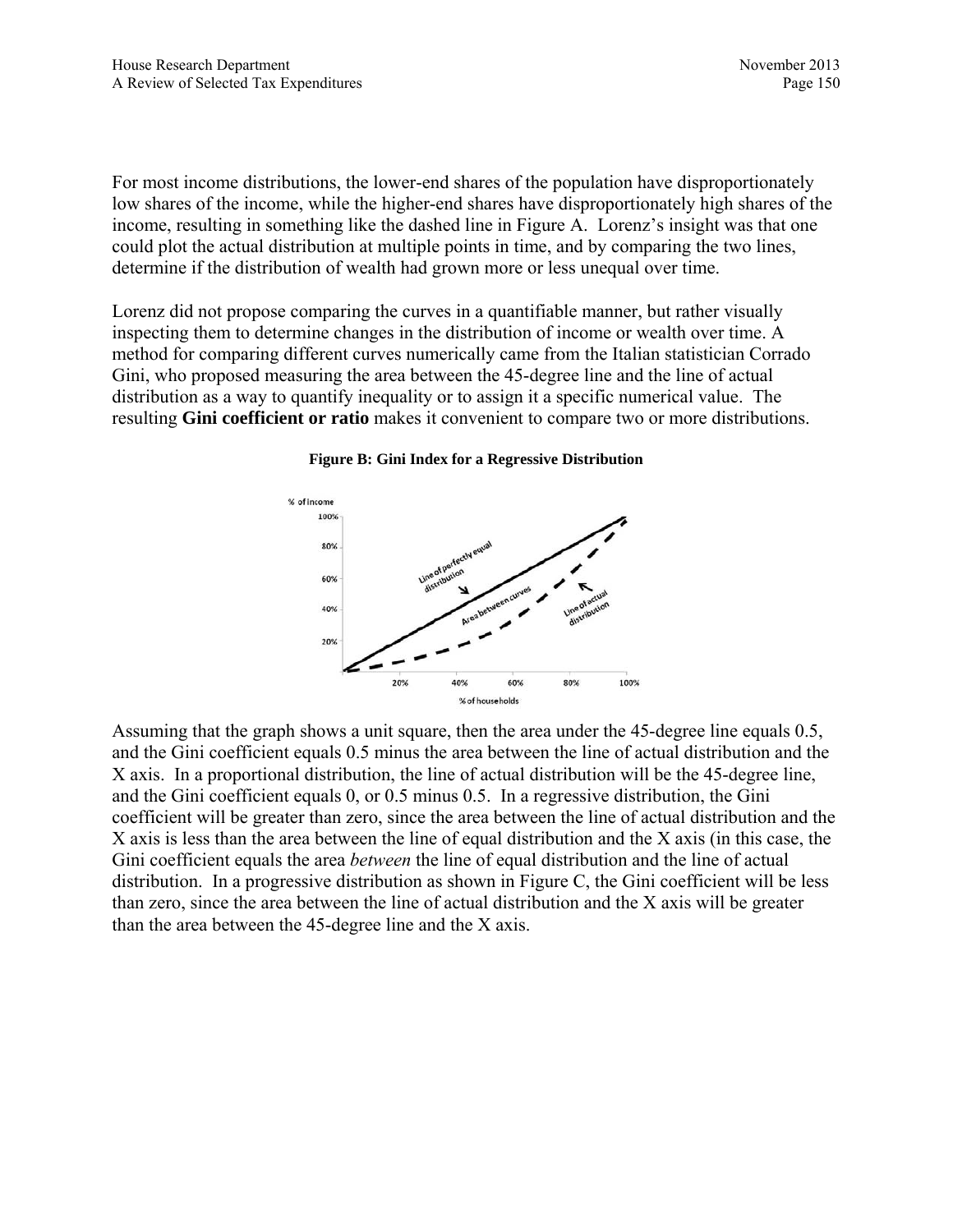For most income distributions, the lower-end shares of the population have disproportionately low shares of the income, while the higher-end shares have disproportionately high shares of the income, resulting in something like the dashed line in Figure A. Lorenz's insight was that one could plot the actual distribution at multiple points in time, and by comparing the two lines, determine if the distribution of wealth had grown more or less unequal over time.

Lorenz did not propose comparing the curves in a quantifiable manner, but rather visually inspecting them to determine changes in the distribution of income or wealth over time. A method for comparing different curves numerically came from the Italian statistician Corrado Gini, who proposed measuring the area between the 45-degree line and the line of actual distribution as a way to quantify inequality or to assign it a specific numerical value. The resulting **Gini coefficient or ratio** makes it convenient to compare two or more distributions.

**Figure B: Gini Index for a Regressive Distribution**

Assuming that the graph shows a unit square, then the area under the 45-degree line equals 0.5, and the Gini coefficient equals 0.5 minus the area between the line of actual distribution and the X axis. In a proportional distribution, the line of actual distribution will be the 45-degree line, and the Gini coefficient equals 0, or 0.5 minus 0.5. In a regressive distribution, the Gini coefficient will be greater than zero, since the area between the line of actual distribution and the X axis is less than the area between the line of equal distribution and the X axis (in this case, the Gini coefficient equals the area *between* the line of equal distribution and the line of actual distribution. In a progressive distribution as shown in Figure C, the Gini coefficient will be less than zero, since the area between the line of actual distribution and the X axis will be greater than the area between the 45-degree line and the X axis.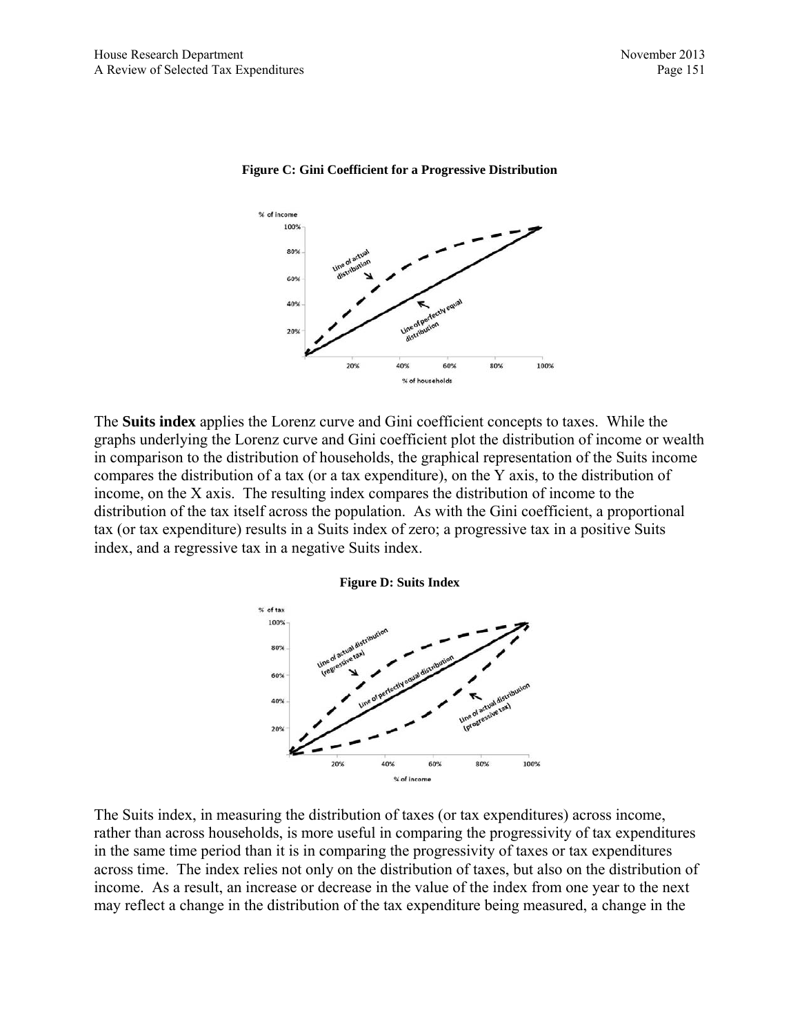**Figure C: Gini Coefficient for a Progressive Distribution**

The **Suits index** applies the Lorenz curve and Gini coefficient concepts to taxes. While the graphs underlying the Lorenz curve and Gini coefficient plot the distribution of income or wealth in comparison to the distribution of households, the graphical representation of the Suits income compares the distribution of a tax (or a tax expenditure), on the Y axis, to the distribution of income, on the X axis. The resulting index compares the distribution of income to the distribution of the tax itself across the population. As with the Gini coefficient, a proportional tax (or tax expenditure) results in a Suits index of zero; a progressive tax in a positive Suits index, and a regressive tax in a negative Suits index.

**Figure D: Suits Index**

The Suits index, in measuring the distribution of taxes (or tax expenditures) across income, rather than across households, is more useful in comparing the progressivity of tax expenditures in the same time period than it is in comparing the progressivity of taxes or tax expenditures across time. The index relies not only on the distribution of taxes, but also on the distribution of income. As a result, an increase or decrease in the value of the index from one year to the next may reflect a change in the distribution of the tax expenditure being measured, a change in the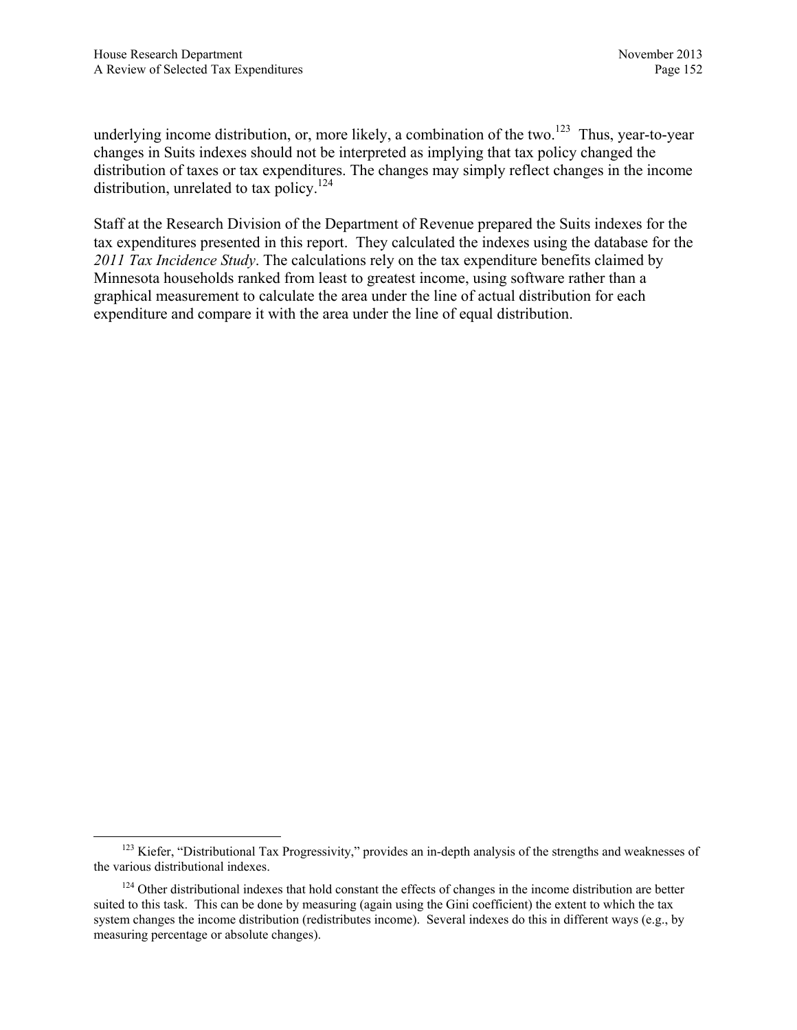underlying income distribution, or, more likely, a combination of the two.[123] Thus, year-to-year changes in Suits indexes should not be interpreted as implying that tax policy changed the distribution of taxes or tax expenditures. The changes may simply reflect changes in the income distribution, unrelated to tax policy.[124]

Staff at the Research Division of the Department of Revenue prepared the Suits indexes for the tax expenditures presented in this report. They calculated the indexes using the database for the *2011 Tax Incidence Study*. The calculations rely on the tax expenditure benefits claimed by Minnesota households ranked from least to greatest income, using software rather than a graphical measurement to calculate the area under the line of actual distribution for each expenditure and compare it with the area under the line of equal distribution.

---

[123] Kiefer, "Distributional Tax Progressivity," provides an in-depth analysis of the strengths and weaknesses of the various distributional indexes.

[124] Other distributional indexes that hold constant the effects of changes in the income distribution are better suited to this task. This can be done by measuring (again using the Gini coefficient) the extent to which the tax system changes the income distribution (redistributes income). Several indexes do this in different ways (e.g., by measuring percentage or absolute changes).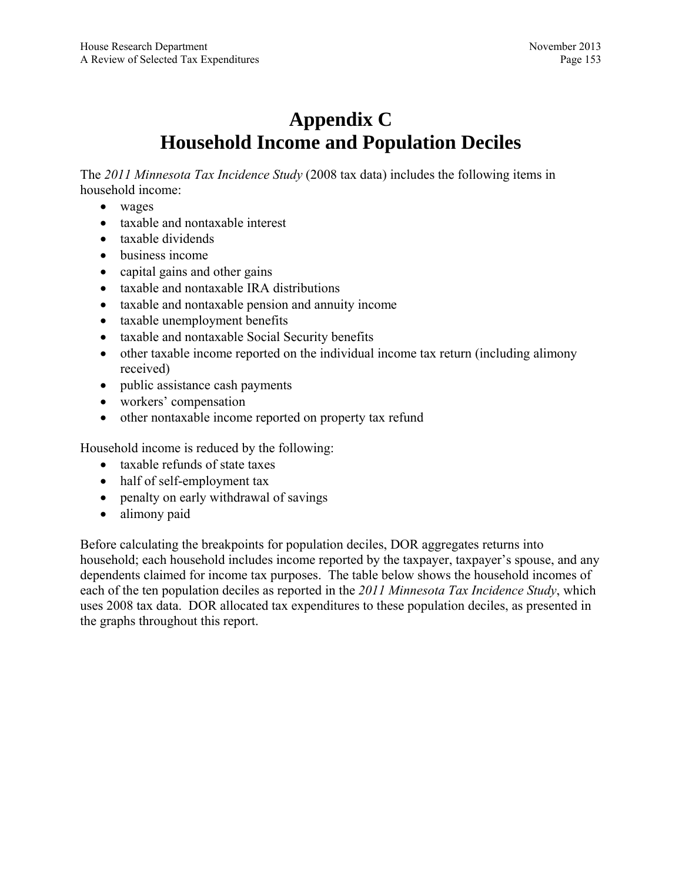# Appendix C
# Household Income and Population Deciles

The *2011 Minnesota Tax Incidence Study* (2008 tax data) includes the following items in household income:

- wages
- taxable and nontaxable interest
- taxable dividends
- business income
- capital gains and other gains
- taxable and nontaxable IRA distributions
- taxable and nontaxable pension and annuity income
- taxable unemployment benefits
- taxable and nontaxable Social Security benefits
- other taxable income reported on the individual income tax return (including alimony received)
- public assistance cash payments
- workers' compensation
- other nontaxable income reported on property tax refund

Household income is reduced by the following:

- taxable refunds of state taxes
- half of self-employment tax
- penalty on early withdrawal of savings
- alimony paid

Before calculating the breakpoints for population deciles, DOR aggregates returns into household; each household includes income reported by the taxpayer, taxpayer's spouse, and any dependents claimed for income tax purposes. The table below shows the household incomes of each of the ten population deciles as reported in the *2011 Minnesota Tax Incidence Study*, which uses 2008 tax data. DOR allocated tax expenditures to these population deciles, as presented in the graphs throughout this report.